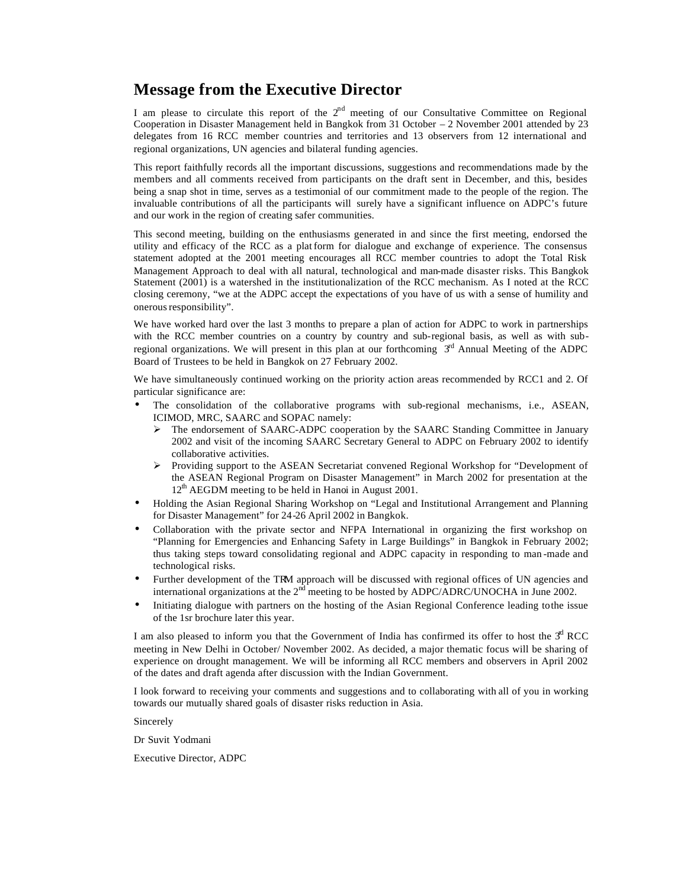# Message from the Executive Director

I am please to circulate this report of the 2nd meeting of our Consultative Committee on Regional Cooperation in Disaster Management held in Bangkok from 31 October – 2 November 2001 attended by 23 delegates from 16 RCC member countries and territories and 13 observers from 12 international and regional organizations, UN agencies and bilateral funding agencies.

This report faithfully records all the important discussions, suggestions and recommendations made by the members and all comments received from participants on the draft sent in December, and this, besides being a snap shot in time, serves as a testimonial of our commitment made to the people of the region. The invaluable contributions of all the participants will surely have a significant influence on ADPC's future and our work in the region of creating safer communities.

This second meeting, building on the enthusiasms generated in and since the first meeting, endorsed the utility and efficacy of the RCC as a plat form for dialogue and exchange of experience. The consensus statement adopted at the 2001 meeting encourages all RCC member countries to adopt the Total Risk Management Approach to deal with all natural, technological and man-made disaster risks. This Bangkok Statement (2001) is a watershed in the institutionalization of the RCC mechanism. As I noted at the RCC closing ceremony, "we at the ADPC accept the expectations of you have of us with a sense of humility and onerous responsibility".

We have worked hard over the last 3 months to prepare a plan of action for ADPC to work in partnerships with the RCC member countries on a country by country and sub-regional basis, as well as with sub-regional organizations. We will present in this plan at our forthcoming 3rd Annual Meeting of the ADPC Board of Trustees to be held in Bangkok on 27 February 2002.

We have simultaneously continued working on the priority action areas recommended by RCC1 and 2. Of particular significance are:

- The consolidation of the collaborative programs with sub-regional mechanisms, i.e., ASEAN, ICIMOD, MRC, SAARC and SOPAC namely:
  - The endorsement of SAARC-ADPC cooperation by the SAARC Standing Committee in January 2002 and visit of the incoming SAARC Secretary General to ADPC on February 2002 to identify collaborative activities.
  - Providing support to the ASEAN Secretariat convened Regional Workshop for "Development of the ASEAN Regional Program on Disaster Management" in March 2002 for presentation at the 12th AEGDM meeting to be held in Hanoi in August 2001.
- Holding the Asian Regional Sharing Workshop on "Legal and Institutional Arrangement and Planning for Disaster Management" for 24-26 April 2002 in Bangkok.
- Collaboration with the private sector and NFPA International in organizing the first workshop on "Planning for Emergencies and Enhancing Safety in Large Buildings" in Bangkok in February 2002; thus taking steps toward consolidating regional and ADPC capacity in responding to man-made and technological risks.
- Further development of the TRM approach will be discussed with regional offices of UN agencies and international organizations at the 2nd meeting to be hosted by ADPC/ADRC/UNOCHA in June 2002.
- Initiating dialogue with partners on the hosting of the Asian Regional Conference leading to the issue of the 1sr brochure later this year.

I am also pleased to inform you that the Government of India has confirmed its offer to host the 3rd RCC meeting in New Delhi in October/ November 2002. As decided, a major thematic focus will be sharing of experience on drought management. We will be informing all RCC members and observers in April 2002 of the dates and draft agenda after discussion with the Indian Government.

I look forward to receiving your comments and suggestions and to collaborating with all of you in working towards our mutually shared goals of disaster risks reduction in Asia.

Sincerely

Dr Suvit Yodmani

Executive Director, ADPC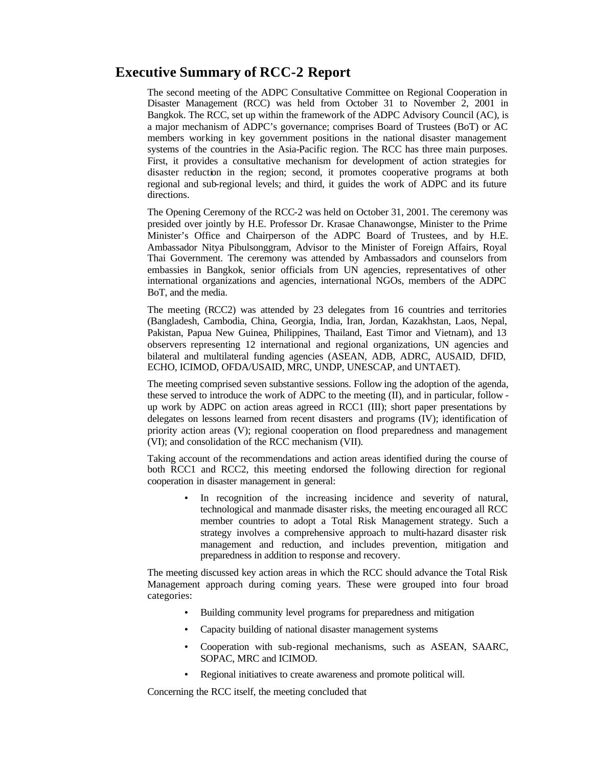## Executive Summary of RCC-2 Report

The second meeting of the ADPC Consultative Committee on Regional Cooperation in Disaster Management (RCC) was held from October 31 to November 2, 2001 in Bangkok. The RCC, set up within the framework of the ADPC Advisory Council (AC), is a major mechanism of ADPC's governance; comprises Board of Trustees (BoT) or AC members working in key government positions in the national disaster management systems of the countries in the Asia-Pacific region. The RCC has three main purposes. First, it provides a consultative mechanism for development of action strategies for disaster reduction in the region; second, it promotes cooperative programs at both regional and sub-regional levels; and third, it guides the work of ADPC and its future directions.

The Opening Ceremony of the RCC-2 was held on October 31, 2001. The ceremony was presided over jointly by H.E. Professor Dr. Krasae Chanawongse, Minister to the Prime Minister's Office and Chairperson of the ADPC Board of Trustees, and by H.E. Ambassador Nitya Pibulsonggram, Advisor to the Minister of Foreign Affairs, Royal Thai Government. The ceremony was attended by Ambassadors and counselors from embassies in Bangkok, senior officials from UN agencies, representatives of other international organizations and agencies, international NGOs, members of the ADPC BoT, and the media.

The meeting (RCC2) was attended by 23 delegates from 16 countries and territories (Bangladesh, Cambodia, China, Georgia, India, Iran, Jordan, Kazakhstan, Laos, Nepal, Pakistan, Papua New Guinea, Philippines, Thailand, East Timor and Vietnam), and 13 observers representing 12 international and regional organizations, UN agencies and bilateral and multilateral funding agencies (ASEAN, ADB, ADRC, AUSAID, DFID, ECHO, ICIMOD, OFDA/USAID, MRC, UNDP, UNESCAP, and UNTAET).

The meeting comprised seven substantive sessions. Following the adoption of the agenda, these served to introduce the work of ADPC to the meeting (II), and in particular, follow-up work by ADPC on action areas agreed in RCC1 (III); short paper presentations by delegates on lessons learned from recent disasters and programs (IV); identification of priority action areas (V); regional cooperation on flood preparedness and management (VI); and consolidation of the RCC mechanism (VII).

Taking account of the recommendations and action areas identified during the course of both RCC1 and RCC2, this meeting endorsed the following direction for regional cooperation in disaster management in general:

- In recognition of the increasing incidence and severity of natural, technological and manmade disaster risks, the meeting encouraged all RCC member countries to adopt a Total Risk Management strategy. Such a strategy involves a comprehensive approach to multi-hazard disaster risk management and reduction, and includes prevention, mitigation and preparedness in addition to response and recovery.

The meeting discussed key action areas in which the RCC should advance the Total Risk Management approach during coming years. These were grouped into four broad categories:

- Building community level programs for preparedness and mitigation
- Capacity building of national disaster management systems
- Cooperation with sub-regional mechanisms, such as ASEAN, SAARC, SOPAC, MRC and ICIMOD.
- Regional initiatives to create awareness and promote political will.

Concerning the RCC itself, the meeting concluded that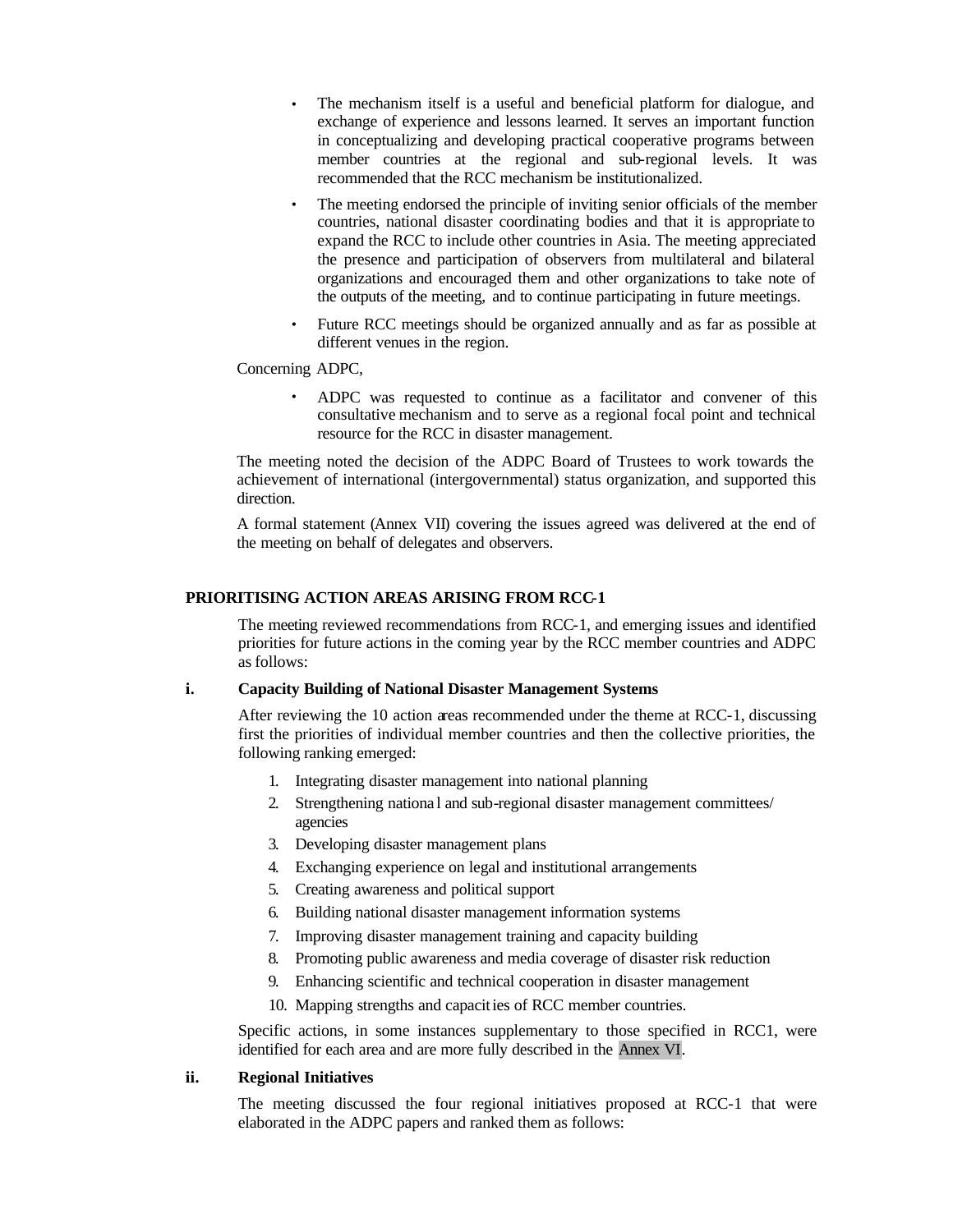- The mechanism itself is a useful and beneficial platform for dialogue, and exchange of experience and lessons learned. It serves an important function in conceptualizing and developing practical cooperative programs between member countries at the regional and sub-regional levels. It was recommended that the RCC mechanism be institutionalized.
- The meeting endorsed the principle of inviting senior officials of the member countries, national disaster coordinating bodies and that it is appropriate to expand the RCC to include other countries in Asia. The meeting appreciated the presence and participation of observers from multilateral and bilateral organizations and encouraged them and other organizations to take note of the outputs of the meeting, and to continue participating in future meetings.
- Future RCC meetings should be organized annually and as far as possible at different venues in the region.

Concerning ADPC,

- ADPC was requested to continue as a facilitator and convener of this consultative mechanism and to serve as a regional focal point and technical resource for the RCC in disaster management.

The meeting noted the decision of the ADPC Board of Trustees to work towards the achievement of international (intergovernmental) status organization, and supported this direction.

A formal statement (Annex VII) covering the issues agreed was delivered at the end of the meeting on behalf of delegates and observers.

## PRIORITISING ACTION AREAS ARISING FROM RCC-1

The meeting reviewed recommendations from RCC-1, and emerging issues and identified priorities for future actions in the coming year by the RCC member countries and ADPC as follows:

### i. Capacity Building of National Disaster Management Systems

After reviewing the 10 action areas recommended under the theme at RCC-1, discussing first the priorities of individual member countries and then the collective priorities, the following ranking emerged:

1. Integrating disaster management into national planning
2. Strengthening national and sub-regional disaster management committees/ agencies
3. Developing disaster management plans
4. Exchanging experience on legal and institutional arrangements
5. Creating awareness and political support
6. Building national disaster management information systems
7. Improving disaster management training and capacity building
8. Promoting public awareness and media coverage of disaster risk reduction
9. Enhancing scientific and technical cooperation in disaster management
10. Mapping strengths and capacities of RCC member countries.

Specific actions, in some instances supplementary to those specified in RCC1, were identified for each area and are more fully described in the Annex VI.

### ii. Regional Initiatives

The meeting discussed the four regional initiatives proposed at RCC-1 that were elaborated in the ADPC papers and ranked them as follows: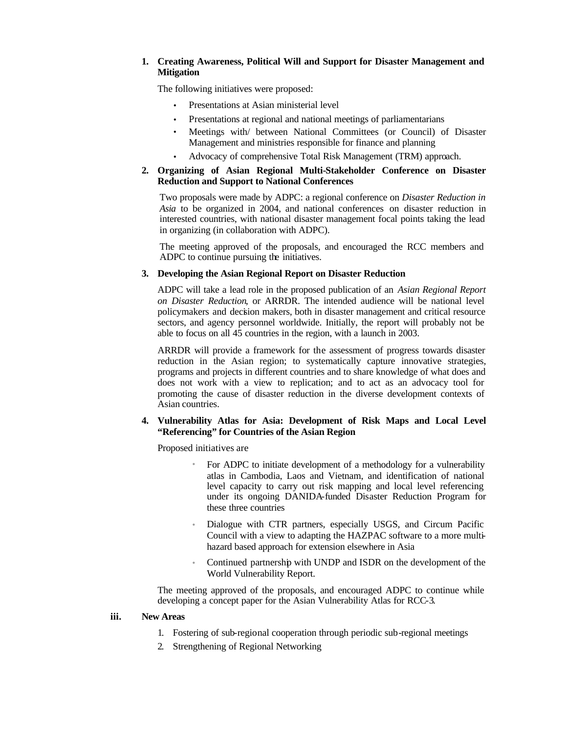1. **Creating Awareness, Political Will and Support for Disaster Management and Mitigation**

   The following initiatives were proposed:

   - Presentations at Asian ministerial level
   - Presentations at regional and national meetings of parliamentarians
   - Meetings with/ between National Committees (or Council) of Disaster Management and ministries responsible for finance and planning
   - Advocacy of comprehensive Total Risk Management (TRM) approach.

2. **Organizing of Asian Regional Multi-Stakeholder Conference on Disaster Reduction and Support to National Conferences**

   Two proposals were made by ADPC: a regional conference on *Disaster Reduction in Asia* to be organized in 2004, and national conferences on disaster reduction in interested countries, with national disaster management focal points taking the lead in organizing (in collaboration with ADPC).

   The meeting approved of the proposals, and encouraged the RCC members and ADPC to continue pursuing the initiatives.

3. **Developing the Asian Regional Report on Disaster Reduction**

   ADPC will take a lead role in the proposed publication of an *Asian Regional Report on Disaster Reduction*, or ARRDR. The intended audience will be national level policymakers and decision makers, both in disaster management and critical resource sectors, and agency personnel worldwide. Initially, the report will probably not be able to focus on all 45 countries in the region, with a launch in 2003.

   ARRDR will provide a framework for the assessment of progress towards disaster reduction in the Asian region; to systematically capture innovative strategies, programs and projects in different countries and to share knowledge of what does and does not work with a view to replication; and to act as an advocacy tool for promoting the cause of disaster reduction in the diverse development contexts of Asian countries.

4. **Vulnerability Atlas for Asia: Development of Risk Maps and Local Level "Referencing" for Countries of the Asian Region**

   Proposed initiatives are

   - For ADPC to initiate development of a methodology for a vulnerability atlas in Cambodia, Laos and Vietnam, and identification of national level capacity to carry out risk mapping and local level referencing under its ongoing DANIDA-funded Disaster Reduction Program for these three countries
   - Dialogue with CTR partners, especially USGS, and Circum Pacific Council with a view to adapting the HAZPAC software to a more multi-hazard based approach for extension elsewhere in Asia
   - Continued partnership with UNDP and ISDR on the development of the World Vulnerability Report.

   The meeting approved of the proposals, and encouraged ADPC to continue while developing a concept paper for the Asian Vulnerability Atlas for RCC-3.

**iii. New Areas**

1. Fostering of sub-regional cooperation through periodic sub-regional meetings
2. Strengthening of Regional Networking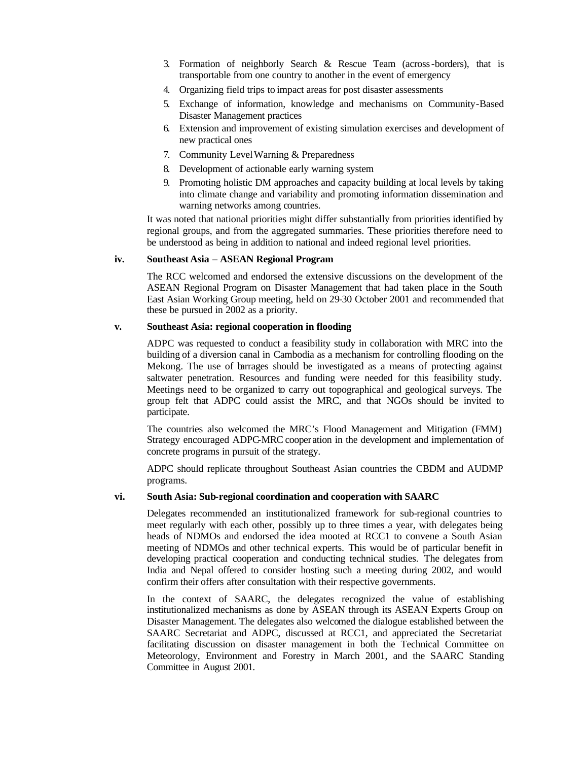3. Formation of neighborly Search & Rescue Team (across-borders), that is transportable from one country to another in the event of emergency
4. Organizing field trips to impact areas for post disaster assessments
5. Exchange of information, knowledge and mechanisms on Community-Based Disaster Management practices
6. Extension and improvement of existing simulation exercises and development of new practical ones
7. Community Level Warning & Preparedness
8. Development of actionable early warning system
9. Promoting holistic DM approaches and capacity building at local levels by taking into climate change and variability and promoting information dissemination and warning networks among countries.

It was noted that national priorities might differ substantially from priorities identified by regional groups, and from the aggregated summaries. These priorities therefore need to be understood as being in addition to national and indeed regional level priorities.

**iv. Southeast Asia – ASEAN Regional Program**

The RCC welcomed and endorsed the extensive discussions on the development of the ASEAN Regional Program on Disaster Management that had taken place in the South East Asian Working Group meeting, held on 29-30 October 2001 and recommended that these be pursued in 2002 as a priority.

**v. Southeast Asia: regional cooperation in flooding**

ADPC was requested to conduct a feasibility study in collaboration with MRC into the building of a diversion canal in Cambodia as a mechanism for controlling flooding on the Mekong. The use of barrages should be investigated as a means of protecting against saltwater penetration. Resources and funding were needed for this feasibility study. Meetings need to be organized to carry out topographical and geological surveys. The group felt that ADPC could assist the MRC, and that NGOs should be invited to participate.

The countries also welcomed the MRC's Flood Management and Mitigation (FMM) Strategy encouraged ADPC-MRC cooperation in the development and implementation of concrete programs in pursuit of the strategy.

ADPC should replicate throughout Southeast Asian countries the CBDM and AUDMP programs.

**vi. South Asia: Sub-regional coordination and cooperation with SAARC**

Delegates recommended an institutionalized framework for sub-regional countries to meet regularly with each other, possibly up to three times a year, with delegates being heads of NDMOs and endorsed the idea mooted at RCC1 to convene a South Asian meeting of NDMOs and other technical experts. This would be of particular benefit in developing practical cooperation and conducting technical studies. The delegates from India and Nepal offered to consider hosting such a meeting during 2002, and would confirm their offers after consultation with their respective governments.

In the context of SAARC, the delegates recognized the value of establishing institutionalized mechanisms as done by ASEAN through its ASEAN Experts Group on Disaster Management. The delegates also welcomed the dialogue established between the SAARC Secretariat and ADPC, discussed at RCC1, and appreciated the Secretariat facilitating discussion on disaster management in both the Technical Committee on Meteorology, Environment and Forestry in March 2001, and the SAARC Standing Committee in August 2001.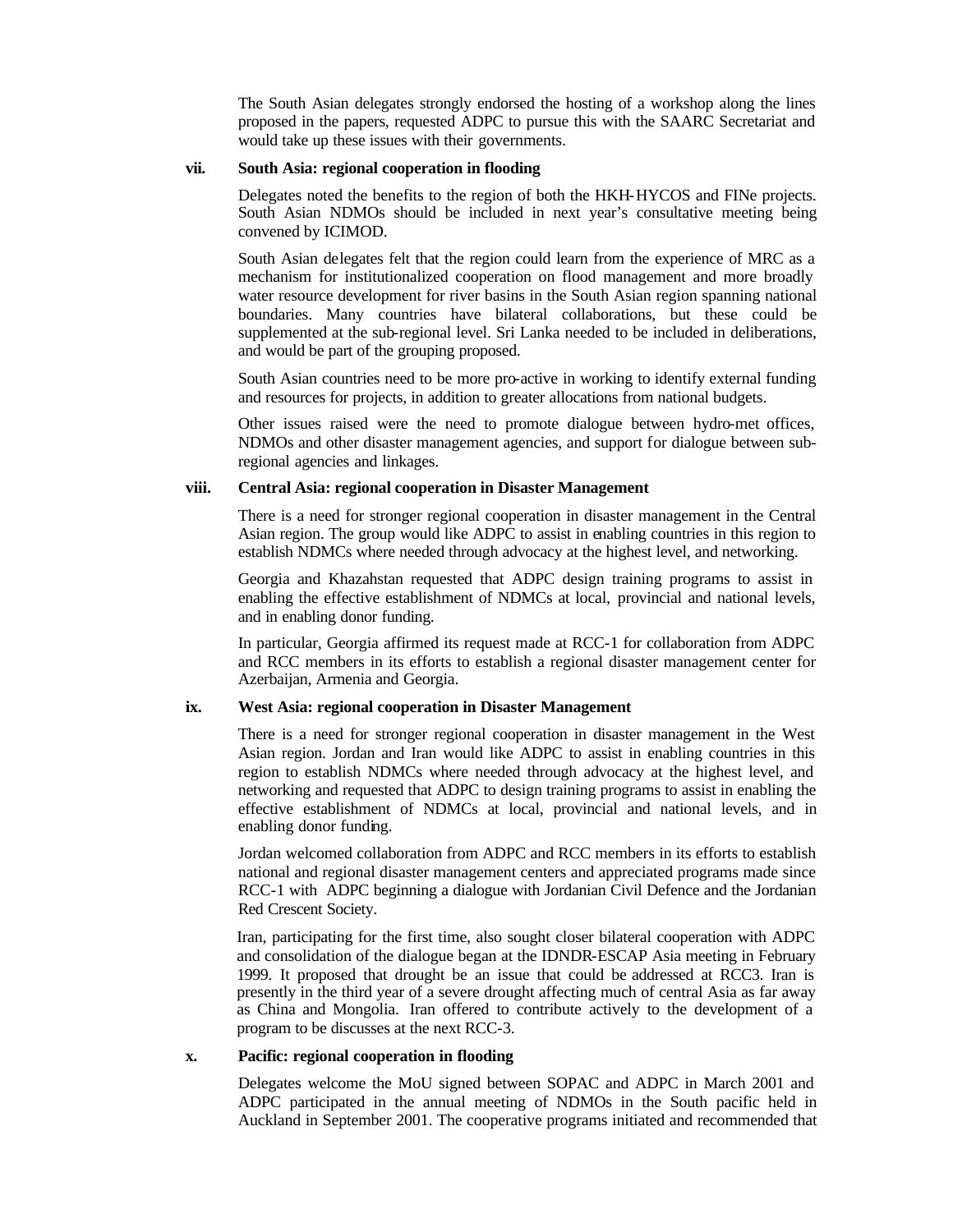The South Asian delegates strongly endorsed the hosting of a workshop along the lines proposed in the papers, requested ADPC to pursue this with the SAARC Secretariat and would take up these issues with their governments.

**vii. South Asia: regional cooperation in flooding**

Delegates noted the benefits to the region of both the HKH-HYCOS and FINe projects. South Asian NDMOs should be included in next year's consultative meeting being convened by ICIMOD.

South Asian delegates felt that the region could learn from the experience of MRC as a mechanism for institutionalized cooperation on flood management and more broadly water resource development for river basins in the South Asian region spanning national boundaries. Many countries have bilateral collaborations, but these could be supplemented at the sub-regional level. Sri Lanka needed to be included in deliberations, and would be part of the grouping proposed.

South Asian countries need to be more pro-active in working to identify external funding and resources for projects, in addition to greater allocations from national budgets.

Other issues raised were the need to promote dialogue between hydro-met offices, NDMOs and other disaster management agencies, and support for dialogue between sub-regional agencies and linkages.

**viii. Central Asia: regional cooperation in Disaster Management**

There is a need for stronger regional cooperation in disaster management in the Central Asian region. The group would like ADPC to assist in enabling countries in this region to establish NDMCs where needed through advocacy at the highest level, and networking.

Georgia and Khazahstan requested that ADPC design training programs to assist in enabling the effective establishment of NDMCs at local, provincial and national levels, and in enabling donor funding.

In particular, Georgia affirmed its request made at RCC-1 for collaboration from ADPC and RCC members in its efforts to establish a regional disaster management center for Azerbaijan, Armenia and Georgia.

**ix. West Asia: regional cooperation in Disaster Management**

There is a need for stronger regional cooperation in disaster management in the West Asian region. Jordan and Iran would like ADPC to assist in enabling countries in this region to establish NDMCs where needed through advocacy at the highest level, and networking and requested that ADPC to design training programs to assist in enabling the effective establishment of NDMCs at local, provincial and national levels, and in enabling donor funding.

Jordan welcomed collaboration from ADPC and RCC members in its efforts to establish national and regional disaster management centers and appreciated programs made since RCC-1 with ADPC beginning a dialogue with Jordanian Civil Defence and the Jordanian Red Crescent Society.

Iran, participating for the first time, also sought closer bilateral cooperation with ADPC and consolidation of the dialogue began at the IDNDR-ESCAP Asia meeting in February 1999. It proposed that drought be an issue that could be addressed at RCC3. Iran is presently in the third year of a severe drought affecting much of central Asia as far away as China and Mongolia. Iran offered to contribute actively to the development of a program to be discusses at the next RCC-3.

**x. Pacific: regional cooperation in flooding**

Delegates welcome the MoU signed between SOPAC and ADPC in March 2001 and ADPC participated in the annual meeting of NDMOs in the South pacific held in Auckland in September 2001. The cooperative programs initiated and recommended that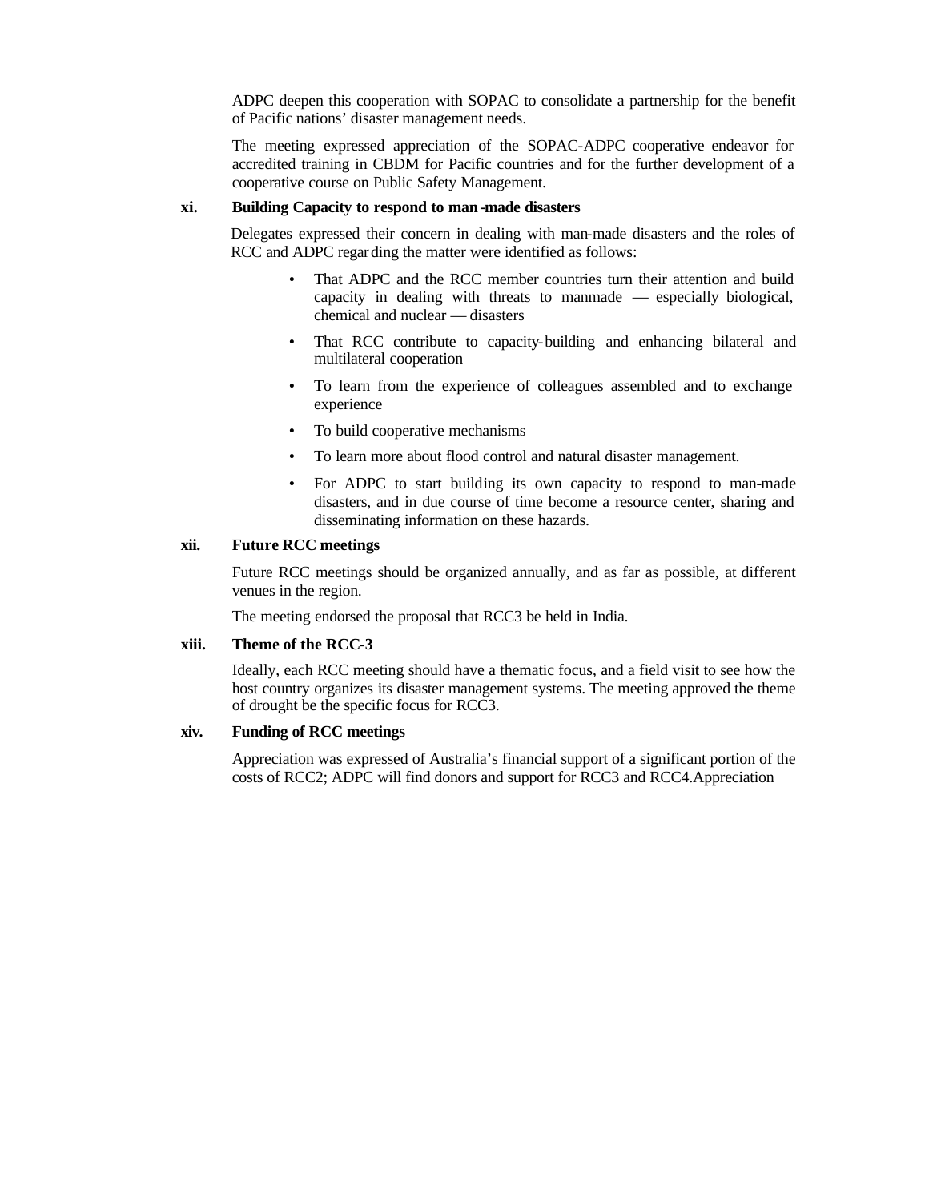ADPC deepen this cooperation with SOPAC to consolidate a partnership for the benefit of Pacific nations' disaster management needs.

The meeting expressed appreciation of the SOPAC-ADPC cooperative endeavor for accredited training in CBDM for Pacific countries and for the further development of a cooperative course on Public Safety Management.

**xi. Building Capacity to respond to man-made disasters**

Delegates expressed their concern in dealing with man-made disasters and the roles of RCC and ADPC regarding the matter were identified as follows:

- That ADPC and the RCC member countries turn their attention and build capacity in dealing with threats to manmade — especially biological, chemical and nuclear — disasters
- That RCC contribute to capacity-building and enhancing bilateral and multilateral cooperation
- To learn from the experience of colleagues assembled and to exchange experience
- To build cooperative mechanisms
- To learn more about flood control and natural disaster management.
- For ADPC to start building its own capacity to respond to man-made disasters, and in due course of time become a resource center, sharing and disseminating information on these hazards.

**xii. Future RCC meetings**

Future RCC meetings should be organized annually, and as far as possible, at different venues in the region.

The meeting endorsed the proposal that RCC3 be held in India.

**xiii. Theme of the RCC-3**

Ideally, each RCC meeting should have a thematic focus, and a field visit to see how the host country organizes its disaster management systems. The meeting approved the theme of drought be the specific focus for RCC3.

**xiv. Funding of RCC meetings**

Appreciation was expressed of Australia's financial support of a significant portion of the costs of RCC2; ADPC will find donors and support for RCC3 and RCC4.Appreciation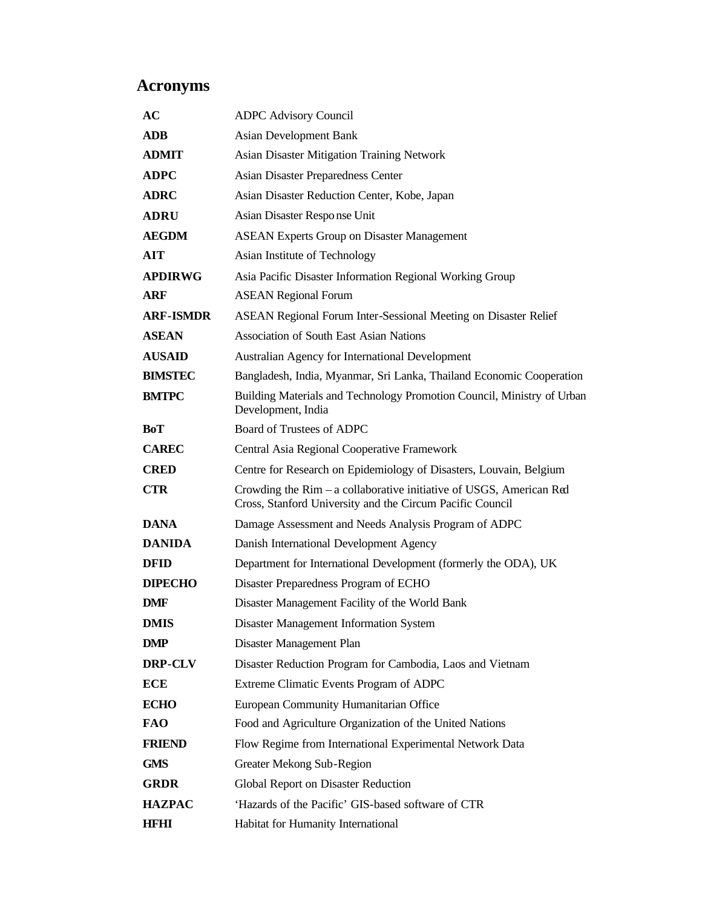# Acronyms

| | |
|---|---|
| **AC** | ADPC Advisory Council |
| **ADB** | Asian Development Bank |
| **ADMIT** | Asian Disaster Mitigation Training Network |
| **ADPC** | Asian Disaster Preparedness Center |
| **ADRC** | Asian Disaster Reduction Center, Kobe, Japan |
| **ADRU** | Asian Disaster Response Unit |
| **AEGDM** | ASEAN Experts Group on Disaster Management |
| **AIT** | Asian Institute of Technology |
| **APDIRWG** | Asia Pacific Disaster Information Regional Working Group |
| **ARF** | ASEAN Regional Forum |
| **ARF-ISMDR** | ASEAN Regional Forum Inter-Sessional Meeting on Disaster Relief |
| **ASEAN** | Association of South East Asian Nations |
| **AUSAID** | Australian Agency for International Development |
| **BIMSTEC** | Bangladesh, India, Myanmar, Sri Lanka, Thailand Economic Cooperation |
| **BMTPC** | Building Materials and Technology Promotion Council, Ministry of Urban Development, India |
| **BoT** | Board of Trustees of ADPC |
| **CAREC** | Central Asia Regional Cooperative Framework |
| **CRED** | Centre for Research on Epidemiology of Disasters, Louvain, Belgium |
| **CTR** | Crowding the Rim – a collaborative initiative of USGS, American Red Cross, Stanford University and the Circum Pacific Council |
| **DANA** | Damage Assessment and Needs Analysis Program of ADPC |
| **DANIDA** | Danish International Development Agency |
| **DFID** | Department for International Development (formerly the ODA), UK |
| **DIPECHO** | Disaster Preparedness Program of ECHO |
| **DMF** | Disaster Management Facility of the World Bank |
| **DMIS** | Disaster Management Information System |
| **DMP** | Disaster Management Plan |
| **DRP-CLV** | Disaster Reduction Program for Cambodia, Laos and Vietnam |
| **ECE** | Extreme Climatic Events Program of ADPC |
| **ECHO** | European Community Humanitarian Office |
| **FAO** | Food and Agriculture Organization of the United Nations |
| **FRIEND** | Flow Regime from International Experimental Network Data |
| **GMS** | Greater Mekong Sub-Region |
| **GRDR** | Global Report on Disaster Reduction |
| **HAZPAC** | 'Hazards of the Pacific' GIS-based software of CTR |
| **HFHI** | Habitat for Humanity International |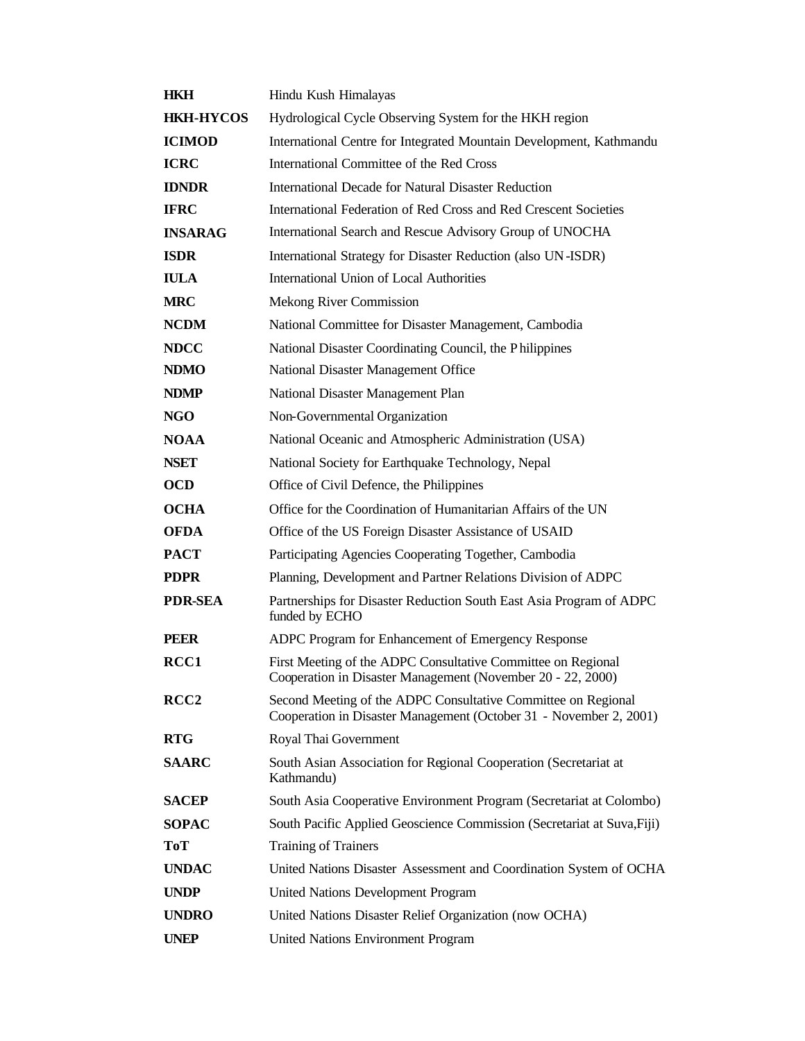| | |
|---|---|
| **HKH** | Hindu Kush Himalayas |
| **HKH-HYCOS** | Hydrological Cycle Observing System for the HKH region |
| **ICIMOD** | International Centre for Integrated Mountain Development, Kathmandu |
| **ICRC** | International Committee of the Red Cross |
| **IDNDR** | International Decade for Natural Disaster Reduction |
| **IFRC** | International Federation of Red Cross and Red Crescent Societies |
| **INSARAG** | International Search and Rescue Advisory Group of UNOCHA |
| **ISDR** | International Strategy for Disaster Reduction (also UN-ISDR) |
| **IULA** | International Union of Local Authorities |
| **MRC** | Mekong River Commission |
| **NCDM** | National Committee for Disaster Management, Cambodia |
| **NDCC** | National Disaster Coordinating Council, the Philippines |
| **NDMO** | National Disaster Management Office |
| **NDMP** | National Disaster Management Plan |
| **NGO** | Non-Governmental Organization |
| **NOAA** | National Oceanic and Atmospheric Administration (USA) |
| **NSET** | National Society for Earthquake Technology, Nepal |
| **OCD** | Office of Civil Defence, the Philippines |
| **OCHA** | Office for the Coordination of Humanitarian Affairs of the UN |
| **OFDA** | Office of the US Foreign Disaster Assistance of USAID |
| **PACT** | Participating Agencies Cooperating Together, Cambodia |
| **PDPR** | Planning, Development and Partner Relations Division of ADPC |
| **PDR-SEA** | Partnerships for Disaster Reduction South East Asia Program of ADPC funded by ECHO |
| **PEER** | ADPC Program for Enhancement of Emergency Response |
| **RCC1** | First Meeting of the ADPC Consultative Committee on Regional Cooperation in Disaster Management (November 20 - 22, 2000) |
| **RCC2** | Second Meeting of the ADPC Consultative Committee on Regional Cooperation in Disaster Management (October 31 - November 2, 2001) |
| **RTG** | Royal Thai Government |
| **SAARC** | South Asian Association for Regional Cooperation (Secretariat at Kathmandu) |
| **SACEP** | South Asia Cooperative Environment Program (Secretariat at Colombo) |
| **SOPAC** | South Pacific Applied Geoscience Commission (Secretariat at Suva,Fiji) |
| **ToT** | Training of Trainers |
| **UNDAC** | United Nations Disaster Assessment and Coordination System of OCHA |
| **UNDP** | United Nations Development Program |
| **UNDRO** | United Nations Disaster Relief Organization (now OCHA) |
| **UNEP** | United Nations Environment Program |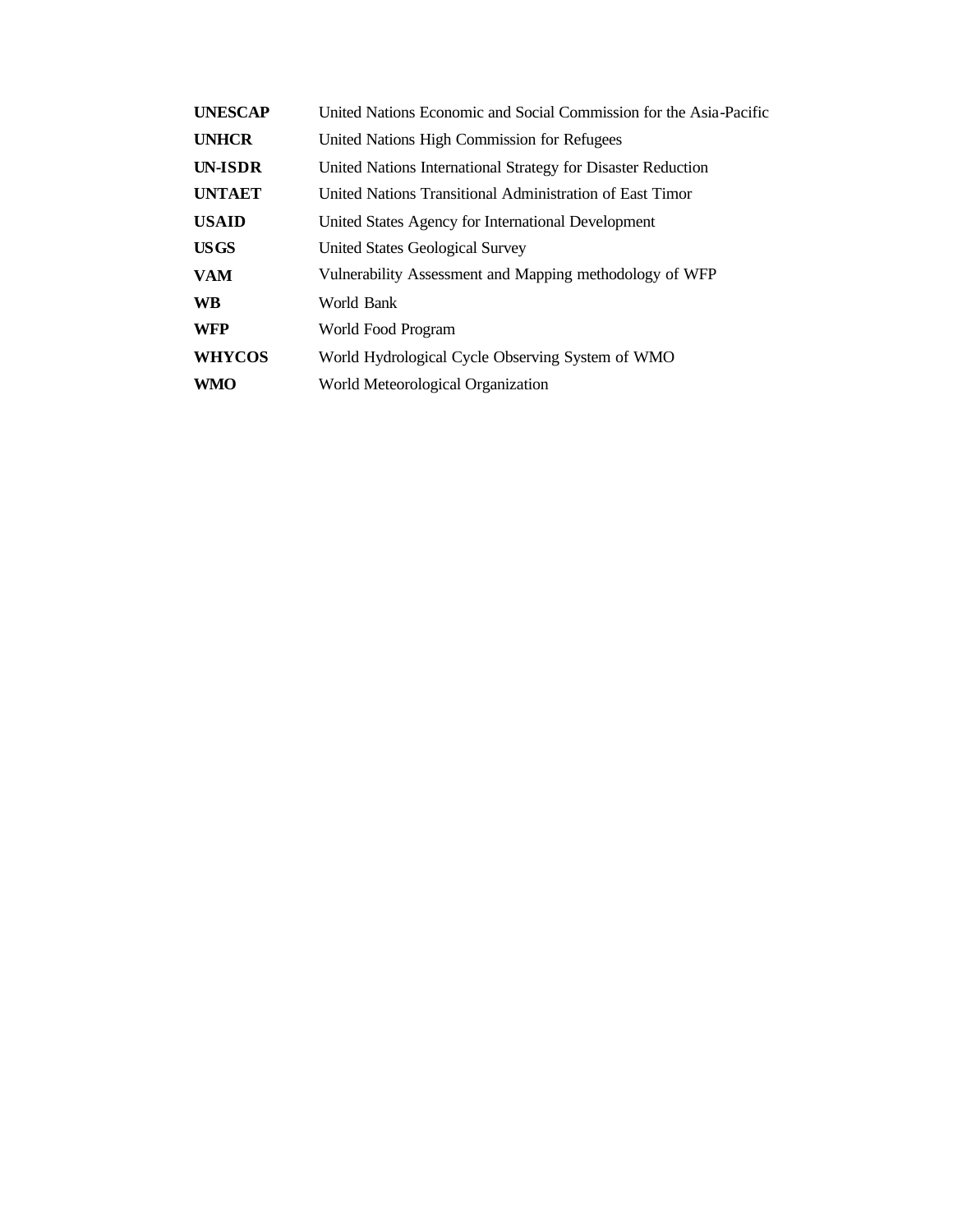| | |
|---|---|
| **UNESCAP** | United Nations Economic and Social Commission for the Asia-Pacific |
| **UNHCR** | United Nations High Commission for Refugees |
| **UN-ISDR** | United Nations International Strategy for Disaster Reduction |
| **UNTAET** | United Nations Transitional Administration of East Timor |
| **USAID** | United States Agency for International Development |
| **USGS** | United States Geological Survey |
| **VAM** | Vulnerability Assessment and Mapping methodology of WFP |
| **WB** | World Bank |
| **WFP** | World Food Program |
| **WHYCOS** | World Hydrological Cycle Observing System of WMO |
| **WMO** | World Meteorological Organization |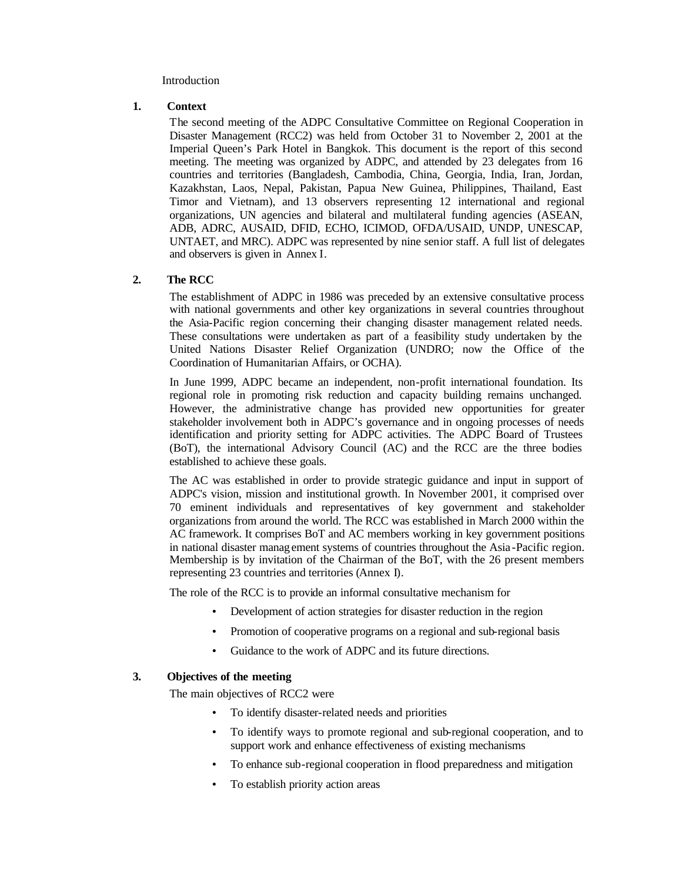Introduction

## 1. Context

The second meeting of the ADPC Consultative Committee on Regional Cooperation in Disaster Management (RCC2) was held from October 31 to November 2, 2001 at the Imperial Queen's Park Hotel in Bangkok. This document is the report of this second meeting. The meeting was organized by ADPC, and attended by 23 delegates from 16 countries and territories (Bangladesh, Cambodia, China, Georgia, India, Iran, Jordan, Kazakhstan, Laos, Nepal, Pakistan, Papua New Guinea, Philippines, Thailand, East Timor and Vietnam), and 13 observers representing 12 international and regional organizations, UN agencies and bilateral and multilateral funding agencies (ASEAN, ADB, ADRC, AUSAID, DFID, ECHO, ICIMOD, OFDA/USAID, UNDP, UNESCAP, UNTAET, and MRC). ADPC was represented by nine senior staff. A full list of delegates and observers is given in Annex I.

## 2. The RCC

The establishment of ADPC in 1986 was preceded by an extensive consultative process with national governments and other key organizations in several countries throughout the Asia-Pacific region concerning their changing disaster management related needs. These consultations were undertaken as part of a feasibility study undertaken by the United Nations Disaster Relief Organization (UNDRO; now the Office of the Coordination of Humanitarian Affairs, or OCHA).

In June 1999, ADPC became an independent, non-profit international foundation. Its regional role in promoting risk reduction and capacity building remains unchanged. However, the administrative change has provided new opportunities for greater stakeholder involvement both in ADPC's governance and in ongoing processes of needs identification and priority setting for ADPC activities. The ADPC Board of Trustees (BoT), the international Advisory Council (AC) and the RCC are the three bodies established to achieve these goals.

The AC was established in order to provide strategic guidance and input in support of ADPC's vision, mission and institutional growth. In November 2001, it comprised over 70 eminent individuals and representatives of key government and stakeholder organizations from around the world. The RCC was established in March 2000 within the AC framework. It comprises BoT and AC members working in key government positions in national disaster management systems of countries throughout the Asia-Pacific region. Membership is by invitation of the Chairman of the BoT, with the 26 present members representing 23 countries and territories (Annex I).

The role of the RCC is to provide an informal consultative mechanism for

- Development of action strategies for disaster reduction in the region
- Promotion of cooperative programs on a regional and sub-regional basis
- Guidance to the work of ADPC and its future directions.

## 3. Objectives of the meeting

The main objectives of RCC2 were

- To identify disaster-related needs and priorities
- To identify ways to promote regional and sub-regional cooperation, and to support work and enhance effectiveness of existing mechanisms
- To enhance sub-regional cooperation in flood preparedness and mitigation
- To establish priority action areas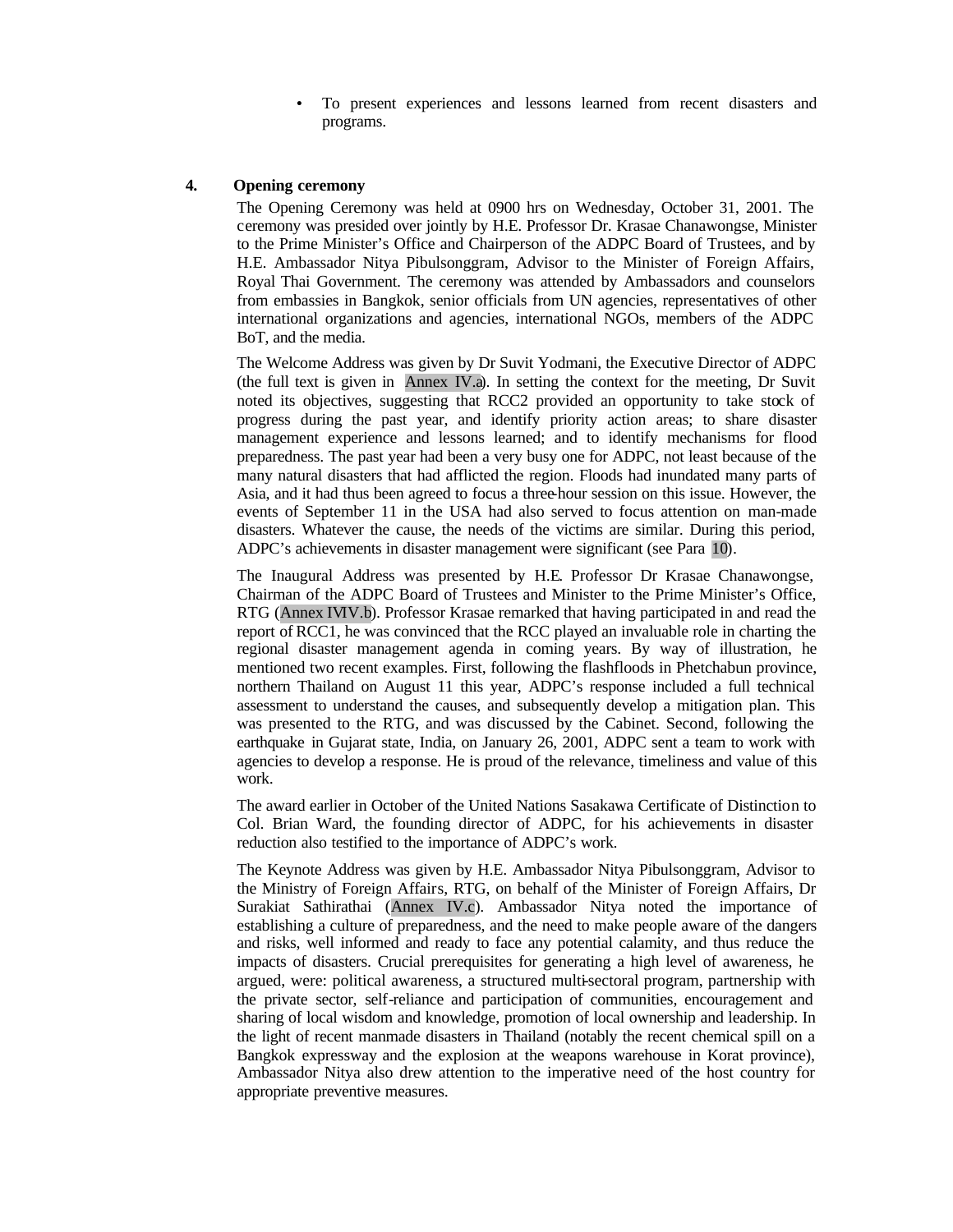- To present experiences and lessons learned from recent disasters and programs.

## 4. Opening ceremony

The Opening Ceremony was held at 0900 hrs on Wednesday, October 31, 2001. The ceremony was presided over jointly by H.E. Professor Dr. Krasae Chanawongse, Minister to the Prime Minister's Office and Chairperson of the ADPC Board of Trustees, and by H.E. Ambassador Nitya Pibulsonggram, Advisor to the Minister of Foreign Affairs, Royal Thai Government. The ceremony was attended by Ambassadors and counselors from embassies in Bangkok, senior officials from UN agencies, representatives of other international organizations and agencies, international NGOs, members of the ADPC BoT, and the media.

The Welcome Address was given by Dr Suvit Yodmani, the Executive Director of ADPC (the full text is given in Annex IV.a). In setting the context for the meeting, Dr Suvit noted its objectives, suggesting that RCC2 provided an opportunity to take stock of progress during the past year, and identify priority action areas; to share disaster management experience and lessons learned; and to identify mechanisms for flood preparedness. The past year had been a very busy one for ADPC, not least because of the many natural disasters that had afflicted the region. Floods had inundated many parts of Asia, and it had thus been agreed to focus a three-hour session on this issue. However, the events of September 11 in the USA had also served to focus attention on man-made disasters. Whatever the cause, the needs of the victims are similar. During this period, ADPC's achievements in disaster management were significant (see Para 10).

The Inaugural Address was presented by H.E. Professor Dr Krasae Chanawongse, Chairman of the ADPC Board of Trustees and Minister to the Prime Minister's Office, RTG (Annex IVIV.b). Professor Krasae remarked that having participated in and read the report of RCC1, he was convinced that the RCC played an invaluable role in charting the regional disaster management agenda in coming years. By way of illustration, he mentioned two recent examples. First, following the flashfloods in Phetchabun province, northern Thailand on August 11 this year, ADPC's response included a full technical assessment to understand the causes, and subsequently develop a mitigation plan. This was presented to the RTG, and was discussed by the Cabinet. Second, following the earthquake in Gujarat state, India, on January 26, 2001, ADPC sent a team to work with agencies to develop a response. He is proud of the relevance, timeliness and value of this work.

The award earlier in October of the United Nations Sasakawa Certificate of Distinction to Col. Brian Ward, the founding director of ADPC, for his achievements in disaster reduction also testified to the importance of ADPC's work.

The Keynote Address was given by H.E. Ambassador Nitya Pibulsonggram, Advisor to the Ministry of Foreign Affairs, RTG, on behalf of the Minister of Foreign Affairs, Dr Surakiat Sathirathai (Annex IV.c). Ambassador Nitya noted the importance of establishing a culture of preparedness, and the need to make people aware of the dangers and risks, well informed and ready to face any potential calamity, and thus reduce the impacts of disasters. Crucial prerequisites for generating a high level of awareness, he argued, were: political awareness, a structured multi-sectoral program, partnership with the private sector, self-reliance and participation of communities, encouragement and sharing of local wisdom and knowledge, promotion of local ownership and leadership. In the light of recent manmade disasters in Thailand (notably the recent chemical spill on a Bangkok expressway and the explosion at the weapons warehouse in Korat province), Ambassador Nitya also drew attention to the imperative need of the host country for appropriate preventive measures.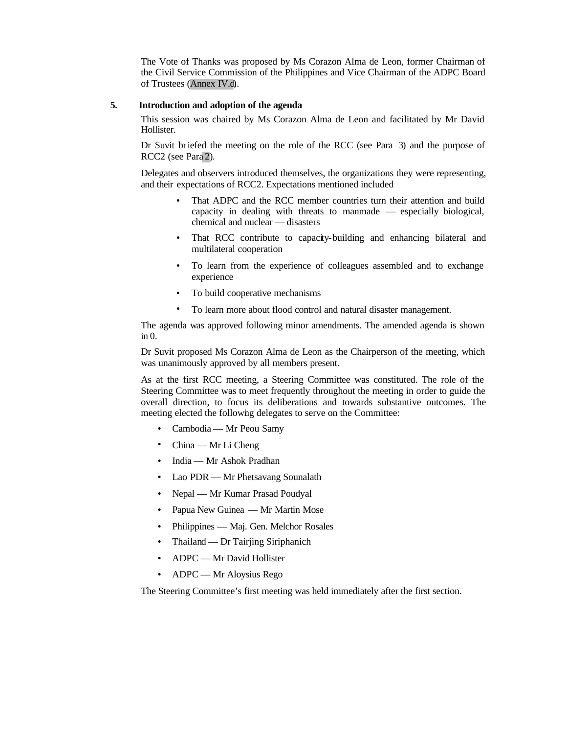The Vote of Thanks was proposed by Ms Corazon Alma de Leon, former Chairman of the Civil Service Commission of the Philippines and Vice Chairman of the ADPC Board of Trustees (Annex IV.d).

## 5. Introduction and adoption of the agenda

This session was chaired by Ms Corazon Alma de Leon and facilitated by Mr David Hollister.

Dr Suvit briefed the meeting on the role of the RCC (see Para 3) and the purpose of RCC2 (see Para 2).

Delegates and observers introduced themselves, the organizations they were representing, and their expectations of RCC2. Expectations mentioned included

- That ADPC and the RCC member countries turn their attention and build capacity in dealing with threats to manmade — especially biological, chemical and nuclear — disasters
- That RCC contribute to capacity-building and enhancing bilateral and multilateral cooperation
- To learn from the experience of colleagues assembled and to exchange experience
- To build cooperative mechanisms
- To learn more about flood control and natural disaster management.

The agenda was approved following minor amendments. The amended agenda is shown in 0.

Dr Suvit proposed Ms Corazon Alma de Leon as the Chairperson of the meeting, which was unanimously approved by all members present.

As at the first RCC meeting, a Steering Committee was constituted. The role of the Steering Committee was to meet frequently throughout the meeting in order to guide the overall direction, to focus its deliberations and towards substantive outcomes. The meeting elected the following delegates to serve on the Committee:

- Cambodia — Mr Peou Samy
- China — Mr Li Cheng
- India — Mr Ashok Pradhan
- Lao PDR — Mr Phetsavang Sounalath
- Nepal — Mr Kumar Prasad Poudyal
- Papua New Guinea — Mr Martin Mose
- Philippines — Maj. Gen. Melchor Rosales
- Thailand — Dr Tairjing Siriphanich
- ADPC — Mr David Hollister
- ADPC — Mr Aloysius Rego

The Steering Committee's first meeting was held immediately after the first section.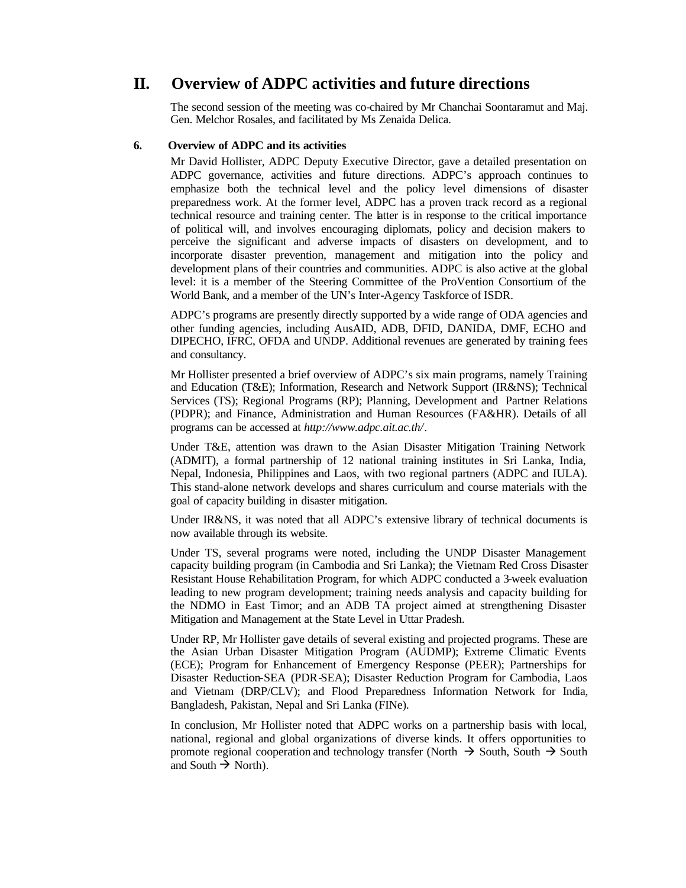# II. Overview of ADPC activities and future directions

The second session of the meeting was co-chaired by Mr Chanchai Soontaramut and Maj. Gen. Melchor Rosales, and facilitated by Ms Zenaida Delica.

### 6. Overview of ADPC and its activities

Mr David Hollister, ADPC Deputy Executive Director, gave a detailed presentation on ADPC governance, activities and future directions. ADPC's approach continues to emphasize both the technical level and the policy level dimensions of disaster preparedness work. At the former level, ADPC has a proven track record as a regional technical resource and training center. The latter is in response to the critical importance of political will, and involves encouraging diplomats, policy and decision makers to perceive the significant and adverse impacts of disasters on development, and to incorporate disaster prevention, management and mitigation into the policy and development plans of their countries and communities. ADPC is also active at the global level: it is a member of the Steering Committee of the ProVention Consortium of the World Bank, and a member of the UN's Inter-Agency Taskforce of ISDR.

ADPC's programs are presently directly supported by a wide range of ODA agencies and other funding agencies, including AusAID, ADB, DFID, DANIDA, DMF, ECHO and DIPECHO, IFRC, OFDA and UNDP. Additional revenues are generated by training fees and consultancy.

Mr Hollister presented a brief overview of ADPC's six main programs, namely Training and Education (T&E); Information, Research and Network Support (IR&NS); Technical Services (TS); Regional Programs (RP); Planning, Development and Partner Relations (PDPR); and Finance, Administration and Human Resources (FA&HR). Details of all programs can be accessed at *http://www.adpc.ait.ac.th/*.

Under T&E, attention was drawn to the Asian Disaster Mitigation Training Network (ADMIT), a formal partnership of 12 national training institutes in Sri Lanka, India, Nepal, Indonesia, Philippines and Laos, with two regional partners (ADPC and IULA). This stand-alone network develops and shares curriculum and course materials with the goal of capacity building in disaster mitigation.

Under IR&NS, it was noted that all ADPC's extensive library of technical documents is now available through its website.

Under TS, several programs were noted, including the UNDP Disaster Management capacity building program (in Cambodia and Sri Lanka); the Vietnam Red Cross Disaster Resistant House Rehabilitation Program, for which ADPC conducted a 3-week evaluation leading to new program development; training needs analysis and capacity building for the NDMO in East Timor; and an ADB TA project aimed at strengthening Disaster Mitigation and Management at the State Level in Uttar Pradesh.

Under RP, Mr Hollister gave details of several existing and projected programs. These are the Asian Urban Disaster Mitigation Program (AUDMP); Extreme Climatic Events (ECE); Program for Enhancement of Emergency Response (PEER); Partnerships for Disaster Reduction-SEA (PDR-SEA); Disaster Reduction Program for Cambodia, Laos and Vietnam (DRP/CLV); and Flood Preparedness Information Network for India, Bangladesh, Pakistan, Nepal and Sri Lanka (FINe).

In conclusion, Mr Hollister noted that ADPC works on a partnership basis with local, national, regional and global organizations of diverse kinds. It offers opportunities to promote regional cooperation and technology transfer (North → South, South → South and South → North).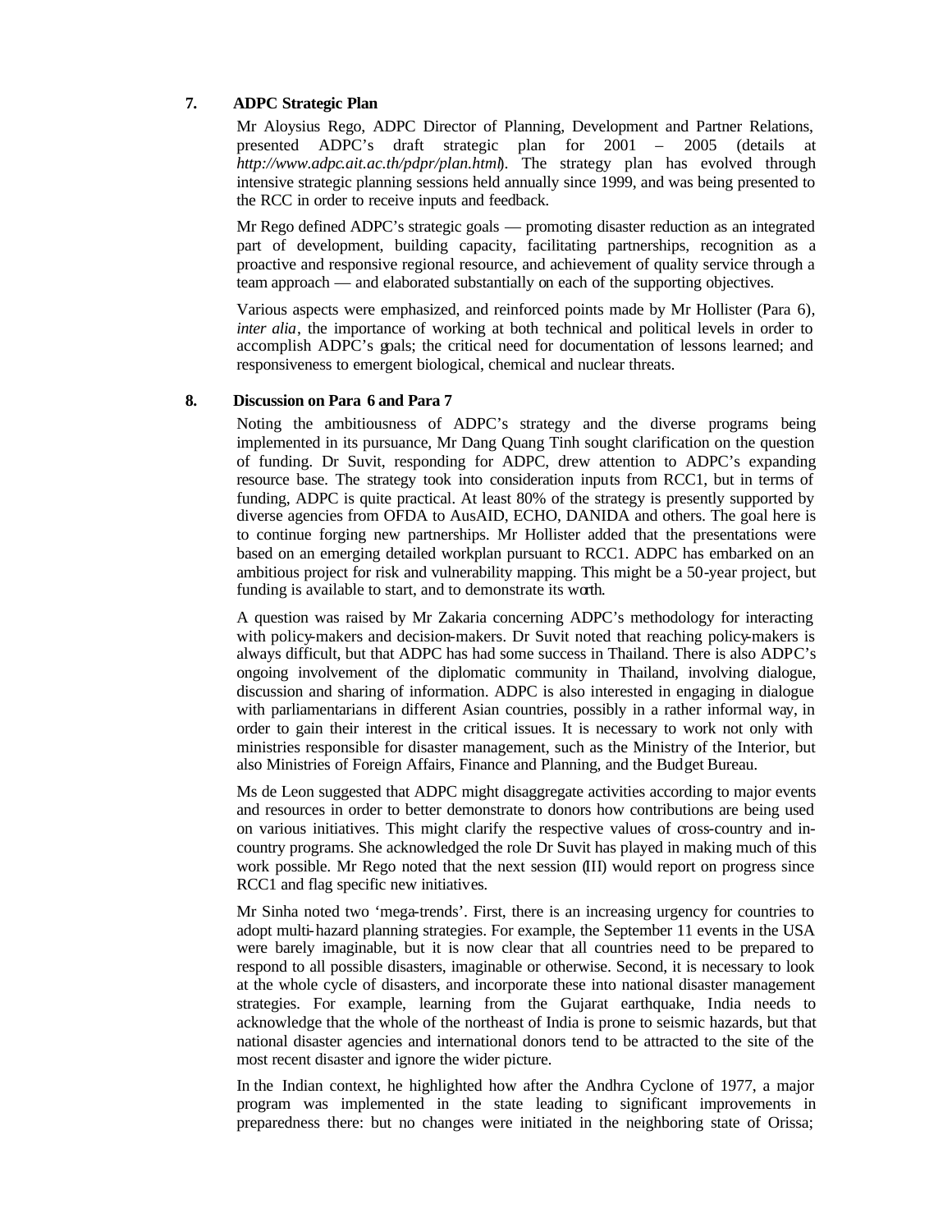## 7. ADPC Strategic Plan

Mr Aloysius Rego, ADPC Director of Planning, Development and Partner Relations, presented ADPC's draft strategic plan for 2001 – 2005 (details at *http://www.adpc.ait.ac.th/pdpr/plan.html*). The strategy plan has evolved through intensive strategic planning sessions held annually since 1999, and was being presented to the RCC in order to receive inputs and feedback.

Mr Rego defined ADPC's strategic goals — promoting disaster reduction as an integrated part of development, building capacity, facilitating partnerships, recognition as a proactive and responsive regional resource, and achievement of quality service through a team approach — and elaborated substantially on each of the supporting objectives.

Various aspects were emphasized, and reinforced points made by Mr Hollister (Para 6), *inter alia*, the importance of working at both technical and political levels in order to accomplish ADPC's goals; the critical need for documentation of lessons learned; and responsiveness to emergent biological, chemical and nuclear threats.

## 8. Discussion on Para 6 and Para 7

Noting the ambitiousness of ADPC's strategy and the diverse programs being implemented in its pursuance, Mr Dang Quang Tinh sought clarification on the question of funding. Dr Suvit, responding for ADPC, drew attention to ADPC's expanding resource base. The strategy took into consideration inputs from RCC1, but in terms of funding, ADPC is quite practical. At least 80% of the strategy is presently supported by diverse agencies from OFDA to AusAID, ECHO, DANIDA and others. The goal here is to continue forging new partnerships. Mr Hollister added that the presentations were based on an emerging detailed workplan pursuant to RCC1. ADPC has embarked on an ambitious project for risk and vulnerability mapping. This might be a 50-year project, but funding is available to start, and to demonstrate its worth.

A question was raised by Mr Zakaria concerning ADPC's methodology for interacting with policy-makers and decision-makers. Dr Suvit noted that reaching policy-makers is always difficult, but that ADPC has had some success in Thailand. There is also ADPC's ongoing involvement of the diplomatic community in Thailand, involving dialogue, discussion and sharing of information. ADPC is also interested in engaging in dialogue with parliamentarians in different Asian countries, possibly in a rather informal way, in order to gain their interest in the critical issues. It is necessary to work not only with ministries responsible for disaster management, such as the Ministry of the Interior, but also Ministries of Foreign Affairs, Finance and Planning, and the Budget Bureau.

Ms de Leon suggested that ADPC might disaggregate activities according to major events and resources in order to better demonstrate to donors how contributions are being used on various initiatives. This might clarify the respective values of cross-country and in-country programs. She acknowledged the role Dr Suvit has played in making much of this work possible. Mr Rego noted that the next session (III) would report on progress since RCC1 and flag specific new initiatives.

Mr Sinha noted two 'mega-trends'. First, there is an increasing urgency for countries to adopt multi-hazard planning strategies. For example, the September 11 events in the USA were barely imaginable, but it is now clear that all countries need to be prepared to respond to all possible disasters, imaginable or otherwise. Second, it is necessary to look at the whole cycle of disasters, and incorporate these into national disaster management strategies. For example, learning from the Gujarat earthquake, India needs to acknowledge that the whole of the northeast of India is prone to seismic hazards, but that national disaster agencies and international donors tend to be attracted to the site of the most recent disaster and ignore the wider picture.

In the Indian context, he highlighted how after the Andhra Cyclone of 1977, a major program was implemented in the state leading to significant improvements in preparedness there: but no changes were initiated in the neighboring state of Orissa;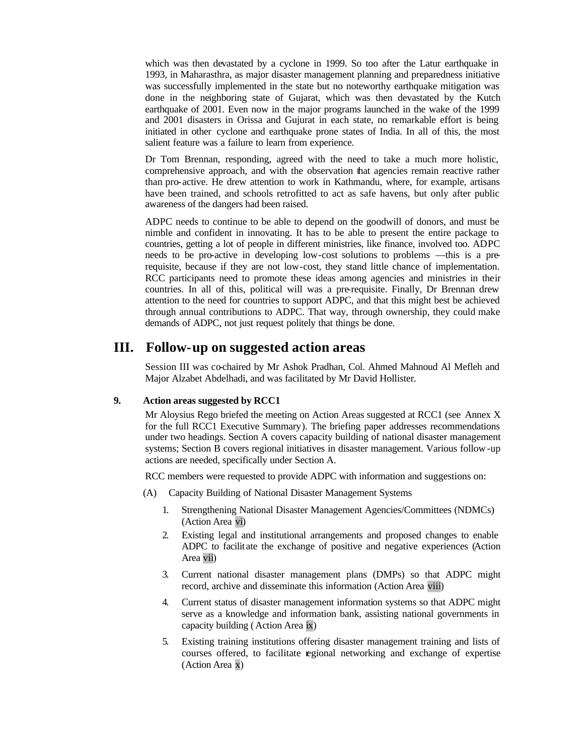which was then devastated by a cyclone in 1999. So too after the Latur earthquake in 1993, in Maharasthra, as major disaster management planning and preparedness initiative was successfully implemented in the state but no noteworthy earthquake mitigation was done in the neighboring state of Gujarat, which was then devastated by the Kutch earthquake of 2001. Even now in the major programs launched in the wake of the 1999 and 2001 disasters in Orissa and Gujurat in each state, no remarkable effort is being initiated in other cyclone and earthquake prone states of India. In all of this, the most salient feature was a failure to learn from experience.

Dr Tom Brennan, responding, agreed with the need to take a much more holistic, comprehensive approach, and with the observation that agencies remain reactive rather than pro-active. He drew attention to work in Kathmandu, where, for example, artisans have been trained, and schools retrofitted to act as safe havens, but only after public awareness of the dangers had been raised.

ADPC needs to continue to be able to depend on the goodwill of donors, and must be nimble and confident in innovating. It has to be able to present the entire package to countries, getting a lot of people in different ministries, like finance, involved too. ADPC needs to be pro-active in developing low-cost solutions to problems —this is a pre-requisite, because if they are not low-cost, they stand little chance of implementation. RCC participants need to promote these ideas among agencies and ministries in their countries. In all of this, political will was a pre-requisite. Finally, Dr Brennan drew attention to the need for countries to support ADPC, and that this might best be achieved through annual contributions to ADPC. That way, through ownership, they could make demands of ADPC, not just request politely that things be done.

# III. Follow-up on suggested action areas

Session III was co-chaired by Mr Ashok Pradhan, Col. Ahmed Mahnoud Al Mefleh and Major Alzabet Abdelhadi, and was facilitated by Mr David Hollister.

### 9. Action areas suggested by RCC1

Mr Aloysius Rego briefed the meeting on Action Areas suggested at RCC1 (see Annex X for the full RCC1 Executive Summary). The briefing paper addresses recommendations under two headings. Section A covers capacity building of national disaster management systems; Section B covers regional initiatives in disaster management. Various follow-up actions are needed, specifically under Section A.

RCC members were requested to provide ADPC with information and suggestions on:

(A) Capacity Building of National Disaster Management Systems

1. Strengthening National Disaster Management Agencies/Committees (NDMCs) (Action Area vi)
2. Existing legal and institutional arrangements and proposed changes to enable ADPC to facilitate the exchange of positive and negative experiences (Action Area vii)
3. Current national disaster management plans (DMPs) so that ADPC might record, archive and disseminate this information (Action Area viii)
4. Current status of disaster management information systems so that ADPC might serve as a knowledge and information bank, assisting national governments in capacity building (Action Area ix)
5. Existing training institutions offering disaster management training and lists of courses offered, to facilitate regional networking and exchange of expertise (Action Area x)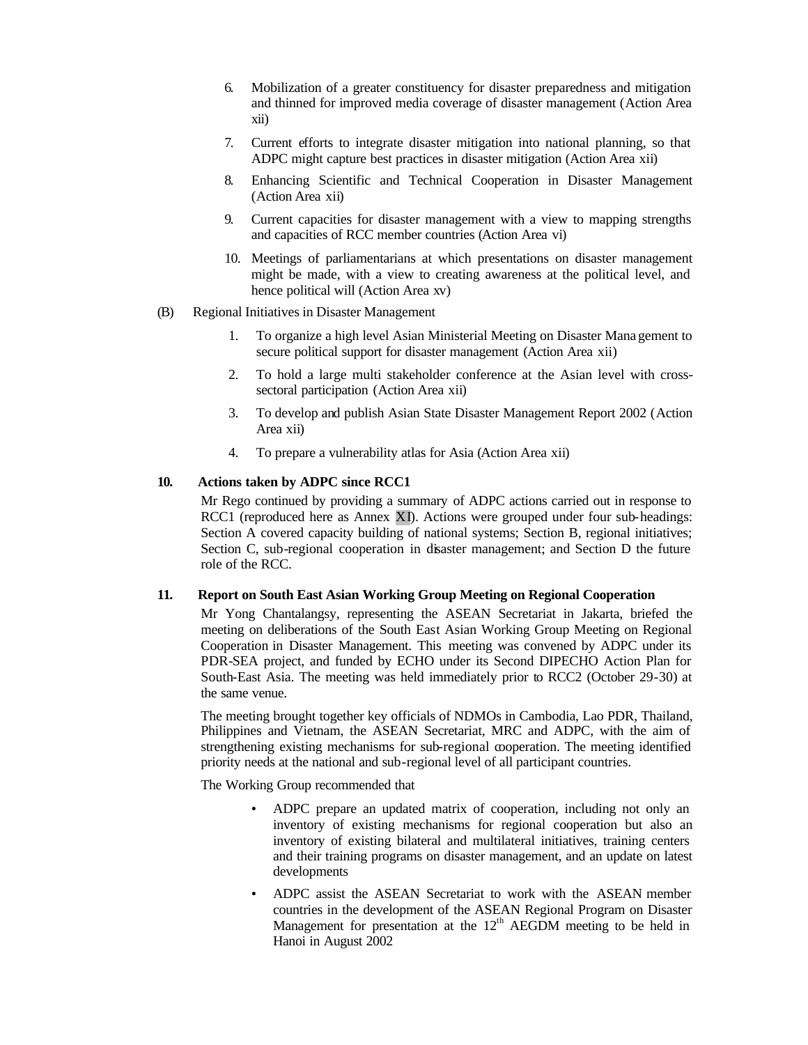6. Mobilization of a greater constituency for disaster preparedness and mitigation and thinned for improved media coverage of disaster management (Action Area xii)

7. Current efforts to integrate disaster mitigation into national planning, so that ADPC might capture best practices in disaster mitigation (Action Area xii)

8. Enhancing Scientific and Technical Cooperation in Disaster Management (Action Area xii)

9. Current capacities for disaster management with a view to mapping strengths and capacities of RCC member countries (Action Area vi)

10. Meetings of parliamentarians at which presentations on disaster management might be made, with a view to creating awareness at the political level, and hence political will (Action Area xv)

(B) Regional Initiatives in Disaster Management

1. To organize a high level Asian Ministerial Meeting on Disaster Management to secure political support for disaster management (Action Area xii)

2. To hold a large multi stakeholder conference at the Asian level with cross-sectoral participation (Action Area xii)

3. To develop and publish Asian State Disaster Management Report 2002 (Action Area xii)

4. To prepare a vulnerability atlas for Asia (Action Area xii)

**10. Actions taken by ADPC since RCC1**

Mr Rego continued by providing a summary of ADPC actions carried out in response to RCC1 (reproduced here as Annex XI). Actions were grouped under four sub-headings: Section A covered capacity building of national systems; Section B, regional initiatives; Section C, sub-regional cooperation in disaster management; and Section D the future role of the RCC.

**11. Report on South East Asian Working Group Meeting on Regional Cooperation**

Mr Yong Chantalangsy, representing the ASEAN Secretariat in Jakarta, briefed the meeting on deliberations of the South East Asian Working Group Meeting on Regional Cooperation in Disaster Management. This meeting was convened by ADPC under its PDR-SEA project, and funded by ECHO under its Second DIPECHO Action Plan for South-East Asia. The meeting was held immediately prior to RCC2 (October 29-30) at the same venue.

The meeting brought together key officials of NDMOs in Cambodia, Lao PDR, Thailand, Philippines and Vietnam, the ASEAN Secretariat, MRC and ADPC, with the aim of strengthening existing mechanisms for sub-regional cooperation. The meeting identified priority needs at the national and sub-regional level of all participant countries.

The Working Group recommended that

- ADPC prepare an updated matrix of cooperation, including not only an inventory of existing mechanisms for regional cooperation but also an inventory of existing bilateral and multilateral initiatives, training centers and their training programs on disaster management, and an update on latest developments
- ADPC assist the ASEAN Secretariat to work with the ASEAN member countries in the development of the ASEAN Regional Program on Disaster Management for presentation at the 12th AEGDM meeting to be held in Hanoi in August 2002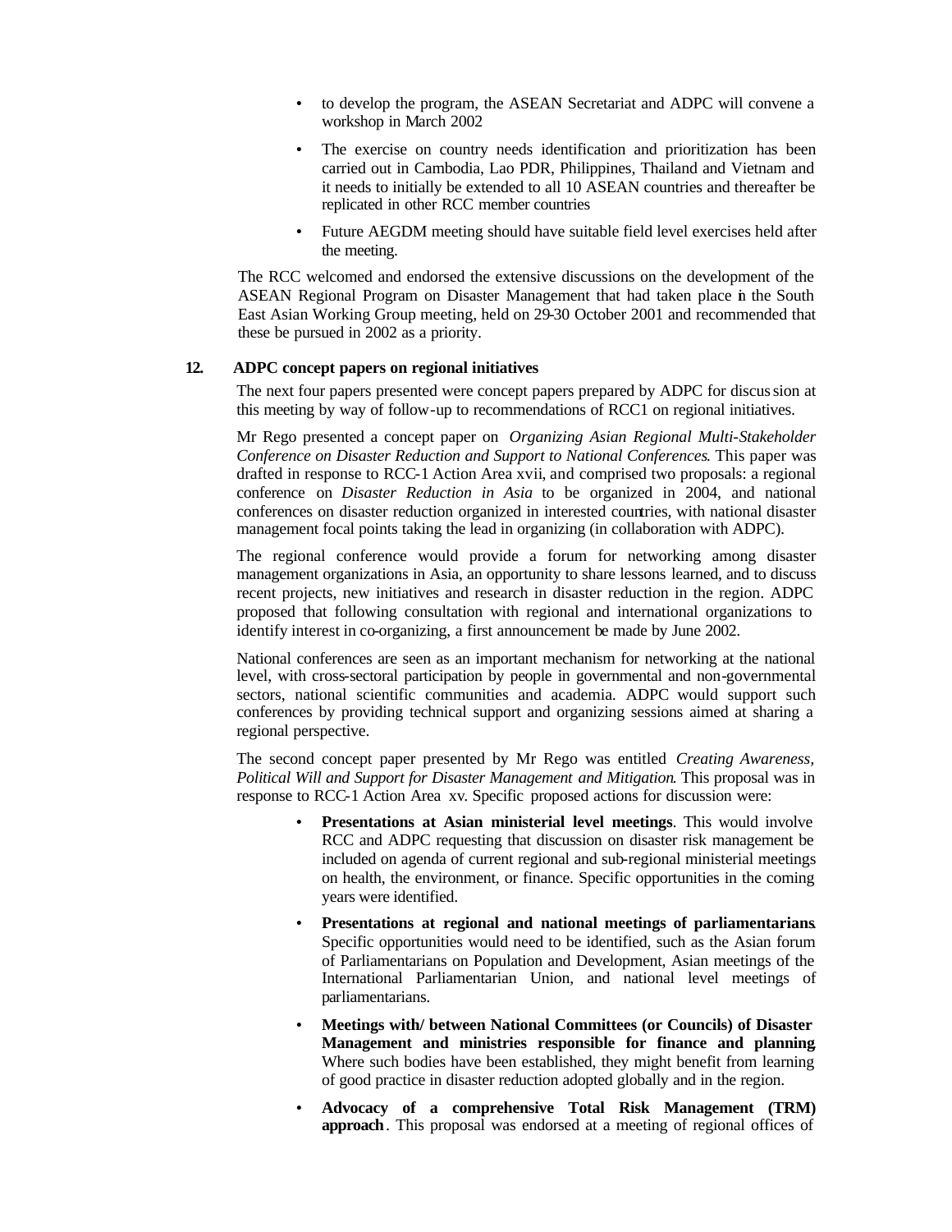- to develop the program, the ASEAN Secretariat and ADPC will convene a workshop in March 2002
- The exercise on country needs identification and prioritization has been carried out in Cambodia, Lao PDR, Philippines, Thailand and Vietnam and it needs to initially be extended to all 10 ASEAN countries and thereafter be replicated in other RCC member countries
- Future AEGDM meeting should have suitable field level exercises held after the meeting.

The RCC welcomed and endorsed the extensive discussions on the development of the ASEAN Regional Program on Disaster Management that had taken place in the South East Asian Working Group meeting, held on 29-30 October 2001 and recommended that these be pursued in 2002 as a priority.

**12. ADPC concept papers on regional initiatives**

The next four papers presented were concept papers prepared by ADPC for discussion at this meeting by way of follow-up to recommendations of RCC1 on regional initiatives.

Mr Rego presented a concept paper on *Organizing Asian Regional Multi-Stakeholder Conference on Disaster Reduction and Support to National Conferences*. This paper was drafted in response to RCC-1 Action Area xvii, and comprised two proposals: a regional conference on *Disaster Reduction in Asia* to be organized in 2004, and national conferences on disaster reduction organized in interested countries, with national disaster management focal points taking the lead in organizing (in collaboration with ADPC).

The regional conference would provide a forum for networking among disaster management organizations in Asia, an opportunity to share lessons learned, and to discuss recent projects, new initiatives and research in disaster reduction in the region. ADPC proposed that following consultation with regional and international organizations to identify interest in co-organizing, a first announcement be made by June 2002.

National conferences are seen as an important mechanism for networking at the national level, with cross-sectoral participation by people in governmental and non-governmental sectors, national scientific communities and academia. ADPC would support such conferences by providing technical support and organizing sessions aimed at sharing a regional perspective.

The second concept paper presented by Mr Rego was entitled *Creating Awareness, Political Will and Support for Disaster Management and Mitigation*. This proposal was in response to RCC-1 Action Area xv. Specific proposed actions for discussion were:

- **Presentations at Asian ministerial level meetings**. This would involve RCC and ADPC requesting that discussion on disaster risk management be included on agenda of current regional and sub-regional ministerial meetings on health, the environment, or finance. Specific opportunities in the coming years were identified.
- **Presentations at regional and national meetings of parliamentarians**. Specific opportunities would need to be identified, such as the Asian forum of Parliamentarians on Population and Development, Asian meetings of the International Parliamentarian Union, and national level meetings of parliamentarians.
- **Meetings with/ between National Committees (or Councils) of Disaster Management and ministries responsible for finance and planning**. Where such bodies have been established, they might benefit from learning of good practice in disaster reduction adopted globally and in the region.
- **Advocacy of a comprehensive Total Risk Management (TRM) approach**. This proposal was endorsed at a meeting of regional offices of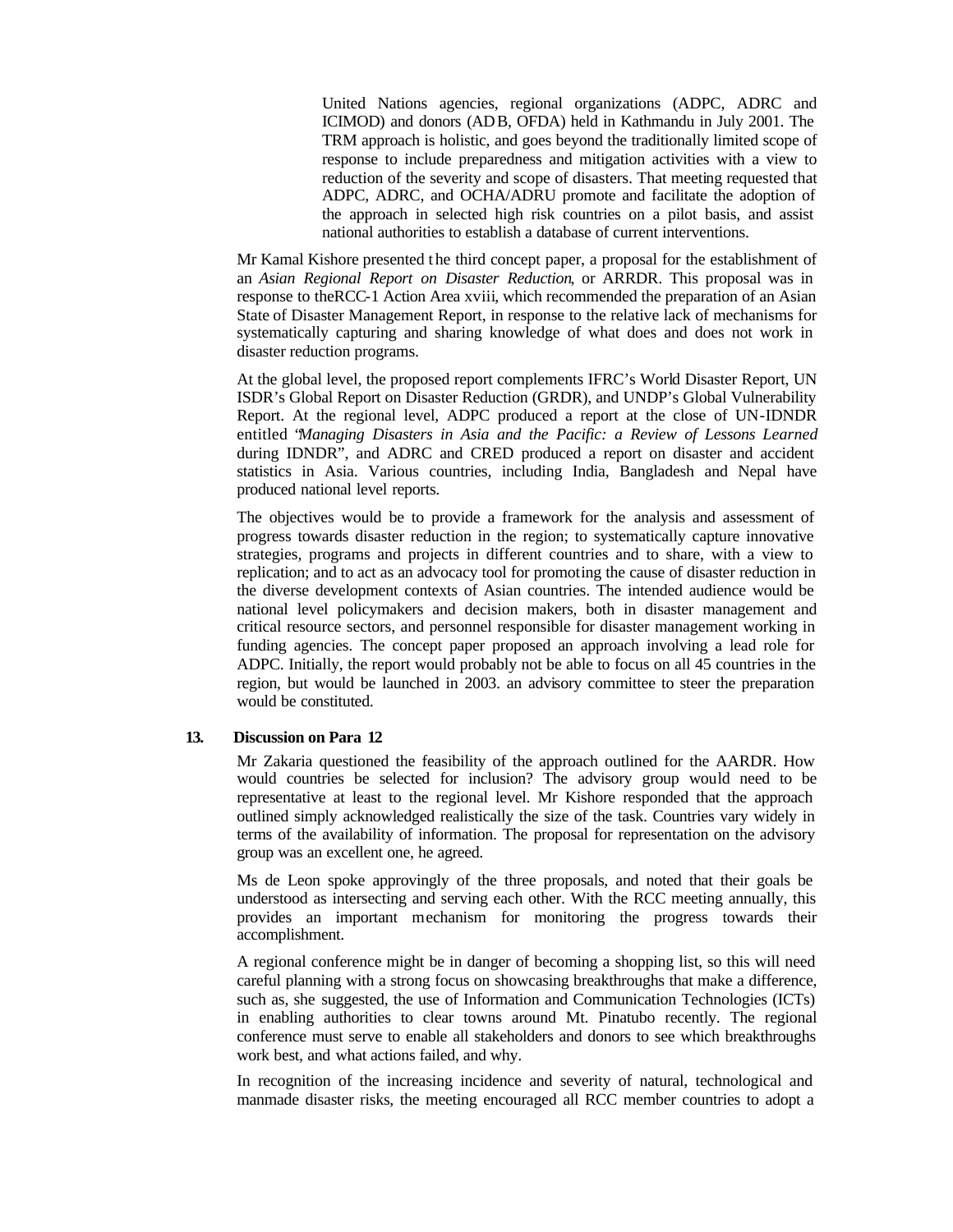United Nations agencies, regional organizations (ADPC, ADRC and ICIMOD) and donors (ADB, OFDA) held in Kathmandu in July 2001. The TRM approach is holistic, and goes beyond the traditionally limited scope of response to include preparedness and mitigation activities with a view to reduction of the severity and scope of disasters. That meeting requested that ADPC, ADRC, and OCHA/ADRU promote and facilitate the adoption of the approach in selected high risk countries on a pilot basis, and assist national authorities to establish a database of current interventions.

Mr Kamal Kishore presented the third concept paper, a proposal for the establishment of an *Asian Regional Report on Disaster Reduction*, or ARRDR. This proposal was in response to theRCC-1 Action Area xviii, which recommended the preparation of an Asian State of Disaster Management Report, in response to the relative lack of mechanisms for systematically capturing and sharing knowledge of what does and does not work in disaster reduction programs.

At the global level, the proposed report complements IFRC's World Disaster Report, UN ISDR's Global Report on Disaster Reduction (GRDR), and UNDP's Global Vulnerability Report. At the regional level, ADPC produced a report at the close of UN-IDNDR entitled "*Managing Disasters in Asia and the Pacific: a Review of Lessons Learned* during IDNDR", and ADRC and CRED produced a report on disaster and accident statistics in Asia. Various countries, including India, Bangladesh and Nepal have produced national level reports.

The objectives would be to provide a framework for the analysis and assessment of progress towards disaster reduction in the region; to systematically capture innovative strategies, programs and projects in different countries and to share, with a view to replication; and to act as an advocacy tool for promoting the cause of disaster reduction in the diverse development contexts of Asian countries. The intended audience would be national level policymakers and decision makers, both in disaster management and critical resource sectors, and personnel responsible for disaster management working in funding agencies. The concept paper proposed an approach involving a lead role for ADPC. Initially, the report would probably not be able to focus on all 45 countries in the region, but would be launched in 2003. an advisory committee to steer the preparation would be constituted.

**13. Discussion on Para 12**

Mr Zakaria questioned the feasibility of the approach outlined for the AARDR. How would countries be selected for inclusion? The advisory group would need to be representative at least to the regional level. Mr Kishore responded that the approach outlined simply acknowledged realistically the size of the task. Countries vary widely in terms of the availability of information. The proposal for representation on the advisory group was an excellent one, he agreed.

Ms de Leon spoke approvingly of the three proposals, and noted that their goals be understood as intersecting and serving each other. With the RCC meeting annually, this provides an important mechanism for monitoring the progress towards their accomplishment.

A regional conference might be in danger of becoming a shopping list, so this will need careful planning with a strong focus on showcasing breakthroughs that make a difference, such as, she suggested, the use of Information and Communication Technologies (ICTs) in enabling authorities to clear towns around Mt. Pinatubo recently. The regional conference must serve to enable all stakeholders and donors to see which breakthroughs work best, and what actions failed, and why.

In recognition of the increasing incidence and severity of natural, technological and manmade disaster risks, the meeting encouraged all RCC member countries to adopt a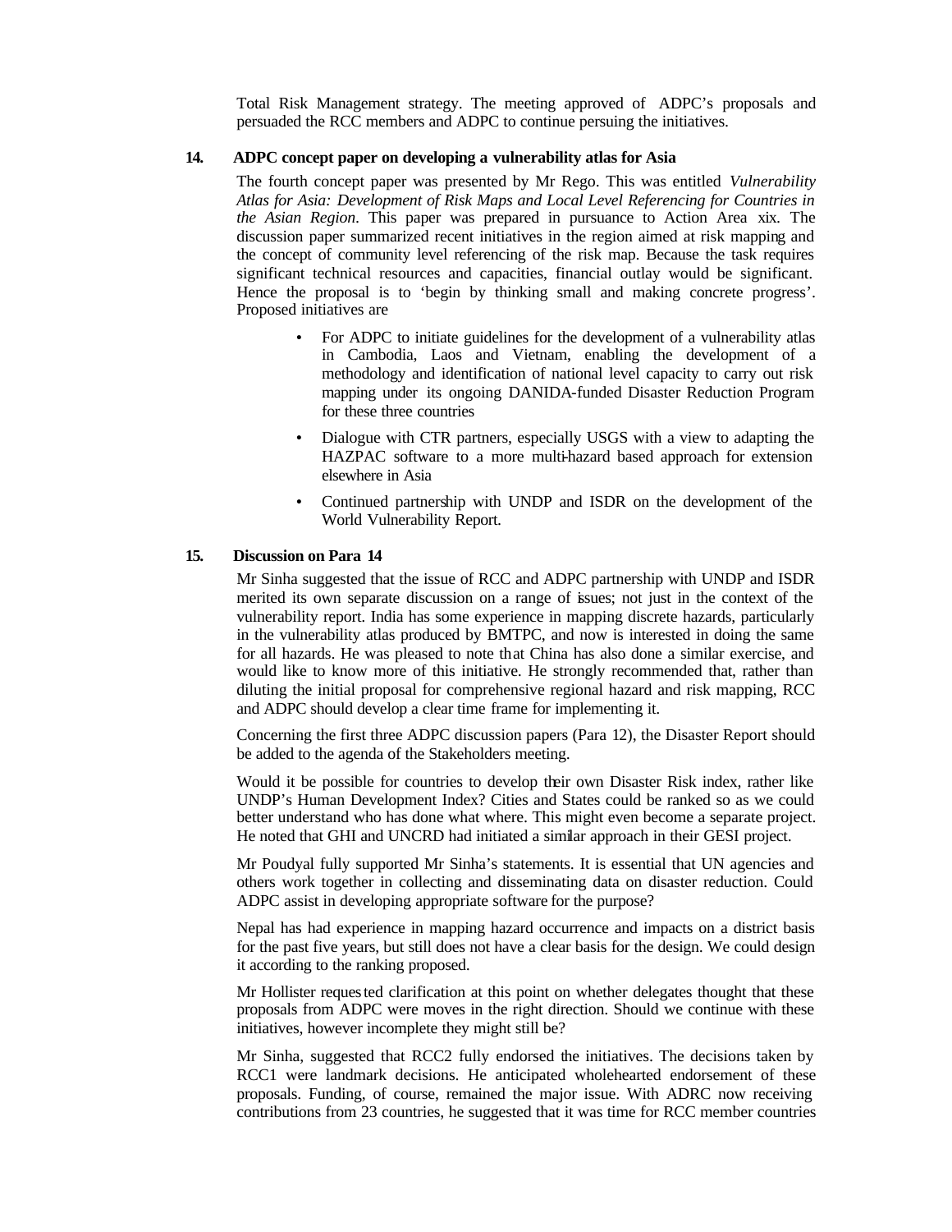Total Risk Management strategy. The meeting approved of ADPC's proposals and persuaded the RCC members and ADPC to continue persuing the initiatives.

**14. ADPC concept paper on developing a vulnerability atlas for Asia**

The fourth concept paper was presented by Mr Rego. This was entitled *Vulnerability Atlas for Asia: Development of Risk Maps and Local Level Referencing for Countries in the Asian Region*. This paper was prepared in pursuance to Action Area xix. The discussion paper summarized recent initiatives in the region aimed at risk mapping and the concept of community level referencing of the risk map. Because the task requires significant technical resources and capacities, financial outlay would be significant. Hence the proposal is to 'begin by thinking small and making concrete progress'. Proposed initiatives are

- For ADPC to initiate guidelines for the development of a vulnerability atlas in Cambodia, Laos and Vietnam, enabling the development of a methodology and identification of national level capacity to carry out risk mapping under its ongoing DANIDA-funded Disaster Reduction Program for these three countries
- Dialogue with CTR partners, especially USGS with a view to adapting the HAZPAC software to a more multi-hazard based approach for extension elsewhere in Asia
- Continued partnership with UNDP and ISDR on the development of the World Vulnerability Report.

**15. Discussion on Para 14**

Mr Sinha suggested that the issue of RCC and ADPC partnership with UNDP and ISDR merited its own separate discussion on a range of issues; not just in the context of the vulnerability report. India has some experience in mapping discrete hazards, particularly in the vulnerability atlas produced by BMTPC, and now is interested in doing the same for all hazards. He was pleased to note that China has also done a similar exercise, and would like to know more of this initiative. He strongly recommended that, rather than diluting the initial proposal for comprehensive regional hazard and risk mapping, RCC and ADPC should develop a clear time frame for implementing it.

Concerning the first three ADPC discussion papers (Para 12), the Disaster Report should be added to the agenda of the Stakeholders meeting.

Would it be possible for countries to develop their own Disaster Risk index, rather like UNDP's Human Development Index? Cities and States could be ranked so as we could better understand who has done what where. This might even become a separate project. He noted that GHI and UNCRD had initiated a similar approach in their GESI project.

Mr Poudyal fully supported Mr Sinha's statements. It is essential that UN agencies and others work together in collecting and disseminating data on disaster reduction. Could ADPC assist in developing appropriate software for the purpose?

Nepal has had experience in mapping hazard occurrence and impacts on a district basis for the past five years, but still does not have a clear basis for the design. We could design it according to the ranking proposed.

Mr Hollister requested clarification at this point on whether delegates thought that these proposals from ADPC were moves in the right direction. Should we continue with these initiatives, however incomplete they might still be?

Mr Sinha, suggested that RCC2 fully endorsed the initiatives. The decisions taken by RCC1 were landmark decisions. He anticipated wholehearted endorsement of these proposals. Funding, of course, remained the major issue. With ADRC now receiving contributions from 23 countries, he suggested that it was time for RCC member countries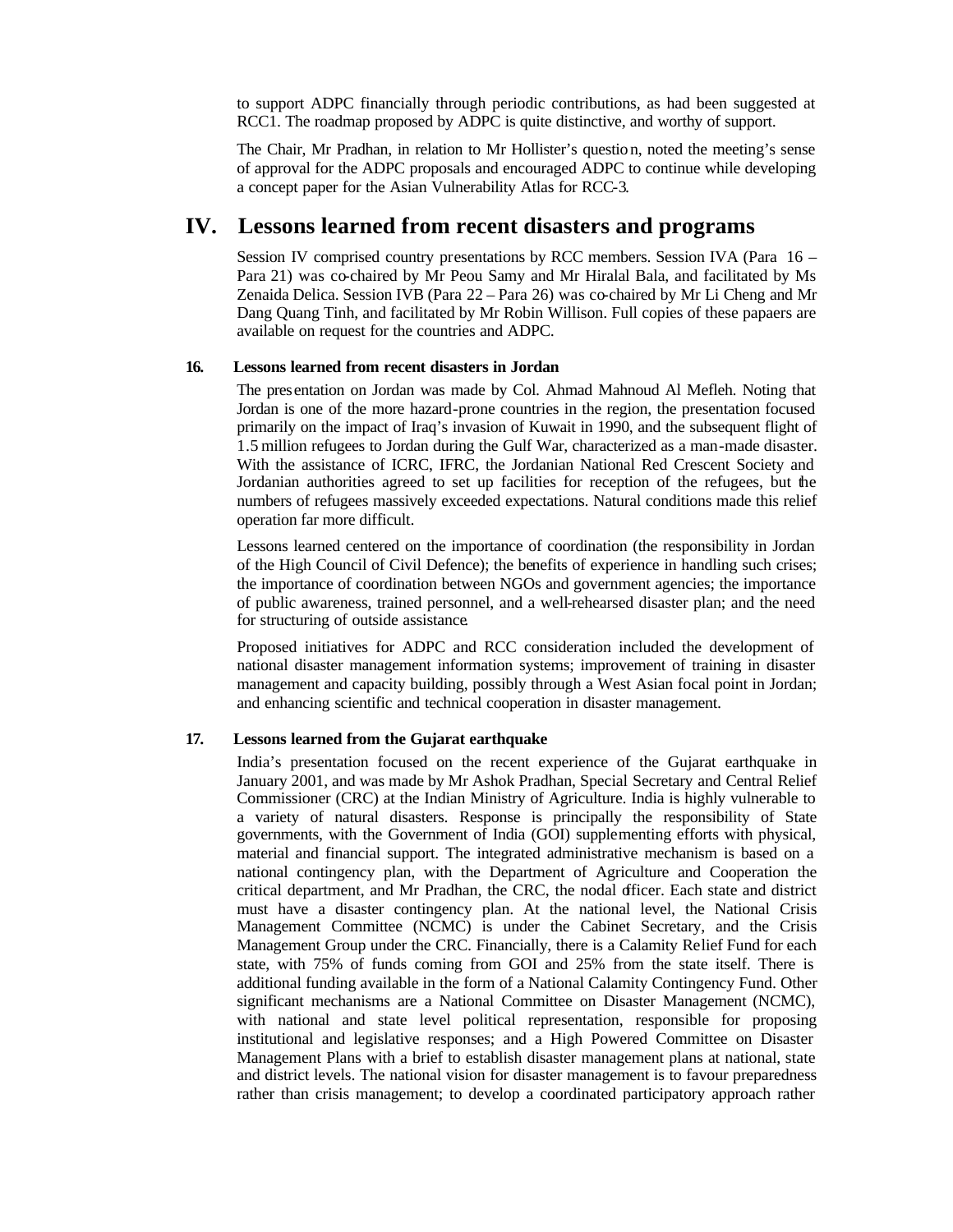to support ADPC financially through periodic contributions, as had been suggested at RCC1. The roadmap proposed by ADPC is quite distinctive, and worthy of support.

The Chair, Mr Pradhan, in relation to Mr Hollister's question, noted the meeting's sense of approval for the ADPC proposals and encouraged ADPC to continue while developing a concept paper for the Asian Vulnerability Atlas for RCC-3.

# IV. Lessons learned from recent disasters and programs

Session IV comprised country presentations by RCC members. Session IVA (Para 16 – Para 21) was co-chaired by Mr Peou Samy and Mr Hiralal Bala, and facilitated by Ms Zenaida Delica. Session IVB (Para 22 – Para 26) was co-chaired by Mr Li Cheng and Mr Dang Quang Tinh, and facilitated by Mr Robin Willison. Full copies of these papaers are available on request for the countries and ADPC.

### 16. Lessons learned from recent disasters in Jordan

The presentation on Jordan was made by Col. Ahmad Mahnoud Al Mefleh. Noting that Jordan is one of the more hazard-prone countries in the region, the presentation focused primarily on the impact of Iraq's invasion of Kuwait in 1990, and the subsequent flight of 1.5 million refugees to Jordan during the Gulf War, characterized as a man-made disaster. With the assistance of ICRC, IFRC, the Jordanian National Red Crescent Society and Jordanian authorities agreed to set up facilities for reception of the refugees, but the numbers of refugees massively exceeded expectations. Natural conditions made this relief operation far more difficult.

Lessons learned centered on the importance of coordination (the responsibility in Jordan of the High Council of Civil Defence); the benefits of experience in handling such crises; the importance of coordination between NGOs and government agencies; the importance of public awareness, trained personnel, and a well-rehearsed disaster plan; and the need for structuring of outside assistance.

Proposed initiatives for ADPC and RCC consideration included the development of national disaster management information systems; improvement of training in disaster management and capacity building, possibly through a West Asian focal point in Jordan; and enhancing scientific and technical cooperation in disaster management.

### 17. Lessons learned from the Gujarat earthquake

India's presentation focused on the recent experience of the Gujarat earthquake in January 2001, and was made by Mr Ashok Pradhan, Special Secretary and Central Relief Commissioner (CRC) at the Indian Ministry of Agriculture. India is highly vulnerable to a variety of natural disasters. Response is principally the responsibility of State governments, with the Government of India (GOI) supplementing efforts with physical, material and financial support. The integrated administrative mechanism is based on a national contingency plan, with the Department of Agriculture and Cooperation the critical department, and Mr Pradhan, the CRC, the nodal officer. Each state and district must have a disaster contingency plan. At the national level, the National Crisis Management Committee (NCMC) is under the Cabinet Secretary, and the Crisis Management Group under the CRC. Financially, there is a Calamity Relief Fund for each state, with 75% of funds coming from GOI and 25% from the state itself. There is additional funding available in the form of a National Calamity Contingency Fund. Other significant mechanisms are a National Committee on Disaster Management (NCMC), with national and state level political representation, responsible for proposing institutional and legislative responses; and a High Powered Committee on Disaster Management Plans with a brief to establish disaster management plans at national, state and district levels. The national vision for disaster management is to favour preparedness rather than crisis management; to develop a coordinated participatory approach rather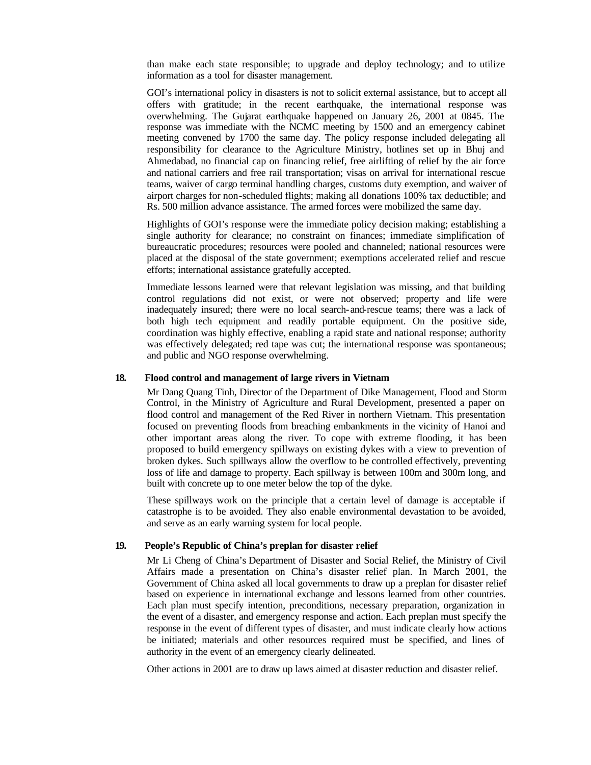than make each state responsible; to upgrade and deploy technology; and to utilize information as a tool for disaster management.

GOI's international policy in disasters is not to solicit external assistance, but to accept all offers with gratitude; in the recent earthquake, the international response was overwhelming. The Gujarat earthquake happened on January 26, 2001 at 0845. The response was immediate with the NCMC meeting by 1500 and an emergency cabinet meeting convened by 1700 the same day. The policy response included delegating all responsibility for clearance to the Agriculture Ministry, hotlines set up in Bhuj and Ahmedabad, no financial cap on financing relief, free airlifting of relief by the air force and national carriers and free rail transportation; visas on arrival for international rescue teams, waiver of cargo terminal handling charges, customs duty exemption, and waiver of airport charges for non-scheduled flights; making all donations 100% tax deductible; and Rs. 500 million advance assistance. The armed forces were mobilized the same day.

Highlights of GOI's response were the immediate policy decision making; establishing a single authority for clearance; no constraint on finances; immediate simplification of bureaucratic procedures; resources were pooled and channeled; national resources were placed at the disposal of the state government; exemptions accelerated relief and rescue efforts; international assistance gratefully accepted.

Immediate lessons learned were that relevant legislation was missing, and that building control regulations did not exist, or were not observed; property and life were inadequately insured; there were no local search-and-rescue teams; there was a lack of both high tech equipment and readily portable equipment. On the positive side, coordination was highly effective, enabling a rapid state and national response; authority was effectively delegated; red tape was cut; the international response was spontaneous; and public and NGO response overwhelming.

### 18. Flood control and management of large rivers in Vietnam

Mr Dang Quang Tinh, Director of the Department of Dike Management, Flood and Storm Control, in the Ministry of Agriculture and Rural Development, presented a paper on flood control and management of the Red River in northern Vietnam. This presentation focused on preventing floods from breaching embankments in the vicinity of Hanoi and other important areas along the river. To cope with extreme flooding, it has been proposed to build emergency spillways on existing dykes with a view to prevention of broken dykes. Such spillways allow the overflow to be controlled effectively, preventing loss of life and damage to property. Each spillway is between 100m and 300m long, and built with concrete up to one meter below the top of the dyke.

These spillways work on the principle that a certain level of damage is acceptable if catastrophe is to be avoided. They also enable environmental devastation to be avoided, and serve as an early warning system for local people.

### 19. People's Republic of China's preplan for disaster relief

Mr Li Cheng of China's Department of Disaster and Social Relief, the Ministry of Civil Affairs made a presentation on China's disaster relief plan. In March 2001, the Government of China asked all local governments to draw up a preplan for disaster relief based on experience in international exchange and lessons learned from other countries. Each plan must specify intention, preconditions, necessary preparation, organization in the event of a disaster, and emergency response and action. Each preplan must specify the response in the event of different types of disaster, and must indicate clearly how actions be initiated; materials and other resources required must be specified, and lines of authority in the event of an emergency clearly delineated.

Other actions in 2001 are to draw up laws aimed at disaster reduction and disaster relief.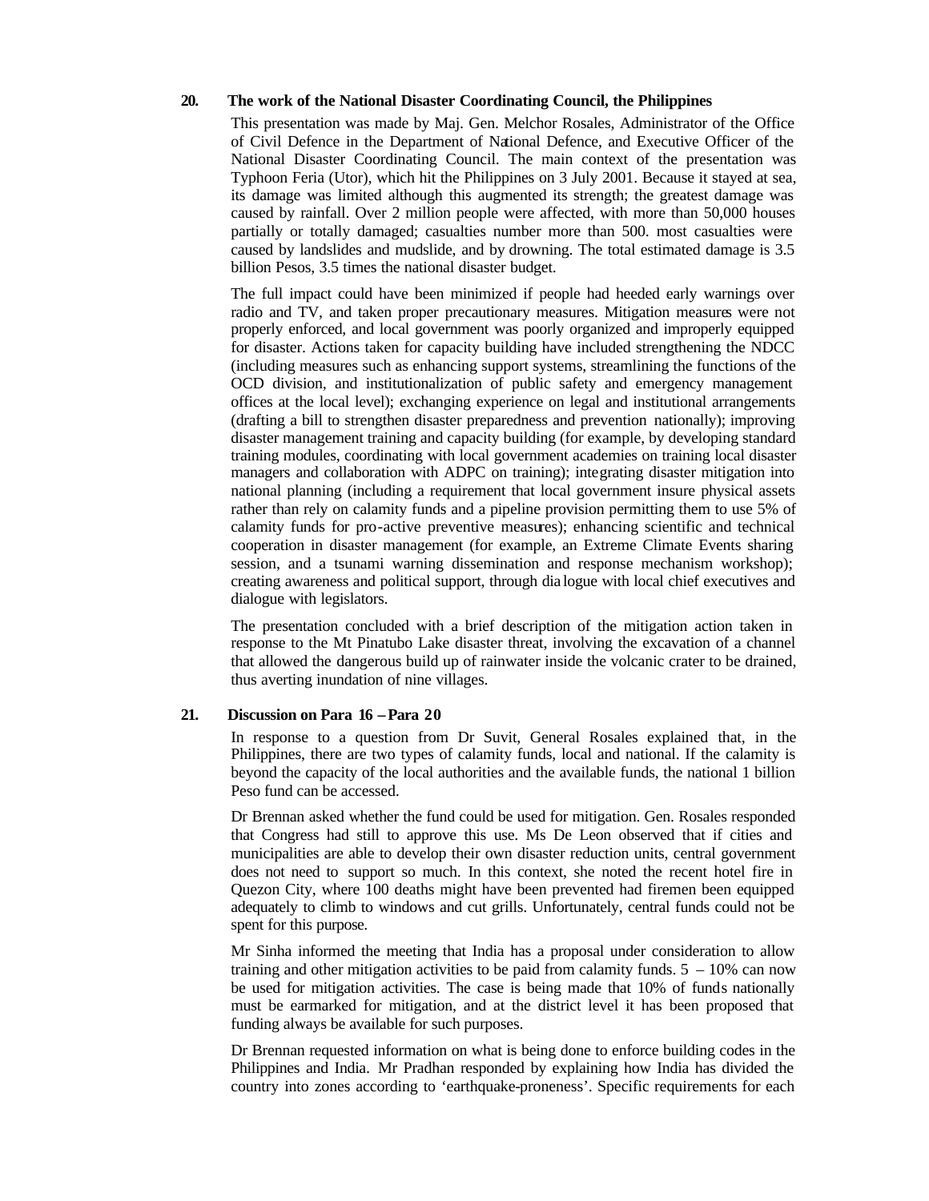## 20. The work of the National Disaster Coordinating Council, the Philippines

This presentation was made by Maj. Gen. Melchor Rosales, Administrator of the Office of Civil Defence in the Department of National Defence, and Executive Officer of the National Disaster Coordinating Council. The main context of the presentation was Typhoon Feria (Utor), which hit the Philippines on 3 July 2001. Because it stayed at sea, its damage was limited although this augmented its strength; the greatest damage was caused by rainfall. Over 2 million people were affected, with more than 50,000 houses partially or totally damaged; casualties number more than 500. most casualties were caused by landslides and mudslide, and by drowning. The total estimated damage is 3.5 billion Pesos, 3.5 times the national disaster budget.

The full impact could have been minimized if people had heeded early warnings over radio and TV, and taken proper precautionary measures. Mitigation measures were not properly enforced, and local government was poorly organized and improperly equipped for disaster. Actions taken for capacity building have included strengthening the NDCC (including measures such as enhancing support systems, streamlining the functions of the OCD division, and institutionalization of public safety and emergency management offices at the local level); exchanging experience on legal and institutional arrangements (drafting a bill to strengthen disaster preparedness and prevention nationally); improving disaster management training and capacity building (for example, by developing standard training modules, coordinating with local government academies on training local disaster managers and collaboration with ADPC on training); integrating disaster mitigation into national planning (including a requirement that local government insure physical assets rather than rely on calamity funds and a pipeline provision permitting them to use 5% of calamity funds for pro-active preventive measures); enhancing scientific and technical cooperation in disaster management (for example, an Extreme Climate Events sharing session, and a tsunami warning dissemination and response mechanism workshop); creating awareness and political support, through dialogue with local chief executives and dialogue with legislators.

The presentation concluded with a brief description of the mitigation action taken in response to the Mt Pinatubo Lake disaster threat, involving the excavation of a channel that allowed the dangerous build up of rainwater inside the volcanic crater to be drained, thus averting inundation of nine villages.

## 21. Discussion on Para 16 – Para 20

In response to a question from Dr Suvit, General Rosales explained that, in the Philippines, there are two types of calamity funds, local and national. If the calamity is beyond the capacity of the local authorities and the available funds, the national 1 billion Peso fund can be accessed.

Dr Brennan asked whether the fund could be used for mitigation. Gen. Rosales responded that Congress had still to approve this use. Ms De Leon observed that if cities and municipalities are able to develop their own disaster reduction units, central government does not need to support so much. In this context, she noted the recent hotel fire in Quezon City, where 100 deaths might have been prevented had firemen been equipped adequately to climb to windows and cut grills. Unfortunately, central funds could not be spent for this purpose.

Mr Sinha informed the meeting that India has a proposal under consideration to allow training and other mitigation activities to be paid from calamity funds. 5 – 10% can now be used for mitigation activities. The case is being made that 10% of funds nationally must be earmarked for mitigation, and at the district level it has been proposed that funding always be available for such purposes.

Dr Brennan requested information on what is being done to enforce building codes in the Philippines and India. Mr Pradhan responded by explaining how India has divided the country into zones according to 'earthquake-proneness'. Specific requirements for each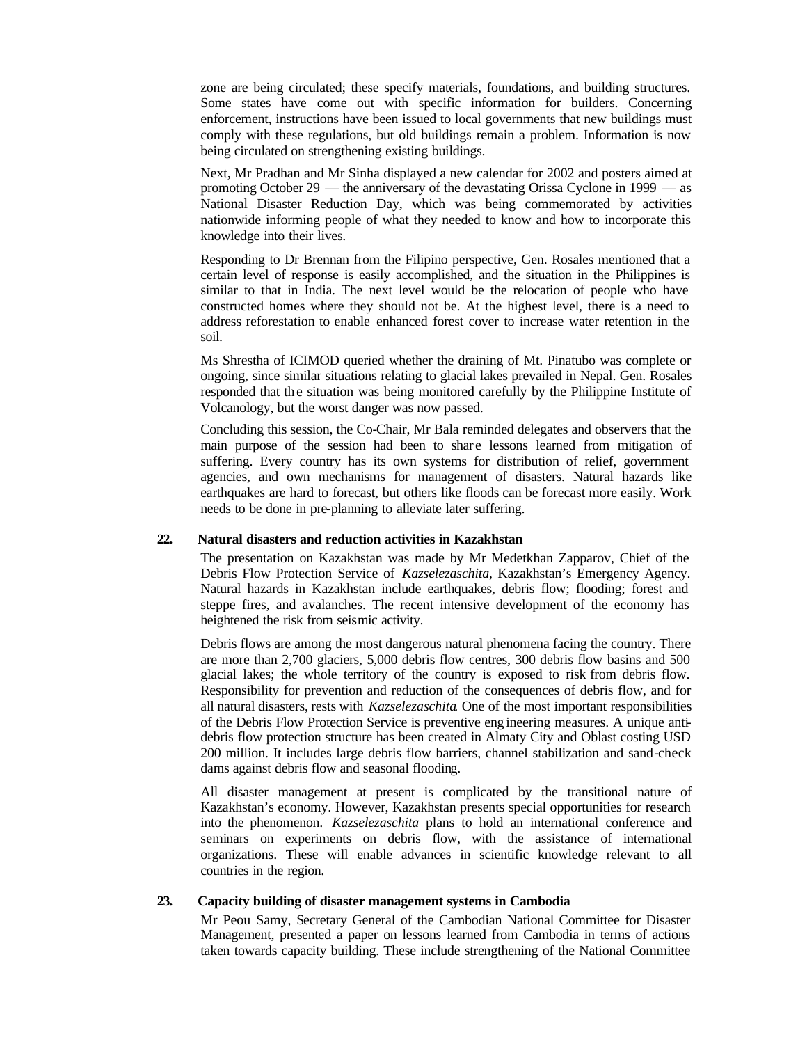zone are being circulated; these specify materials, foundations, and building structures. Some states have come out with specific information for builders. Concerning enforcement, instructions have been issued to local governments that new buildings must comply with these regulations, but old buildings remain a problem. Information is now being circulated on strengthening existing buildings.

Next, Mr Pradhan and Mr Sinha displayed a new calendar for 2002 and posters aimed at promoting October 29 — the anniversary of the devastating Orissa Cyclone in 1999 — as National Disaster Reduction Day, which was being commemorated by activities nationwide informing people of what they needed to know and how to incorporate this knowledge into their lives.

Responding to Dr Brennan from the Filipino perspective, Gen. Rosales mentioned that a certain level of response is easily accomplished, and the situation in the Philippines is similar to that in India. The next level would be the relocation of people who have constructed homes where they should not be. At the highest level, there is a need to address reforestation to enable enhanced forest cover to increase water retention in the soil.

Ms Shrestha of ICIMOD queried whether the draining of Mt. Pinatubo was complete or ongoing, since similar situations relating to glacial lakes prevailed in Nepal. Gen. Rosales responded that the situation was being monitored carefully by the Philippine Institute of Volcanology, but the worst danger was now passed.

Concluding this session, the Co-Chair, Mr Bala reminded delegates and observers that the main purpose of the session had been to share lessons learned from mitigation of suffering. Every country has its own systems for distribution of relief, government agencies, and own mechanisms for management of disasters. Natural hazards like earthquakes are hard to forecast, but others like floods can be forecast more easily. Work needs to be done in pre-planning to alleviate later suffering.

### 22. Natural disasters and reduction activities in Kazakhstan

The presentation on Kazakhstan was made by Mr Medetkhan Zapparov, Chief of the Debris Flow Protection Service of *Kazselezaschita*, Kazakhstan's Emergency Agency. Natural hazards in Kazakhstan include earthquakes, debris flow; flooding; forest and steppe fires, and avalanches. The recent intensive development of the economy has heightened the risk from seismic activity.

Debris flows are among the most dangerous natural phenomena facing the country. There are more than 2,700 glaciers, 5,000 debris flow centres, 300 debris flow basins and 500 glacial lakes; the whole territory of the country is exposed to risk from debris flow. Responsibility for prevention and reduction of the consequences of debris flow, and for all natural disasters, rests with *Kazselezaschita*. One of the most important responsibilities of the Debris Flow Protection Service is preventive engineering measures. A unique anti-debris flow protection structure has been created in Almaty City and Oblast costing USD 200 million. It includes large debris flow barriers, channel stabilization and sand-check dams against debris flow and seasonal flooding.

All disaster management at present is complicated by the transitional nature of Kazakhstan's economy. However, Kazakhstan presents special opportunities for research into the phenomenon. *Kazselezaschita* plans to hold an international conference and seminars on experiments on debris flow, with the assistance of international organizations. These will enable advances in scientific knowledge relevant to all countries in the region.

### 23. Capacity building of disaster management systems in Cambodia

Mr Peou Samy, Secretary General of the Cambodian National Committee for Disaster Management, presented a paper on lessons learned from Cambodia in terms of actions taken towards capacity building. These include strengthening of the National Committee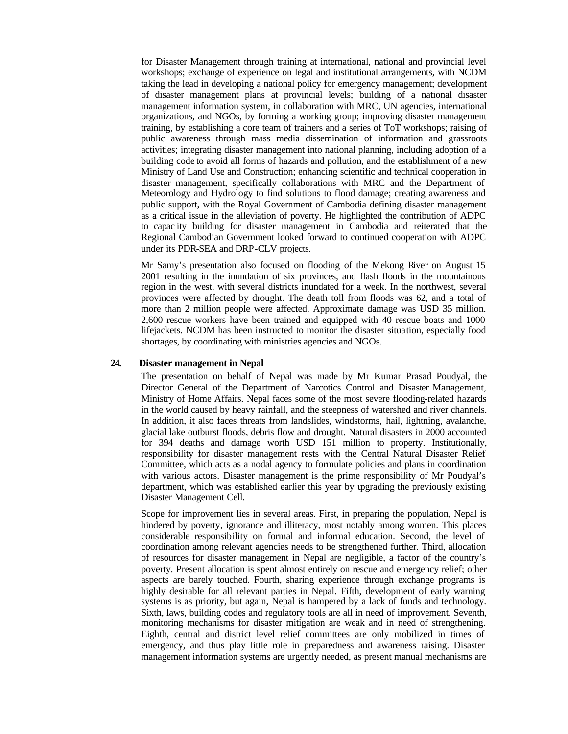for Disaster Management through training at international, national and provincial level workshops; exchange of experience on legal and institutional arrangements, with NCDM taking the lead in developing a national policy for emergency management; development of disaster management plans at provincial levels; building of a national disaster management information system, in collaboration with MRC, UN agencies, international organizations, and NGOs, by forming a working group; improving disaster management training, by establishing a core team of trainers and a series of ToT workshops; raising of public awareness through mass media dissemination of information and grassroots activities; integrating disaster management into national planning, including adoption of a building code to avoid all forms of hazards and pollution, and the establishment of a new Ministry of Land Use and Construction; enhancing scientific and technical cooperation in disaster management, specifically collaborations with MRC and the Department of Meteorology and Hydrology to find solutions to flood damage; creating awareness and public support, with the Royal Government of Cambodia defining disaster management as a critical issue in the alleviation of poverty. He highlighted the contribution of ADPC to capacity building for disaster management in Cambodia and reiterated that the Regional Cambodian Government looked forward to continued cooperation with ADPC under its PDR-SEA and DRP-CLV projects.

Mr Samy's presentation also focused on flooding of the Mekong River on August 15 2001 resulting in the inundation of six provinces, and flash floods in the mountainous region in the west, with several districts inundated for a week. In the northwest, several provinces were affected by drought. The death toll from floods was 62, and a total of more than 2 million people were affected. Approximate damage was USD 35 million. 2,600 rescue workers have been trained and equipped with 40 rescue boats and 1000 lifejackets. NCDM has been instructed to monitor the disaster situation, especially food shortages, by coordinating with ministries agencies and NGOs.

## 24. Disaster management in Nepal

The presentation on behalf of Nepal was made by Mr Kumar Prasad Poudyal, the Director General of the Department of Narcotics Control and Disaster Management, Ministry of Home Affairs. Nepal faces some of the most severe flooding-related hazards in the world caused by heavy rainfall, and the steepness of watershed and river channels. In addition, it also faces threats from landslides, windstorms, hail, lightning, avalanche, glacial lake outburst floods, debris flow and drought. Natural disasters in 2000 accounted for 394 deaths and damage worth USD 151 million to property. Institutionally, responsibility for disaster management rests with the Central Natural Disaster Relief Committee, which acts as a nodal agency to formulate policies and plans in coordination with various actors. Disaster management is the prime responsibility of Mr Poudyal's department, which was established earlier this year by upgrading the previously existing Disaster Management Cell.

Scope for improvement lies in several areas. First, in preparing the population, Nepal is hindered by poverty, ignorance and illiteracy, most notably among women. This places considerable responsibility on formal and informal education. Second, the level of coordination among relevant agencies needs to be strengthened further. Third, allocation of resources for disaster management in Nepal are negligible, a factor of the country's poverty. Present allocation is spent almost entirely on rescue and emergency relief; other aspects are barely touched. Fourth, sharing experience through exchange programs is highly desirable for all relevant parties in Nepal. Fifth, development of early warning systems is as priority, but again, Nepal is hampered by a lack of funds and technology. Sixth, laws, building codes and regulatory tools are all in need of improvement. Seventh, monitoring mechanisms for disaster mitigation are weak and in need of strengthening. Eighth, central and district level relief committees are only mobilized in times of emergency, and thus play little role in preparedness and awareness raising. Disaster management information systems are urgently needed, as present manual mechanisms are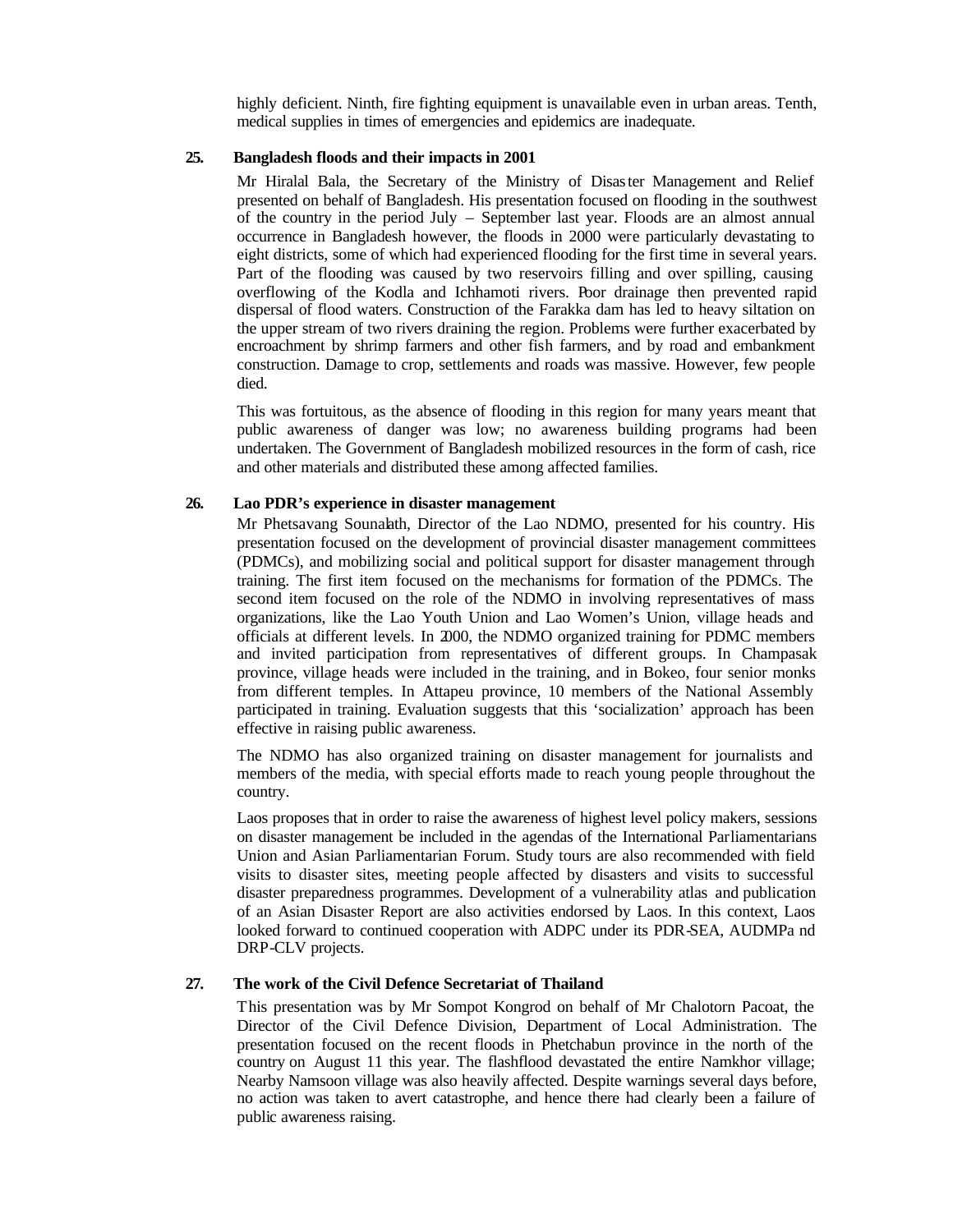highly deficient. Ninth, fire fighting equipment is unavailable even in urban areas. Tenth, medical supplies in times of emergencies and epidemics are inadequate.

### 25. Bangladesh floods and their impacts in 2001

Mr Hiralal Bala, the Secretary of the Ministry of Disaster Management and Relief presented on behalf of Bangladesh. His presentation focused on flooding in the southwest of the country in the period July – September last year. Floods are an almost annual occurrence in Bangladesh however, the floods in 2000 were particularly devastating to eight districts, some of which had experienced flooding for the first time in several years. Part of the flooding was caused by two reservoirs filling and over spilling, causing overflowing of the Kodla and Ichhamoti rivers. Poor drainage then prevented rapid dispersal of flood waters. Construction of the Farakka dam has led to heavy siltation on the upper stream of two rivers draining the region. Problems were further exacerbated by encroachment by shrimp farmers and other fish farmers, and by road and embankment construction. Damage to crop, settlements and roads was massive. However, few people died.

This was fortuitous, as the absence of flooding in this region for many years meant that public awareness of danger was low; no awareness building programs had been undertaken. The Government of Bangladesh mobilized resources in the form of cash, rice and other materials and distributed these among affected families.

### 26. Lao PDR's experience in disaster management

Mr Phetsavang Sounalath, Director of the Lao NDMO, presented for his country. His presentation focused on the development of provincial disaster management committees (PDMCs), and mobilizing social and political support for disaster management through training. The first item focused on the mechanisms for formation of the PDMCs. The second item focused on the role of the NDMO in involving representatives of mass organizations, like the Lao Youth Union and Lao Women's Union, village heads and officials at different levels. In 2000, the NDMO organized training for PDMC members and invited participation from representatives of different groups. In Champasak province, village heads were included in the training, and in Bokeo, four senior monks from different temples. In Attapeu province, 10 members of the National Assembly participated in training. Evaluation suggests that this 'socialization' approach has been effective in raising public awareness.

The NDMO has also organized training on disaster management for journalists and members of the media, with special efforts made to reach young people throughout the country.

Laos proposes that in order to raise the awareness of highest level policy makers, sessions on disaster management be included in the agendas of the International Parliamentarians Union and Asian Parliamentarian Forum. Study tours are also recommended with field visits to disaster sites, meeting people affected by disasters and visits to successful disaster preparedness programmes. Development of a vulnerability atlas and publication of an Asian Disaster Report are also activities endorsed by Laos. In this context, Laos looked forward to continued cooperation with ADPC under its PDR-SEA, AUDMPa nd DRP-CLV projects.

### 27. The work of the Civil Defence Secretariat of Thailand

This presentation was by Mr Sompot Kongrod on behalf of Mr Chalotorn Pacoat, the Director of the Civil Defence Division, Department of Local Administration. The presentation focused on the recent floods in Phetchabun province in the north of the country on August 11 this year. The flashflood devastated the entire Namkhor village; Nearby Namsoon village was also heavily affected. Despite warnings several days before, no action was taken to avert catastrophe, and hence there had clearly been a failure of public awareness raising.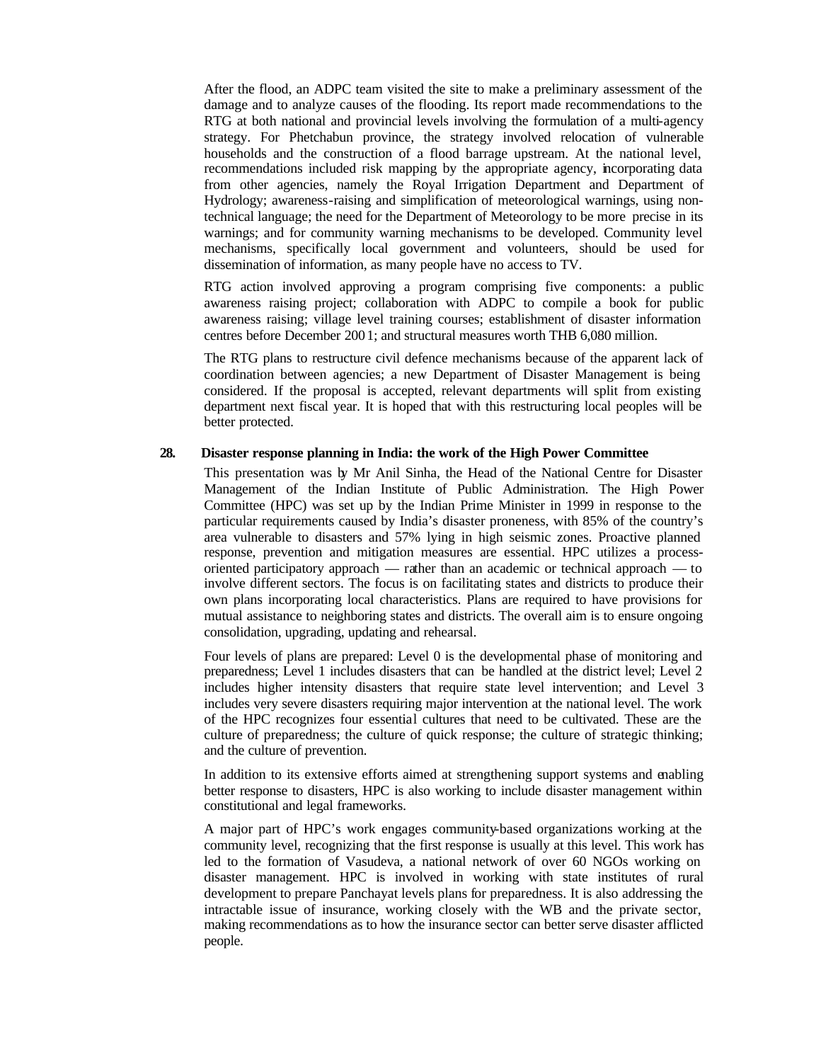After the flood, an ADPC team visited the site to make a preliminary assessment of the damage and to analyze causes of the flooding. Its report made recommendations to the RTG at both national and provincial levels involving the formulation of a multi-agency strategy. For Phetchabun province, the strategy involved relocation of vulnerable households and the construction of a flood barrage upstream. At the national level, recommendations included risk mapping by the appropriate agency, incorporating data from other agencies, namely the Royal Irrigation Department and Department of Hydrology; awareness-raising and simplification of meteorological warnings, using non-technical language; the need for the Department of Meteorology to be more precise in its warnings; and for community warning mechanisms to be developed. Community level mechanisms, specifically local government and volunteers, should be used for dissemination of information, as many people have no access to TV.

RTG action involved approving a program comprising five components: a public awareness raising project; collaboration with ADPC to compile a book for public awareness raising; village level training courses; establishment of disaster information centres before December 2001; and structural measures worth THB 6,080 million.

The RTG plans to restructure civil defence mechanisms because of the apparent lack of coordination between agencies; a new Department of Disaster Management is being considered. If the proposal is accepted, relevant departments will split from existing department next fiscal year. It is hoped that with this restructuring local peoples will be better protected.

## 28. Disaster response planning in India: the work of the High Power Committee

This presentation was by Mr Anil Sinha, the Head of the National Centre for Disaster Management of the Indian Institute of Public Administration. The High Power Committee (HPC) was set up by the Indian Prime Minister in 1999 in response to the particular requirements caused by India's disaster proneness, with 85% of the country's area vulnerable to disasters and 57% lying in high seismic zones. Proactive planned response, prevention and mitigation measures are essential. HPC utilizes a process-oriented participatory approach — rather than an academic or technical approach — to involve different sectors. The focus is on facilitating states and districts to produce their own plans incorporating local characteristics. Plans are required to have provisions for mutual assistance to neighboring states and districts. The overall aim is to ensure ongoing consolidation, upgrading, updating and rehearsal.

Four levels of plans are prepared: Level 0 is the developmental phase of monitoring and preparedness; Level 1 includes disasters that can be handled at the district level; Level 2 includes higher intensity disasters that require state level intervention; and Level 3 includes very severe disasters requiring major intervention at the national level. The work of the HPC recognizes four essential cultures that need to be cultivated. These are the culture of preparedness; the culture of quick response; the culture of strategic thinking; and the culture of prevention.

In addition to its extensive efforts aimed at strengthening support systems and enabling better response to disasters, HPC is also working to include disaster management within constitutional and legal frameworks.

A major part of HPC's work engages community-based organizations working at the community level, recognizing that the first response is usually at this level. This work has led to the formation of Vasudeva, a national network of over 60 NGOs working on disaster management. HPC is involved in working with state institutes of rural development to prepare Panchayat levels plans for preparedness. It is also addressing the intractable issue of insurance, working closely with the WB and the private sector, making recommendations as to how the insurance sector can better serve disaster afflicted people.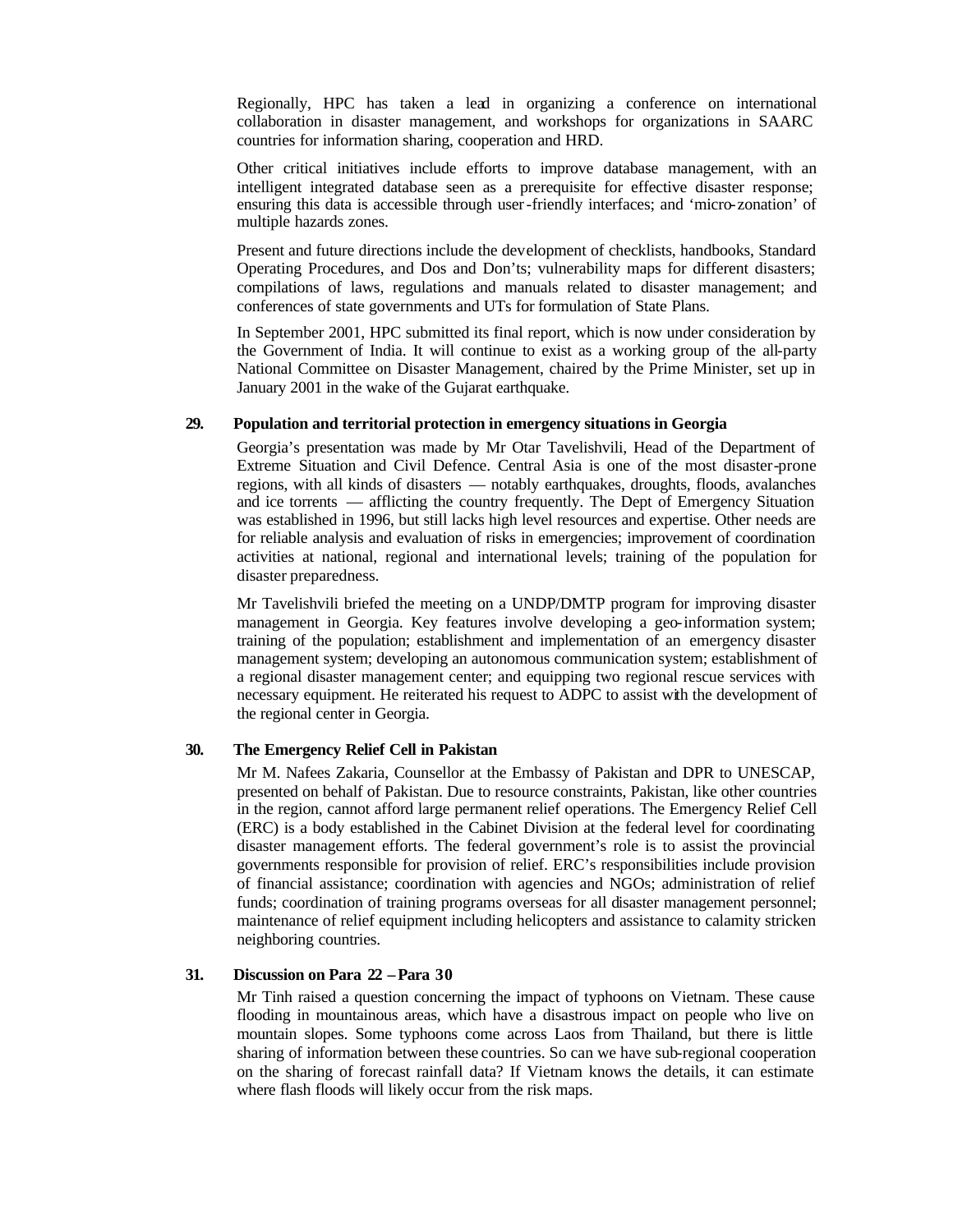Regionally, HPC has taken a lead in organizing a conference on international collaboration in disaster management, and workshops for organizations in SAARC countries for information sharing, cooperation and HRD.

Other critical initiatives include efforts to improve database management, with an intelligent integrated database seen as a prerequisite for effective disaster response; ensuring this data is accessible through user-friendly interfaces; and 'micro-zonation' of multiple hazards zones.

Present and future directions include the development of checklists, handbooks, Standard Operating Procedures, and Dos and Don'ts; vulnerability maps for different disasters; compilations of laws, regulations and manuals related to disaster management; and conferences of state governments and UTs for formulation of State Plans.

In September 2001, HPC submitted its final report, which is now under consideration by the Government of India. It will continue to exist as a working group of the all-party National Committee on Disaster Management, chaired by the Prime Minister, set up in January 2001 in the wake of the Gujarat earthquake.

**29. Population and territorial protection in emergency situations in Georgia**

Georgia's presentation was made by Mr Otar Tavelishvili, Head of the Department of Extreme Situation and Civil Defence. Central Asia is one of the most disaster-prone regions, with all kinds of disasters — notably earthquakes, droughts, floods, avalanches and ice torrents — afflicting the country frequently. The Dept of Emergency Situation was established in 1996, but still lacks high level resources and expertise. Other needs are for reliable analysis and evaluation of risks in emergencies; improvement of coordination activities at national, regional and international levels; training of the population for disaster preparedness.

Mr Tavelishvili briefed the meeting on a UNDP/DMTP program for improving disaster management in Georgia. Key features involve developing a geo-information system; training of the population; establishment and implementation of an emergency disaster management system; developing an autonomous communication system; establishment of a regional disaster management center; and equipping two regional rescue services with necessary equipment. He reiterated his request to ADPC to assist with the development of the regional center in Georgia.

**30. The Emergency Relief Cell in Pakistan**

Mr M. Nafees Zakaria, Counsellor at the Embassy of Pakistan and DPR to UNESCAP, presented on behalf of Pakistan. Due to resource constraints, Pakistan, like other countries in the region, cannot afford large permanent relief operations. The Emergency Relief Cell (ERC) is a body established in the Cabinet Division at the federal level for coordinating disaster management efforts. The federal government's role is to assist the provincial governments responsible for provision of relief. ERC's responsibilities include provision of financial assistance; coordination with agencies and NGOs; administration of relief funds; coordination of training programs overseas for all disaster management personnel; maintenance of relief equipment including helicopters and assistance to calamity stricken neighboring countries.

**31. Discussion on Para 22 – Para 30**

Mr Tinh raised a question concerning the impact of typhoons on Vietnam. These cause flooding in mountainous areas, which have a disastrous impact on people who live on mountain slopes. Some typhoons come across Laos from Thailand, but there is little sharing of information between these countries. So can we have sub-regional cooperation on the sharing of forecast rainfall data? If Vietnam knows the details, it can estimate where flash floods will likely occur from the risk maps.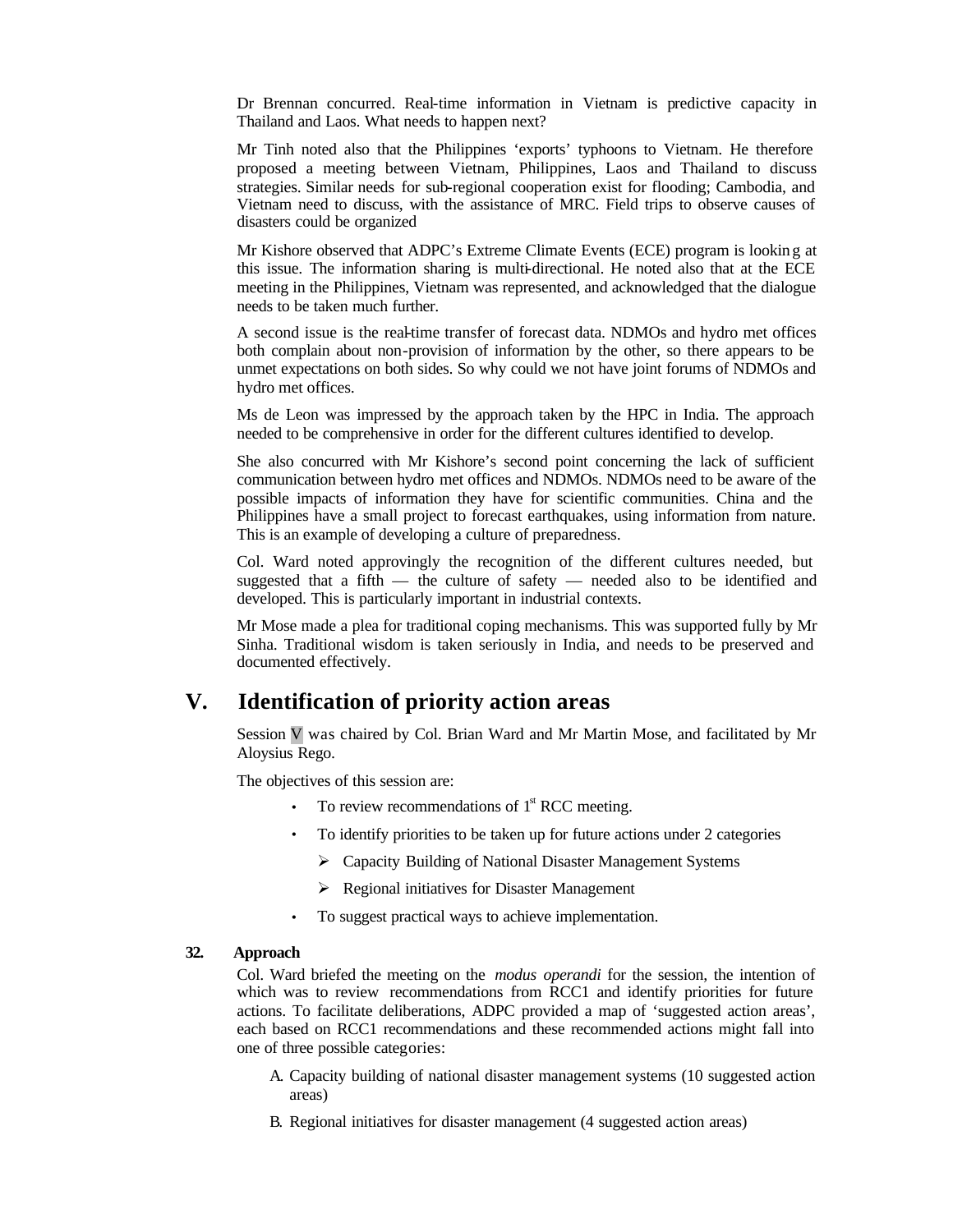Dr Brennan concurred. Real-time information in Vietnam is predictive capacity in Thailand and Laos. What needs to happen next?

Mr Tinh noted also that the Philippines 'exports' typhoons to Vietnam. He therefore proposed a meeting between Vietnam, Philippines, Laos and Thailand to discuss strategies. Similar needs for sub-regional cooperation exist for flooding; Cambodia, and Vietnam need to discuss, with the assistance of MRC. Field trips to observe causes of disasters could be organized

Mr Kishore observed that ADPC's Extreme Climate Events (ECE) program is looking at this issue. The information sharing is multi-directional. He noted also that at the ECE meeting in the Philippines, Vietnam was represented, and acknowledged that the dialogue needs to be taken much further.

A second issue is the real-time transfer of forecast data. NDMOs and hydro met offices both complain about non-provision of information by the other, so there appears to be unmet expectations on both sides. So why could we not have joint forums of NDMOs and hydro met offices.

Ms de Leon was impressed by the approach taken by the HPC in India. The approach needed to be comprehensive in order for the different cultures identified to develop.

She also concurred with Mr Kishore's second point concerning the lack of sufficient communication between hydro met offices and NDMOs. NDMOs need to be aware of the possible impacts of information they have for scientific communities. China and the Philippines have a small project to forecast earthquakes, using information from nature. This is an example of developing a culture of preparedness.

Col. Ward noted approvingly the recognition of the different cultures needed, but suggested that a fifth — the culture of safety — needed also to be identified and developed. This is particularly important in industrial contexts.

Mr Mose made a plea for traditional coping mechanisms. This was supported fully by Mr Sinha. Traditional wisdom is taken seriously in India, and needs to be preserved and documented effectively.

# V. Identification of priority action areas

Session V was chaired by Col. Brian Ward and Mr Martin Mose, and facilitated by Mr Aloysius Rego.

The objectives of this session are:

- To review recommendations of 1st RCC meeting.
- To identify priorities to be taken up for future actions under 2 categories
  - Capacity Building of National Disaster Management Systems
  - Regional initiatives for Disaster Management
- To suggest practical ways to achieve implementation.

#### 32. Approach

Col. Ward briefed the meeting on the *modus operandi* for the session, the intention of which was to review recommendations from RCC1 and identify priorities for future actions. To facilitate deliberations, ADPC provided a map of 'suggested action areas', each based on RCC1 recommendations and these recommended actions might fall into one of three possible categories:

A. Capacity building of national disaster management systems (10 suggested action areas)

B. Regional initiatives for disaster management (4 suggested action areas)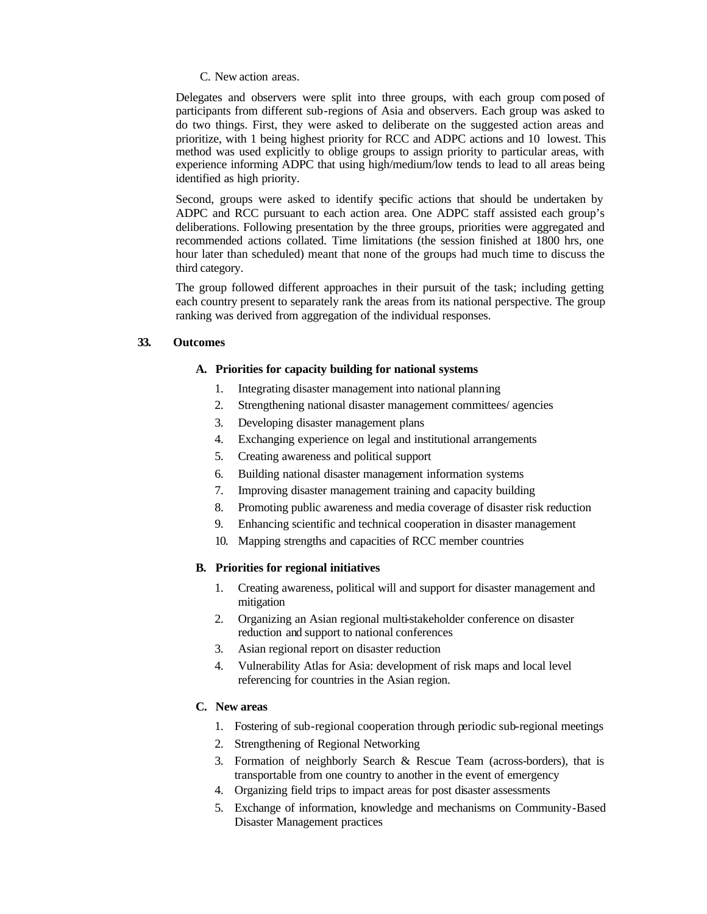C. New action areas.

Delegates and observers were split into three groups, with each group composed of participants from different sub-regions of Asia and observers. Each group was asked to do two things. First, they were asked to deliberate on the suggested action areas and prioritize, with 1 being highest priority for RCC and ADPC actions and 10 lowest. This method was used explicitly to oblige groups to assign priority to particular areas, with experience informing ADPC that using high/medium/low tends to lead to all areas being identified as high priority.

Second, groups were asked to identify specific actions that should be undertaken by ADPC and RCC pursuant to each action area. One ADPC staff assisted each group's deliberations. Following presentation by the three groups, priorities were aggregated and recommended actions collated. Time limitations (the session finished at 1800 hrs, one hour later than scheduled) meant that none of the groups had much time to discuss the third category.

The group followed different approaches in their pursuit of the task; including getting each country present to separately rank the areas from its national perspective. The group ranking was derived from aggregation of the individual responses.

**33. Outcomes**

**A. Priorities for capacity building for national systems**

1. Integrating disaster management into national planning
2. Strengthening national disaster management committees/ agencies
3. Developing disaster management plans
4. Exchanging experience on legal and institutional arrangements
5. Creating awareness and political support
6. Building national disaster management information systems
7. Improving disaster management training and capacity building
8. Promoting public awareness and media coverage of disaster risk reduction
9. Enhancing scientific and technical cooperation in disaster management
10. Mapping strengths and capacities of RCC member countries

**B. Priorities for regional initiatives**

1. Creating awareness, political will and support for disaster management and mitigation
2. Organizing an Asian regional multi-stakeholder conference on disaster reduction and support to national conferences
3. Asian regional report on disaster reduction
4. Vulnerability Atlas for Asia: development of risk maps and local level referencing for countries in the Asian region.

**C. New areas**

1. Fostering of sub-regional cooperation through periodic sub-regional meetings
2. Strengthening of Regional Networking
3. Formation of neighborly Search & Rescue Team (across-borders), that is transportable from one country to another in the event of emergency
4. Organizing field trips to impact areas for post disaster assessments
5. Exchange of information, knowledge and mechanisms on Community-Based Disaster Management practices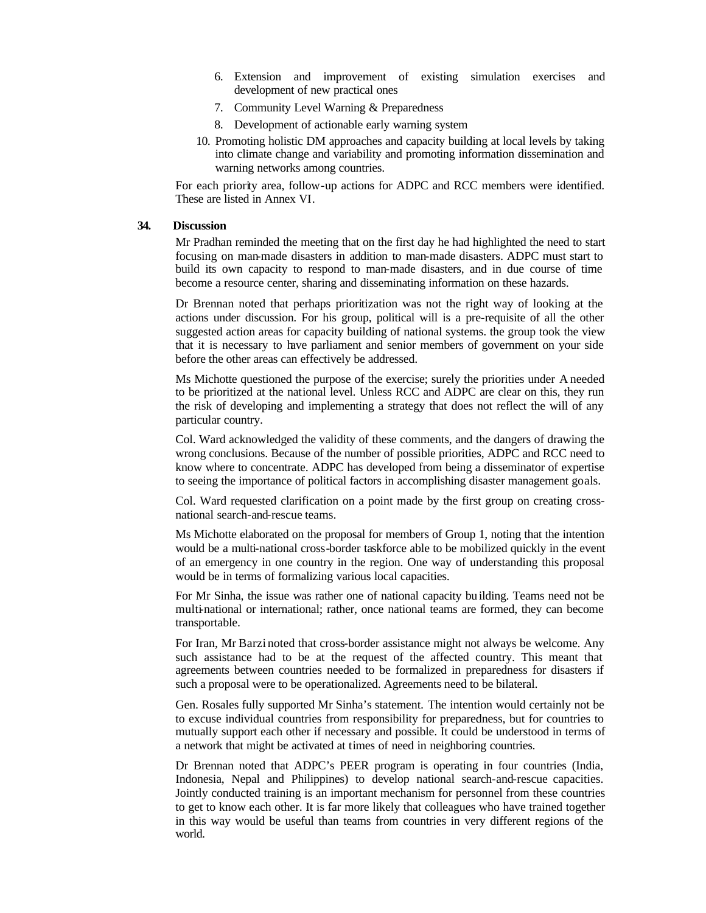6. Extension and improvement of existing simulation exercises and development of new practical ones
7. Community Level Warning & Preparedness
8. Development of actionable early warning system
10. Promoting holistic DM approaches and capacity building at local levels by taking into climate change and variability and promoting information dissemination and warning networks among countries.

For each priority area, follow-up actions for ADPC and RCC members were identified. These are listed in Annex VI.

**34. Discussion**

Mr Pradhan reminded the meeting that on the first day he had highlighted the need to start focusing on man-made disasters in addition to man-made disasters. ADPC must start to build its own capacity to respond to man-made disasters, and in due course of time become a resource center, sharing and disseminating information on these hazards.

Dr Brennan noted that perhaps prioritization was not the right way of looking at the actions under discussion. For his group, political will is a pre-requisite of all the other suggested action areas for capacity building of national systems. the group took the view that it is necessary to have parliament and senior members of government on your side before the other areas can effectively be addressed.

Ms Michotte questioned the purpose of the exercise; surely the priorities under A needed to be prioritized at the national level. Unless RCC and ADPC are clear on this, they run the risk of developing and implementing a strategy that does not reflect the will of any particular country.

Col. Ward acknowledged the validity of these comments, and the dangers of drawing the wrong conclusions. Because of the number of possible priorities, ADPC and RCC need to know where to concentrate. ADPC has developed from being a disseminator of expertise to seeing the importance of political factors in accomplishing disaster management goals.

Col. Ward requested clarification on a point made by the first group on creating cross-national search-and-rescue teams.

Ms Michotte elaborated on the proposal for members of Group 1, noting that the intention would be a multi-national cross-border taskforce able to be mobilized quickly in the event of an emergency in one country in the region. One way of understanding this proposal would be in terms of formalizing various local capacities.

For Mr Sinha, the issue was rather one of national capacity building. Teams need not be multi-national or international; rather, once national teams are formed, they can become transportable.

For Iran, Mr Barzi noted that cross-border assistance might not always be welcome. Any such assistance had to be at the request of the affected country. This meant that agreements between countries needed to be formalized in preparedness for disasters if such a proposal were to be operationalized. Agreements need to be bilateral.

Gen. Rosales fully supported Mr Sinha's statement. The intention would certainly not be to excuse individual countries from responsibility for preparedness, but for countries to mutually support each other if necessary and possible. It could be understood in terms of a network that might be activated at times of need in neighboring countries.

Dr Brennan noted that ADPC's PEER program is operating in four countries (India, Indonesia, Nepal and Philippines) to develop national search-and-rescue capacities. Jointly conducted training is an important mechanism for personnel from these countries to get to know each other. It is far more likely that colleagues who have trained together in this way would be useful than teams from countries in very different regions of the world.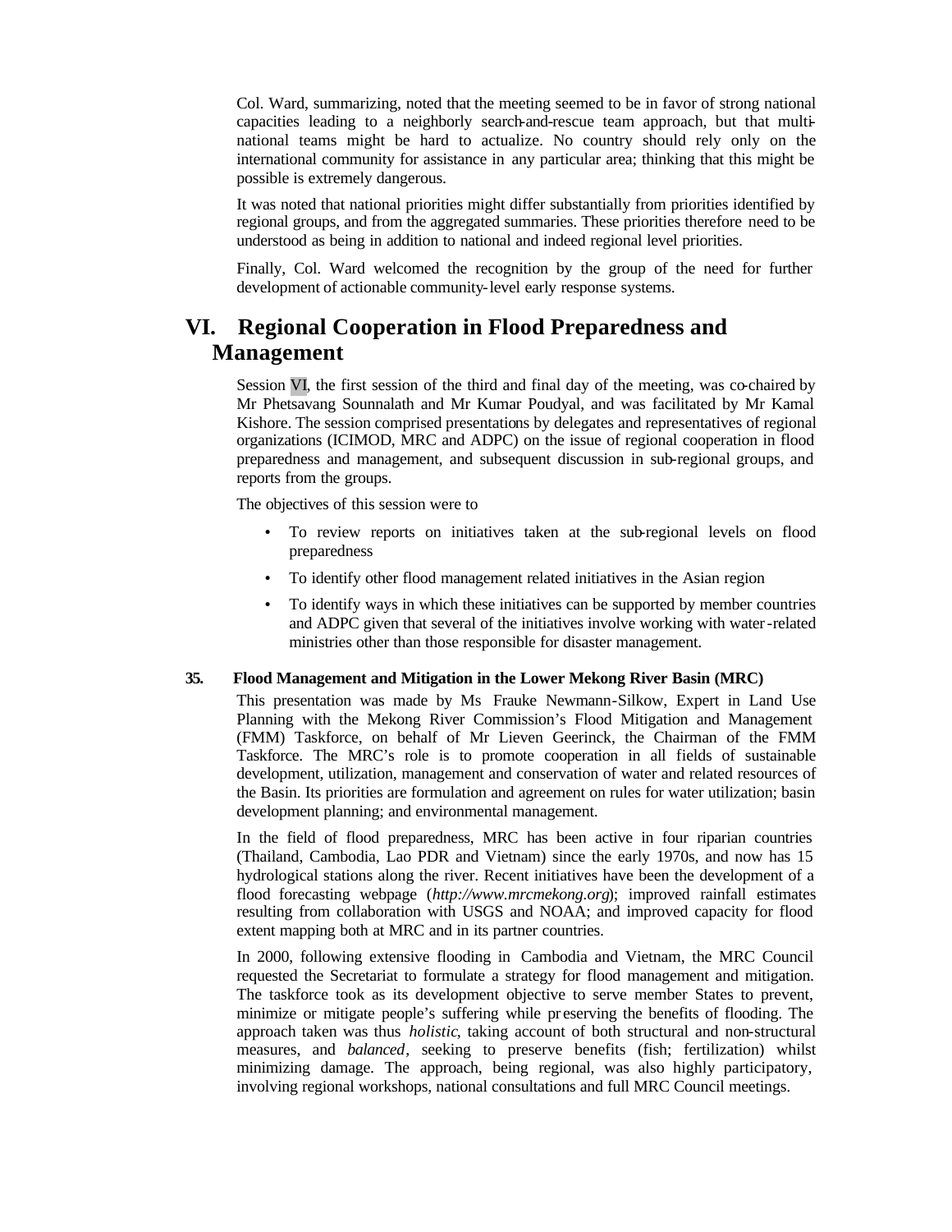Col. Ward, summarizing, noted that the meeting seemed to be in favor of strong national capacities leading to a neighborly search-and-rescue team approach, but that multinational teams might be hard to actualize. No country should rely only on the international community for assistance in any particular area; thinking that this might be possible is extremely dangerous.

It was noted that national priorities might differ substantially from priorities identified by regional groups, and from the aggregated summaries. These priorities therefore need to be understood as being in addition to national and indeed regional level priorities.

Finally, Col. Ward welcomed the recognition by the group of the need for further development of actionable community-level early response systems.

# VI. Regional Cooperation in Flood Preparedness and Management

Session VI, the first session of the third and final day of the meeting, was co-chaired by Mr Phetsavang Sounnalath and Mr Kumar Poudyal, and was facilitated by Mr Kamal Kishore. The session comprised presentations by delegates and representatives of regional organizations (ICIMOD, MRC and ADPC) on the issue of regional cooperation in flood preparedness and management, and subsequent discussion in sub-regional groups, and reports from the groups.

The objectives of this session were to

- To review reports on initiatives taken at the sub-regional levels on flood preparedness
- To identify other flood management related initiatives in the Asian region
- To identify ways in which these initiatives can be supported by member countries and ADPC given that several of the initiatives involve working with water-related ministries other than those responsible for disaster management.

### 35. Flood Management and Mitigation in the Lower Mekong River Basin (MRC)

This presentation was made by Ms Frauke Newmann-Silkow, Expert in Land Use Planning with the Mekong River Commission's Flood Mitigation and Management (FMM) Taskforce, on behalf of Mr Lieven Geerinck, the Chairman of the FMM Taskforce. The MRC's role is to promote cooperation in all fields of sustainable development, utilization, management and conservation of water and related resources of the Basin. Its priorities are formulation and agreement on rules for water utilization; basin development planning; and environmental management.

In the field of flood preparedness, MRC has been active in four riparian countries (Thailand, Cambodia, Lao PDR and Vietnam) since the early 1970s, and now has 15 hydrological stations along the river. Recent initiatives have been the development of a flood forecasting webpage (*http://www.mrcmekong.org*); improved rainfall estimates resulting from collaboration with USGS and NOAA; and improved capacity for flood extent mapping both at MRC and in its partner countries.

In 2000, following extensive flooding in Cambodia and Vietnam, the MRC Council requested the Secretariat to formulate a strategy for flood management and mitigation. The taskforce took as its development objective to serve member States to prevent, minimize or mitigate people's suffering while preserving the benefits of flooding. The approach taken was thus *holistic*, taking account of both structural and non-structural measures, and *balanced*, seeking to preserve benefits (fish; fertilization) whilst minimizing damage. The approach, being regional, was also highly participatory, involving regional workshops, national consultations and full MRC Council meetings.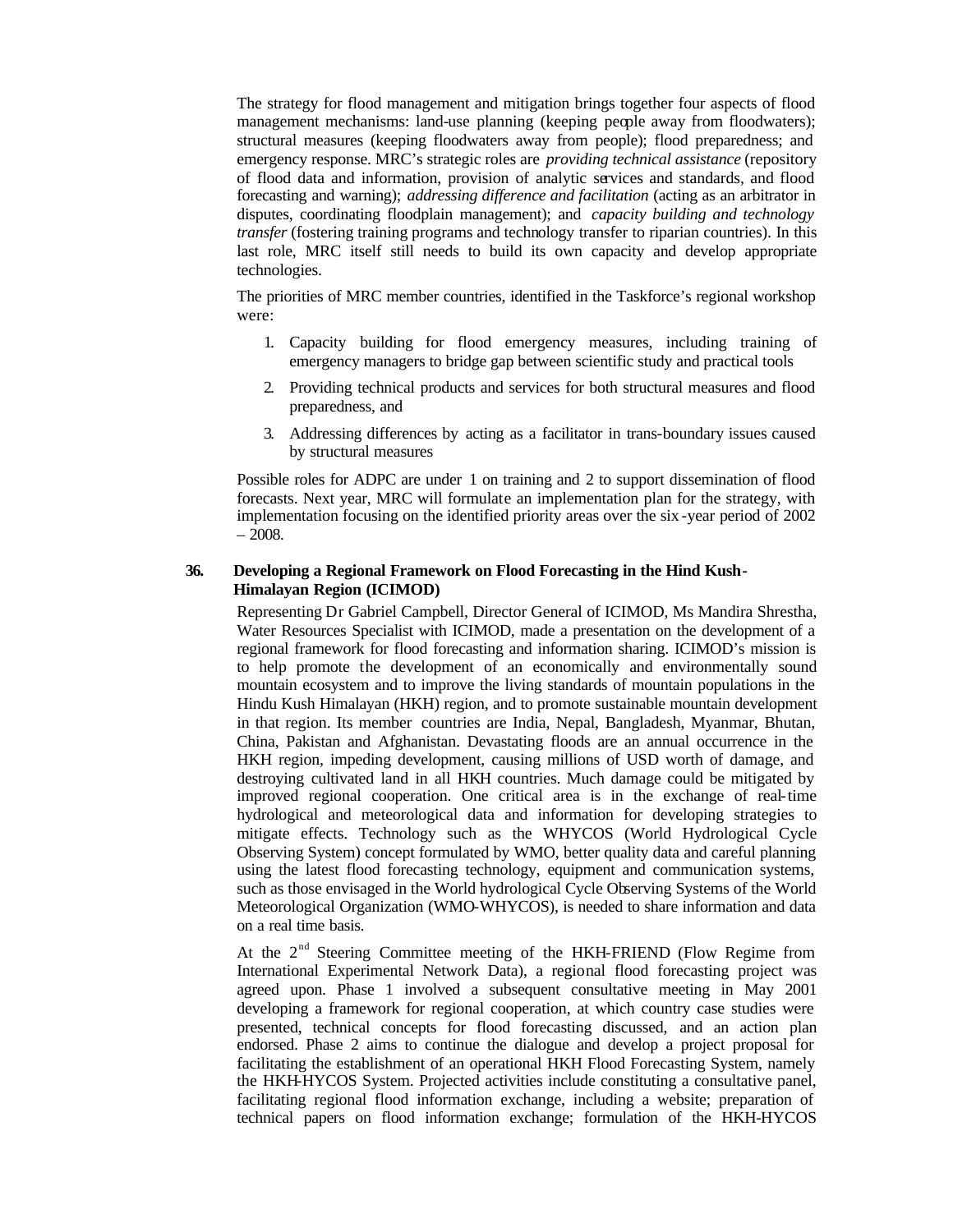The strategy for flood management and mitigation brings together four aspects of flood management mechanisms: land-use planning (keeping people away from floodwaters); structural measures (keeping floodwaters away from people); flood preparedness; and emergency response. MRC's strategic roles are *providing technical assistance* (repository of flood data and information, provision of analytic services and standards, and flood forecasting and warning); *addressing difference and facilitation* (acting as an arbitrator in disputes, coordinating floodplain management); and *capacity building and technology transfer* (fostering training programs and technology transfer to riparian countries). In this last role, MRC itself still needs to build its own capacity and develop appropriate technologies.

The priorities of MRC member countries, identified in the Taskforce's regional workshop were:

1. Capacity building for flood emergency measures, including training of emergency managers to bridge gap between scientific study and practical tools
2. Providing technical products and services for both structural measures and flood preparedness, and
3. Addressing differences by acting as a facilitator in trans-boundary issues caused by structural measures

Possible roles for ADPC are under 1 on training and 2 to support dissemination of flood forecasts. Next year, MRC will formulate an implementation plan for the strategy, with implementation focusing on the identified priority areas over the six-year period of 2002 – 2008.

**36. Developing a Regional Framework on Flood Forecasting in the Hind Kush-Himalayan Region (ICIMOD)**

Representing Dr Gabriel Campbell, Director General of ICIMOD, Ms Mandira Shrestha, Water Resources Specialist with ICIMOD, made a presentation on the development of a regional framework for flood forecasting and information sharing. ICIMOD's mission is to help promote the development of an economically and environmentally sound mountain ecosystem and to improve the living standards of mountain populations in the Hindu Kush Himalayan (HKH) region, and to promote sustainable mountain development in that region. Its member countries are India, Nepal, Bangladesh, Myanmar, Bhutan, China, Pakistan and Afghanistan. Devastating floods are an annual occurrence in the HKH region, impeding development, causing millions of USD worth of damage, and destroying cultivated land in all HKH countries. Much damage could be mitigated by improved regional cooperation. One critical area is in the exchange of real-time hydrological and meteorological data and information for developing strategies to mitigate effects. Technology such as the WHYCOS (World Hydrological Cycle Observing System) concept formulated by WMO, better quality data and careful planning using the latest flood forecasting technology, equipment and communication systems, such as those envisaged in the World hydrological Cycle Observing Systems of the World Meteorological Organization (WMO-WHYCOS), is needed to share information and data on a real time basis.

At the 2nd Steering Committee meeting of the HKH-FRIEND (Flow Regime from International Experimental Network Data), a regional flood forecasting project was agreed upon. Phase 1 involved a subsequent consultative meeting in May 2001 developing a framework for regional cooperation, at which country case studies were presented, technical concepts for flood forecasting discussed, and an action plan endorsed. Phase 2 aims to continue the dialogue and develop a project proposal for facilitating the establishment of an operational HKH Flood Forecasting System, namely the HKH-HYCOS System. Projected activities include constituting a consultative panel, facilitating regional flood information exchange, including a website; preparation of technical papers on flood information exchange; formulation of the HKH-HYCOS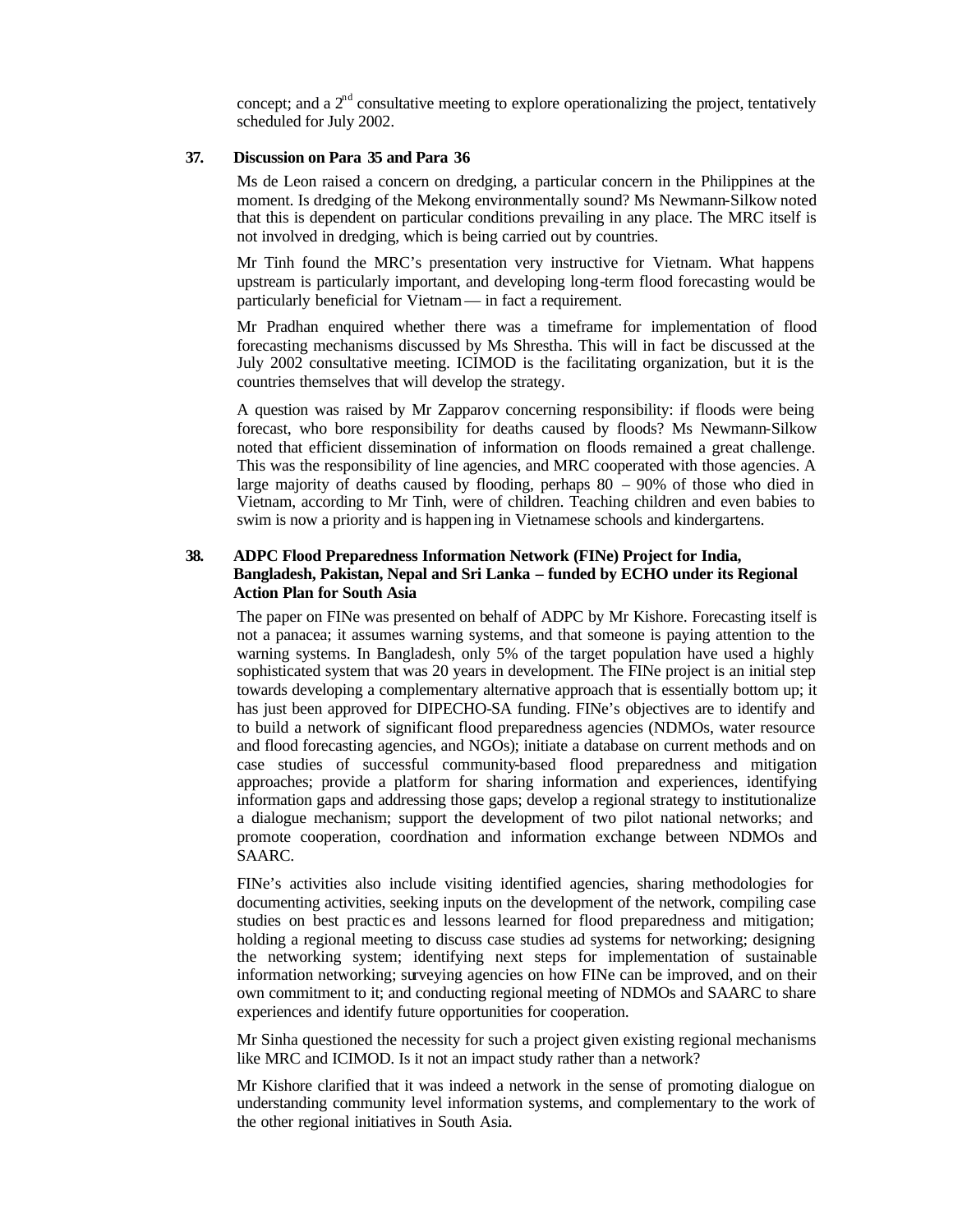concept; and a 2nd consultative meeting to explore operationalizing the project, tentatively scheduled for July 2002.

**37. Discussion on Para 35 and Para 36**

Ms de Leon raised a concern on dredging, a particular concern in the Philippines at the moment. Is dredging of the Mekong environmentally sound? Ms Newmann-Silkow noted that this is dependent on particular conditions prevailing in any place. The MRC itself is not involved in dredging, which is being carried out by countries.

Mr Tinh found the MRC's presentation very instructive for Vietnam. What happens upstream is particularly important, and developing long-term flood forecasting would be particularly beneficial for Vietnam — in fact a requirement.

Mr Pradhan enquired whether there was a timeframe for implementation of flood forecasting mechanisms discussed by Ms Shrestha. This will in fact be discussed at the July 2002 consultative meeting. ICIMOD is the facilitating organization, but it is the countries themselves that will develop the strategy.

A question was raised by Mr Zapparov concerning responsibility: if floods were being forecast, who bore responsibility for deaths caused by floods? Ms Newmann-Silkow noted that efficient dissemination of information on floods remained a great challenge. This was the responsibility of line agencies, and MRC cooperated with those agencies. A large majority of deaths caused by flooding, perhaps 80 – 90% of those who died in Vietnam, according to Mr Tinh, were of children. Teaching children and even babies to swim is now a priority and is happening in Vietnamese schools and kindergartens.

**38. ADPC Flood Preparedness Information Network (FINe) Project for India, Bangladesh, Pakistan, Nepal and Sri Lanka – funded by ECHO under its Regional Action Plan for South Asia**

The paper on FINe was presented on behalf of ADPC by Mr Kishore. Forecasting itself is not a panacea; it assumes warning systems, and that someone is paying attention to the warning systems. In Bangladesh, only 5% of the target population have used a highly sophisticated system that was 20 years in development. The FINe project is an initial step towards developing a complementary alternative approach that is essentially bottom up; it has just been approved for DIPECHO-SA funding. FINe's objectives are to identify and to build a network of significant flood preparedness agencies (NDMOs, water resource and flood forecasting agencies, and NGOs); initiate a database on current methods and on case studies of successful community-based flood preparedness and mitigation approaches; provide a platform for sharing information and experiences, identifying information gaps and addressing those gaps; develop a regional strategy to institutionalize a dialogue mechanism; support the development of two pilot national networks; and promote cooperation, coordination and information exchange between NDMOs and SAARC.

FINe's activities also include visiting identified agencies, sharing methodologies for documenting activities, seeking inputs on the development of the network, compiling case studies on best practices and lessons learned for flood preparedness and mitigation; holding a regional meeting to discuss case studies ad systems for networking; designing the networking system; identifying next steps for implementation of sustainable information networking; surveying agencies on how FINe can be improved, and on their own commitment to it; and conducting regional meeting of NDMOs and SAARC to share experiences and identify future opportunities for cooperation.

Mr Sinha questioned the necessity for such a project given existing regional mechanisms like MRC and ICIMOD. Is it not an impact study rather than a network?

Mr Kishore clarified that it was indeed a network in the sense of promoting dialogue on understanding community level information systems, and complementary to the work of the other regional initiatives in South Asia.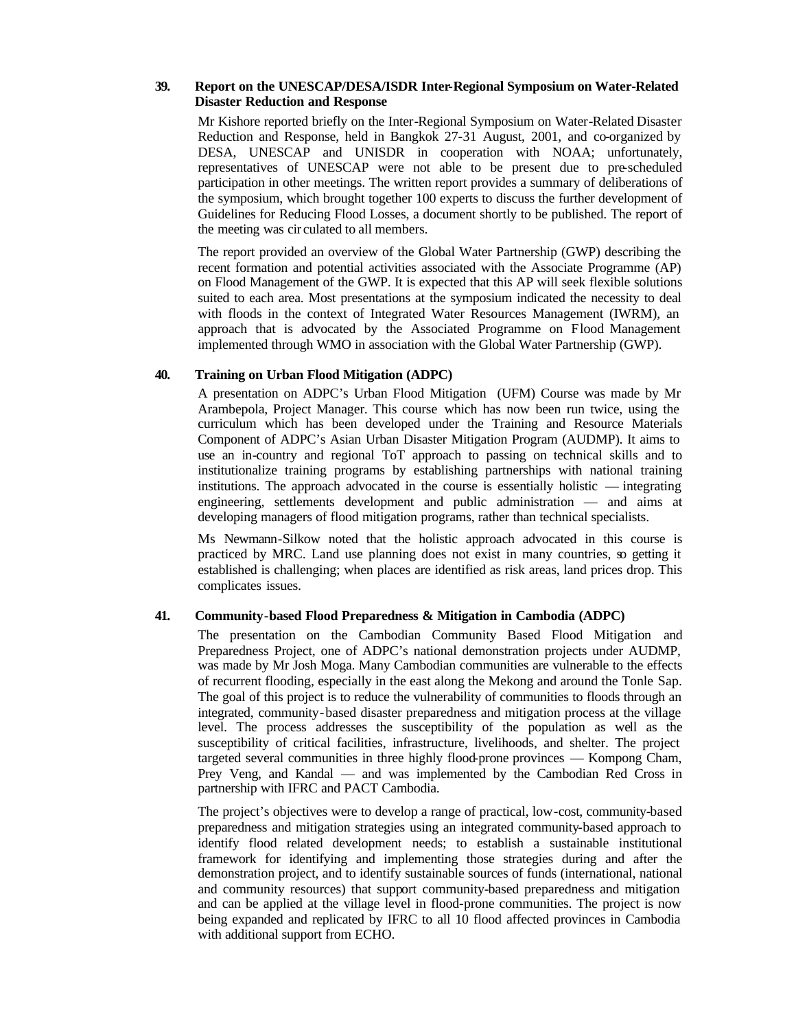**39. Report on the UNESCAP/DESA/ISDR Inter-Regional Symposium on Water-Related Disaster Reduction and Response**

Mr Kishore reported briefly on the Inter-Regional Symposium on Water-Related Disaster Reduction and Response, held in Bangkok 27-31 August, 2001, and co-organized by DESA, UNESCAP and UNISDR in cooperation with NOAA; unfortunately, representatives of UNESCAP were not able to be present due to pre-scheduled participation in other meetings. The written report provides a summary of deliberations of the symposium, which brought together 100 experts to discuss the further development of Guidelines for Reducing Flood Losses, a document shortly to be published. The report of the meeting was circulated to all members.

The report provided an overview of the Global Water Partnership (GWP) describing the recent formation and potential activities associated with the Associate Programme (AP) on Flood Management of the GWP. It is expected that this AP will seek flexible solutions suited to each area. Most presentations at the symposium indicated the necessity to deal with floods in the context of Integrated Water Resources Management (IWRM), an approach that is advocated by the Associated Programme on Flood Management implemented through WMO in association with the Global Water Partnership (GWP).

**40. Training on Urban Flood Mitigation (ADPC)**

A presentation on ADPC's Urban Flood Mitigation (UFM) Course was made by Mr Arambepola, Project Manager. This course which has now been run twice, using the curriculum which has been developed under the Training and Resource Materials Component of ADPC's Asian Urban Disaster Mitigation Program (AUDMP). It aims to use an in-country and regional ToT approach to passing on technical skills and to institutionalize training programs by establishing partnerships with national training institutions. The approach advocated in the course is essentially holistic — integrating engineering, settlements development and public administration — and aims at developing managers of flood mitigation programs, rather than technical specialists.

Ms Newmann-Silkow noted that the holistic approach advocated in this course is practiced by MRC. Land use planning does not exist in many countries, so getting it established is challenging; when places are identified as risk areas, land prices drop. This complicates issues.

**41. Community-based Flood Preparedness & Mitigation in Cambodia (ADPC)**

The presentation on the Cambodian Community Based Flood Mitigation and Preparedness Project, one of ADPC's national demonstration projects under AUDMP, was made by Mr Josh Moga. Many Cambodian communities are vulnerable to the effects of recurrent flooding, especially in the east along the Mekong and around the Tonle Sap. The goal of this project is to reduce the vulnerability of communities to floods through an integrated, community-based disaster preparedness and mitigation process at the village level. The process addresses the susceptibility of the population as well as the susceptibility of critical facilities, infrastructure, livelihoods, and shelter. The project targeted several communities in three highly flood-prone provinces — Kompong Cham, Prey Veng, and Kandal — and was implemented by the Cambodian Red Cross in partnership with IFRC and PACT Cambodia.

The project's objectives were to develop a range of practical, low-cost, community-based preparedness and mitigation strategies using an integrated community-based approach to identify flood related development needs; to establish a sustainable institutional framework for identifying and implementing those strategies during and after the demonstration project, and to identify sustainable sources of funds (international, national and community resources) that support community-based preparedness and mitigation and can be applied at the village level in flood-prone communities. The project is now being expanded and replicated by IFRC to all 10 flood affected provinces in Cambodia with additional support from ECHO.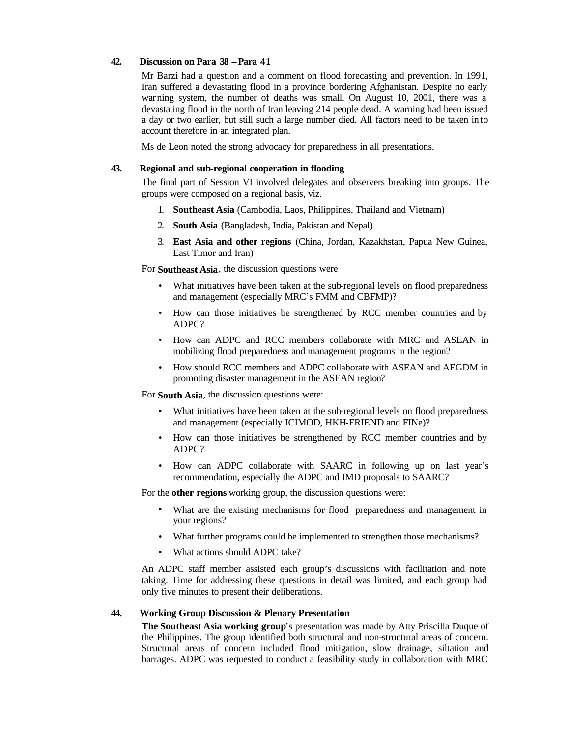**42. Discussion on Para 38 – Para 41**

Mr Barzi had a question and a comment on flood forecasting and prevention. In 1991, Iran suffered a devastating flood in a province bordering Afghanistan. Despite no early warning system, the number of deaths was small. On August 10, 2001, there was a devastating flood in the north of Iran leaving 214 people dead. A warning had been issued a day or two earlier, but still such a large number died. All factors need to be taken into account therefore in an integrated plan.

Ms de Leon noted the strong advocacy for preparedness in all presentations.

**43. Regional and sub-regional cooperation in flooding**

The final part of Session VI involved delegates and observers breaking into groups. The groups were composed on a regional basis, viz.

1. **Southeast Asia** (Cambodia, Laos, Philippines, Thailand and Vietnam)
2. **South Asia** (Bangladesh, India, Pakistan and Nepal)
3. **East Asia and other regions** (China, Jordan, Kazakhstan, Papua New Guinea, East Timor and Iran)

For **Southeast Asia**, the discussion questions were

- What initiatives have been taken at the sub-regional levels on flood preparedness and management (especially MRC's FMM and CBFMP)?
- How can those initiatives be strengthened by RCC member countries and by ADPC?
- How can ADPC and RCC members collaborate with MRC and ASEAN in mobilizing flood preparedness and management programs in the region?
- How should RCC members and ADPC collaborate with ASEAN and AEGDM in promoting disaster management in the ASEAN region?

For **South Asia**, the discussion questions were:

- What initiatives have been taken at the sub-regional levels on flood preparedness and management (especially ICIMOD, HKH-FRIEND and FINe)?
- How can those initiatives be strengthened by RCC member countries and by ADPC?
- How can ADPC collaborate with SAARC in following up on last year's recommendation, especially the ADPC and IMD proposals to SAARC?

For the **other regions** working group, the discussion questions were:

- What are the existing mechanisms for flood preparedness and management in your regions?
- What further programs could be implemented to strengthen those mechanisms?
- What actions should ADPC take?

An ADPC staff member assisted each group's discussions with facilitation and note taking. Time for addressing these questions in detail was limited, and each group had only five minutes to present their deliberations.

**44. Working Group Discussion & Plenary Presentation**

**The Southeast Asia working group**'s presentation was made by Atty Priscilla Duque of the Philippines. The group identified both structural and non-structural areas of concern. Structural areas of concern included flood mitigation, slow drainage, siltation and barrages. ADPC was requested to conduct a feasibility study in collaboration with MRC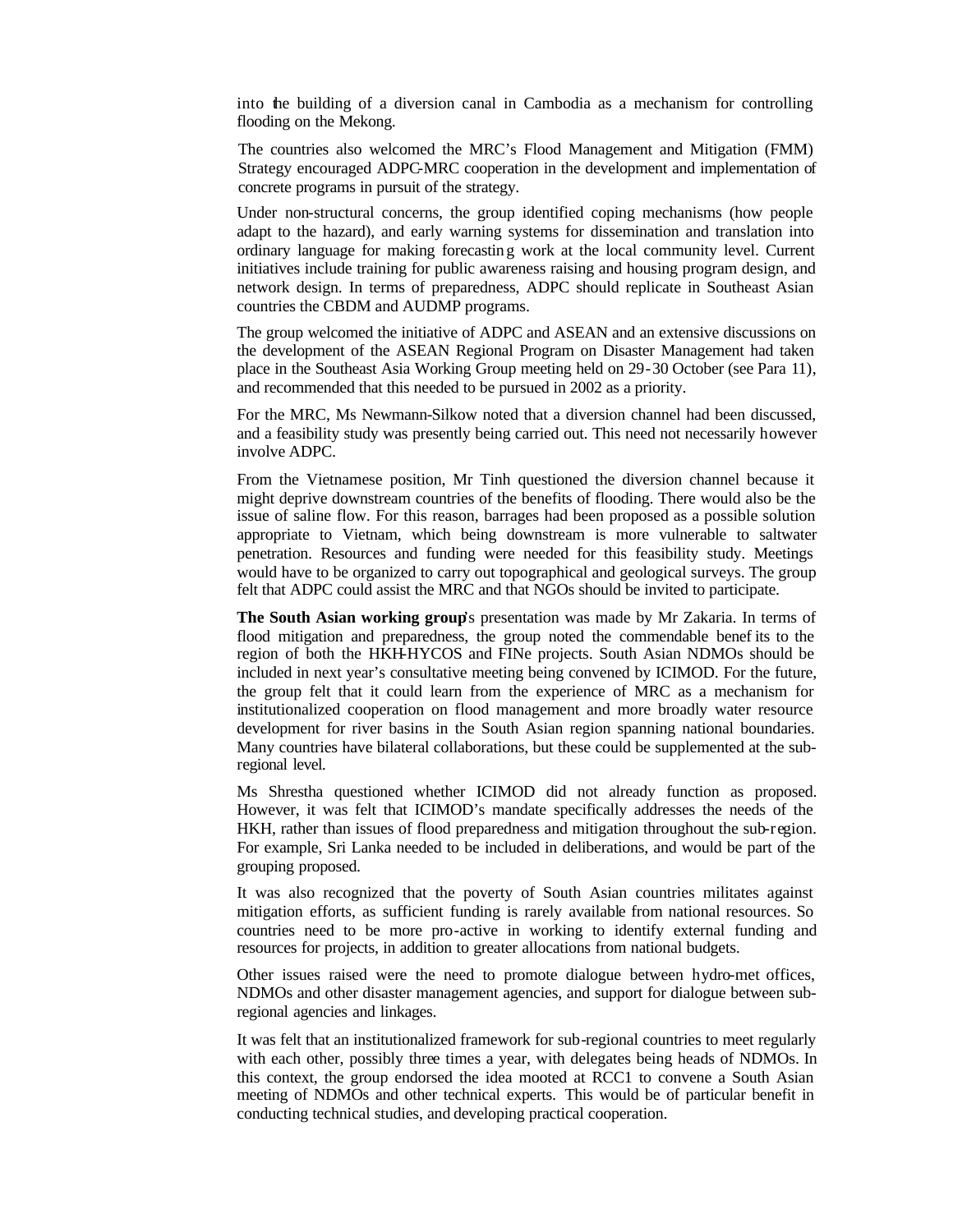into the building of a diversion canal in Cambodia as a mechanism for controlling flooding on the Mekong.

The countries also welcomed the MRC's Flood Management and Mitigation (FMM) Strategy encouraged ADPC-MRC cooperation in the development and implementation of concrete programs in pursuit of the strategy.

Under non-structural concerns, the group identified coping mechanisms (how people adapt to the hazard), and early warning systems for dissemination and translation into ordinary language for making forecasting work at the local community level. Current initiatives include training for public awareness raising and housing program design, and network design. In terms of preparedness, ADPC should replicate in Southeast Asian countries the CBDM and AUDMP programs.

The group welcomed the initiative of ADPC and ASEAN and an extensive discussions on the development of the ASEAN Regional Program on Disaster Management had taken place in the Southeast Asia Working Group meeting held on 29-30 October (see Para 11), and recommended that this needed to be pursued in 2002 as a priority.

For the MRC, Ms Newmann-Silkow noted that a diversion channel had been discussed, and a feasibility study was presently being carried out. This need not necessarily however involve ADPC.

From the Vietnamese position, Mr Tinh questioned the diversion channel because it might deprive downstream countries of the benefits of flooding. There would also be the issue of saline flow. For this reason, barrages had been proposed as a possible solution appropriate to Vietnam, which being downstream is more vulnerable to saltwater penetration. Resources and funding were needed for this feasibility study. Meetings would have to be organized to carry out topographical and geological surveys. The group felt that ADPC could assist the MRC and that NGOs should be invited to participate.

**The South Asian working group**'s presentation was made by Mr Zakaria. In terms of flood mitigation and preparedness, the group noted the commendable benefits to the region of both the HKH-HYCOS and FINe projects. South Asian NDMOs should be included in next year's consultative meeting being convened by ICIMOD. For the future, the group felt that it could learn from the experience of MRC as a mechanism for institutionalized cooperation on flood management and more broadly water resource development for river basins in the South Asian region spanning national boundaries. Many countries have bilateral collaborations, but these could be supplemented at the sub-regional level.

Ms Shrestha questioned whether ICIMOD did not already function as proposed. However, it was felt that ICIMOD's mandate specifically addresses the needs of the HKH, rather than issues of flood preparedness and mitigation throughout the sub-region. For example, Sri Lanka needed to be included in deliberations, and would be part of the grouping proposed.

It was also recognized that the poverty of South Asian countries militates against mitigation efforts, as sufficient funding is rarely available from national resources. So countries need to be more pro-active in working to identify external funding and resources for projects, in addition to greater allocations from national budgets.

Other issues raised were the need to promote dialogue between hydro-met offices, NDMOs and other disaster management agencies, and support for dialogue between sub-regional agencies and linkages.

It was felt that an institutionalized framework for sub-regional countries to meet regularly with each other, possibly three times a year, with delegates being heads of NDMOs. In this context, the group endorsed the idea mooted at RCC1 to convene a South Asian meeting of NDMOs and other technical experts. This would be of particular benefit in conducting technical studies, and developing practical cooperation.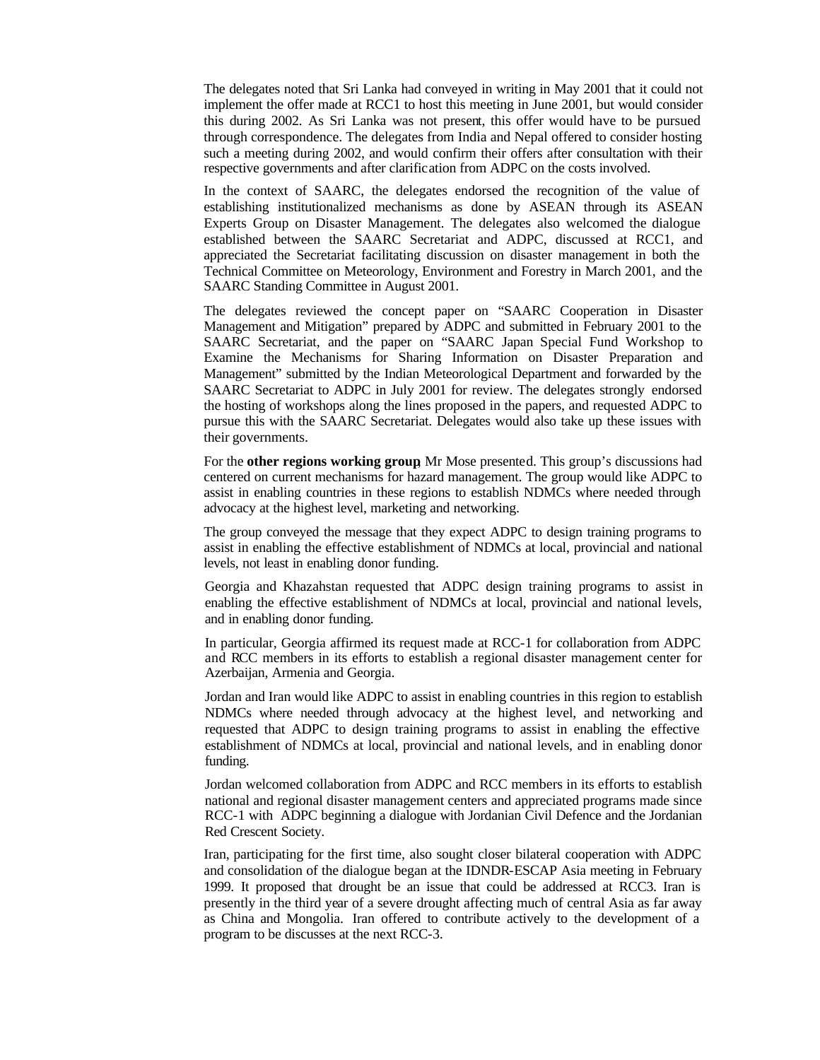The delegates noted that Sri Lanka had conveyed in writing in May 2001 that it could not implement the offer made at RCC1 to host this meeting in June 2001, but would consider this during 2002. As Sri Lanka was not present, this offer would have to be pursued through correspondence. The delegates from India and Nepal offered to consider hosting such a meeting during 2002, and would confirm their offers after consultation with their respective governments and after clarification from ADPC on the costs involved.

In the context of SAARC, the delegates endorsed the recognition of the value of establishing institutionalized mechanisms as done by ASEAN through its ASEAN Experts Group on Disaster Management. The delegates also welcomed the dialogue established between the SAARC Secretariat and ADPC, discussed at RCC1, and appreciated the Secretariat facilitating discussion on disaster management in both the Technical Committee on Meteorology, Environment and Forestry in March 2001, and the SAARC Standing Committee in August 2001.

The delegates reviewed the concept paper on "SAARC Cooperation in Disaster Management and Mitigation" prepared by ADPC and submitted in February 2001 to the SAARC Secretariat, and the paper on "SAARC Japan Special Fund Workshop to Examine the Mechanisms for Sharing Information on Disaster Preparation and Management" submitted by the Indian Meteorological Department and forwarded by the SAARC Secretariat to ADPC in July 2001 for review. The delegates strongly endorsed the hosting of workshops along the lines proposed in the papers, and requested ADPC to pursue this with the SAARC Secretariat. Delegates would also take up these issues with their governments.

For the **other regions working group**, Mr Mose presented. This group's discussions had centered on current mechanisms for hazard management. The group would like ADPC to assist in enabling countries in these regions to establish NDMCs where needed through advocacy at the highest level, marketing and networking.

The group conveyed the message that they expect ADPC to design training programs to assist in enabling the effective establishment of NDMCs at local, provincial and national levels, not least in enabling donor funding.

Georgia and Khazahstan requested that ADPC design training programs to assist in enabling the effective establishment of NDMCs at local, provincial and national levels, and in enabling donor funding.

In particular, Georgia affirmed its request made at RCC-1 for collaboration from ADPC and RCC members in its efforts to establish a regional disaster management center for Azerbaijan, Armenia and Georgia.

Jordan and Iran would like ADPC to assist in enabling countries in this region to establish NDMCs where needed through advocacy at the highest level, and networking and requested that ADPC to design training programs to assist in enabling the effective establishment of NDMCs at local, provincial and national levels, and in enabling donor funding.

Jordan welcomed collaboration from ADPC and RCC members in its efforts to establish national and regional disaster management centers and appreciated programs made since RCC-1 with ADPC beginning a dialogue with Jordanian Civil Defence and the Jordanian Red Crescent Society.

Iran, participating for the first time, also sought closer bilateral cooperation with ADPC and consolidation of the dialogue began at the IDNDR-ESCAP Asia meeting in February 1999. It proposed that drought be an issue that could be addressed at RCC3. Iran is presently in the third year of a severe drought affecting much of central Asia as far away as China and Mongolia. Iran offered to contribute actively to the development of a program to be discusses at the next RCC-3.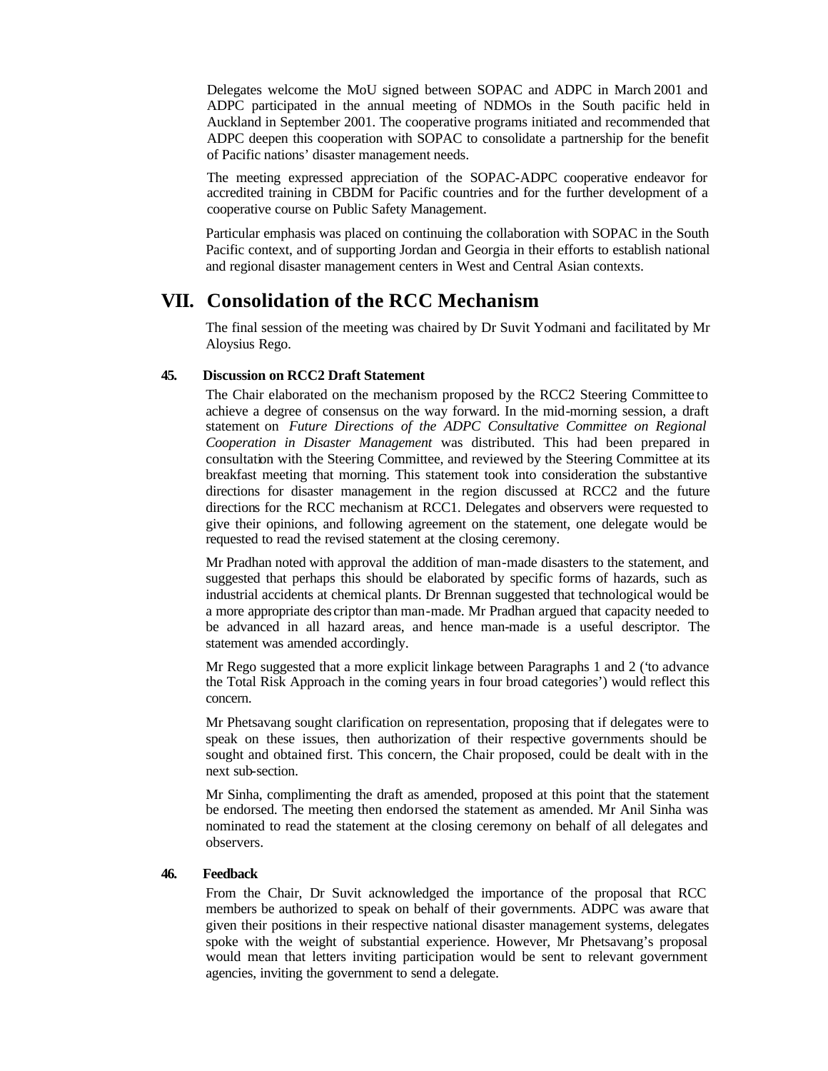Delegates welcome the MoU signed between SOPAC and ADPC in March 2001 and ADPC participated in the annual meeting of NDMOs in the South pacific held in Auckland in September 2001. The cooperative programs initiated and recommended that ADPC deepen this cooperation with SOPAC to consolidate a partnership for the benefit of Pacific nations' disaster management needs.

The meeting expressed appreciation of the SOPAC-ADPC cooperative endeavor for accredited training in CBDM for Pacific countries and for the further development of a cooperative course on Public Safety Management.

Particular emphasis was placed on continuing the collaboration with SOPAC in the South Pacific context, and of supporting Jordan and Georgia in their efforts to establish national and regional disaster management centers in West and Central Asian contexts.

# VII. Consolidation of the RCC Mechanism

The final session of the meeting was chaired by Dr Suvit Yodmani and facilitated by Mr Aloysius Rego.

### 45. Discussion on RCC2 Draft Statement

The Chair elaborated on the mechanism proposed by the RCC2 Steering Committee to achieve a degree of consensus on the way forward. In the mid-morning session, a draft statement on *Future Directions of the ADPC Consultative Committee on Regional Cooperation in Disaster Management* was distributed. This had been prepared in consultation with the Steering Committee, and reviewed by the Steering Committee at its breakfast meeting that morning. This statement took into consideration the substantive directions for disaster management in the region discussed at RCC2 and the future directions for the RCC mechanism at RCC1. Delegates and observers were requested to give their opinions, and following agreement on the statement, one delegate would be requested to read the revised statement at the closing ceremony.

Mr Pradhan noted with approval the addition of man-made disasters to the statement, and suggested that perhaps this should be elaborated by specific forms of hazards, such as industrial accidents at chemical plants. Dr Brennan suggested that technological would be a more appropriate descriptor than man-made. Mr Pradhan argued that capacity needed to be advanced in all hazard areas, and hence man-made is a useful descriptor. The statement was amended accordingly.

Mr Rego suggested that a more explicit linkage between Paragraphs 1 and 2 ('to advance the Total Risk Approach in the coming years in four broad categories') would reflect this concern.

Mr Phetsavang sought clarification on representation, proposing that if delegates were to speak on these issues, then authorization of their respective governments should be sought and obtained first. This concern, the Chair proposed, could be dealt with in the next sub-section.

Mr Sinha, complimenting the draft as amended, proposed at this point that the statement be endorsed. The meeting then endorsed the statement as amended. Mr Anil Sinha was nominated to read the statement at the closing ceremony on behalf of all delegates and observers.

### 46. Feedback

From the Chair, Dr Suvit acknowledged the importance of the proposal that RCC members be authorized to speak on behalf of their governments. ADPC was aware that given their positions in their respective national disaster management systems, delegates spoke with the weight of substantial experience. However, Mr Phetsavang's proposal would mean that letters inviting participation would be sent to relevant government agencies, inviting the government to send a delegate.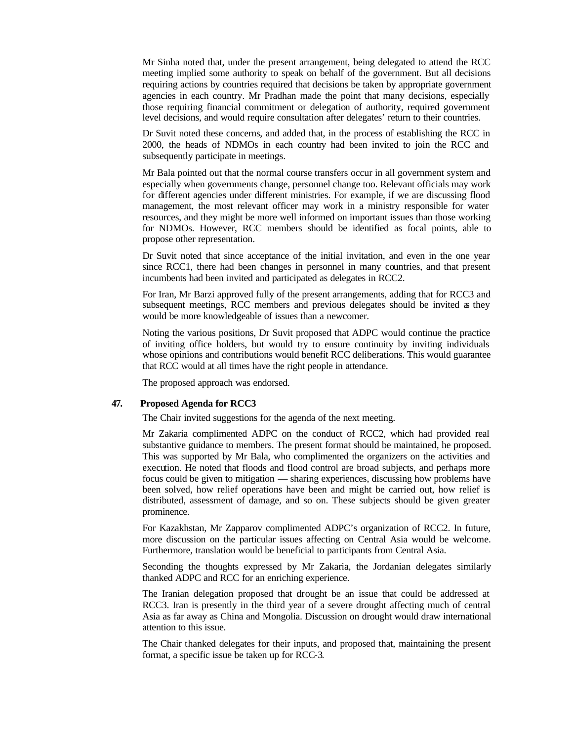Mr Sinha noted that, under the present arrangement, being delegated to attend the RCC meeting implied some authority to speak on behalf of the government. But all decisions requiring actions by countries required that decisions be taken by appropriate government agencies in each country. Mr Pradhan made the point that many decisions, especially those requiring financial commitment or delegation of authority, required government level decisions, and would require consultation after delegates' return to their countries.

Dr Suvit noted these concerns, and added that, in the process of establishing the RCC in 2000, the heads of NDMOs in each country had been invited to join the RCC and subsequently participate in meetings.

Mr Bala pointed out that the normal course transfers occur in all government system and especially when governments change, personnel change too. Relevant officials may work for different agencies under different ministries. For example, if we are discussing flood management, the most relevant officer may work in a ministry responsible for water resources, and they might be more well informed on important issues than those working for NDMOs. However, RCC members should be identified as focal points, able to propose other representation.

Dr Suvit noted that since acceptance of the initial invitation, and even in the one year since RCC1, there had been changes in personnel in many countries, and that present incumbents had been invited and participated as delegates in RCC2.

For Iran, Mr Barzi approved fully of the present arrangements, adding that for RCC3 and subsequent meetings, RCC members and previous delegates should be invited as they would be more knowledgeable of issues than a newcomer.

Noting the various positions, Dr Suvit proposed that ADPC would continue the practice of inviting office holders, but would try to ensure continuity by inviting individuals whose opinions and contributions would benefit RCC deliberations. This would guarantee that RCC would at all times have the right people in attendance.

The proposed approach was endorsed.

**47. Proposed Agenda for RCC3**

The Chair invited suggestions for the agenda of the next meeting.

Mr Zakaria complimented ADPC on the conduct of RCC2, which had provided real substantive guidance to members. The present format should be maintained, he proposed. This was supported by Mr Bala, who complimented the organizers on the activities and execution. He noted that floods and flood control are broad subjects, and perhaps more focus could be given to mitigation — sharing experiences, discussing how problems have been solved, how relief operations have been and might be carried out, how relief is distributed, assessment of damage, and so on. These subjects should be given greater prominence.

For Kazakhstan, Mr Zapparov complimented ADPC's organization of RCC2. In future, more discussion on the particular issues affecting on Central Asia would be welcome. Furthermore, translation would be beneficial to participants from Central Asia.

Seconding the thoughts expressed by Mr Zakaria, the Jordanian delegates similarly thanked ADPC and RCC for an enriching experience.

The Iranian delegation proposed that drought be an issue that could be addressed at RCC3. Iran is presently in the third year of a severe drought affecting much of central Asia as far away as China and Mongolia. Discussion on drought would draw international attention to this issue.

The Chair thanked delegates for their inputs, and proposed that, maintaining the present format, a specific issue be taken up for RCC-3.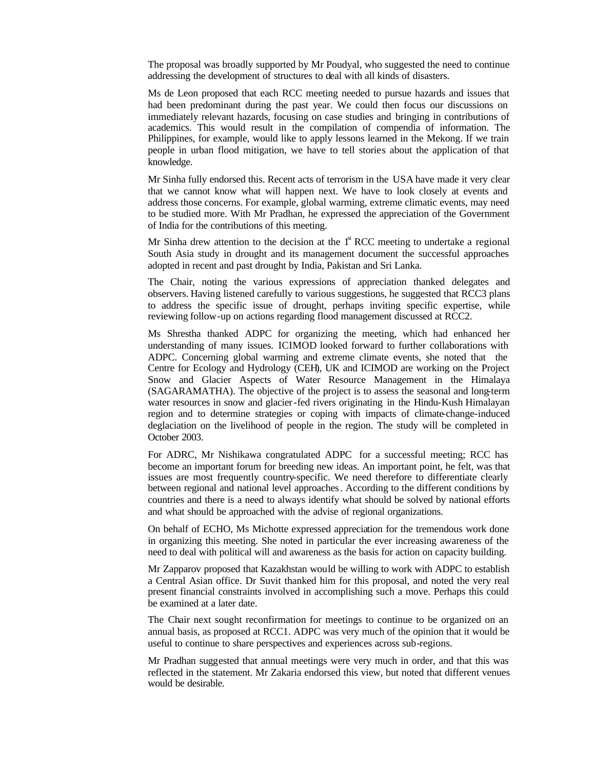The proposal was broadly supported by Mr Poudyal, who suggested the need to continue addressing the development of structures to deal with all kinds of disasters.

Ms de Leon proposed that each RCC meeting needed to pursue hazards and issues that had been predominant during the past year. We could then focus our discussions on immediately relevant hazards, focusing on case studies and bringing in contributions of academics. This would result in the compilation of compendia of information. The Philippines, for example, would like to apply lessons learned in the Mekong. If we train people in urban flood mitigation, we have to tell stories about the application of that knowledge.

Mr Sinha fully endorsed this. Recent acts of terrorism in the USA have made it very clear that we cannot know what will happen next. We have to look closely at events and address those concerns. For example, global warming, extreme climatic events, may need to be studied more. With Mr Pradhan, he expressed the appreciation of the Government of India for the contributions of this meeting.

Mr Sinha drew attention to the decision at the 1st RCC meeting to undertake a regional South Asia study in drought and its management document the successful approaches adopted in recent and past drought by India, Pakistan and Sri Lanka.

The Chair, noting the various expressions of appreciation thanked delegates and observers. Having listened carefully to various suggestions, he suggested that RCC3 plans to address the specific issue of drought, perhaps inviting specific expertise, while reviewing follow-up on actions regarding flood management discussed at RCC2.

Ms Shrestha thanked ADPC for organizing the meeting, which had enhanced her understanding of many issues. ICIMOD looked forward to further collaborations with ADPC. Concerning global warming and extreme climate events, she noted that the Centre for Ecology and Hydrology (CEH), UK and ICIMOD are working on the Project Snow and Glacier Aspects of Water Resource Management in the Himalaya (SAGARAMATHA). The objective of the project is to assess the seasonal and long-term water resources in snow and glacier-fed rivers originating in the Hindu-Kush Himalayan region and to determine strategies or coping with impacts of climate-change-induced deglaciation on the livelihood of people in the region. The study will be completed in October 2003.

For ADRC, Mr Nishikawa congratulated ADPC for a successful meeting; RCC has become an important forum for breeding new ideas. An important point, he felt, was that issues are most frequently country-specific. We need therefore to differentiate clearly between regional and national level approaches. According to the different conditions by countries and there is a need to always identify what should be solved by national efforts and what should be approached with the advise of regional organizations.

On behalf of ECHO, Ms Michotte expressed appreciation for the tremendous work done in organizing this meeting. She noted in particular the ever increasing awareness of the need to deal with political will and awareness as the basis for action on capacity building.

Mr Zapparov proposed that Kazakhstan would be willing to work with ADPC to establish a Central Asian office. Dr Suvit thanked him for this proposal, and noted the very real present financial constraints involved in accomplishing such a move. Perhaps this could be examined at a later date.

The Chair next sought reconfirmation for meetings to continue to be organized on an annual basis, as proposed at RCC1. ADPC was very much of the opinion that it would be useful to continue to share perspectives and experiences across sub-regions.

Mr Pradhan suggested that annual meetings were very much in order, and that this was reflected in the statement. Mr Zakaria endorsed this view, but noted that different venues would be desirable.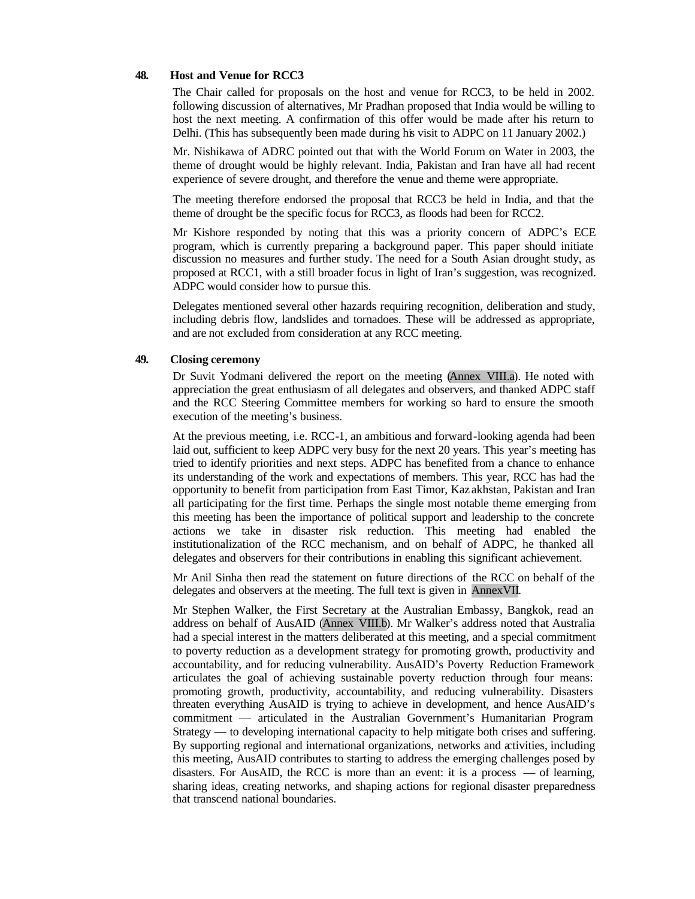**48. Host and Venue for RCC3**

The Chair called for proposals on the host and venue for RCC3, to be held in 2002. following discussion of alternatives, Mr Pradhan proposed that India would be willing to host the next meeting. A confirmation of this offer would be made after his return to Delhi. (This has subsequently been made during his visit to ADPC on 11 January 2002.)

Mr. Nishikawa of ADRC pointed out that with the World Forum on Water in 2003, the theme of drought would be highly relevant. India, Pakistan and Iran have all had recent experience of severe drought, and therefore the venue and theme were appropriate.

The meeting therefore endorsed the proposal that RCC3 be held in India, and that the theme of drought be the specific focus for RCC3, as floods had been for RCC2.

Mr Kishore responded by noting that this was a priority concern of ADPC's ECE program, which is currently preparing a background paper. This paper should initiate discussion no measures and further study. The need for a South Asian drought study, as proposed at RCC1, with a still broader focus in light of Iran's suggestion, was recognized. ADPC would consider how to pursue this.

Delegates mentioned several other hazards requiring recognition, deliberation and study, including debris flow, landslides and tornadoes. These will be addressed as appropriate, and are not excluded from consideration at any RCC meeting.

**49. Closing ceremony**

Dr Suvit Yodmani delivered the report on the meeting (Annex VIII.a). He noted with appreciation the great enthusiasm of all delegates and observers, and thanked ADPC staff and the RCC Steering Committee members for working so hard to ensure the smooth execution of the meeting's business.

At the previous meeting, i.e. RCC-1, an ambitious and forward-looking agenda had been laid out, sufficient to keep ADPC very busy for the next 20 years. This year's meeting has tried to identify priorities and next steps. ADPC has benefited from a chance to enhance its understanding of the work and expectations of members. This year, RCC has had the opportunity to benefit from participation from East Timor, Kazakhstan, Pakistan and Iran all participating for the first time. Perhaps the single most notable theme emerging from this meeting has been the importance of political support and leadership to the concrete actions we take in disaster risk reduction. This meeting had enabled the institutionalization of the RCC mechanism, and on behalf of ADPC, he thanked all delegates and observers for their contributions in enabling this significant achievement.

Mr Anil Sinha then read the statement on future directions of the RCC on behalf of the delegates and observers at the meeting. The full text is given in AnnexVII.

Mr Stephen Walker, the First Secretary at the Australian Embassy, Bangkok, read an address on behalf of AusAID (Annex VIII.b). Mr Walker's address noted that Australia had a special interest in the matters deliberated at this meeting, and a special commitment to poverty reduction as a development strategy for promoting growth, productivity and accountability, and for reducing vulnerability. AusAID's Poverty Reduction Framework articulates the goal of achieving sustainable poverty reduction through four means: promoting growth, productivity, accountability, and reducing vulnerability. Disasters threaten everything AusAID is trying to achieve in development, and hence AusAID's commitment — articulated in the Australian Government's Humanitarian Program Strategy — to developing international capacity to help mitigate both crises and suffering. By supporting regional and international organizations, networks and activities, including this meeting, AusAID contributes to starting to address the emerging challenges posed by disasters. For AusAID, the RCC is more than an event: it is a process — of learning, sharing ideas, creating networks, and shaping actions for regional disaster preparedness that transcend national boundaries.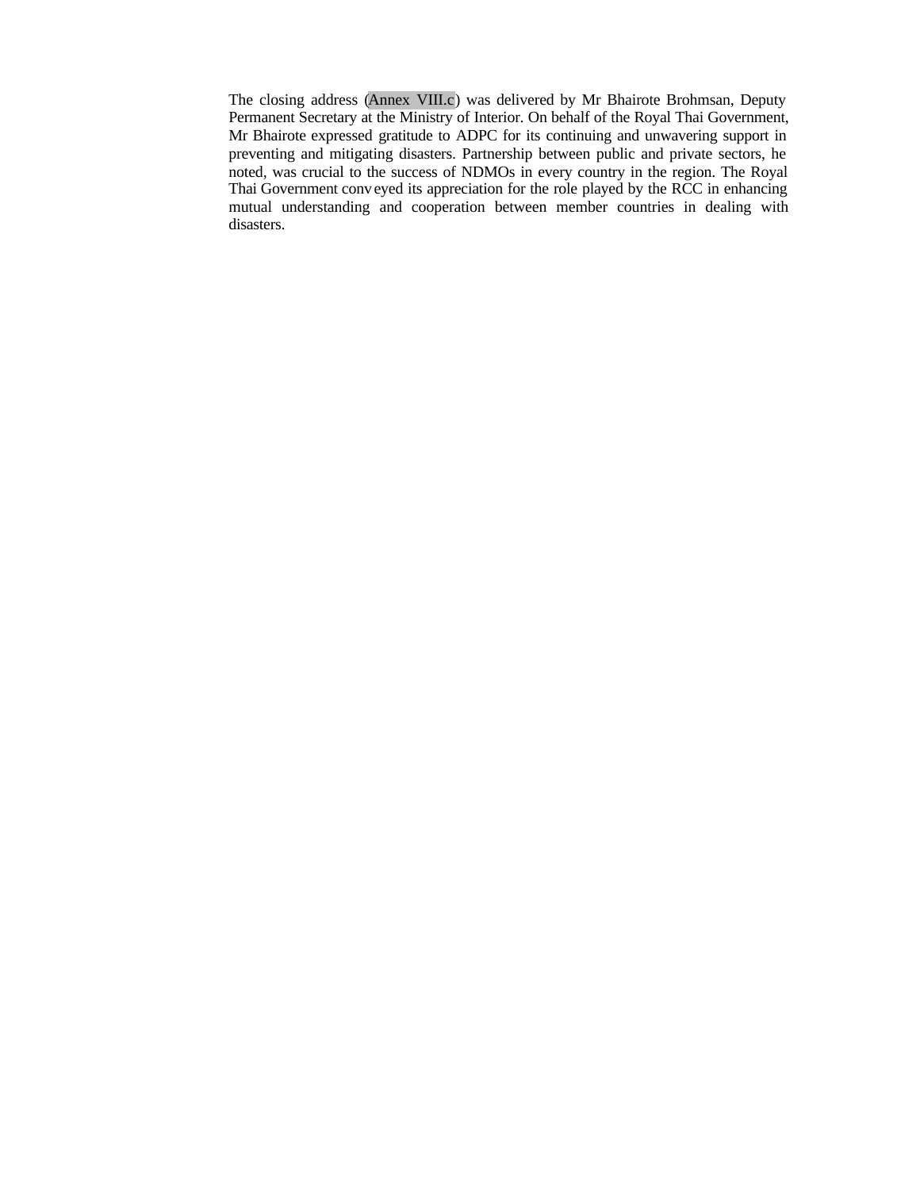The closing address (Annex VIII.c) was delivered by Mr Bhairote Brohmsan, Deputy Permanent Secretary at the Ministry of Interior. On behalf of the Royal Thai Government, Mr Bhairote expressed gratitude to ADPC for its continuing and unwavering support in preventing and mitigating disasters. Partnership between public and private sectors, he noted, was crucial to the success of NDMOs in every country in the region. The Royal Thai Government conveyed its appreciation for the role played by the RCC in enhancing mutual understanding and cooperation between member countries in dealing with disasters.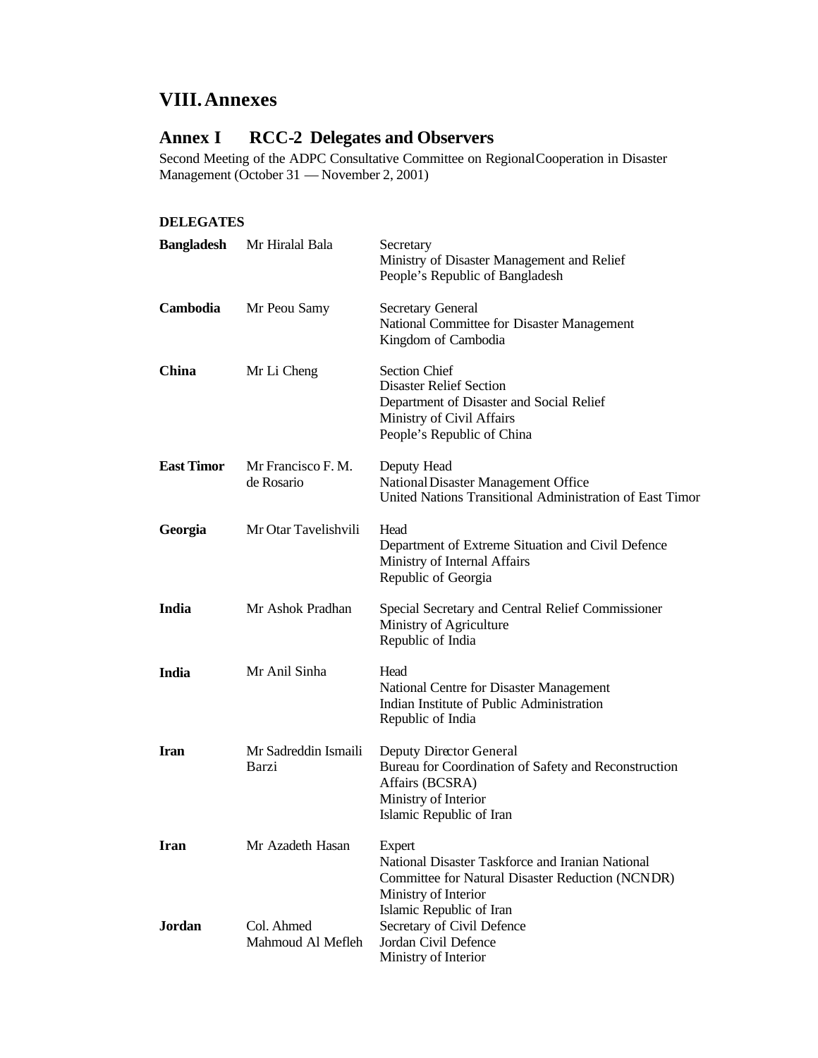# VIII. Annexes

## Annex I RCC-2 Delegates and Observers

Second Meeting of the ADPC Consultative Committee on Regional Cooperation in Disaster Management (October 31 — November 2, 2001)

**DELEGATES**

| | | |
|---|---|---|
| **Bangladesh** | Mr Hiralal Bala | Secretary<br>Ministry of Disaster Management and Relief<br>People's Republic of Bangladesh |
| **Cambodia** | Mr Peou Samy | Secretary General<br>National Committee for Disaster Management<br>Kingdom of Cambodia |
| **China** | Mr Li Cheng | Section Chief<br>Disaster Relief Section<br>Department of Disaster and Social Relief<br>Ministry of Civil Affairs<br>People's Republic of China |
| **East Timor** | Mr Francisco F. M. de Rosario | Deputy Head<br>National Disaster Management Office<br>United Nations Transitional Administration of East Timor |
| **Georgia** | Mr Otar Tavelishvili | Head<br>Department of Extreme Situation and Civil Defence<br>Ministry of Internal Affairs<br>Republic of Georgia |
| **India** | Mr Ashok Pradhan | Special Secretary and Central Relief Commissioner<br>Ministry of Agriculture<br>Republic of India |
| **India** | Mr Anil Sinha | Head<br>National Centre for Disaster Management<br>Indian Institute of Public Administration<br>Republic of India |
| **Iran** | Mr Sadreddin Ismaili Barzi | Deputy Director General<br>Bureau for Coordination of Safety and Reconstruction Affairs (BCSRA)<br>Ministry of Interior<br>Islamic Republic of Iran |
| **Iran** | Mr Azadeth Hasan | Expert<br>National Disaster Taskforce and Iranian National Committee for Natural Disaster Reduction (NCNDR)<br>Ministry of Interior<br>Islamic Republic of Iran |
| **Jordan** | Col. Ahmed Mahmoud Al Mefleh | Secretary of Civil Defence<br>Jordan Civil Defence<br>Ministry of Interior |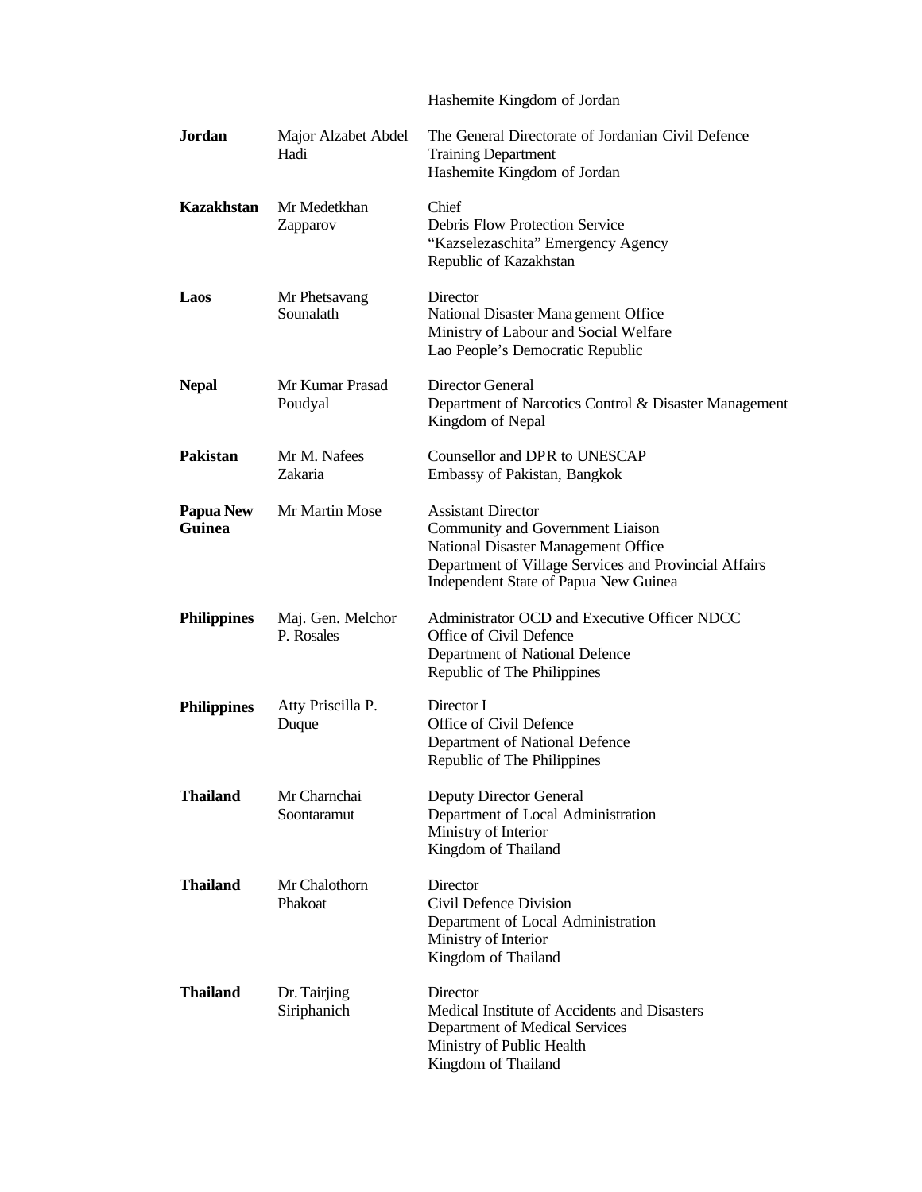| | | |
|---|---|---|
| | | Hashemite Kingdom of Jordan |
| **Jordan** | Major Alzabet Abdel Hadi | The General Directorate of Jordanian Civil Defence<br>Training Department<br>Hashemite Kingdom of Jordan |
| **Kazakhstan** | Mr Medetkhan Zapparov | Chief<br>Debris Flow Protection Service<br>"Kazselezaschita" Emergency Agency<br>Republic of Kazakhstan |
| **Laos** | Mr Phetsavang Sounalath | Director<br>National Disaster Management Office<br>Ministry of Labour and Social Welfare<br>Lao People's Democratic Republic |
| **Nepal** | Mr Kumar Prasad Poudyal | Director General<br>Department of Narcotics Control & Disaster Management<br>Kingdom of Nepal |
| **Pakistan** | Mr M. Nafees Zakaria | Counsellor and DPR to UNESCAP<br>Embassy of Pakistan, Bangkok |
| **Papua New Guinea** | Mr Martin Mose | Assistant Director<br>Community and Government Liaison<br>National Disaster Management Office<br>Department of Village Services and Provincial Affairs<br>Independent State of Papua New Guinea |
| **Philippines** | Maj. Gen. Melchor P. Rosales | Administrator OCD and Executive Officer NDCC<br>Office of Civil Defence<br>Department of National Defence<br>Republic of The Philippines |
| **Philippines** | Atty Priscilla P. Duque | Director I<br>Office of Civil Defence<br>Department of National Defence<br>Republic of The Philippines |
| **Thailand** | Mr Charnchai Soontaramut | Deputy Director General<br>Department of Local Administration<br>Ministry of Interior<br>Kingdom of Thailand |
| **Thailand** | Mr Chalothorn Phakoat | Director<br>Civil Defence Division<br>Department of Local Administration<br>Ministry of Interior<br>Kingdom of Thailand |
| **Thailand** | Dr. Tairjing Siriphanich | Director<br>Medical Institute of Accidents and Disasters<br>Department of Medical Services<br>Ministry of Public Health<br>Kingdom of Thailand |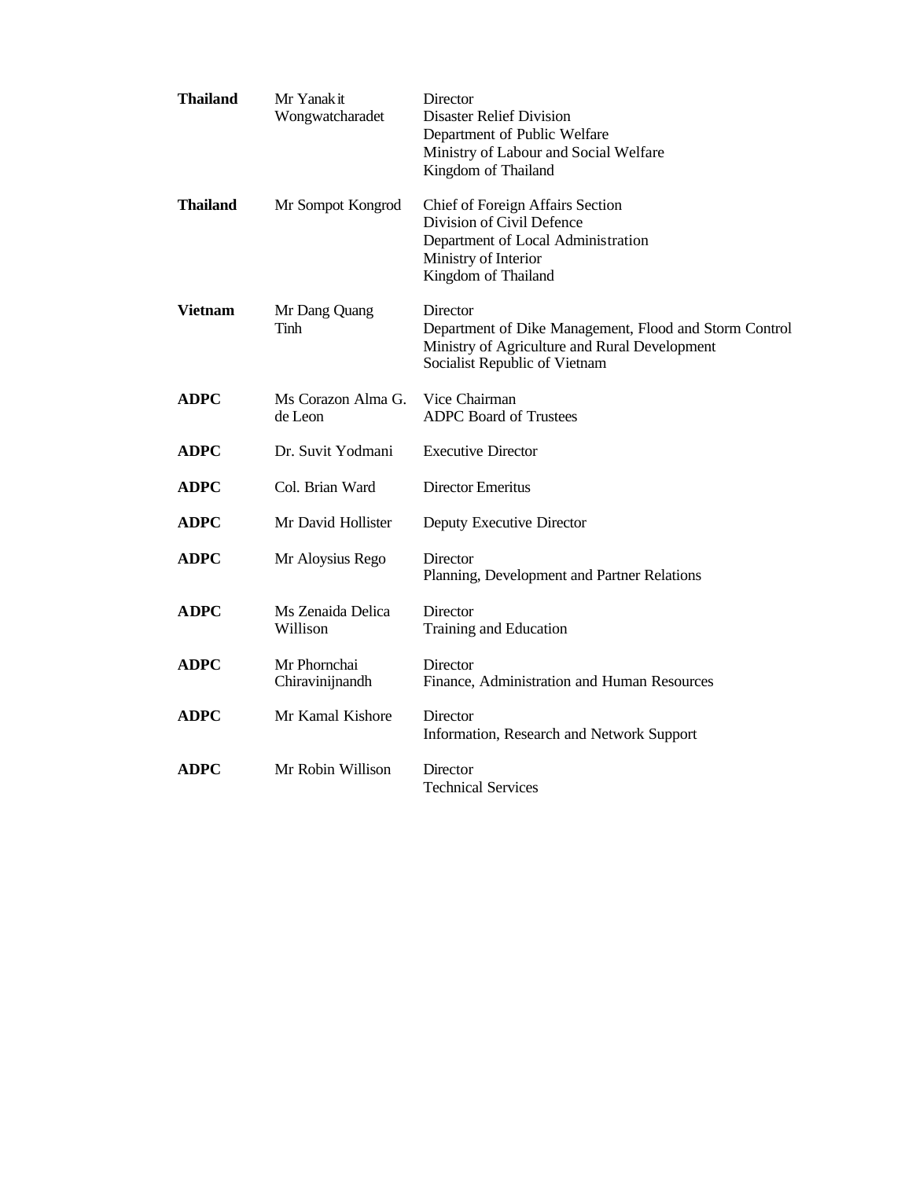| | | |
|---|---|---|
| **Thailand** | Mr Yanakit Wongwatcharadet | Director<br>Disaster Relief Division<br>Department of Public Welfare<br>Ministry of Labour and Social Welfare<br>Kingdom of Thailand |
| **Thailand** | Mr Sompot Kongrod | Chief of Foreign Affairs Section<br>Division of Civil Defence<br>Department of Local Administration<br>Ministry of Interior<br>Kingdom of Thailand |
| **Vietnam** | Mr Dang Quang Tinh | Director<br>Department of Dike Management, Flood and Storm Control<br>Ministry of Agriculture and Rural Development<br>Socialist Republic of Vietnam |
| **ADPC** | Ms Corazon Alma G. de Leon | Vice Chairman<br>ADPC Board of Trustees |
| **ADPC** | Dr. Suvit Yodmani | Executive Director |
| **ADPC** | Col. Brian Ward | Director Emeritus |
| **ADPC** | Mr David Hollister | Deputy Executive Director |
| **ADPC** | Mr Aloysius Rego | Director<br>Planning, Development and Partner Relations |
| **ADPC** | Ms Zenaida Delica Willison | Director<br>Training and Education |
| **ADPC** | Mr Phornchai Chiravinijnandh | Director<br>Finance, Administration and Human Resources |
| **ADPC** | Mr Kamal Kishore | Director<br>Information, Research and Network Support |
| **ADPC** | Mr Robin Willison | Director<br>Technical Services |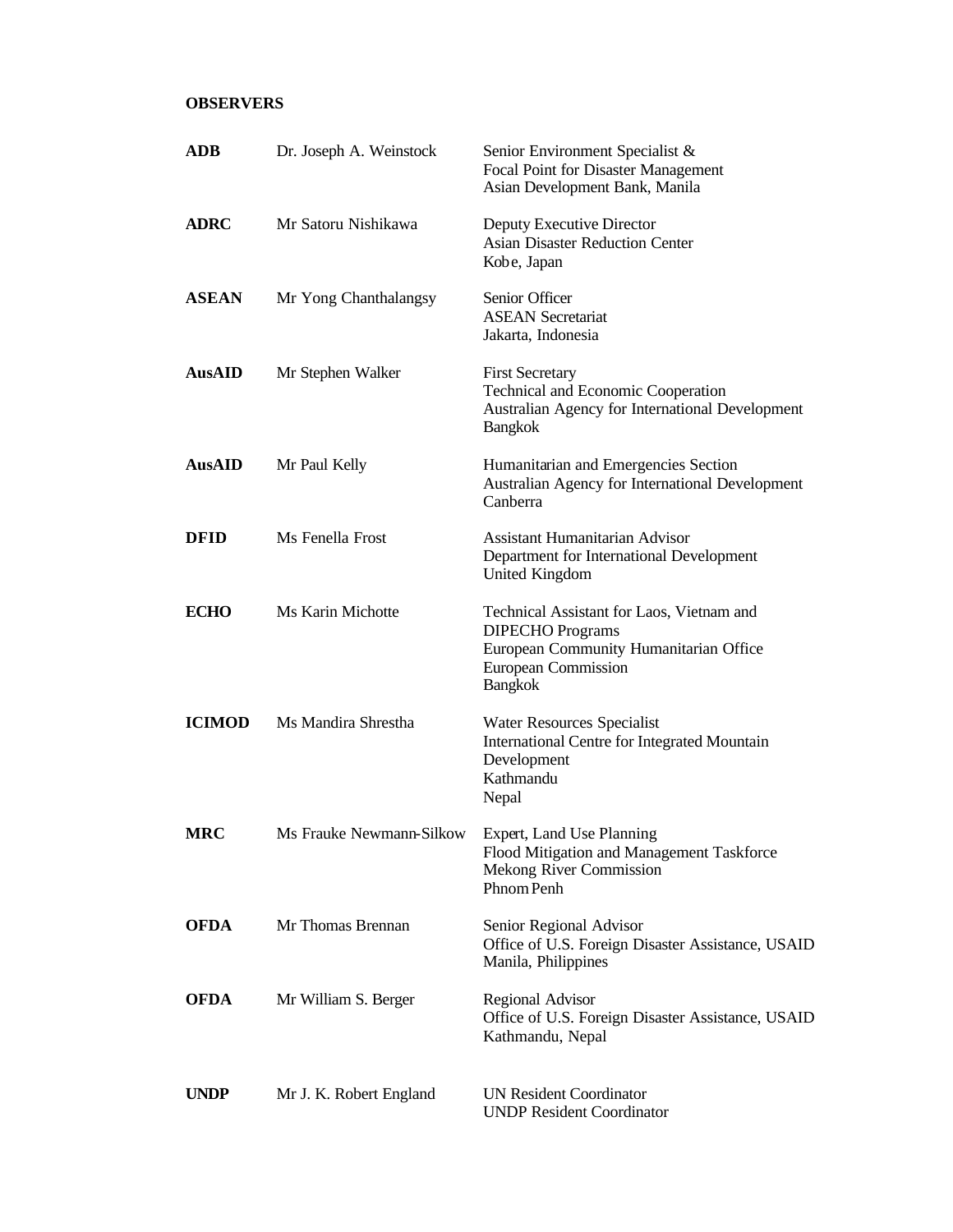**OBSERVERS**

| | | |
|---|---|---|
| **ADB** | Dr. Joseph A. Weinstock | Senior Environment Specialist & Focal Point for Disaster Management Asian Development Bank, Manila |
| **ADRC** | Mr Satoru Nishikawa | Deputy Executive Director Asian Disaster Reduction Center Kobe, Japan |
| **ASEAN** | Mr Yong Chanthalangsy | Senior Officer ASEAN Secretariat Jakarta, Indonesia |
| **AusAID** | Mr Stephen Walker | First Secretary Technical and Economic Cooperation Australian Agency for International Development Bangkok |
| **AusAID** | Mr Paul Kelly | Humanitarian and Emergencies Section Australian Agency for International Development Canberra |
| **DFID** | Ms Fenella Frost | Assistant Humanitarian Advisor Department for International Development United Kingdom |
| **ECHO** | Ms Karin Michotte | Technical Assistant for Laos, Vietnam and DIPECHO Programs European Community Humanitarian Office European Commission Bangkok |
| **ICIMOD** | Ms Mandira Shrestha | Water Resources Specialist International Centre for Integrated Mountain Development Kathmandu Nepal |
| **MRC** | Ms Frauke Newmann-Silkow | Expert, Land Use Planning Flood Mitigation and Management Taskforce Mekong River Commission Phnom Penh |
| **OFDA** | Mr Thomas Brennan | Senior Regional Advisor Office of U.S. Foreign Disaster Assistance, USAID Manila, Philippines |
| **OFDA** | Mr William S. Berger | Regional Advisor Office of U.S. Foreign Disaster Assistance, USAID Kathmandu, Nepal |
| **UNDP** | Mr J. K. Robert England | UN Resident Coordinator UNDP Resident Coordinator |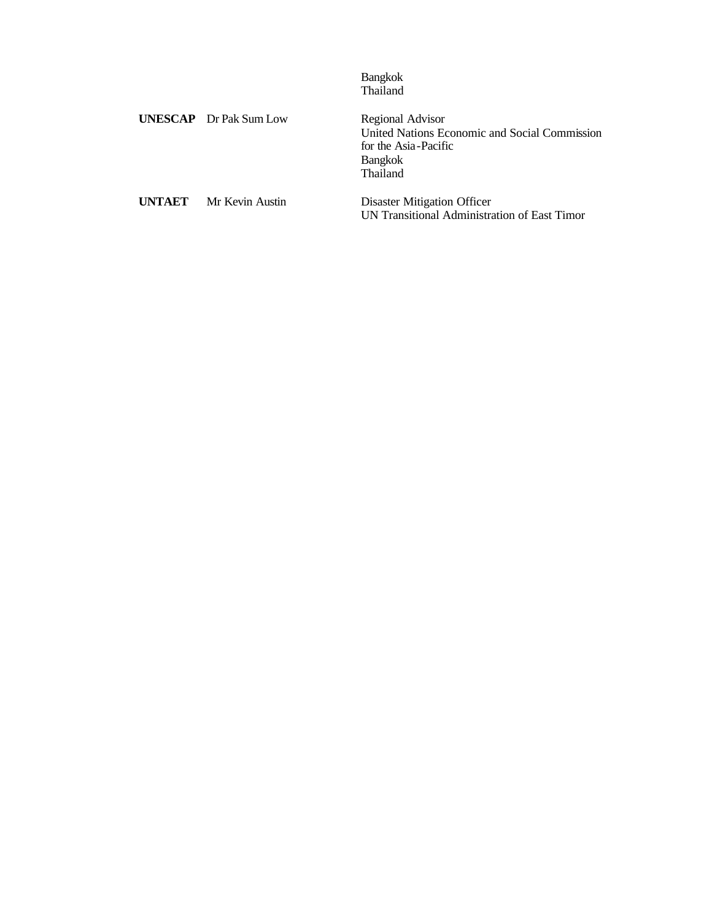| | | |
|---|---|---|
| | | Bangkok<br>Thailand |
| **UNESCAP** | Dr Pak Sum Low | Regional Advisor<br>United Nations Economic and Social Commission for the Asia-Pacific<br>Bangkok<br>Thailand |
| **UNTAET** | Mr Kevin Austin | Disaster Mitigation Officer<br>UN Transitional Administration of East Timor |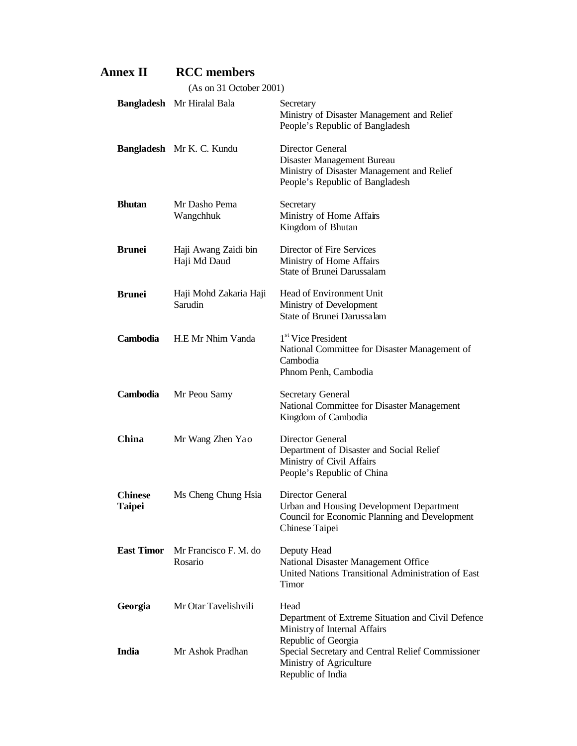# Annex II RCC members

(As on 31 October 2001)

| Country | Name | Position |
|---|---|---|
| **Bangladesh** | Mr Hiralal Bala | Secretary<br>Ministry of Disaster Management and Relief<br>People's Republic of Bangladesh |
| **Bangladesh** | Mr K. C. Kundu | Director General<br>Disaster Management Bureau<br>Ministry of Disaster Management and Relief<br>People's Republic of Bangladesh |
| **Bhutan** | Mr Dasho Pema Wangchhuk | Secretary<br>Ministry of Home Affairs<br>Kingdom of Bhutan |
| **Brunei** | Haji Awang Zaidi bin Haji Md Daud | Director of Fire Services<br>Ministry of Home Affairs<br>State of Brunei Darussalam |
| **Brunei** | Haji Mohd Zakaria Haji Sarudin | Head of Environment Unit<br>Ministry of Development<br>State of Brunei Darussalam |
| **Cambodia** | H.E Mr Nhim Vanda | 1st Vice President<br>National Committee for Disaster Management of Cambodia<br>Phnom Penh, Cambodia |
| **Cambodia** | Mr Peou Samy | Secretary General<br>National Committee for Disaster Management<br>Kingdom of Cambodia |
| **China** | Mr Wang Zhen Yao | Director General<br>Department of Disaster and Social Relief<br>Ministry of Civil Affairs<br>People's Republic of China |
| **Chinese Taipei** | Ms Cheng Chung Hsia | Director General<br>Urban and Housing Development Department<br>Council for Economic Planning and Development<br>Chinese Taipei |
| **East Timor** | Mr Francisco F. M. do Rosario | Deputy Head<br>National Disaster Management Office<br>United Nations Transitional Administration of East Timor |
| **Georgia** | Mr Otar Tavelishvili | Head<br>Department of Extreme Situation and Civil Defence<br>Ministry of Internal Affairs<br>Republic of Georgia |
| **India** | Mr Ashok Pradhan | Special Secretary and Central Relief Commissioner<br>Ministry of Agriculture<br>Republic of India |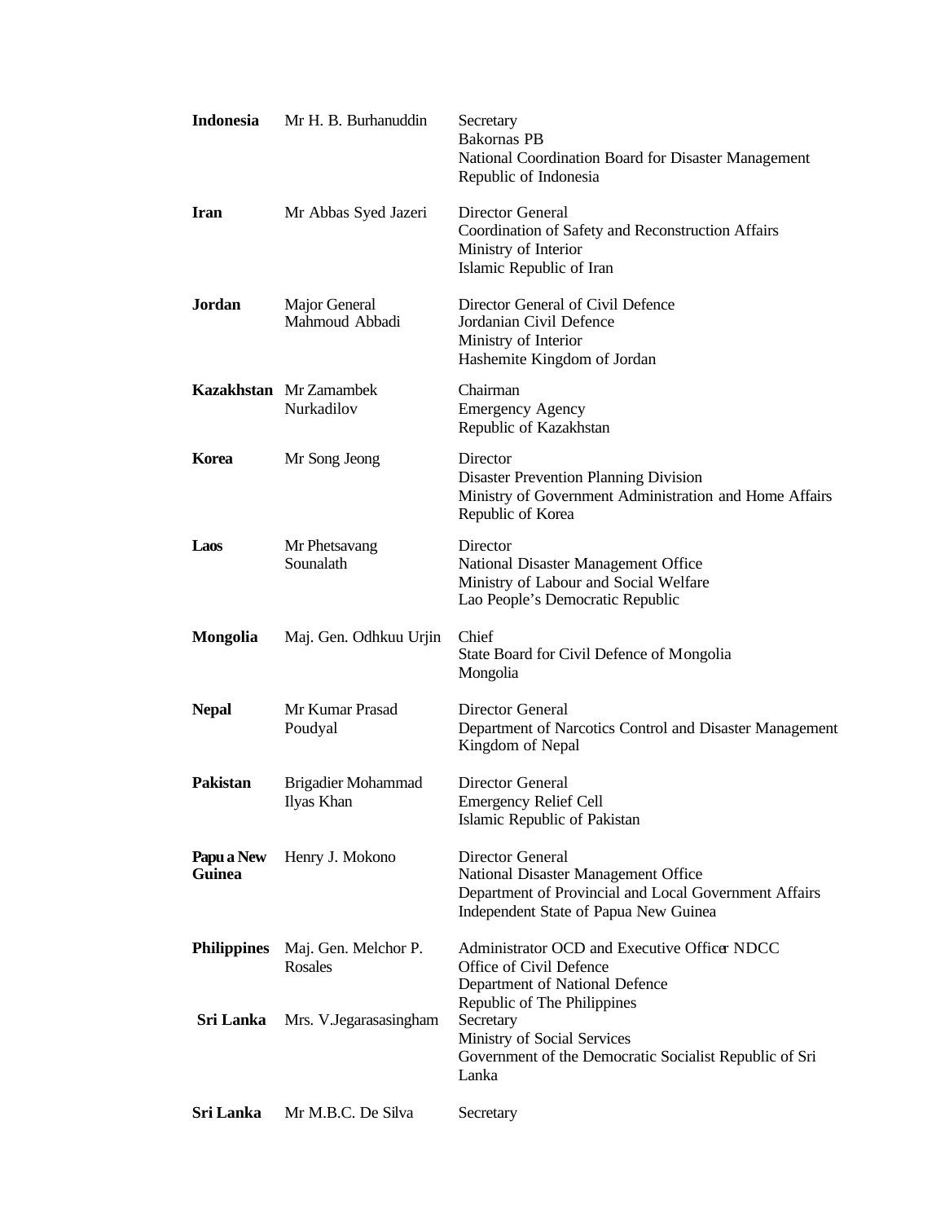| | | |
|---|---|---|
| **Indonesia** | Mr H. B. Burhanuddin | Secretary<br>Bakornas PB<br>National Coordination Board for Disaster Management<br>Republic of Indonesia |
| **Iran** | Mr Abbas Syed Jazeri | Director General<br>Coordination of Safety and Reconstruction Affairs<br>Ministry of Interior<br>Islamic Republic of Iran |
| **Jordan** | Major General Mahmoud Abbadi | Director General of Civil Defence<br>Jordanian Civil Defence<br>Ministry of Interior<br>Hashemite Kingdom of Jordan |
| **Kazakhstan** | Mr Zamambek Nurkadilov | Chairman<br>Emergency Agency<br>Republic of Kazakhstan |
| **Korea** | Mr Song Jeong | Director<br>Disaster Prevention Planning Division<br>Ministry of Government Administration and Home Affairs<br>Republic of Korea |
| **Laos** | Mr Phetsavang Sounalath | Director<br>National Disaster Management Office<br>Ministry of Labour and Social Welfare<br>Lao People's Democratic Republic |
| **Mongolia** | Maj. Gen. Odhkuu Urjin | Chief<br>State Board for Civil Defence of Mongolia<br>Mongolia |
| **Nepal** | Mr Kumar Prasad Poudyal | Director General<br>Department of Narcotics Control and Disaster Management<br>Kingdom of Nepal |
| **Pakistan** | Brigadier Mohammad Ilyas Khan | Director General<br>Emergency Relief Cell<br>Islamic Republic of Pakistan |
| **Papu a New Guinea** | Henry J. Mokono | Director General<br>National Disaster Management Office<br>Department of Provincial and Local Government Affairs<br>Independent State of Papua New Guinea |
| **Philippines** | Maj. Gen. Melchor P. Rosales | Administrator OCD and Executive Officer NDCC<br>Office of Civil Defence<br>Department of National Defence<br>Republic of The Philippines |
| **Sri Lanka** | Mrs. V.Jegarasasingham | Secretary<br>Ministry of Social Services<br>Government of the Democratic Socialist Republic of Sri Lanka |
| **Sri Lanka** | Mr M.B.C. De Silva | Secretary |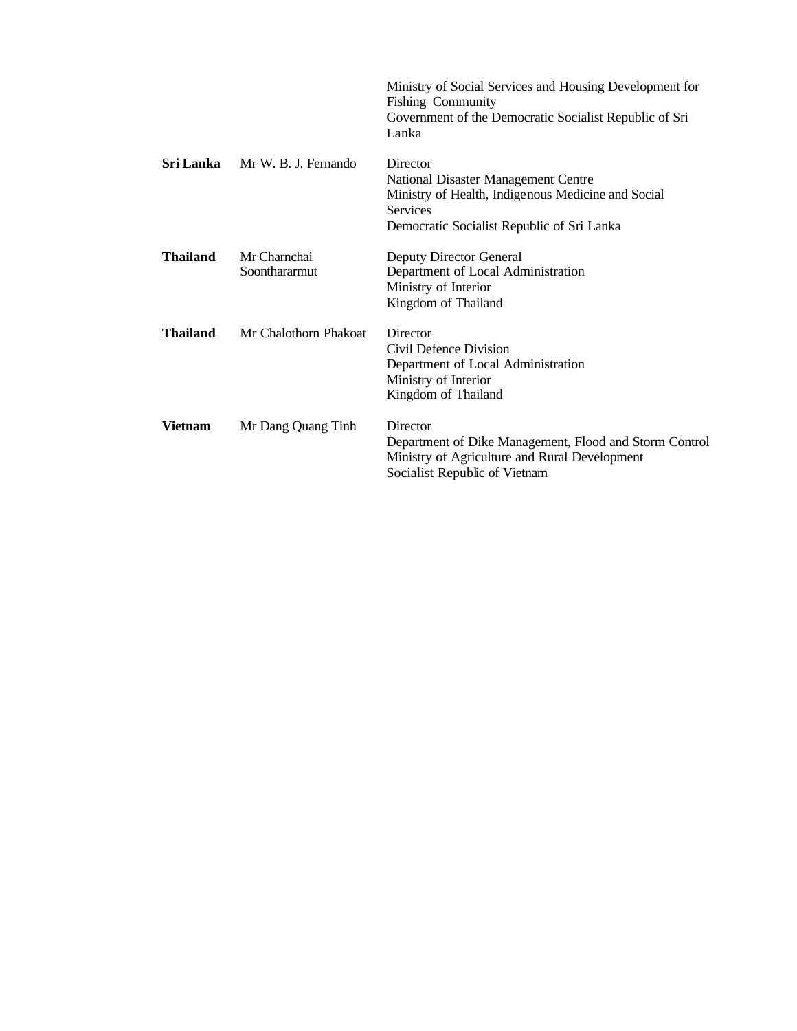| | | |
|---|---|---|
| | | Ministry of Social Services and Housing Development for Fishing Community<br>Government of the Democratic Socialist Republic of Sri Lanka |
| **Sri Lanka** | Mr W. B. J. Fernando | Director<br>National Disaster Management Centre<br>Ministry of Health, Indigenous Medicine and Social Services<br>Democratic Socialist Republic of Sri Lanka |
| **Thailand** | Mr Charnchai Soonthararmut | Deputy Director General<br>Department of Local Administration<br>Ministry of Interior<br>Kingdom of Thailand |
| **Thailand** | Mr Chalothorn Phakoat | Director<br>Civil Defence Division<br>Department of Local Administration<br>Ministry of Interior<br>Kingdom of Thailand |
| **Vietnam** | Mr Dang Quang Tinh | Director<br>Department of Dike Management, Flood and Storm Control<br>Ministry of Agriculture and Rural Development<br>Socialist Republic of Vietnam |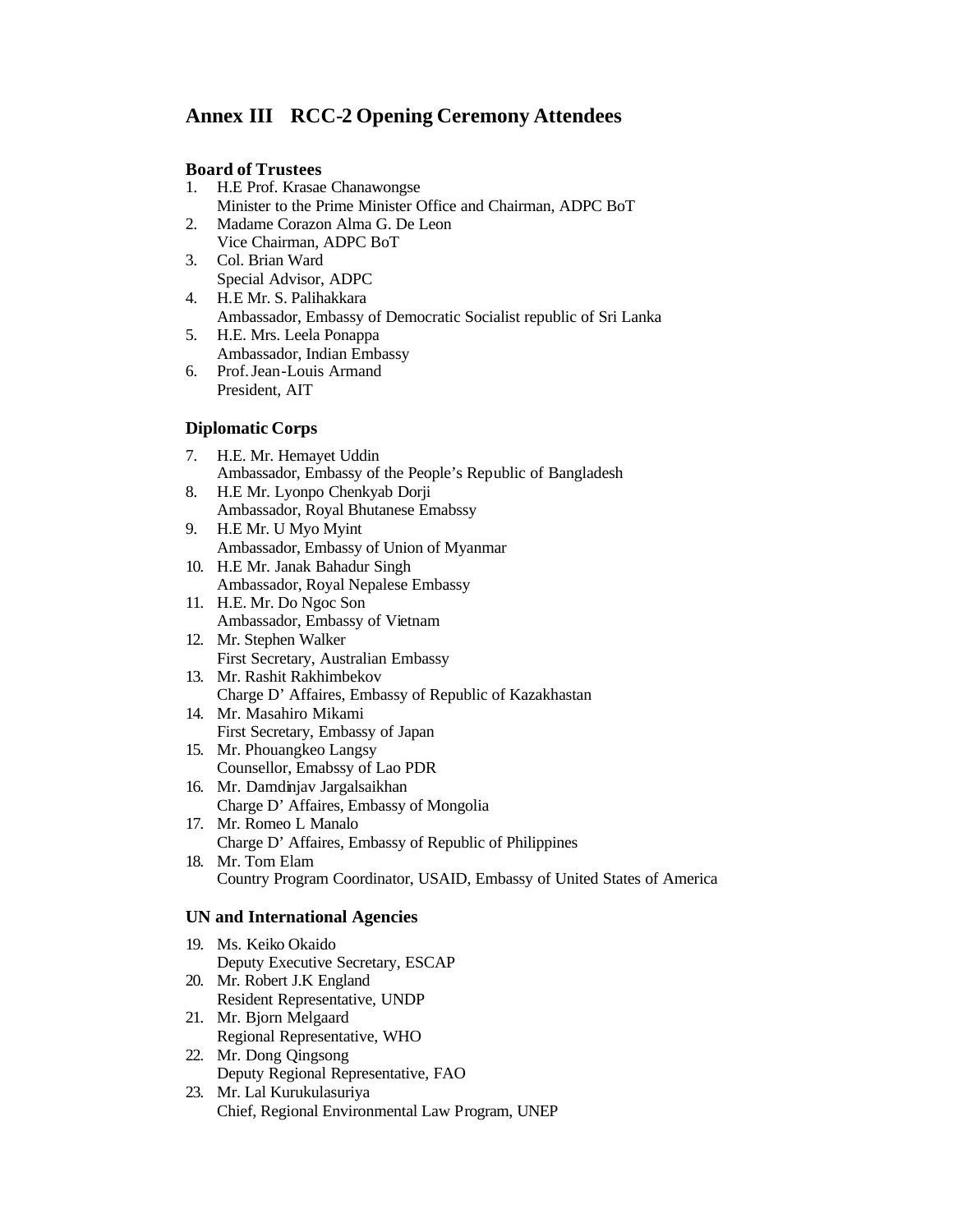# Annex III RCC-2 Opening Ceremony Attendees

### Board of Trustees

1. H.E Prof. Krasae Chanawongse
   Minister to the Prime Minister Office and Chairman, ADPC BoT
2. Madame Corazon Alma G. De Leon
   Vice Chairman, ADPC BoT
3. Col. Brian Ward
   Special Advisor, ADPC
4. H.E Mr. S. Palihakkara
   Ambassador, Embassy of Democratic Socialist republic of Sri Lanka
5. H.E. Mrs. Leela Ponappa
   Ambassador, Indian Embassy
6. Prof. Jean-Louis Armand
   President, AIT

### Diplomatic Corps

7. H.E. Mr. Hemayet Uddin
   Ambassador, Embassy of the People's Republic of Bangladesh
8. H.E Mr. Lyonpo Chenkyab Dorji
   Ambassador, Royal Bhutanese Emabssy
9. H.E Mr. U Myo Myint
   Ambassador, Embassy of Union of Myanmar
10. H.E Mr. Janak Bahadur Singh
    Ambassador, Royal Nepalese Embassy
11. H.E. Mr. Do Ngoc Son
    Ambassador, Embassy of Vietnam
12. Mr. Stephen Walker
    First Secretary, Australian Embassy
13. Mr. Rashit Rakhimbekov
    Charge D' Affaires, Embassy of Republic of Kazakhastan
14. Mr. Masahiro Mikami
    First Secretary, Embassy of Japan
15. Mr. Phouangkeo Langsy
    Counsellor, Emabssy of Lao PDR
16. Mr. Damdinjav Jargalsaikhan
    Charge D' Affaires, Embassy of Mongolia
17. Mr. Romeo L Manalo
    Charge D' Affaires, Embassy of Republic of Philippines
18. Mr. Tom Elam
    Country Program Coordinator, USAID, Embassy of United States of America

### UN and International Agencies

19. Ms. Keiko Okaido
    Deputy Executive Secretary, ESCAP
20. Mr. Robert J.K England
    Resident Representative, UNDP
21. Mr. Bjorn Melgaard
    Regional Representative, WHO
22. Mr. Dong Qingsong
    Deputy Regional Representative, FAO
23. Mr. Lal Kurukulasuriya
    Chief, Regional Environmental Law Program, UNEP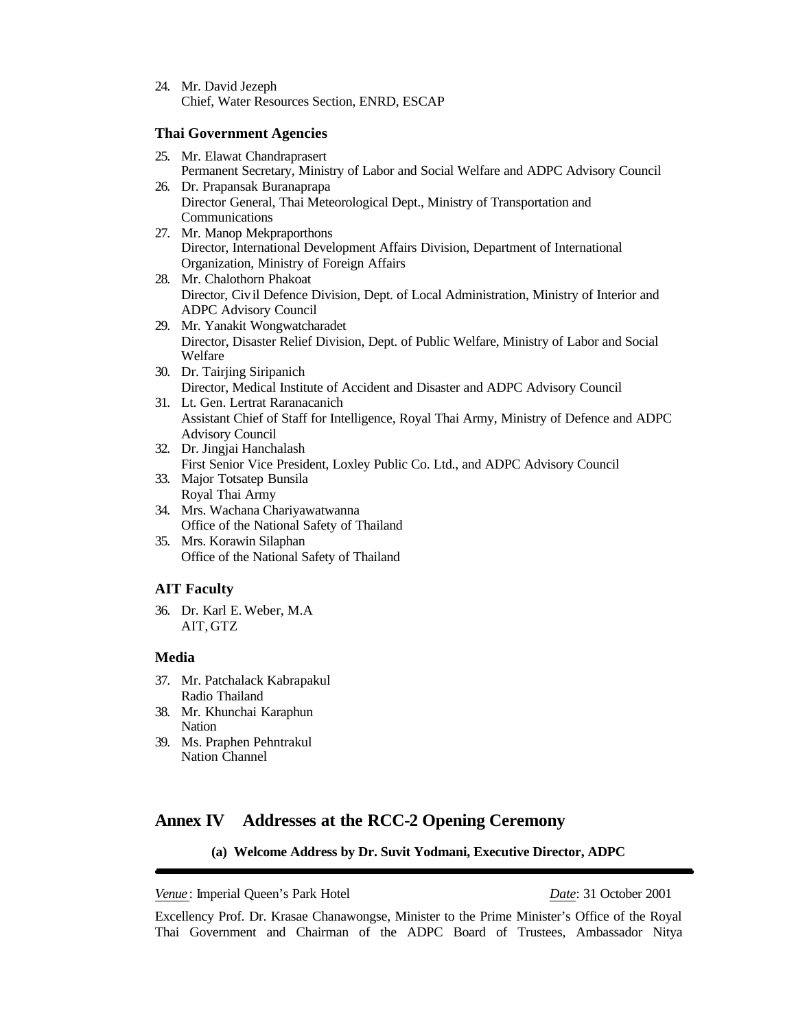24. Mr. David Jezeph
    Chief, Water Resources Section, ENRD, ESCAP

### Thai Government Agencies

25. Mr. Elawat Chandraprasert
    Permanent Secretary, Ministry of Labor and Social Welfare and ADPC Advisory Council
26. Dr. Prapansak Buranaprapa
    Director General, Thai Meteorological Dept., Ministry of Transportation and Communications
27. Mr. Manop Mekpraporthons
    Director, International Development Affairs Division, Department of International Organization, Ministry of Foreign Affairs
28. Mr. Chalothorn Phakoat
    Director, Civil Defence Division, Dept. of Local Administration, Ministry of Interior and ADPC Advisory Council
29. Mr. Yanakit Wongwatcharadet
    Director, Disaster Relief Division, Dept. of Public Welfare, Ministry of Labor and Social Welfare
30. Dr. Tairjing Siripanich
    Director, Medical Institute of Accident and Disaster and ADPC Advisory Council
31. Lt. Gen. Lertrat Raranacanich
    Assistant Chief of Staff for Intelligence, Royal Thai Army, Ministry of Defence and ADPC Advisory Council
32. Dr. Jingjai Hanchalash
    First Senior Vice President, Loxley Public Co. Ltd., and ADPC Advisory Council
33. Major Totsatep Bunsila
    Royal Thai Army
34. Mrs. Wachana Chariyawatwanna
    Office of the National Safety of Thailand
35. Mrs. Korawin Silaphan
    Office of the National Safety of Thailand

### AIT Faculty

36. Dr. Karl E. Weber, M.A
    AIT, GTZ

### Media

37. Mr. Patchalack Kabrapakul
    Radio Thailand
38. Mr. Khunchai Karaphun
    Nation
39. Ms. Praphen Pehntrakul
    Nation Channel

## Annex IV Addresses at the RCC-2 Opening Ceremony

**(a) Welcome Address by Dr. Suvit Yodmani, Executive Director, ADPC**

---

*Venue*: Imperial Queen's Park Hotel *Date*: 31 October 2001

Excellency Prof. Dr. Krasae Chanawongse, Minister to the Prime Minister's Office of the Royal Thai Government and Chairman of the ADPC Board of Trustees, Ambassador Nitya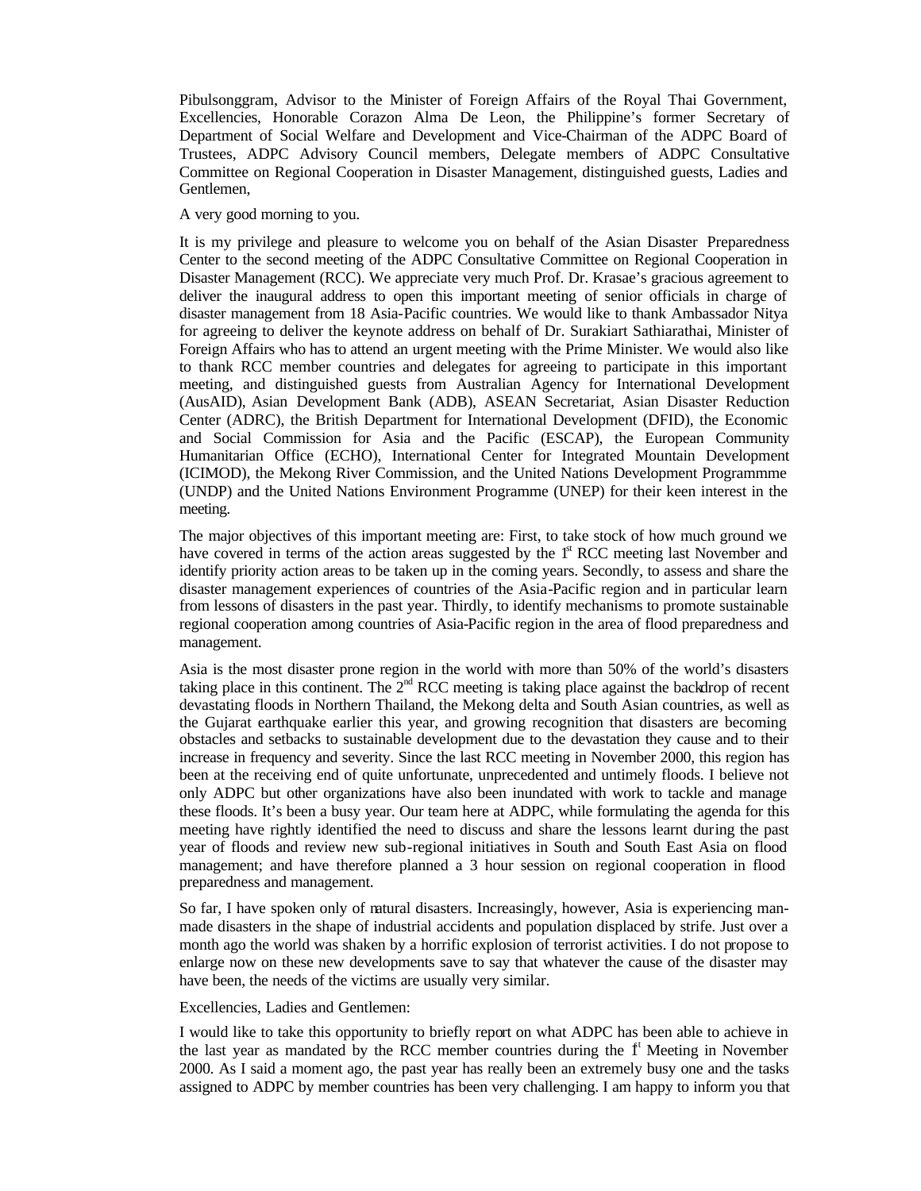Pibulsonggram, Advisor to the Minister of Foreign Affairs of the Royal Thai Government, Excellencies, Honorable Corazon Alma De Leon, the Philippine's former Secretary of Department of Social Welfare and Development and Vice-Chairman of the ADPC Board of Trustees, ADPC Advisory Council members, Delegate members of ADPC Consultative Committee on Regional Cooperation in Disaster Management, distinguished guests, Ladies and Gentlemen,

A very good morning to you.

It is my privilege and pleasure to welcome you on behalf of the Asian Disaster Preparedness Center to the second meeting of the ADPC Consultative Committee on Regional Cooperation in Disaster Management (RCC). We appreciate very much Prof. Dr. Krasae's gracious agreement to deliver the inaugural address to open this important meeting of senior officials in charge of disaster management from 18 Asia-Pacific countries. We would like to thank Ambassador Nitya for agreeing to deliver the keynote address on behalf of Dr. Surakiart Sathiarathai, Minister of Foreign Affairs who has to attend an urgent meeting with the Prime Minister. We would also like to thank RCC member countries and delegates for agreeing to participate in this important meeting, and distinguished guests from Australian Agency for International Development (AusAID), Asian Development Bank (ADB), ASEAN Secretariat, Asian Disaster Reduction Center (ADRC), the British Department for International Development (DFID), the Economic and Social Commission for Asia and the Pacific (ESCAP), the European Community Humanitarian Office (ECHO), International Center for Integrated Mountain Development (ICIMOD), the Mekong River Commission, and the United Nations Development Programmme (UNDP) and the United Nations Environment Programme (UNEP) for their keen interest in the meeting.

The major objectives of this important meeting are: First, to take stock of how much ground we have covered in terms of the action areas suggested by the 1st RCC meeting last November and identify priority action areas to be taken up in the coming years. Secondly, to assess and share the disaster management experiences of countries of the Asia-Pacific region and in particular learn from lessons of disasters in the past year. Thirdly, to identify mechanisms to promote sustainable regional cooperation among countries of Asia-Pacific region in the area of flood preparedness and management.

Asia is the most disaster prone region in the world with more than 50% of the world's disasters taking place in this continent. The 2nd RCC meeting is taking place against the backdrop of recent devastating floods in Northern Thailand, the Mekong delta and South Asian countries, as well as the Gujarat earthquake earlier this year, and growing recognition that disasters are becoming obstacles and setbacks to sustainable development due to the devastation they cause and to their increase in frequency and severity. Since the last RCC meeting in November 2000, this region has been at the receiving end of quite unfortunate, unprecedented and untimely floods. I believe not only ADPC but other organizations have also been inundated with work to tackle and manage these floods. It's been a busy year. Our team here at ADPC, while formulating the agenda for this meeting have rightly identified the need to discuss and share the lessons learnt during the past year of floods and review new sub-regional initiatives in South and South East Asia on flood management; and have therefore planned a 3 hour session on regional cooperation in flood preparedness and management.

So far, I have spoken only of natural disasters. Increasingly, however, Asia is experiencing man-made disasters in the shape of industrial accidents and population displaced by strife. Just over a month ago the world was shaken by a horrific explosion of terrorist activities. I do not propose to enlarge now on these new developments save to say that whatever the cause of the disaster may have been, the needs of the victims are usually very similar.

Excellencies, Ladies and Gentlemen:

I would like to take this opportunity to briefly report on what ADPC has been able to achieve in the last year as mandated by the RCC member countries during the 1st Meeting in November 2000. As I said a moment ago, the past year has really been an extremely busy one and the tasks assigned to ADPC by member countries has been very challenging. I am happy to inform you that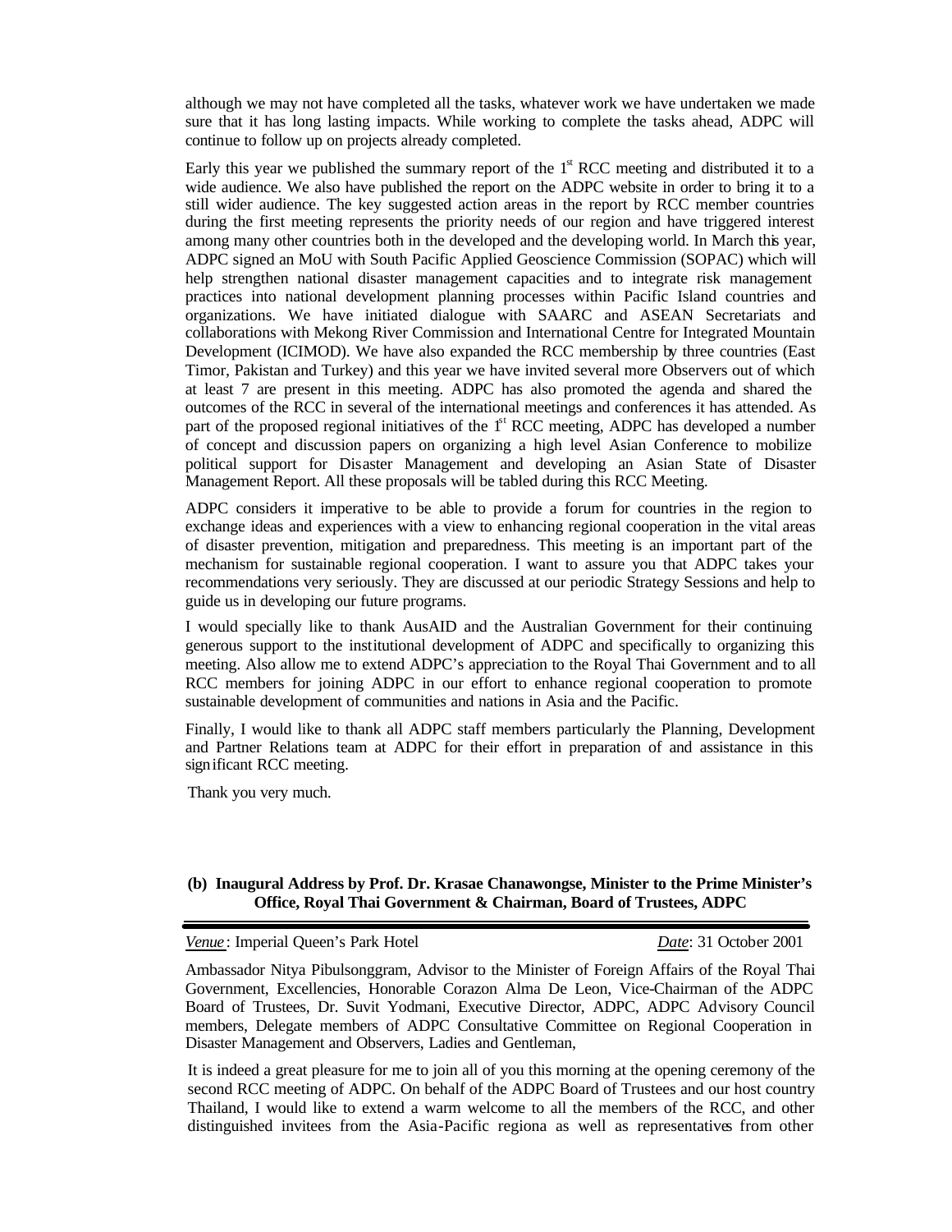although we may not have completed all the tasks, whatever work we have undertaken we made sure that it has long lasting impacts. While working to complete the tasks ahead, ADPC will continue to follow up on projects already completed.

Early this year we published the summary report of the 1st RCC meeting and distributed it to a wide audience. We also have published the report on the ADPC website in order to bring it to a still wider audience. The key suggested action areas in the report by RCC member countries during the first meeting represents the priority needs of our region and have triggered interest among many other countries both in the developed and the developing world. In March this year, ADPC signed an MoU with South Pacific Applied Geoscience Commission (SOPAC) which will help strengthen national disaster management capacities and to integrate risk management practices into national development planning processes within Pacific Island countries and organizations. We have initiated dialogue with SAARC and ASEAN Secretariats and collaborations with Mekong River Commission and International Centre for Integrated Mountain Development (ICIMOD). We have also expanded the RCC membership by three countries (East Timor, Pakistan and Turkey) and this year we have invited several more Observers out of which at least 7 are present in this meeting. ADPC has also promoted the agenda and shared the outcomes of the RCC in several of the international meetings and conferences it has attended. As part of the proposed regional initiatives of the 1st RCC meeting, ADPC has developed a number of concept and discussion papers on organizing a high level Asian Conference to mobilize political support for Disaster Management and developing an Asian State of Disaster Management Report. All these proposals will be tabled during this RCC Meeting.

ADPC considers it imperative to be able to provide a forum for countries in the region to exchange ideas and experiences with a view to enhancing regional cooperation in the vital areas of disaster prevention, mitigation and preparedness. This meeting is an important part of the mechanism for sustainable regional cooperation. I want to assure you that ADPC takes your recommendations very seriously. They are discussed at our periodic Strategy Sessions and help to guide us in developing our future programs.

I would specially like to thank AusAID and the Australian Government for their continuing generous support to the institutional development of ADPC and specifically to organizing this meeting. Also allow me to extend ADPC's appreciation to the Royal Thai Government and to all RCC members for joining ADPC in our effort to enhance regional cooperation to promote sustainable development of communities and nations in Asia and the Pacific.

Finally, I would like to thank all ADPC staff members particularly the Planning, Development and Partner Relations team at ADPC for their effort in preparation of and assistance in this significant RCC meeting.

Thank you very much.

### (b) Inaugural Address by Prof. Dr. Krasae Chanawongse, Minister to the Prime Minister's Office, Royal Thai Government & Chairman, Board of Trustees, ADPC

*Venue*: Imperial Queen's Park Hotel — *Date*: 31 October 2001

Ambassador Nitya Pibulsonggram, Advisor to the Minister of Foreign Affairs of the Royal Thai Government, Excellencies, Honorable Corazon Alma De Leon, Vice-Chairman of the ADPC Board of Trustees, Dr. Suvit Yodmani, Executive Director, ADPC, ADPC Advisory Council members, Delegate members of ADPC Consultative Committee on Regional Cooperation in Disaster Management and Observers, Ladies and Gentleman,

It is indeed a great pleasure for me to join all of you this morning at the opening ceremony of the second RCC meeting of ADPC. On behalf of the ADPC Board of Trustees and our host country Thailand, I would like to extend a warm welcome to all the members of the RCC, and other distinguished invitees from the Asia-Pacific regiona as well as representatives from other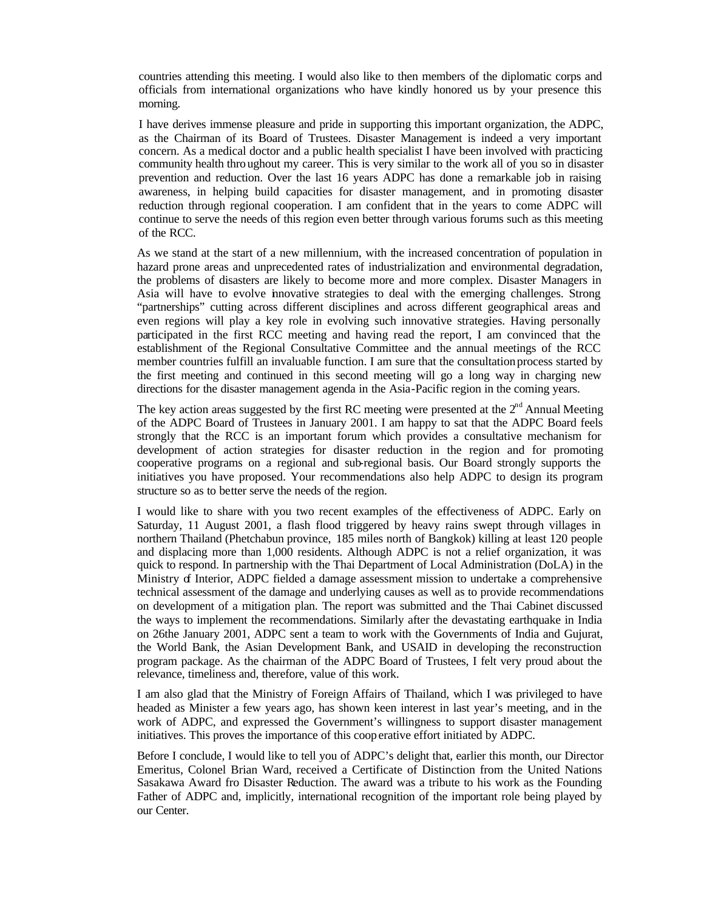countries attending this meeting. I would also like to then members of the diplomatic corps and officials from international organizations who have kindly honored us by your presence this morning.

I have derives immense pleasure and pride in supporting this important organization, the ADPC, as the Chairman of its Board of Trustees. Disaster Management is indeed a very important concern. As a medical doctor and a public health specialist I have been involved with practicing community health throughout my career. This is very similar to the work all of you so in disaster prevention and reduction. Over the last 16 years ADPC has done a remarkable job in raising awareness, in helping build capacities for disaster management, and in promoting disaster reduction through regional cooperation. I am confident that in the years to come ADPC will continue to serve the needs of this region even better through various forums such as this meeting of the RCC.

As we stand at the start of a new millennium, with the increased concentration of population in hazard prone areas and unprecedented rates of industrialization and environmental degradation, the problems of disasters are likely to become more and more complex. Disaster Managers in Asia will have to evolve innovative strategies to deal with the emerging challenges. Strong "partnerships" cutting across different disciplines and across different geographical areas and even regions will play a key role in evolving such innovative strategies. Having personally participated in the first RCC meeting and having read the report, I am convinced that the establishment of the Regional Consultative Committee and the annual meetings of the RCC member countries fulfill an invaluable function. I am sure that the consultation process started by the first meeting and continued in this second meeting will go a long way in charging new directions for the disaster management agenda in the Asia-Pacific region in the coming years.

The key action areas suggested by the first RC meeting were presented at the 2nd Annual Meeting of the ADPC Board of Trustees in January 2001. I am happy to sat that the ADPC Board feels strongly that the RCC is an important forum which provides a consultative mechanism for development of action strategies for disaster reduction in the region and for promoting cooperative programs on a regional and sub-regional basis. Our Board strongly supports the initiatives you have proposed. Your recommendations also help ADPC to design its program structure so as to better serve the needs of the region.

I would like to share with you two recent examples of the effectiveness of ADPC. Early on Saturday, 11 August 2001, a flash flood triggered by heavy rains swept through villages in northern Thailand (Phetchabun province, 185 miles north of Bangkok) killing at least 120 people and displacing more than 1,000 residents. Although ADPC is not a relief organization, it was quick to respond. In partnership with the Thai Department of Local Administration (DoLA) in the Ministry of Interior, ADPC fielded a damage assessment mission to undertake a comprehensive technical assessment of the damage and underlying causes as well as to provide recommendations on development of a mitigation plan. The report was submitted and the Thai Cabinet discussed the ways to implement the recommendations. Similarly after the devastating earthquake in India on 26the January 2001, ADPC sent a team to work with the Governments of India and Gujurat, the World Bank, the Asian Development Bank, and USAID in developing the reconstruction program package. As the chairman of the ADPC Board of Trustees, I felt very proud about the relevance, timeliness and, therefore, value of this work.

I am also glad that the Ministry of Foreign Affairs of Thailand, which I was privileged to have headed as Minister a few years ago, has shown keen interest in last year's meeting, and in the work of ADPC, and expressed the Government's willingness to support disaster management initiatives. This proves the importance of this cooperative effort initiated by ADPC.

Before I conclude, I would like to tell you of ADPC's delight that, earlier this month, our Director Emeritus, Colonel Brian Ward, received a Certificate of Distinction from the United Nations Sasakawa Award fro Disaster Reduction. The award was a tribute to his work as the Founding Father of ADPC and, implicitly, international recognition of the important role being played by our Center.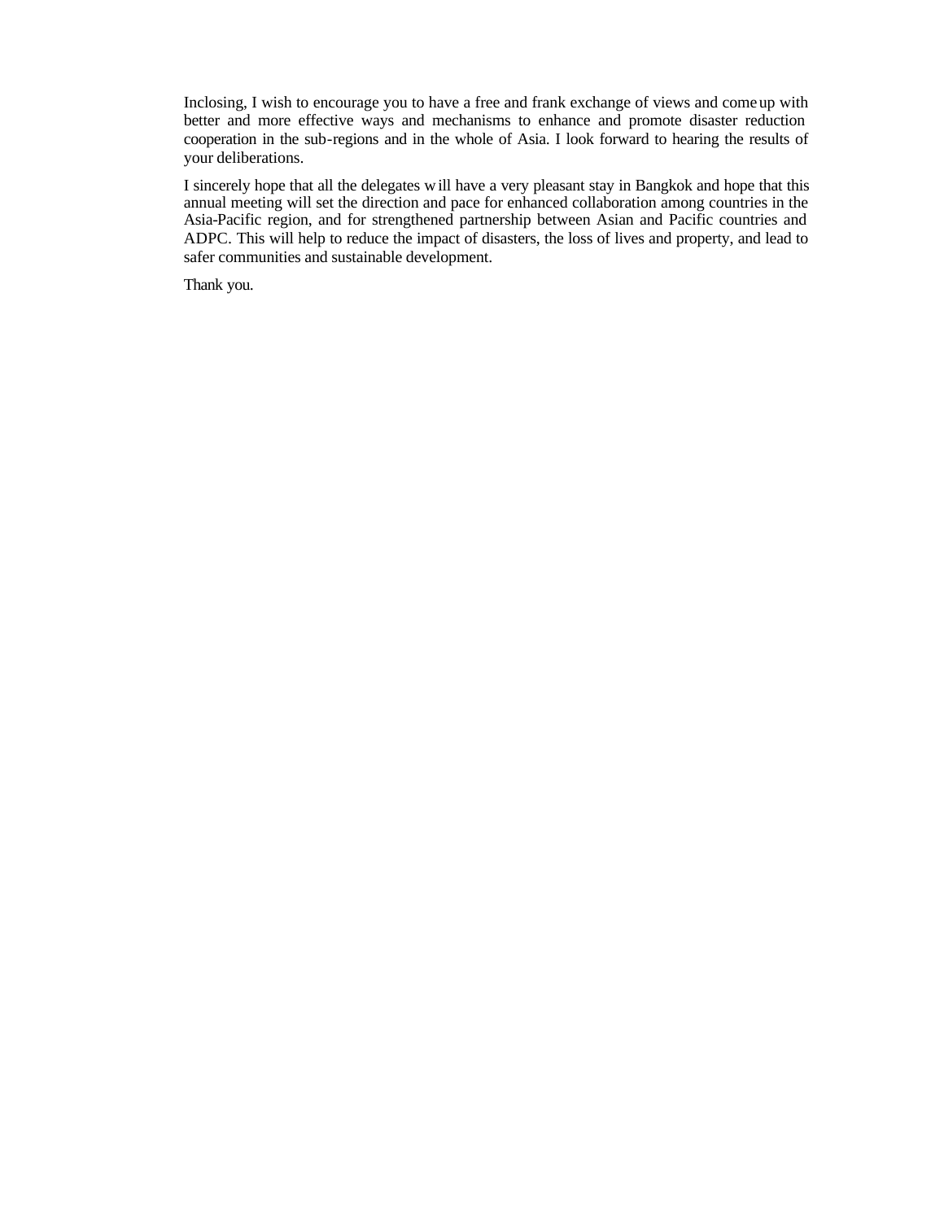Inclosing, I wish to encourage you to have a free and frank exchange of views and come up with better and more effective ways and mechanisms to enhance and promote disaster reduction cooperation in the sub-regions and in the whole of Asia. I look forward to hearing the results of your deliberations.

I sincerely hope that all the delegates will have a very pleasant stay in Bangkok and hope that this annual meeting will set the direction and pace for enhanced collaboration among countries in the Asia-Pacific region, and for strengthened partnership between Asian and Pacific countries and ADPC. This will help to reduce the impact of disasters, the loss of lives and property, and lead to safer communities and sustainable development.

Thank you.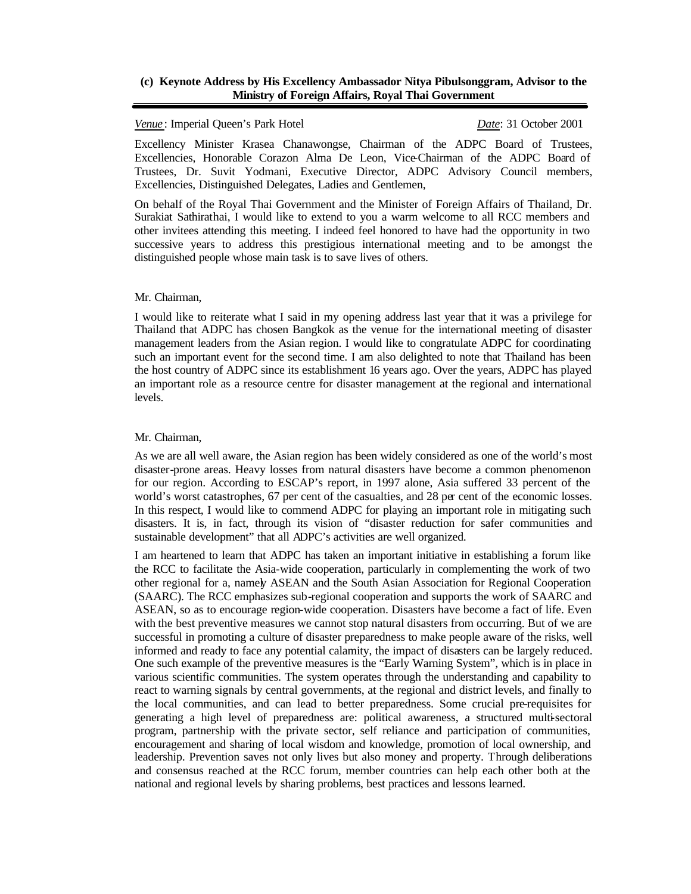### (c) Keynote Address by His Excellency Ambassador Nitya Pibulsonggram, Advisor to the Ministry of Foreign Affairs, Royal Thai Government

*Venue*: Imperial Queen's Park Hotel *Date*: 31 October 2001

Excellency Minister Krasea Chanawongse, Chairman of the ADPC Board of Trustees, Excellencies, Honorable Corazon Alma De Leon, Vice-Chairman of the ADPC Board of Trustees, Dr. Suvit Yodmani, Executive Director, ADPC Advisory Council members, Excellencies, Distinguished Delegates, Ladies and Gentlemen,

On behalf of the Royal Thai Government and the Minister of Foreign Affairs of Thailand, Dr. Surakiat Sathirathai, I would like to extend to you a warm welcome to all RCC members and other invitees attending this meeting. I indeed feel honored to have had the opportunity in two successive years to address this prestigious international meeting and to be amongst the distinguished people whose main task is to save lives of others.

Mr. Chairman,

I would like to reiterate what I said in my opening address last year that it was a privilege for Thailand that ADPC has chosen Bangkok as the venue for the international meeting of disaster management leaders from the Asian region. I would like to congratulate ADPC for coordinating such an important event for the second time. I am also delighted to note that Thailand has been the host country of ADPC since its establishment 16 years ago. Over the years, ADPC has played an important role as a resource centre for disaster management at the regional and international levels.

Mr. Chairman,

As we are all well aware, the Asian region has been widely considered as one of the world's most disaster-prone areas. Heavy losses from natural disasters have become a common phenomenon for our region. According to ESCAP's report, in 1997 alone, Asia suffered 33 percent of the world's worst catastrophes, 67 per cent of the casualties, and 28 per cent of the economic losses. In this respect, I would like to commend ADPC for playing an important role in mitigating such disasters. It is, in fact, through its vision of "disaster reduction for safer communities and sustainable development" that all ADPC's activities are well organized.

I am heartened to learn that ADPC has taken an important initiative in establishing a forum like the RCC to facilitate the Asia-wide cooperation, particularly in complementing the work of two other regional for a, namely ASEAN and the South Asian Association for Regional Cooperation (SAARC). The RCC emphasizes sub-regional cooperation and supports the work of SAARC and ASEAN, so as to encourage region-wide cooperation. Disasters have become a fact of life. Even with the best preventive measures we cannot stop natural disasters from occurring. But of we are successful in promoting a culture of disaster preparedness to make people aware of the risks, well informed and ready to face any potential calamity, the impact of disasters can be largely reduced. One such example of the preventive measures is the "Early Warning System", which is in place in various scientific communities. The system operates through the understanding and capability to react to warning signals by central governments, at the regional and district levels, and finally to the local communities, and can lead to better preparedness. Some crucial pre-requisites for generating a high level of preparedness are: political awareness, a structured multi-sectoral program, partnership with the private sector, self reliance and participation of communities, encouragement and sharing of local wisdom and knowledge, promotion of local ownership, and leadership. Prevention saves not only lives but also money and property. Through deliberations and consensus reached at the RCC forum, member countries can help each other both at the national and regional levels by sharing problems, best practices and lessons learned.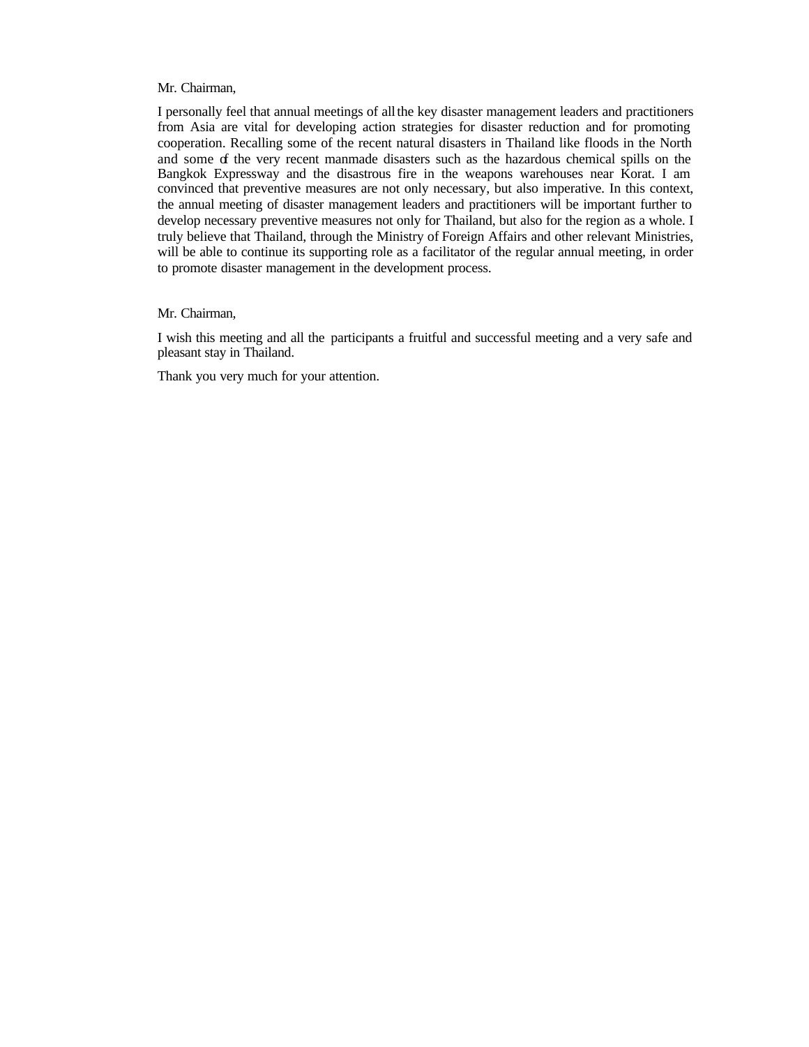Mr. Chairman,

I personally feel that annual meetings of all the key disaster management leaders and practitioners from Asia are vital for developing action strategies for disaster reduction and for promoting cooperation. Recalling some of the recent natural disasters in Thailand like floods in the North and some of the very recent manmade disasters such as the hazardous chemical spills on the Bangkok Expressway and the disastrous fire in the weapons warehouses near Korat. I am convinced that preventive measures are not only necessary, but also imperative. In this context, the annual meeting of disaster management leaders and practitioners will be important further to develop necessary preventive measures not only for Thailand, but also for the region as a whole. I truly believe that Thailand, through the Ministry of Foreign Affairs and other relevant Ministries, will be able to continue its supporting role as a facilitator of the regular annual meeting, in order to promote disaster management in the development process.

Mr. Chairman,

I wish this meeting and all the participants a fruitful and successful meeting and a very safe and pleasant stay in Thailand.

Thank you very much for your attention.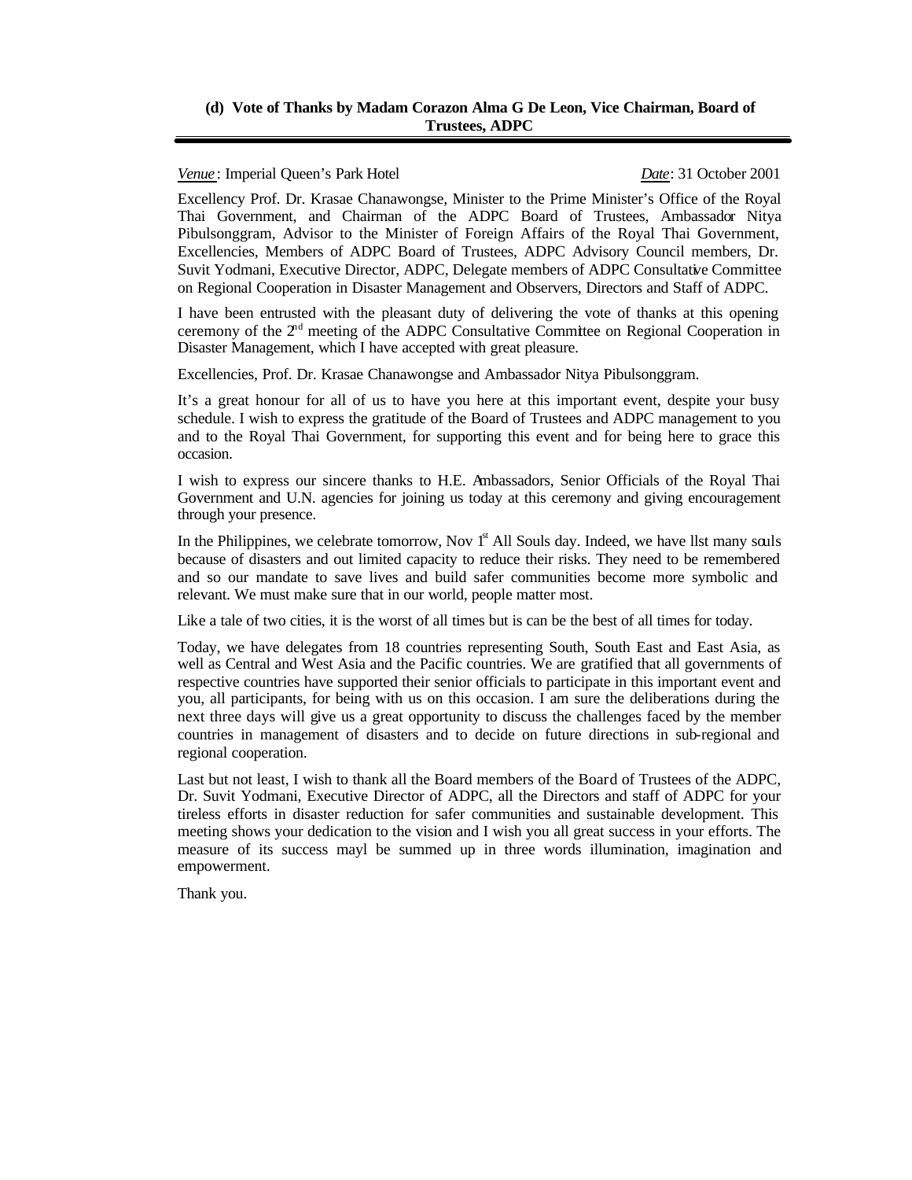### (d) Vote of Thanks by Madam Corazon Alma G De Leon, Vice Chairman, Board of Trustees, ADPC

*Venue*: Imperial Queen's Park Hotel  *Date*: 31 October 2001

Excellency Prof. Dr. Krasae Chanawongse, Minister to the Prime Minister's Office of the Royal Thai Government, and Chairman of the ADPC Board of Trustees, Ambassador Nitya Pibulsonggram, Advisor to the Minister of Foreign Affairs of the Royal Thai Government, Excellencies, Members of ADPC Board of Trustees, ADPC Advisory Council members, Dr. Suvit Yodmani, Executive Director, ADPC, Delegate members of ADPC Consultative Committee on Regional Cooperation in Disaster Management and Observers, Directors and Staff of ADPC.

I have been entrusted with the pleasant duty of delivering the vote of thanks at this opening ceremony of the 2nd meeting of the ADPC Consultative Committee on Regional Cooperation in Disaster Management, which I have accepted with great pleasure.

Excellencies, Prof. Dr. Krasae Chanawongse and Ambassador Nitya Pibulsonggram.

It's a great honour for all of us to have you here at this important event, despite your busy schedule. I wish to express the gratitude of the Board of Trustees and ADPC management to you and to the Royal Thai Government, for supporting this event and for being here to grace this occasion.

I wish to express our sincere thanks to H.E. Ambassadors, Senior Officials of the Royal Thai Government and U.N. agencies for joining us today at this ceremony and giving encouragement through your presence.

In the Philippines, we celebrate tomorrow, Nov 1st All Souls day. Indeed, we have llst many souls because of disasters and out limited capacity to reduce their risks. They need to be remembered and so our mandate to save lives and build safer communities become more symbolic and relevant. We must make sure that in our world, people matter most.

Like a tale of two cities, it is the worst of all times but is can be the best of all times for today.

Today, we have delegates from 18 countries representing South, South East and East Asia, as well as Central and West Asia and the Pacific countries. We are gratified that all governments of respective countries have supported their senior officials to participate in this important event and you, all participants, for being with us on this occasion. I am sure the deliberations during the next three days will give us a great opportunity to discuss the challenges faced by the member countries in management of disasters and to decide on future directions in sub-regional and regional cooperation.

Last but not least, I wish to thank all the Board members of the Board of Trustees of the ADPC, Dr. Suvit Yodmani, Executive Director of ADPC, all the Directors and staff of ADPC for your tireless efforts in disaster reduction for safer communities and sustainable development. This meeting shows your dedication to the vision and I wish you all great success in your efforts. The measure of its success mayl be summed up in three words illumination, imagination and empowerment.

Thank you.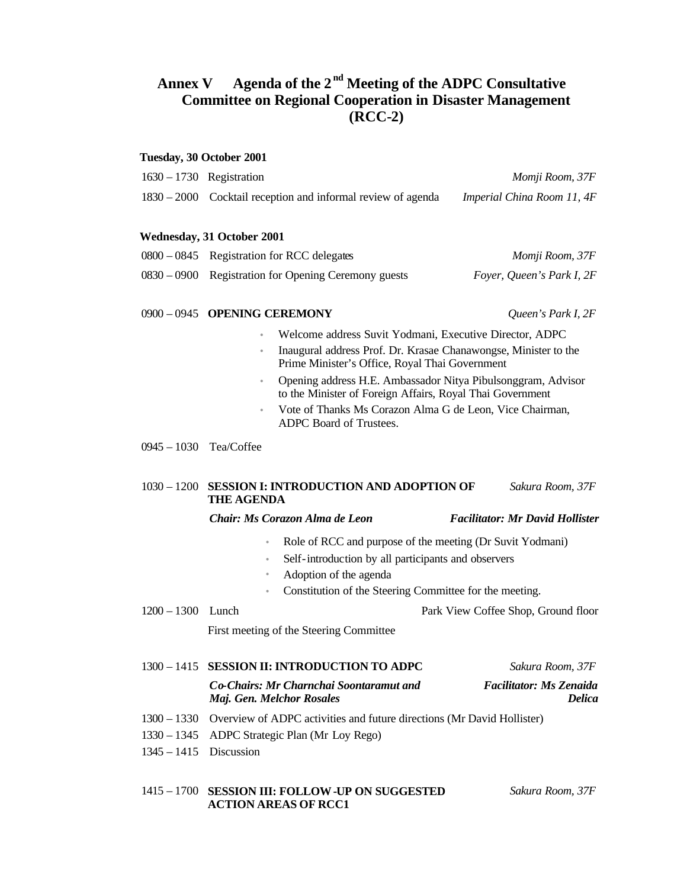# Annex V  Agenda of the 2[nd] Meeting of the ADPC Consultative Committee on Regional Cooperation in Disaster Management (RCC-2)

**Tuesday, 30 October 2001**

1630 – 1730 Registration — *Momji Room, 37F*

1830 – 2000 Cocktail reception and informal review of agenda — *Imperial China Room 11, 4F*

**Wednesday, 31 October 2001**

0800 – 0845 Registration for RCC delegates — *Momji Room, 37F*

0830 – 0900 Registration for Opening Ceremony guests — *Foyer, Queen's Park I, 2F*

0900 – 0945 **OPENING CEREMONY** — *Queen's Park I, 2F*

- Welcome address Suvit Yodmani, Executive Director, ADPC
- Inaugural address Prof. Dr. Krasae Chanawongse, Minister to the Prime Minister's Office, Royal Thai Government
- Opening address H.E. Ambassador Nitya Pibulsonggram, Advisor to the Minister of Foreign Affairs, Royal Thai Government
- Vote of Thanks Ms Corazon Alma G de Leon, Vice Chairman, ADPC Board of Trustees.

0945 – 1030 Tea/Coffee

1030 – 1200 **SESSION I: INTRODUCTION AND ADOPTION OF THE AGENDA** — *Sakura Room, 37F*

***Chair: Ms Corazon Alma de Leon*** — ***Facilitator: Mr David Hollister***

- Role of RCC and purpose of the meeting (Dr Suvit Yodmani)
- Self-introduction by all participants and observers
- Adoption of the agenda
- Constitution of the Steering Committee for the meeting.

1200 – 1300 Lunch — Park View Coffee Shop, Ground floor

First meeting of the Steering Committee

1300 – 1415 **SESSION II: INTRODUCTION TO ADPC** — *Sakura Room, 37F*

***Co-Chairs: Mr Charnchai Soontaramut and Maj. Gen. Melchor Rosales*** — ***Facilitator: Ms Zenaida Delica***

1300 – 1330 Overview of ADPC activities and future directions (Mr David Hollister)

1330 – 1345 ADPC Strategic Plan (Mr Loy Rego)

1345 – 1415 Discussion

1415 – 1700 **SESSION III: FOLLOW-UP ON SUGGESTED ACTION AREAS OF RCC1** — *Sakura Room, 37F*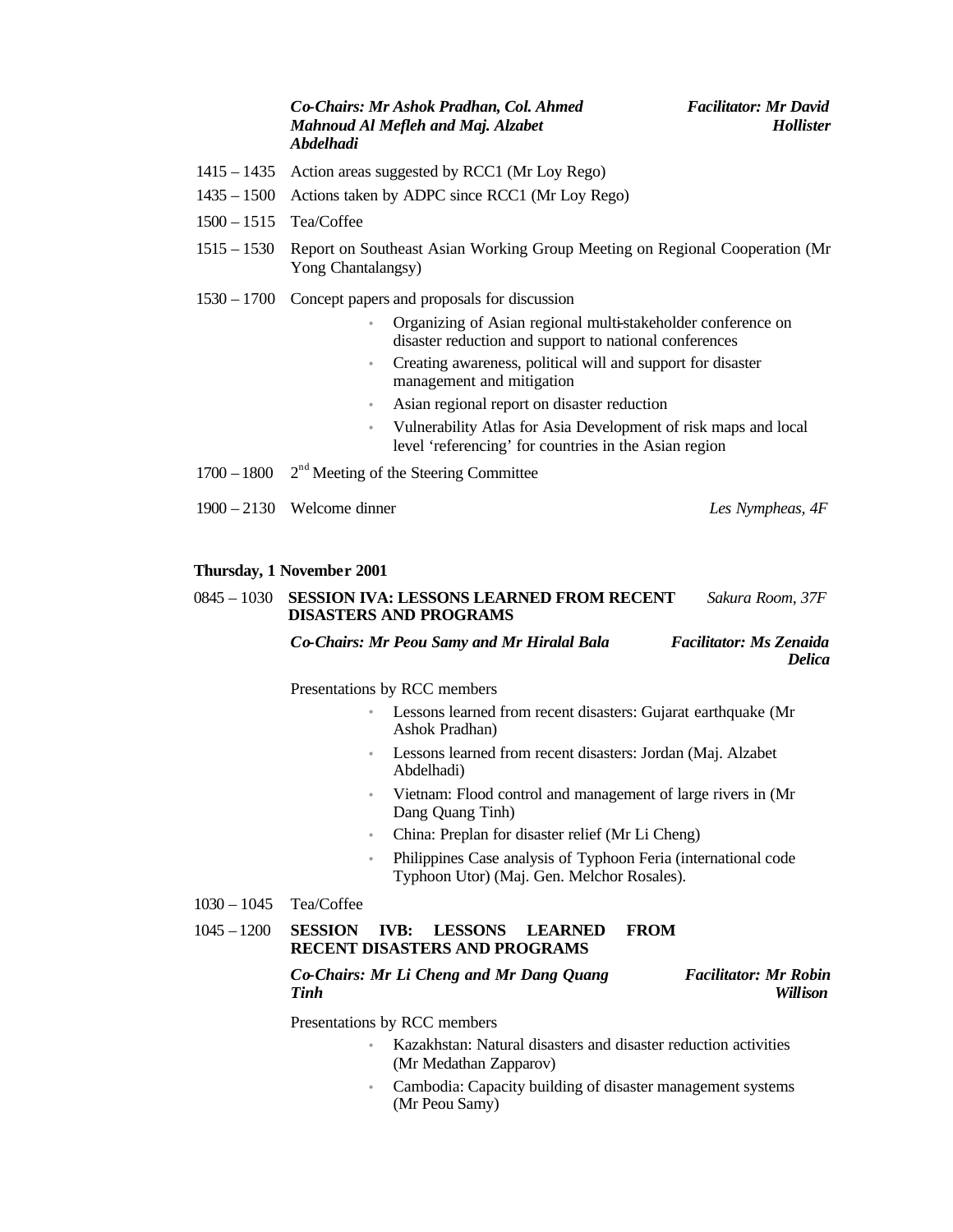*Co-Chairs: Mr Ashok Pradhan, Col. Ahmed Mahnoud Al Mefleh and Maj. Alzabet Abdelhadi* — *Facilitator: Mr David Hollister*

1415 – 1435 Action areas suggested by RCC1 (Mr Loy Rego)

1435 – 1500 Actions taken by ADPC since RCC1 (Mr Loy Rego)

1500 – 1515 Tea/Coffee

1515 – 1530 Report on Southeast Asian Working Group Meeting on Regional Cooperation (Mr Yong Chantalangsy)

1530 – 1700 Concept papers and proposals for discussion

- Organizing of Asian regional multi-stakeholder conference on disaster reduction and support to national conferences
- Creating awareness, political will and support for disaster management and mitigation
- Asian regional report on disaster reduction
- Vulnerability Atlas for Asia Development of risk maps and local level 'referencing' for countries in the Asian region

1700 – 1800 2nd Meeting of the Steering Committee

1900 – 2130 Welcome dinner — *Les Nympheas, 4F*

**Thursday, 1 November 2001**

0845 – 1030 **SESSION IVA: LESSONS LEARNED FROM RECENT DISASTERS AND PROGRAMS** — *Sakura Room, 37F*

*Co-Chairs: Mr Peou Samy and Mr Hiralal Bala* — *Facilitator: Ms Zenaida Delica*

Presentations by RCC members

- Lessons learned from recent disasters: Gujarat earthquake (Mr Ashok Pradhan)
- Lessons learned from recent disasters: Jordan (Maj. Alzabet Abdelhadi)
- Vietnam: Flood control and management of large rivers in (Mr Dang Quang Tinh)
- China: Preplan for disaster relief (Mr Li Cheng)
- Philippines Case analysis of Typhoon Feria (international code Typhoon Utor) (Maj. Gen. Melchor Rosales).

1030 – 1045 Tea/Coffee

1045 – 1200 **SESSION IVB: LESSONS LEARNED FROM RECENT DISASTERS AND PROGRAMS**

*Co-Chairs: Mr Li Cheng and Mr Dang Quang Tinh* — *Facilitator: Mr Robin Willison*

Presentations by RCC members

- Kazakhstan: Natural disasters and disaster reduction activities (Mr Medathan Zapparov)
- Cambodia: Capacity building of disaster management systems (Mr Peou Samy)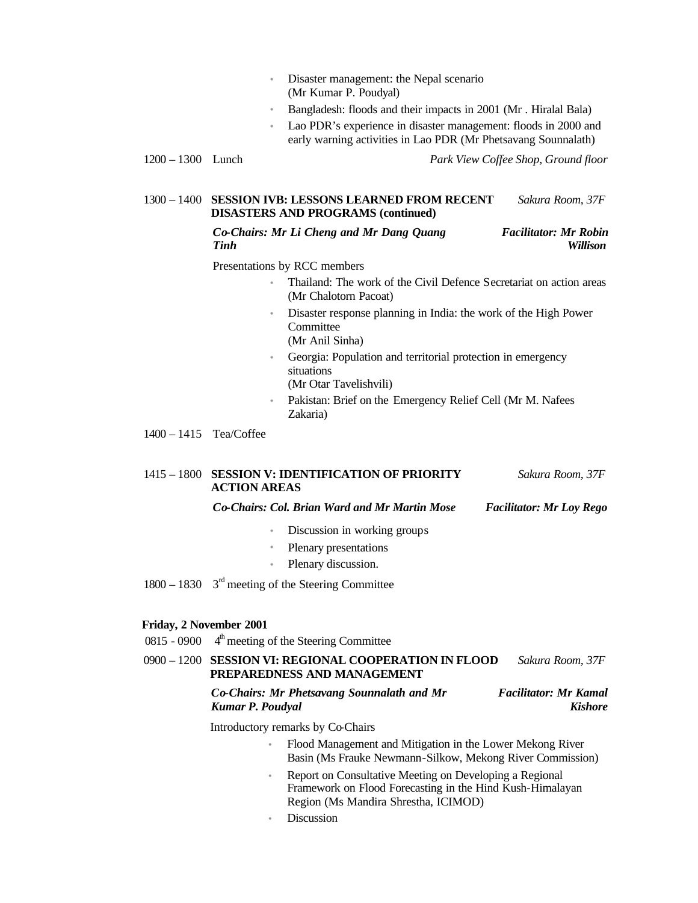- Disaster management: the Nepal scenario (Mr Kumar P. Poudyal)
- Bangladesh: floods and their impacts in 2001 (Mr . Hiralal Bala)
- Lao PDR's experience in disaster management: floods in 2000 and early warning activities in Lao PDR (Mr Phetsavang Sounnalath)

1200 – 1300 Lunch *Park View Coffee Shop, Ground floor*

1300 – 1400 **SESSION IVB: LESSONS LEARNED FROM RECENT DISASTERS AND PROGRAMS (continued)** *Sakura Room, 37F*

***Co-Chairs: Mr Li Cheng and Mr Dang Quang Tinh*** ***Facilitator: Mr Robin Willison***

Presentations by RCC members

- Thailand: The work of the Civil Defence Secretariat on action areas (Mr Chalotorn Pacoat)
- Disaster response planning in India: the work of the High Power Committee (Mr Anil Sinha)
- Georgia: Population and territorial protection in emergency situations (Mr Otar Tavelishvili)
- Pakistan: Brief on the Emergency Relief Cell (Mr M. Nafees Zakaria)

1400 – 1415 Tea/Coffee

1415 – 1800 **SESSION V: IDENTIFICATION OF PRIORITY ACTION AREAS** *Sakura Room, 37F*

***Co-Chairs: Col. Brian Ward and Mr Martin Mose*** ***Facilitator: Mr Loy Rego***

- Discussion in working groups
- Plenary presentations
- Plenary discussion.

1800 – 1830 3rd meeting of the Steering Committee

**Friday, 2 November 2001**

0815 - 0900 4th meeting of the Steering Committee

0900 – 1200 **SESSION VI: REGIONAL COOPERATION IN FLOOD PREPAREDNESS AND MANAGEMENT** *Sakura Room, 37F*

***Co-Chairs: Mr Phetsavang Sounnalath and Mr Kumar P. Poudyal*** ***Facilitator: Mr Kamal Kishore***

Introductory remarks by Co-Chairs

- Flood Management and Mitigation in the Lower Mekong River Basin (Ms Frauke Newmann-Silkow, Mekong River Commission)
- Report on Consultative Meeting on Developing a Regional Framework on Flood Forecasting in the Hind Kush-Himalayan Region (Ms Mandira Shrestha, ICIMOD)
- Discussion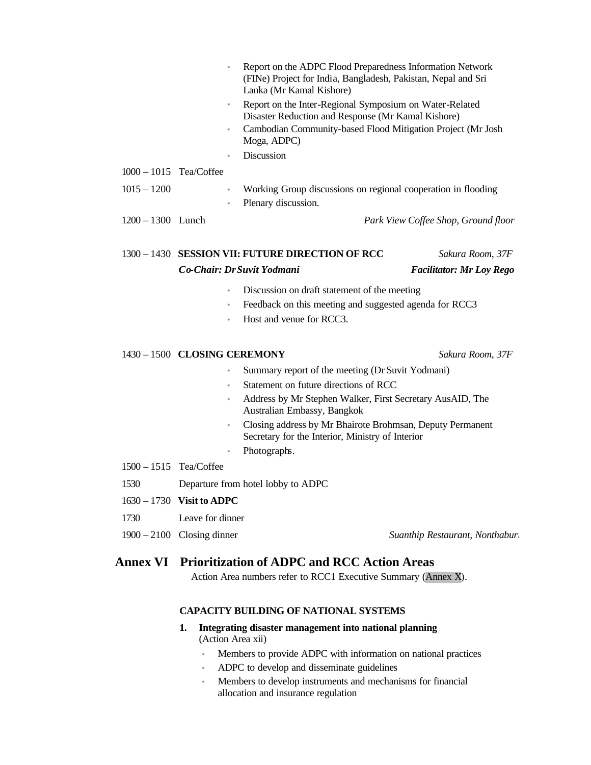- Report on the ADPC Flood Preparedness Information Network (FINe) Project for India, Bangladesh, Pakistan, Nepal and Sri Lanka (Mr Kamal Kishore)
- Report on the Inter-Regional Symposium on Water-Related Disaster Reduction and Response (Mr Kamal Kishore)
- Cambodian Community-based Flood Mitigation Project (Mr Josh Moga, ADPC)
- Discussion

1000 – 1015 Tea/Coffee

1015 – 1200
- Working Group discussions on regional cooperation in flooding
- Plenary discussion.

1200 – 1300 Lunch — *Park View Coffee Shop, Ground floor*

1300 – 1430 **SESSION VII: FUTURE DIRECTION OF RCC** — *Sakura Room, 37F*

***Co-Chair: Dr Suvit Yodmani*** — ***Facilitator: Mr Loy Rego***

- Discussion on draft statement of the meeting
- Feedback on this meeting and suggested agenda for RCC3
- Host and venue for RCC3.

1430 – 1500 **CLOSING CEREMONY** — *Sakura Room, 37F*

- Summary report of the meeting (Dr Suvit Yodmani)
- Statement on future directions of RCC
- Address by Mr Stephen Walker, First Secretary AusAID, The Australian Embassy, Bangkok
- Closing address by Mr Bhairote Brohmsan, Deputy Permanent Secretary for the Interior, Ministry of Interior
- Photographs.

1500 – 1515 Tea/Coffee

1530 Departure from hotel lobby to ADPC

1630 – 1730 **Visit to ADPC**

1730 Leave for dinner

1900 – 2100 Closing dinner — *Suanthip Restaurant, Nonthaburi*

# Annex VI Prioritization of ADPC and RCC Action Areas

Action Area numbers refer to RCC1 Executive Summary (Annex X).

**CAPACITY BUILDING OF NATIONAL SYSTEMS**

**1. Integrating disaster management into national planning**
(Action Area xii)

- Members to provide ADPC with information on national practices
- ADPC to develop and disseminate guidelines
- Members to develop instruments and mechanisms for financial allocation and insurance regulation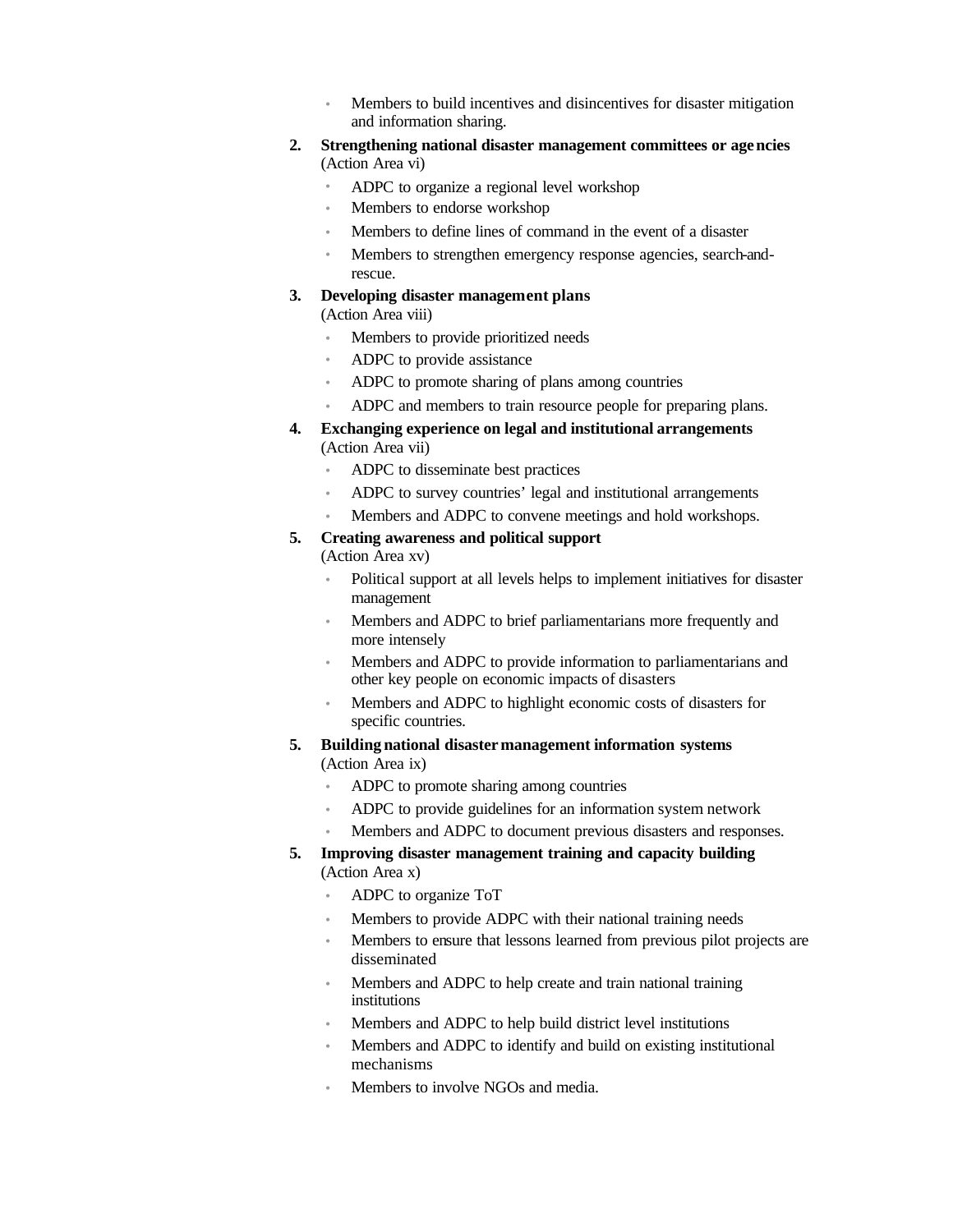- Members to build incentives and disincentives for disaster mitigation and information sharing.

2. **Strengthening national disaster management committees or agencies** (Action Area vi)
   - ADPC to organize a regional level workshop
   - Members to endorse workshop
   - Members to define lines of command in the event of a disaster
   - Members to strengthen emergency response agencies, search-and-rescue.

3. **Developing disaster management plans**
   (Action Area viii)
   - Members to provide prioritized needs
   - ADPC to provide assistance
   - ADPC to promote sharing of plans among countries
   - ADPC and members to train resource people for preparing plans.

4. **Exchanging experience on legal and institutional arrangements** (Action Area vii)
   - ADPC to disseminate best practices
   - ADPC to survey countries' legal and institutional arrangements
   - Members and ADPC to convene meetings and hold workshops.

5. **Creating awareness and political support**
   (Action Area xv)
   - Political support at all levels helps to implement initiatives for disaster management
   - Members and ADPC to brief parliamentarians more frequently and more intensely
   - Members and ADPC to provide information to parliamentarians and other key people on economic impacts of disasters
   - Members and ADPC to highlight economic costs of disasters for specific countries.

5. **Building national disaster management information systems**
   (Action Area ix)
   - ADPC to promote sharing among countries
   - ADPC to provide guidelines for an information system network
   - Members and ADPC to document previous disasters and responses.

5. **Improving disaster management training and capacity building**
   (Action Area x)
   - ADPC to organize ToT
   - Members to provide ADPC with their national training needs
   - Members to ensure that lessons learned from previous pilot projects are disseminated
   - Members and ADPC to help create and train national training institutions
   - Members and ADPC to help build district level institutions
   - Members and ADPC to identify and build on existing institutional mechanisms
   - Members to involve NGOs and media.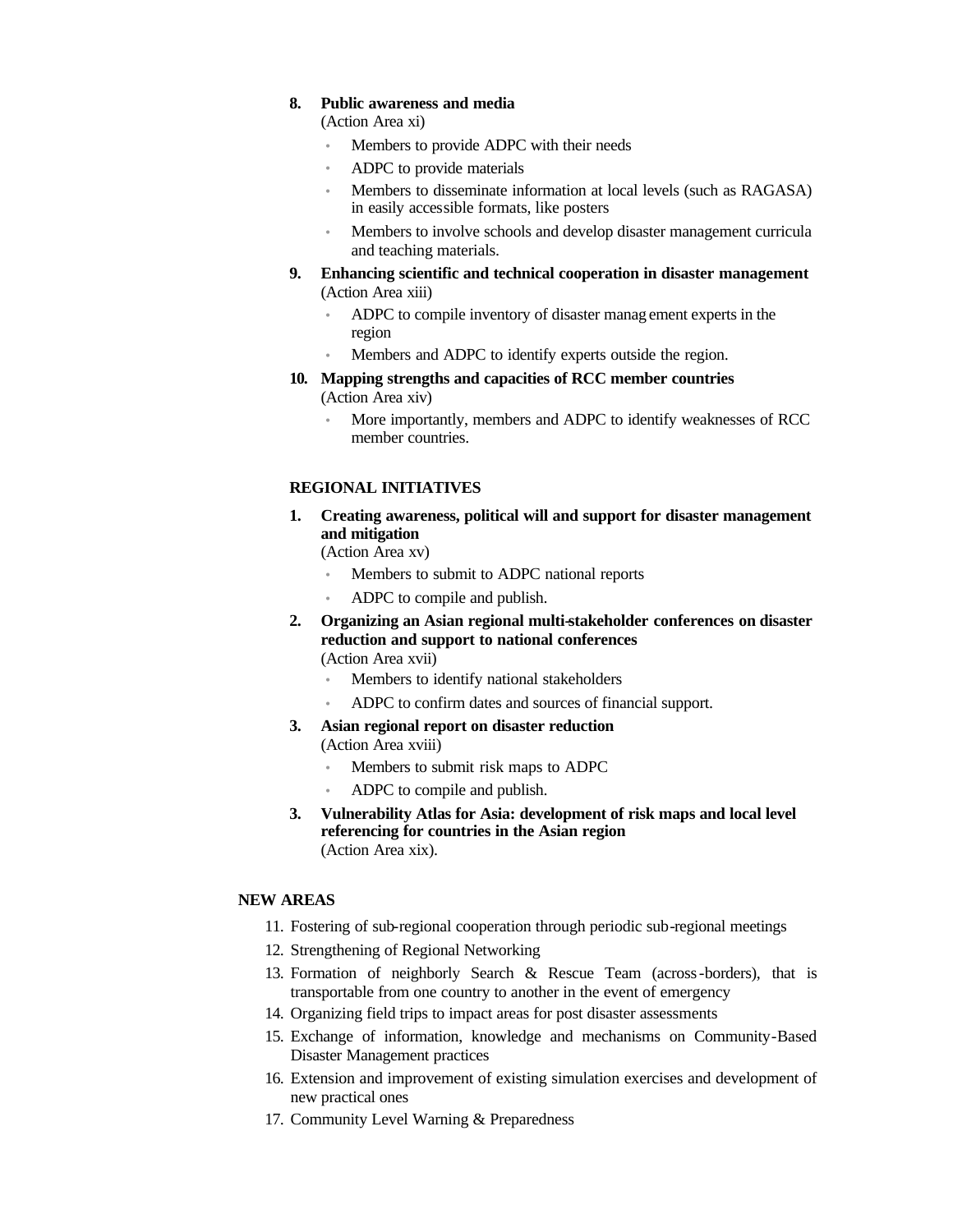8. **Public awareness and media**
   (Action Area xi)
   - Members to provide ADPC with their needs
   - ADPC to provide materials
   - Members to disseminate information at local levels (such as RAGASA) in easily accessible formats, like posters
   - Members to involve schools and develop disaster management curricula and teaching materials.

9. **Enhancing scientific and technical cooperation in disaster management**
   (Action Area xiii)
   - ADPC to compile inventory of disaster management experts in the region
   - Members and ADPC to identify experts outside the region.

10. **Mapping strengths and capacities of RCC member countries**
    (Action Area xiv)
    - More importantly, members and ADPC to identify weaknesses of RCC member countries.

**REGIONAL INITIATIVES**

1. **Creating awareness, political will and support for disaster management and mitigation**
   (Action Area xv)
   - Members to submit to ADPC national reports
   - ADPC to compile and publish.

2. **Organizing an Asian regional multi-stakeholder conferences on disaster reduction and support to national conferences**
   (Action Area xvii)
   - Members to identify national stakeholders
   - ADPC to confirm dates and sources of financial support.

3. **Asian regional report on disaster reduction**
   (Action Area xviii)
   - Members to submit risk maps to ADPC
   - ADPC to compile and publish.

3. **Vulnerability Atlas for Asia: development of risk maps and local level referencing for countries in the Asian region**
   (Action Area xix).

**NEW AREAS**

11. Fostering of sub-regional cooperation through periodic sub-regional meetings
12. Strengthening of Regional Networking
13. Formation of neighborly Search & Rescue Team (across-borders), that is transportable from one country to another in the event of emergency
14. Organizing field trips to impact areas for post disaster assessments
15. Exchange of information, knowledge and mechanisms on Community-Based Disaster Management practices
16. Extension and improvement of existing simulation exercises and development of new practical ones
17. Community Level Warning & Preparedness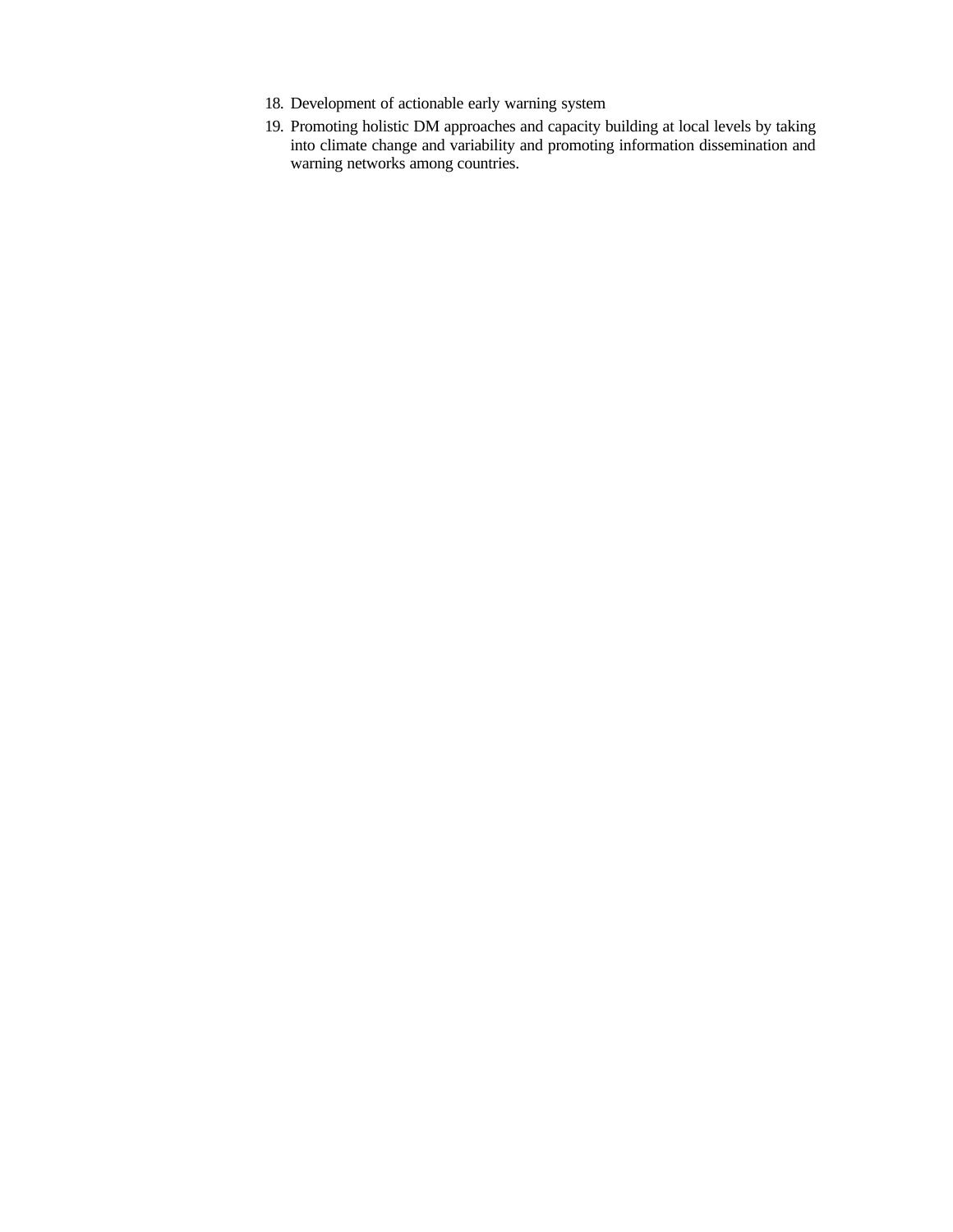18. Development of actionable early warning system
19. Promoting holistic DM approaches and capacity building at local levels by taking into climate change and variability and promoting information dissemination and warning networks among countries.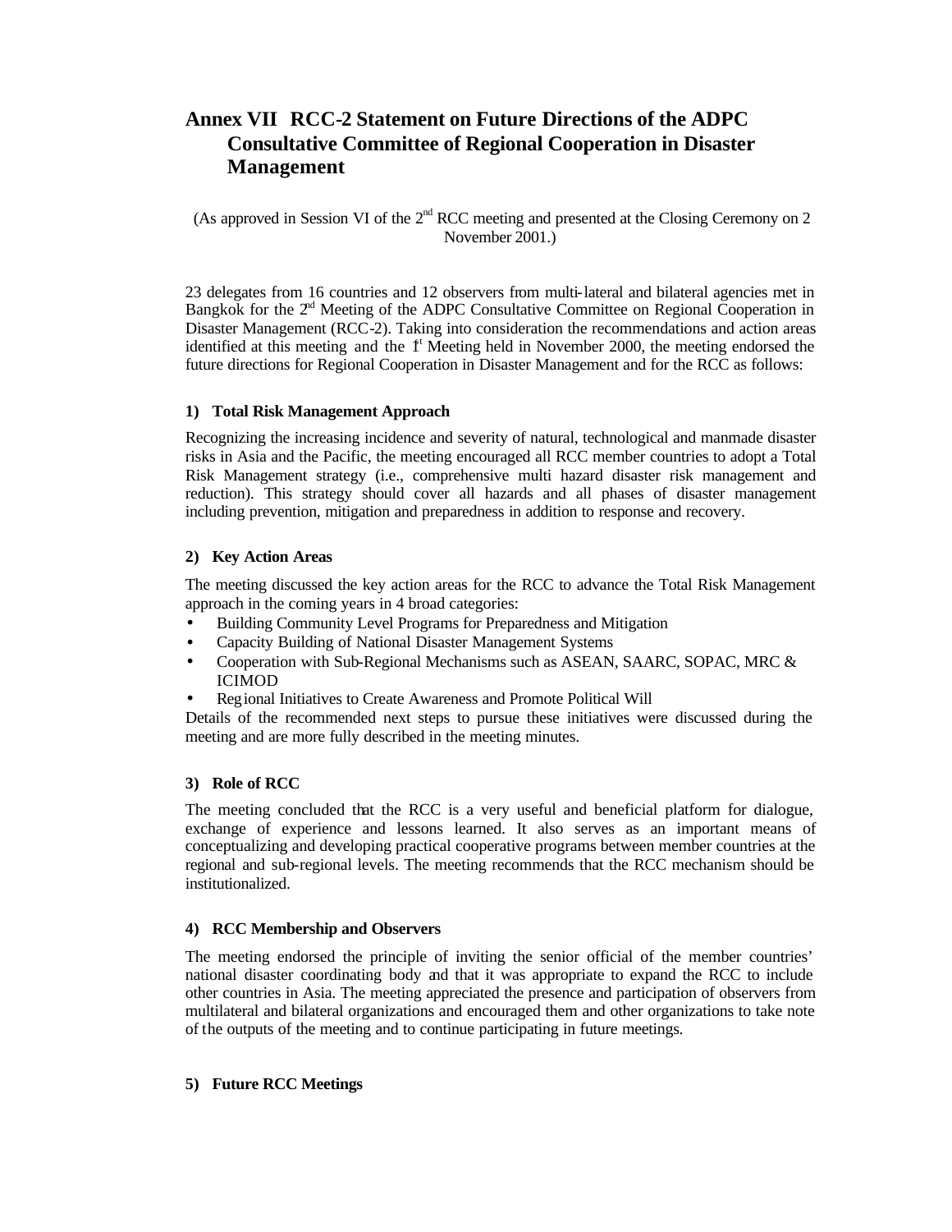# Annex VII RCC-2 Statement on Future Directions of the ADPC Consultative Committee of Regional Cooperation in Disaster Management

(As approved in Session VI of the 2nd RCC meeting and presented at the Closing Ceremony on 2 November 2001.)

23 delegates from 16 countries and 12 observers from multi-lateral and bilateral agencies met in Bangkok for the 2nd Meeting of the ADPC Consultative Committee on Regional Cooperation in Disaster Management (RCC-2). Taking into consideration the recommendations and action areas identified at this meeting and the 1st Meeting held in November 2000, the meeting endorsed the future directions for Regional Cooperation in Disaster Management and for the RCC as follows:

**1) Total Risk Management Approach**

Recognizing the increasing incidence and severity of natural, technological and manmade disaster risks in Asia and the Pacific, the meeting encouraged all RCC member countries to adopt a Total Risk Management strategy (i.e., comprehensive multi hazard disaster risk management and reduction). This strategy should cover all hazards and all phases of disaster management including prevention, mitigation and preparedness in addition to response and recovery.

**2) Key Action Areas**

The meeting discussed the key action areas for the RCC to advance the Total Risk Management approach in the coming years in 4 broad categories:

- Building Community Level Programs for Preparedness and Mitigation
- Capacity Building of National Disaster Management Systems
- Cooperation with Sub-Regional Mechanisms such as ASEAN, SAARC, SOPAC, MRC & ICIMOD
- Regional Initiatives to Create Awareness and Promote Political Will

Details of the recommended next steps to pursue these initiatives were discussed during the meeting and are more fully described in the meeting minutes.

**3) Role of RCC**

The meeting concluded that the RCC is a very useful and beneficial platform for dialogue, exchange of experience and lessons learned. It also serves as an important means of conceptualizing and developing practical cooperative programs between member countries at the regional and sub-regional levels. The meeting recommends that the RCC mechanism should be institutionalized.

**4) RCC Membership and Observers**

The meeting endorsed the principle of inviting the senior official of the member countries' national disaster coordinating body and that it was appropriate to expand the RCC to include other countries in Asia. The meeting appreciated the presence and participation of observers from multilateral and bilateral organizations and encouraged them and other organizations to take note of the outputs of the meeting and to continue participating in future meetings.

**5) Future RCC Meetings**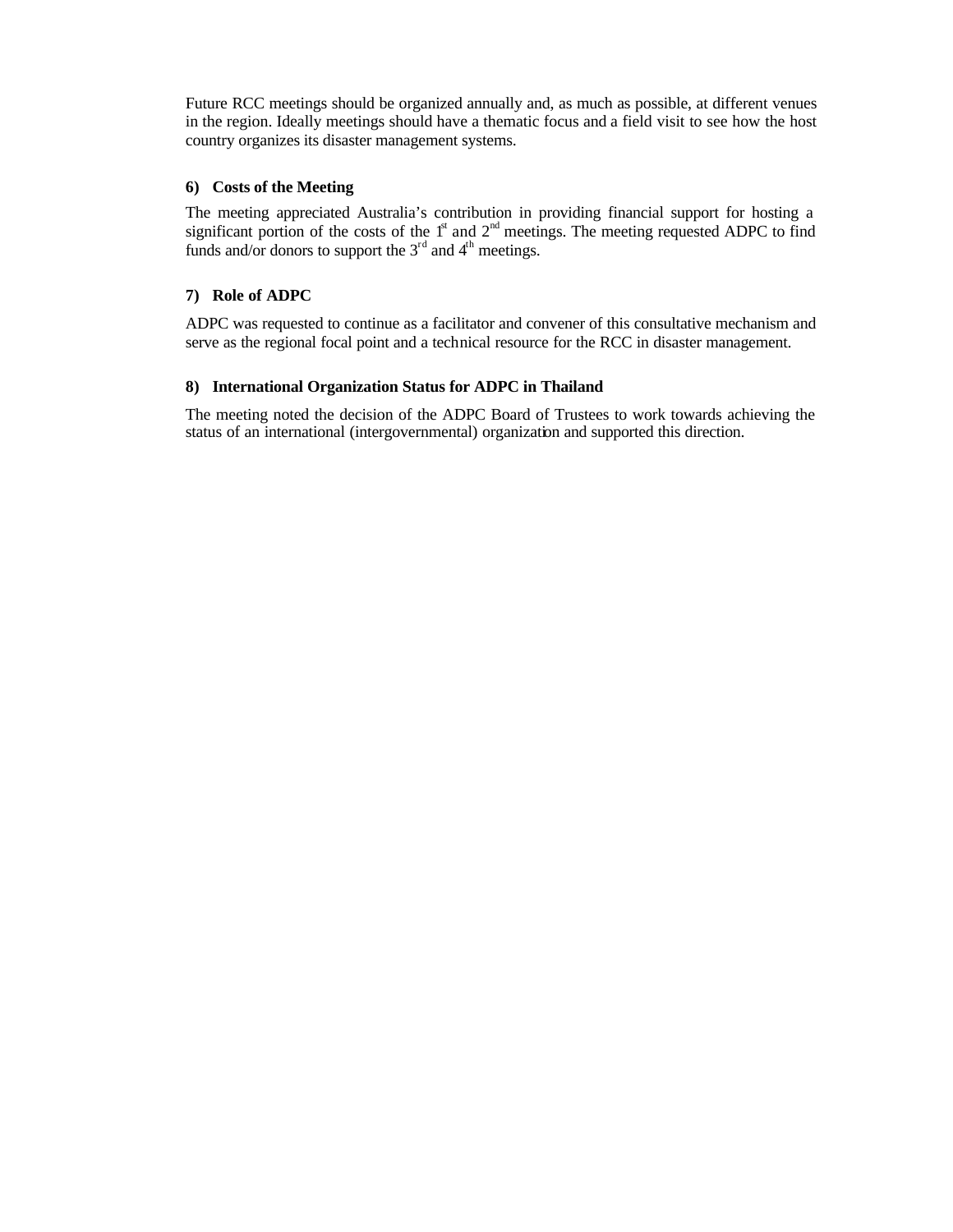Future RCC meetings should be organized annually and, as much as possible, at different venues in the region. Ideally meetings should have a thematic focus and a field visit to see how the host country organizes its disaster management systems.

**6) Costs of the Meeting**

The meeting appreciated Australia's contribution in providing financial support for hosting a significant portion of the costs of the 1st and 2nd meetings. The meeting requested ADPC to find funds and/or donors to support the 3rd and 4th meetings.

**7) Role of ADPC**

ADPC was requested to continue as a facilitator and convener of this consultative mechanism and serve as the regional focal point and a technical resource for the RCC in disaster management.

**8) International Organization Status for ADPC in Thailand**

The meeting noted the decision of the ADPC Board of Trustees to work towards achieving the status of an international (intergovernmental) organization and supported this direction.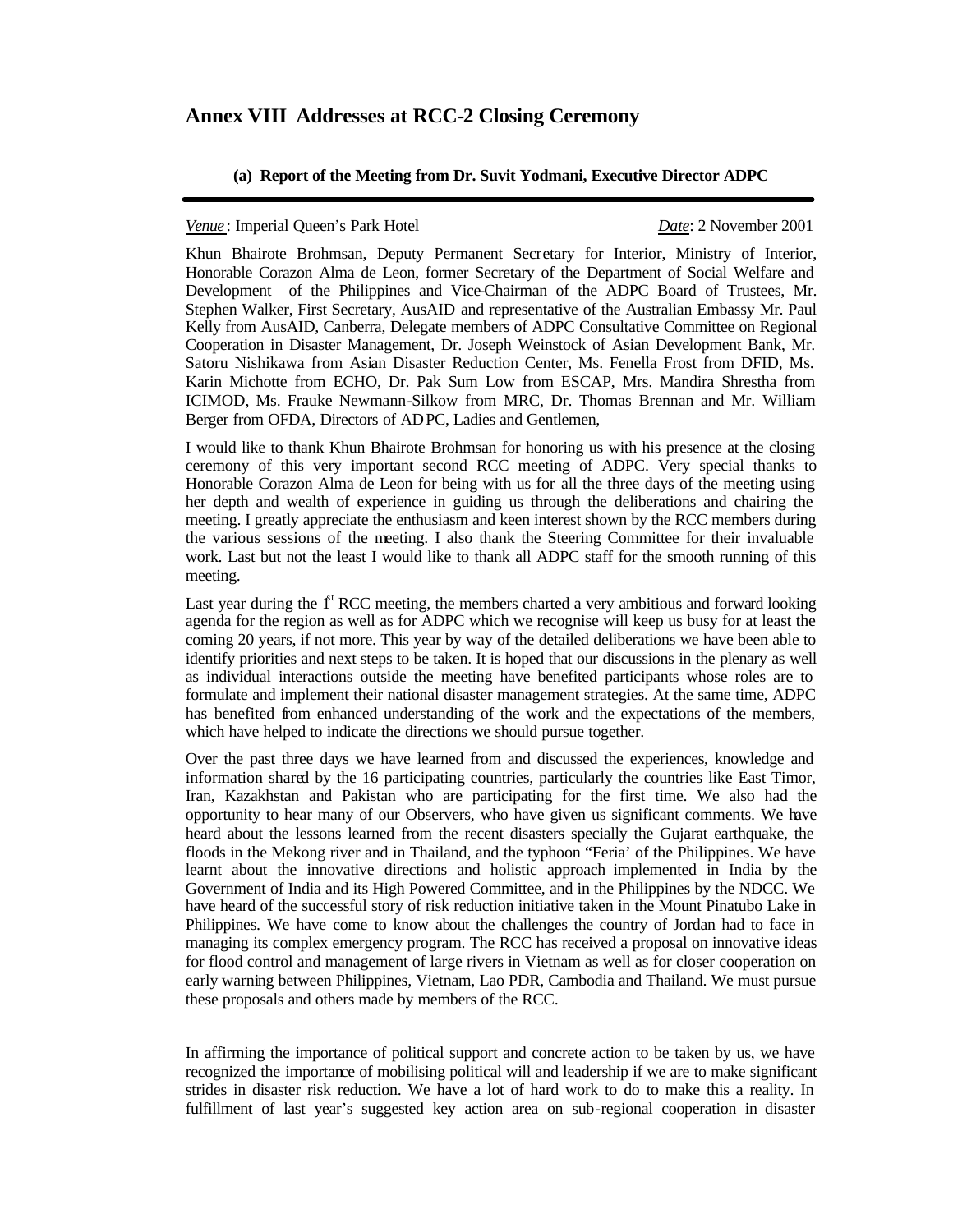## Annex VIII Addresses at RCC-2 Closing Ceremony

### (a) Report of the Meeting from Dr. Suvit Yodmani, Executive Director ADPC

*Venue*: Imperial Queen's Park Hotel *Date*: 2 November 2001

Khun Bhairote Brohmsan, Deputy Permanent Secretary for Interior, Ministry of Interior, Honorable Corazon Alma de Leon, former Secretary of the Department of Social Welfare and Development of the Philippines and Vice-Chairman of the ADPC Board of Trustees, Mr. Stephen Walker, First Secretary, AusAID and representative of the Australian Embassy Mr. Paul Kelly from AusAID, Canberra, Delegate members of ADPC Consultative Committee on Regional Cooperation in Disaster Management, Dr. Joseph Weinstock of Asian Development Bank, Mr. Satoru Nishikawa from Asian Disaster Reduction Center, Ms. Fenella Frost from DFID, Ms. Karin Michotte from ECHO, Dr. Pak Sum Low from ESCAP, Mrs. Mandira Shrestha from ICIMOD, Ms. Frauke Newmann-Silkow from MRC, Dr. Thomas Brennan and Mr. William Berger from OFDA, Directors of ADPC, Ladies and Gentlemen,

I would like to thank Khun Bhairote Brohmsan for honoring us with his presence at the closing ceremony of this very important second RCC meeting of ADPC. Very special thanks to Honorable Corazon Alma de Leon for being with us for all the three days of the meeting using her depth and wealth of experience in guiding us through the deliberations and chairing the meeting. I greatly appreciate the enthusiasm and keen interest shown by the RCC members during the various sessions of the meeting. I also thank the Steering Committee for their invaluable work. Last but not the least I would like to thank all ADPC staff for the smooth running of this meeting.

Last year during the 1st RCC meeting, the members charted a very ambitious and forward looking agenda for the region as well as for ADPC which we recognise will keep us busy for at least the coming 20 years, if not more. This year by way of the detailed deliberations we have been able to identify priorities and next steps to be taken. It is hoped that our discussions in the plenary as well as individual interactions outside the meeting have benefited participants whose roles are to formulate and implement their national disaster management strategies. At the same time, ADPC has benefited from enhanced understanding of the work and the expectations of the members, which have helped to indicate the directions we should pursue together.

Over the past three days we have learned from and discussed the experiences, knowledge and information shared by the 16 participating countries, particularly the countries like East Timor, Iran, Kazakhstan and Pakistan who are participating for the first time. We also had the opportunity to hear many of our Observers, who have given us significant comments. We have heard about the lessons learned from the recent disasters specially the Gujarat earthquake, the floods in the Mekong river and in Thailand, and the typhoon "Feria' of the Philippines. We have learnt about the innovative directions and holistic approach implemented in India by the Government of India and its High Powered Committee, and in the Philippines by the NDCC. We have heard of the successful story of risk reduction initiative taken in the Mount Pinatubo Lake in Philippines. We have come to know about the challenges the country of Jordan had to face in managing its complex emergency program. The RCC has received a proposal on innovative ideas for flood control and management of large rivers in Vietnam as well as for closer cooperation on early warning between Philippines, Vietnam, Lao PDR, Cambodia and Thailand. We must pursue these proposals and others made by members of the RCC.

In affirming the importance of political support and concrete action to be taken by us, we have recognized the importance of mobilising political will and leadership if we are to make significant strides in disaster risk reduction. We have a lot of hard work to do to make this a reality. In fulfillment of last year's suggested key action area on sub-regional cooperation in disaster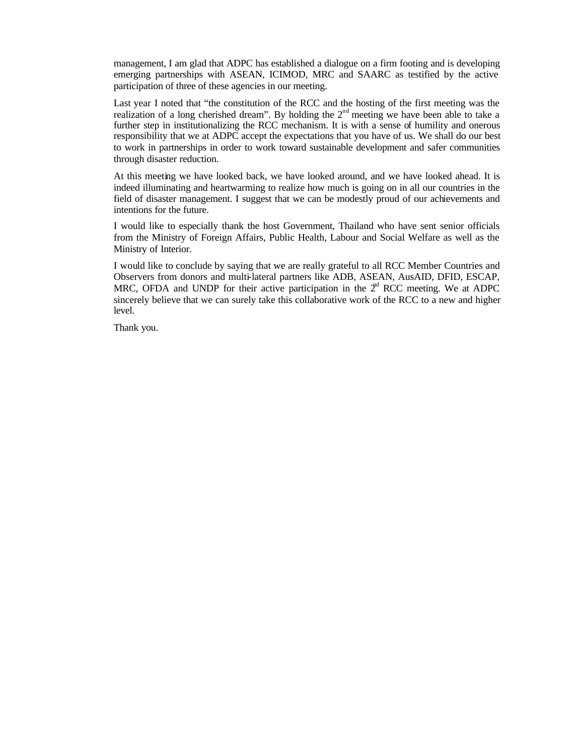management, I am glad that ADPC has established a dialogue on a firm footing and is developing emerging partnerships with ASEAN, ICIMOD, MRC and SAARC as testified by the active participation of three of these agencies in our meeting.

Last year I noted that "the constitution of the RCC and the hosting of the first meeting was the realization of a long cherished dream". By holding the 2nd meeting we have been able to take a further step in institutionalizing the RCC mechanism. It is with a sense of humility and onerous responsibility that we at ADPC accept the expectations that you have of us. We shall do our best to work in partnerships in order to work toward sustainable development and safer communities through disaster reduction.

At this meeting we have looked back, we have looked around, and we have looked ahead. It is indeed illuminating and heartwarming to realize how much is going on in all our countries in the field of disaster management. I suggest that we can be modestly proud of our achievements and intentions for the future.

I would like to especially thank the host Government, Thailand who have sent senior officials from the Ministry of Foreign Affairs, Public Health, Labour and Social Welfare as well as the Ministry of Interior.

I would like to conclude by saying that we are really grateful to all RCC Member Countries and Observers from donors and multi-lateral partners like ADB, ASEAN, AusAID, DFID, ESCAP, MRC, OFDA and UNDP for their active participation in the 2nd RCC meeting. We at ADPC sincerely believe that we can surely take this collaborative work of the RCC to a new and higher level.

Thank you.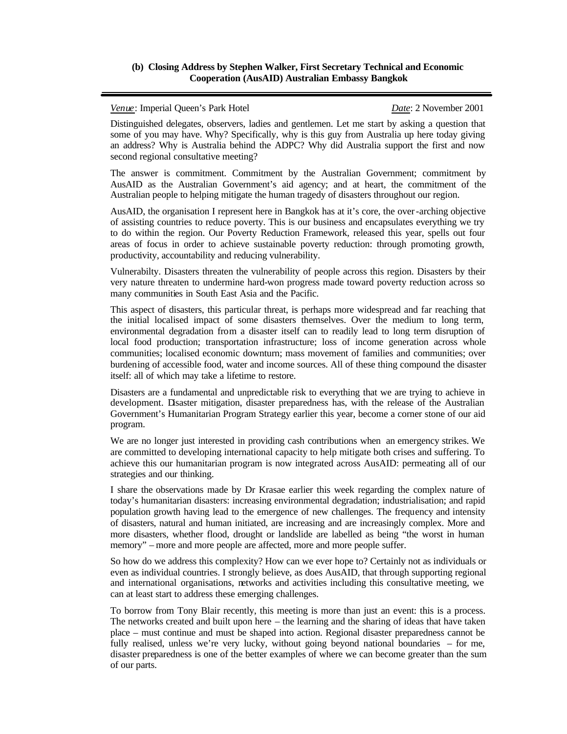**(b) Closing Address by Stephen Walker, First Secretary Technical and Economic Cooperation (AusAID) Australian Embassy Bangkok**

---

*Venue*: Imperial Queen's Park Hotel *Date*: 2 November 2001

Distinguished delegates, observers, ladies and gentlemen. Let me start by asking a question that some of you may have. Why? Specifically, why is this guy from Australia up here today giving an address? Why is Australia behind the ADPC? Why did Australia support the first and now second regional consultative meeting?

The answer is commitment. Commitment by the Australian Government; commitment by AusAID as the Australian Government's aid agency; and at heart, the commitment of the Australian people to helping mitigate the human tragedy of disasters throughout our region.

AusAID, the organisation I represent here in Bangkok has at it's core, the over-arching objective of assisting countries to reduce poverty. This is our business and encapsulates everything we try to do within the region. Our Poverty Reduction Framework, released this year, spells out four areas of focus in order to achieve sustainable poverty reduction: through promoting growth, productivity, accountability and reducing vulnerability.

Vulnerabilty. Disasters threaten the vulnerability of people across this region. Disasters by their very nature threaten to undermine hard-won progress made toward poverty reduction across so many communities in South East Asia and the Pacific.

This aspect of disasters, this particular threat, is perhaps more widespread and far reaching that the initial localised impact of some disasters themselves. Over the medium to long term, environmental degradation from a disaster itself can to readily lead to long term disruption of local food production; transportation infrastructure; loss of income generation across whole communities; localised economic downturn; mass movement of families and communities; over burdening of accessible food, water and income sources. All of these thing compound the disaster itself: all of which may take a lifetime to restore.

Disasters are a fundamental and unpredictable risk to everything that we are trying to achieve in development. Disaster mitigation, disaster preparedness has, with the release of the Australian Government's Humanitarian Program Strategy earlier this year, become a corner stone of our aid program.

We are no longer just interested in providing cash contributions when an emergency strikes. We are committed to developing international capacity to help mitigate both crises and suffering. To achieve this our humanitarian program is now integrated across AusAID: permeating all of our strategies and our thinking.

I share the observations made by Dr Krasae earlier this week regarding the complex nature of today's humanitarian disasters: increasing environmental degradation; industrialisation; and rapid population growth having lead to the emergence of new challenges. The frequency and intensity of disasters, natural and human initiated, are increasing and are increasingly complex. More and more disasters, whether flood, drought or landslide are labelled as being "the worst in human memory" – more and more people are affected, more and more people suffer.

So how do we address this complexity? How can we ever hope to? Certainly not as individuals or even as individual countries. I strongly believe, as does AusAID, that through supporting regional and international organisations, networks and activities including this consultative meeting, we can at least start to address these emerging challenges.

To borrow from Tony Blair recently, this meeting is more than just an event: this is a process. The networks created and built upon here – the learning and the sharing of ideas that have taken place – must continue and must be shaped into action. Regional disaster preparedness cannot be fully realised, unless we're very lucky, without going beyond national boundaries – for me, disaster preparedness is one of the better examples of where we can become greater than the sum of our parts.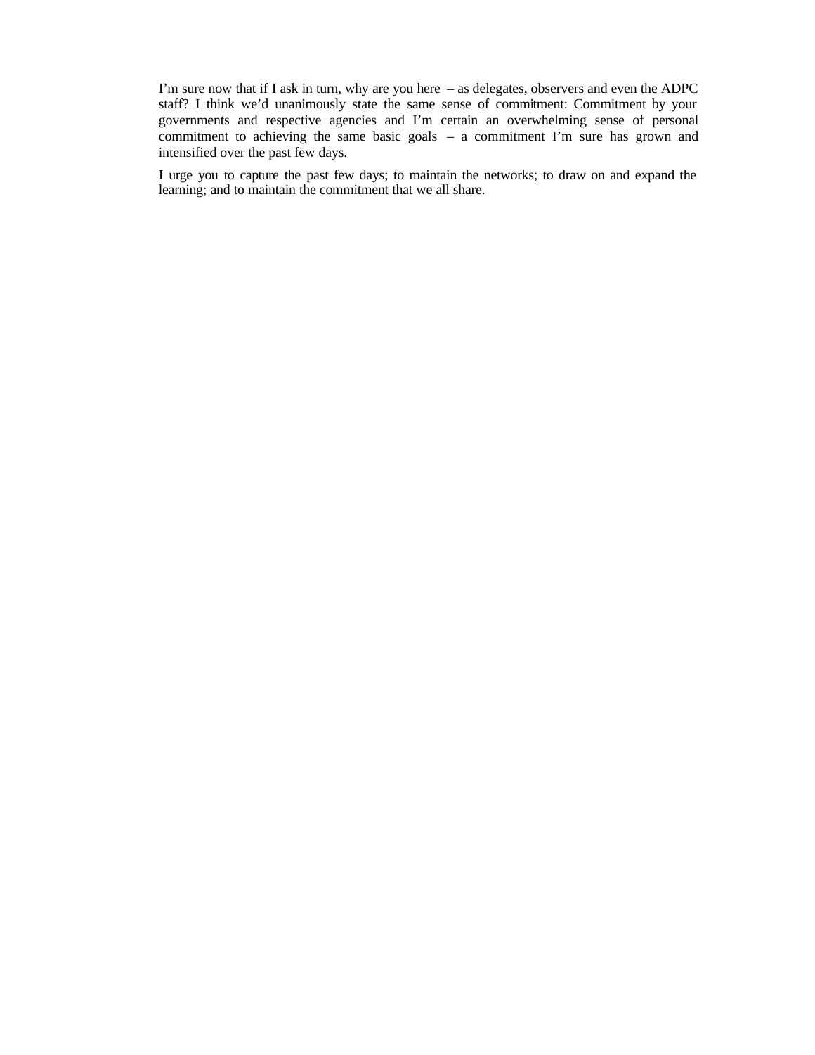I'm sure now that if I ask in turn, why are you here – as delegates, observers and even the ADPC staff? I think we'd unanimously state the same sense of commitment: Commitment by your governments and respective agencies and I'm certain an overwhelming sense of personal commitment to achieving the same basic goals – a commitment I'm sure has grown and intensified over the past few days.

I urge you to capture the past few days; to maintain the networks; to draw on and expand the learning; and to maintain the commitment that we all share.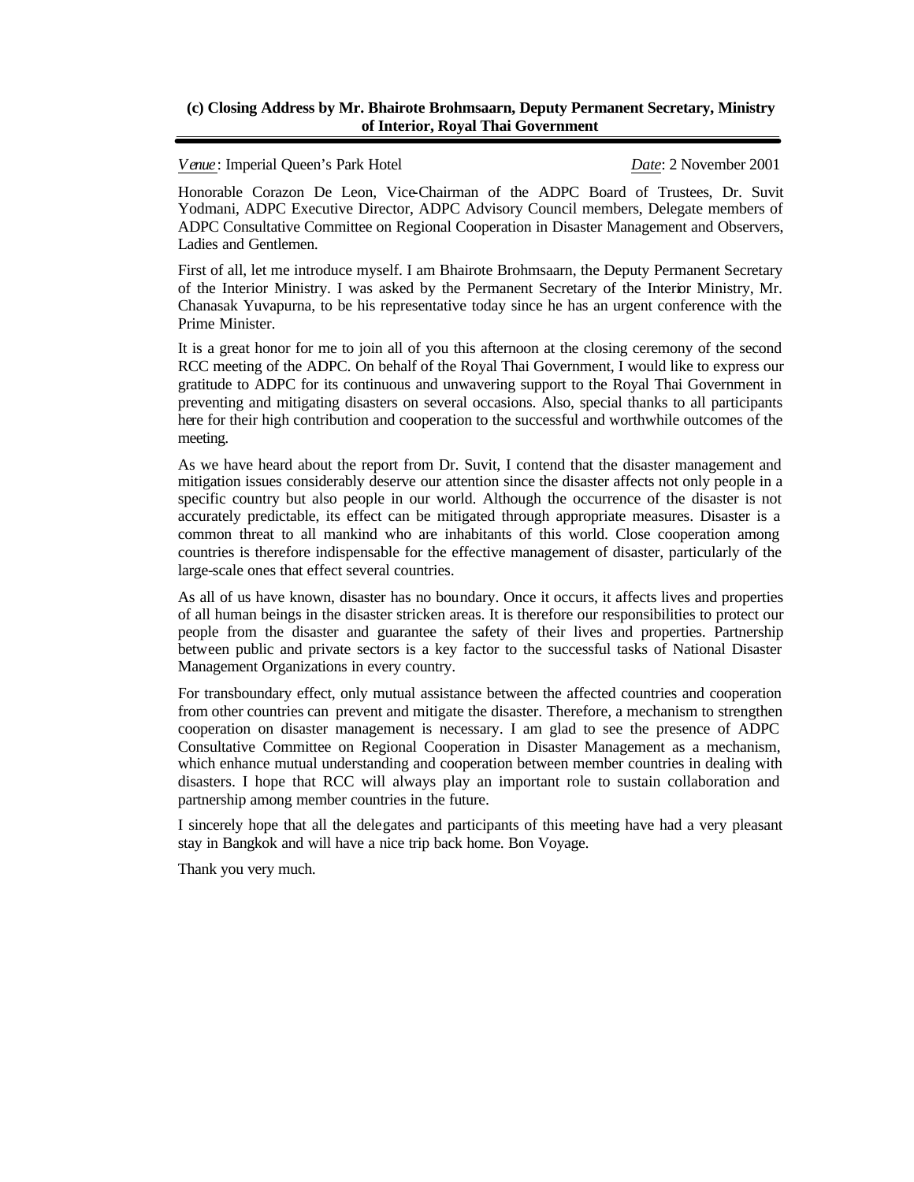### (c) Closing Address by Mr. Bhairote Brohmsaarn, Deputy Permanent Secretary, Ministry of Interior, Royal Thai Government

*Venue*: Imperial Queen's Park Hotel *Date*: 2 November 2001

Honorable Corazon De Leon, Vice-Chairman of the ADPC Board of Trustees, Dr. Suvit Yodmani, ADPC Executive Director, ADPC Advisory Council members, Delegate members of ADPC Consultative Committee on Regional Cooperation in Disaster Management and Observers, Ladies and Gentlemen.

First of all, let me introduce myself. I am Bhairote Brohmsaarn, the Deputy Permanent Secretary of the Interior Ministry. I was asked by the Permanent Secretary of the Interior Ministry, Mr. Chanasak Yuvapurna, to be his representative today since he has an urgent conference with the Prime Minister.

It is a great honor for me to join all of you this afternoon at the closing ceremony of the second RCC meeting of the ADPC. On behalf of the Royal Thai Government, I would like to express our gratitude to ADPC for its continuous and unwavering support to the Royal Thai Government in preventing and mitigating disasters on several occasions. Also, special thanks to all participants here for their high contribution and cooperation to the successful and worthwhile outcomes of the meeting.

As we have heard about the report from Dr. Suvit, I contend that the disaster management and mitigation issues considerably deserve our attention since the disaster affects not only people in a specific country but also people in our world. Although the occurrence of the disaster is not accurately predictable, its effect can be mitigated through appropriate measures. Disaster is a common threat to all mankind who are inhabitants of this world. Close cooperation among countries is therefore indispensable for the effective management of disaster, particularly of the large-scale ones that effect several countries.

As all of us have known, disaster has no boundary. Once it occurs, it affects lives and properties of all human beings in the disaster stricken areas. It is therefore our responsibilities to protect our people from the disaster and guarantee the safety of their lives and properties. Partnership between public and private sectors is a key factor to the successful tasks of National Disaster Management Organizations in every country.

For transboundary effect, only mutual assistance between the affected countries and cooperation from other countries can prevent and mitigate the disaster. Therefore, a mechanism to strengthen cooperation on disaster management is necessary. I am glad to see the presence of ADPC Consultative Committee on Regional Cooperation in Disaster Management as a mechanism, which enhance mutual understanding and cooperation between member countries in dealing with disasters. I hope that RCC will always play an important role to sustain collaboration and partnership among member countries in the future.

I sincerely hope that all the delegates and participants of this meeting have had a very pleasant stay in Bangkok and will have a nice trip back home. Bon Voyage.

Thank you very much.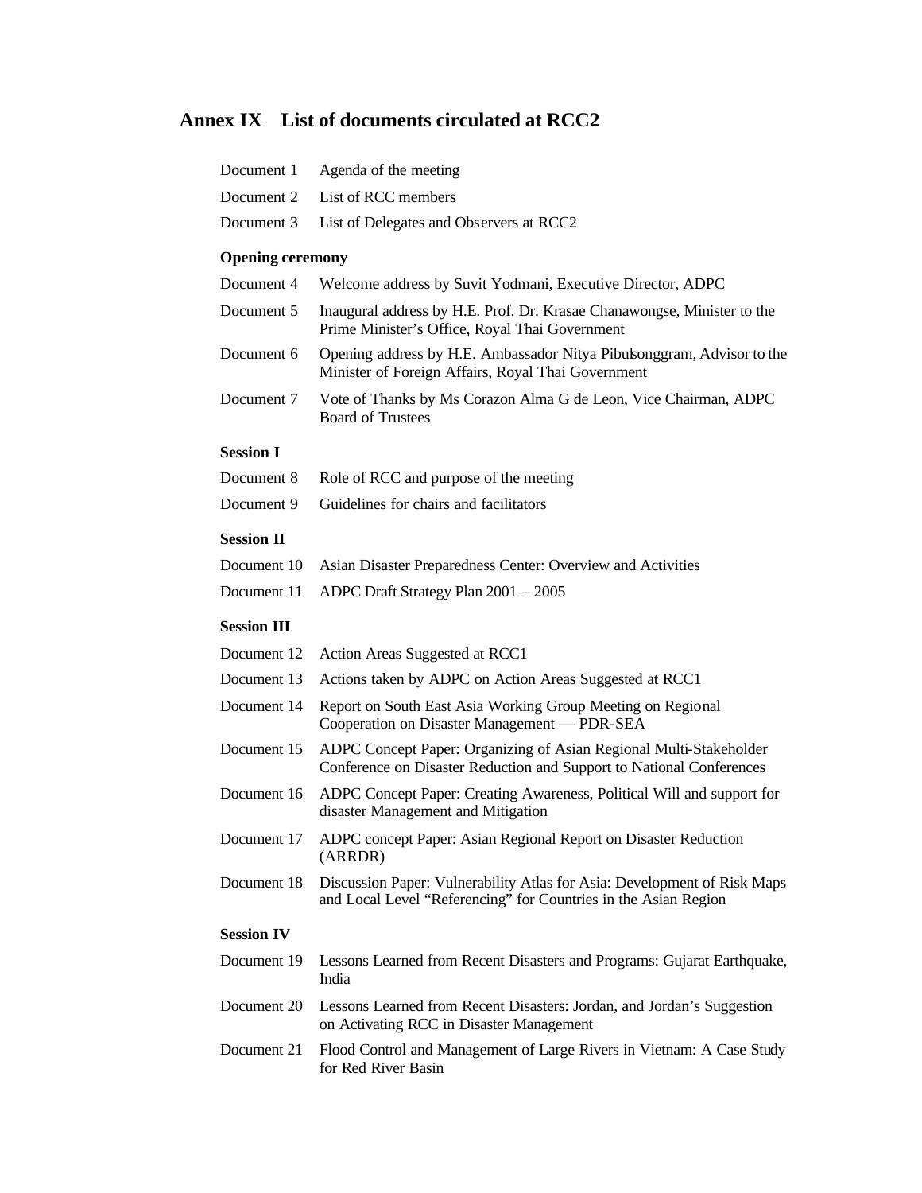## Annex IX List of documents circulated at RCC2

| | |
|---|---|
| Document 1 | Agenda of the meeting |
| Document 2 | List of RCC members |
| Document 3 | List of Delegates and Observers at RCC2 |

**Opening ceremony**

| | |
|---|---|
| Document 4 | Welcome address by Suvit Yodmani, Executive Director, ADPC |
| Document 5 | Inaugural address by H.E. Prof. Dr. Krasae Chanawongse, Minister to the Prime Minister's Office, Royal Thai Government |
| Document 6 | Opening address by H.E. Ambassador Nitya Pibulsonggram, Advisor to the Minister of Foreign Affairs, Royal Thai Government |
| Document 7 | Vote of Thanks by Ms Corazon Alma G de Leon, Vice Chairman, ADPC Board of Trustees |

**Session I**

| | |
|---|---|
| Document 8 | Role of RCC and purpose of the meeting |
| Document 9 | Guidelines for chairs and facilitators |

**Session II**

| | |
|---|---|
| Document 10 | Asian Disaster Preparedness Center: Overview and Activities |
| Document 11 | ADPC Draft Strategy Plan 2001 – 2005 |

**Session III**

| | |
|---|---|
| Document 12 | Action Areas Suggested at RCC1 |
| Document 13 | Actions taken by ADPC on Action Areas Suggested at RCC1 |
| Document 14 | Report on South East Asia Working Group Meeting on Regional Cooperation on Disaster Management — PDR-SEA |
| Document 15 | ADPC Concept Paper: Organizing of Asian Regional Multi-Stakeholder Conference on Disaster Reduction and Support to National Conferences |
| Document 16 | ADPC Concept Paper: Creating Awareness, Political Will and support for disaster Management and Mitigation |
| Document 17 | ADPC concept Paper: Asian Regional Report on Disaster Reduction (ARRDR) |
| Document 18 | Discussion Paper: Vulnerability Atlas for Asia: Development of Risk Maps and Local Level "Referencing" for Countries in the Asian Region |

**Session IV**

| | |
|---|---|
| Document 19 | Lessons Learned from Recent Disasters and Programs: Gujarat Earthquake, India |
| Document 20 | Lessons Learned from Recent Disasters: Jordan, and Jordan's Suggestion on Activating RCC in Disaster Management |
| Document 21 | Flood Control and Management of Large Rivers in Vietnam: A Case Study for Red River Basin |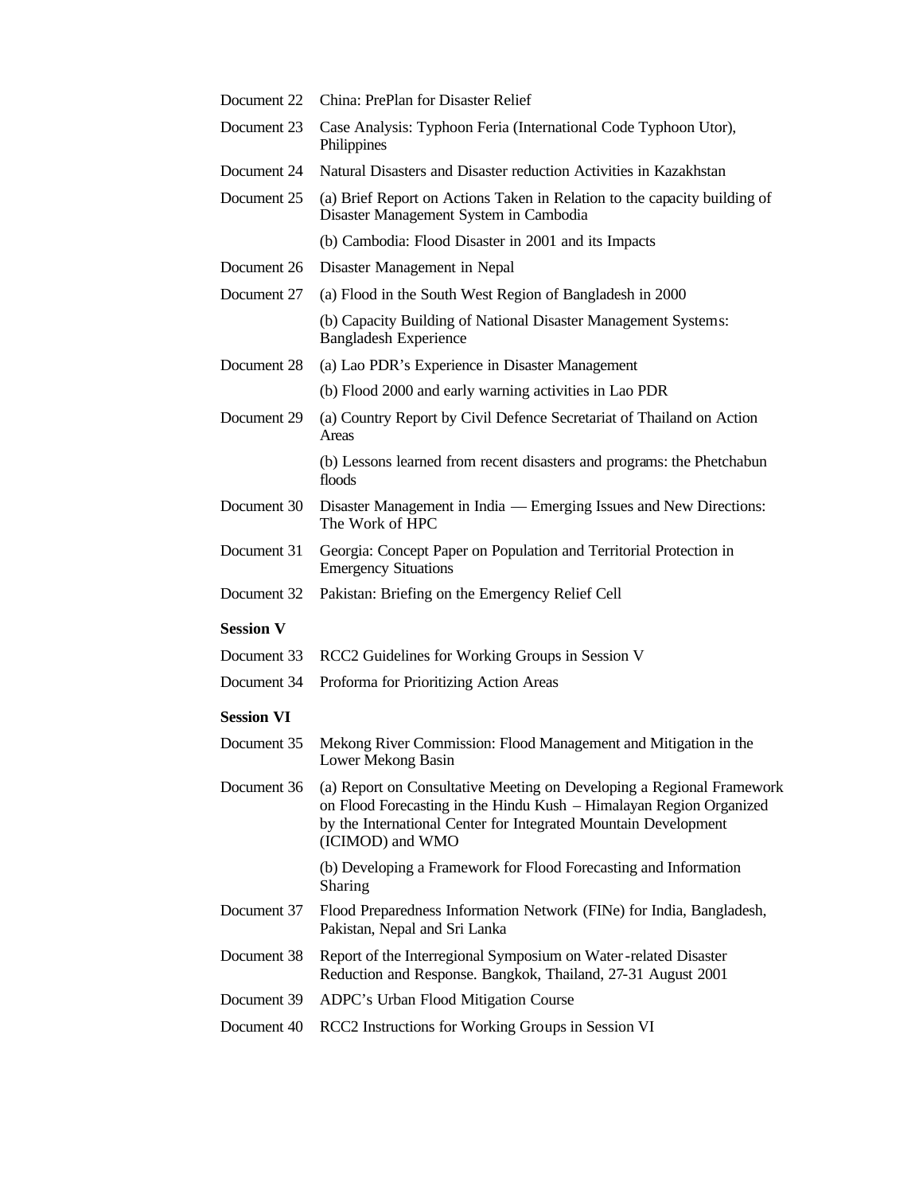| | |
|---|---|
| Document 22 | China: PrePlan for Disaster Relief |
| Document 23 | Case Analysis: Typhoon Feria (International Code Typhoon Utor), Philippines |
| Document 24 | Natural Disasters and Disaster reduction Activities in Kazakhstan |
| Document 25 | (a) Brief Report on Actions Taken in Relation to the capacity building of Disaster Management System in Cambodia |
| | (b) Cambodia: Flood Disaster in 2001 and its Impacts |
| Document 26 | Disaster Management in Nepal |
| Document 27 | (a) Flood in the South West Region of Bangladesh in 2000 |
| | (b) Capacity Building of National Disaster Management Systems: Bangladesh Experience |
| Document 28 | (a) Lao PDR's Experience in Disaster Management |
| | (b) Flood 2000 and early warning activities in Lao PDR |
| Document 29 | (a) Country Report by Civil Defence Secretariat of Thailand on Action Areas |
| | (b) Lessons learned from recent disasters and programs: the Phetchabun floods |
| Document 30 | Disaster Management in India — Emerging Issues and New Directions: The Work of HPC |
| Document 31 | Georgia: Concept Paper on Population and Territorial Protection in Emergency Situations |
| Document 32 | Pakistan: Briefing on the Emergency Relief Cell |

**Session V**

| | |
|---|---|
| Document 33 | RCC2 Guidelines for Working Groups in Session V |
| Document 34 | Proforma for Prioritizing Action Areas |

**Session VI**

| | |
|---|---|
| Document 35 | Mekong River Commission: Flood Management and Mitigation in the Lower Mekong Basin |
| Document 36 | (a) Report on Consultative Meeting on Developing a Regional Framework on Flood Forecasting in the Hindu Kush – Himalayan Region Organized by the International Center for Integrated Mountain Development (ICIMOD) and WMO |
| | (b) Developing a Framework for Flood Forecasting and Information Sharing |
| Document 37 | Flood Preparedness Information Network (FINe) for India, Bangladesh, Pakistan, Nepal and Sri Lanka |
| Document 38 | Report of the Interregional Symposium on Water-related Disaster Reduction and Response. Bangkok, Thailand, 27-31 August 2001 |
| Document 39 | ADPC's Urban Flood Mitigation Course |
| Document 40 | RCC2 Instructions for Working Groups in Session VI |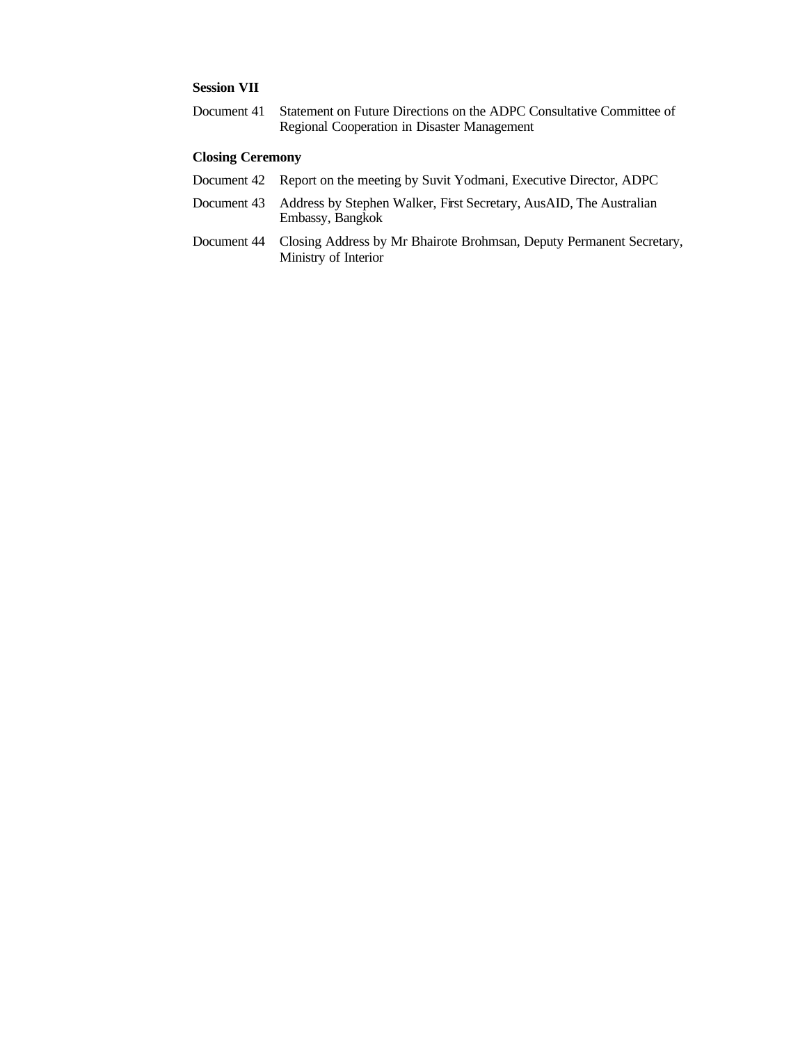**Session VII**

| | |
|---|---|
| Document 41 | Statement on Future Directions on the ADPC Consultative Committee of Regional Cooperation in Disaster Management |

**Closing Ceremony**

| | |
|---|---|
| Document 42 | Report on the meeting by Suvit Yodmani, Executive Director, ADPC |
| Document 43 | Address by Stephen Walker, First Secretary, AusAID, The Australian Embassy, Bangkok |
| Document 44 | Closing Address by Mr Bhairote Brohmsan, Deputy Permanent Secretary, Ministry of Interior |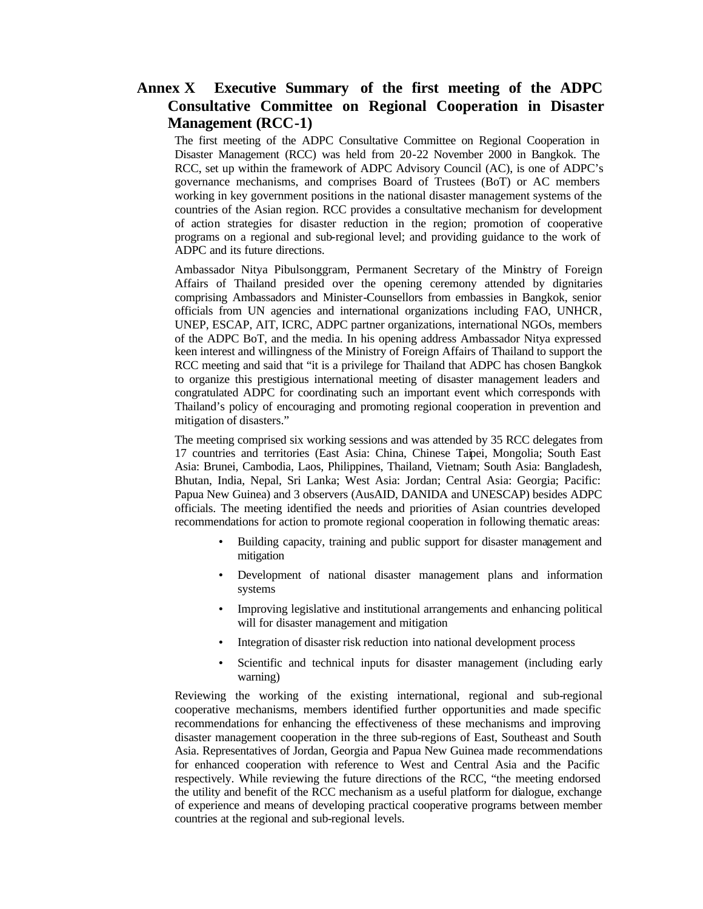## Annex X Executive Summary of the first meeting of the ADPC Consultative Committee on Regional Cooperation in Disaster Management (RCC-1)

The first meeting of the ADPC Consultative Committee on Regional Cooperation in Disaster Management (RCC) was held from 20-22 November 2000 in Bangkok. The RCC, set up within the framework of ADPC Advisory Council (AC), is one of ADPC's governance mechanisms, and comprises Board of Trustees (BoT) or AC members working in key government positions in the national disaster management systems of the countries of the Asian region. RCC provides a consultative mechanism for development of action strategies for disaster reduction in the region; promotion of cooperative programs on a regional and sub-regional level; and providing guidance to the work of ADPC and its future directions.

Ambassador Nitya Pibulsonggram, Permanent Secretary of the Ministry of Foreign Affairs of Thailand presided over the opening ceremony attended by dignitaries comprising Ambassadors and Minister-Counsellors from embassies in Bangkok, senior officials from UN agencies and international organizations including FAO, UNHCR, UNEP, ESCAP, AIT, ICRC, ADPC partner organizations, international NGOs, members of the ADPC BoT, and the media. In his opening address Ambassador Nitya expressed keen interest and willingness of the Ministry of Foreign Affairs of Thailand to support the RCC meeting and said that "it is a privilege for Thailand that ADPC has chosen Bangkok to organize this prestigious international meeting of disaster management leaders and congratulated ADPC for coordinating such an important event which corresponds with Thailand's policy of encouraging and promoting regional cooperation in prevention and mitigation of disasters."

The meeting comprised six working sessions and was attended by 35 RCC delegates from 17 countries and territories (East Asia: China, Chinese Taipei, Mongolia; South East Asia: Brunei, Cambodia, Laos, Philippines, Thailand, Vietnam; South Asia: Bangladesh, Bhutan, India, Nepal, Sri Lanka; West Asia: Jordan; Central Asia: Georgia; Pacific: Papua New Guinea) and 3 observers (AusAID, DANIDA and UNESCAP) besides ADPC officials. The meeting identified the needs and priorities of Asian countries developed recommendations for action to promote regional cooperation in following thematic areas:

- Building capacity, training and public support for disaster management and mitigation
- Development of national disaster management plans and information systems
- Improving legislative and institutional arrangements and enhancing political will for disaster management and mitigation
- Integration of disaster risk reduction into national development process
- Scientific and technical inputs for disaster management (including early warning)

Reviewing the working of the existing international, regional and sub-regional cooperative mechanisms, members identified further opportunities and made specific recommendations for enhancing the effectiveness of these mechanisms and improving disaster management cooperation in the three sub-regions of East, Southeast and South Asia. Representatives of Jordan, Georgia and Papua New Guinea made recommendations for enhanced cooperation with reference to West and Central Asia and the Pacific respectively. While reviewing the future directions of the RCC, "the meeting endorsed the utility and benefit of the RCC mechanism as a useful platform for dialogue, exchange of experience and means of developing practical cooperative programs between member countries at the regional and sub-regional levels.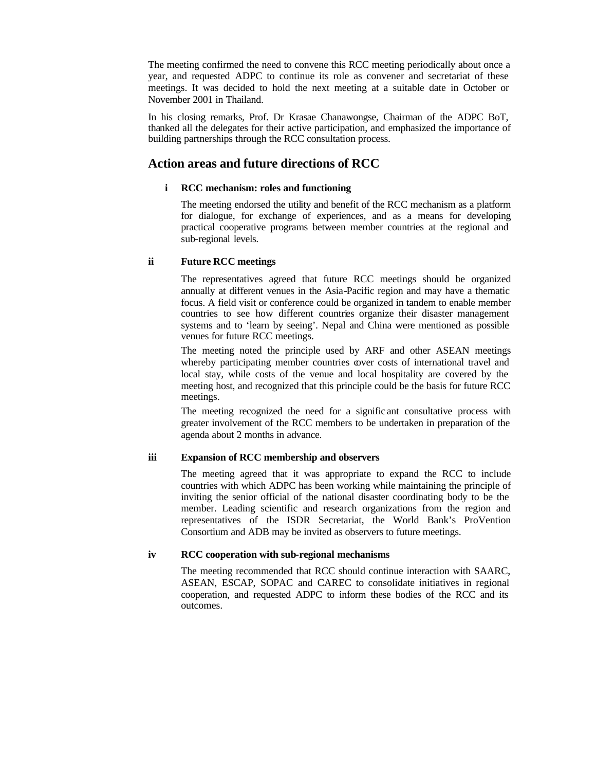The meeting confirmed the need to convene this RCC meeting periodically about once a year, and requested ADPC to continue its role as convener and secretariat of these meetings. It was decided to hold the next meeting at a suitable date in October or November 2001 in Thailand.

In his closing remarks, Prof. Dr Krasae Chanawongse, Chairman of the ADPC BoT, thanked all the delegates for their active participation, and emphasized the importance of building partnerships through the RCC consultation process.

## Action areas and future directions of RCC

**i RCC mechanism: roles and functioning**

The meeting endorsed the utility and benefit of the RCC mechanism as a platform for dialogue, for exchange of experiences, and as a means for developing practical cooperative programs between member countries at the regional and sub-regional levels.

**ii Future RCC meetings**

The representatives agreed that future RCC meetings should be organized annually at different venues in the Asia-Pacific region and may have a thematic focus. A field visit or conference could be organized in tandem to enable member countries to see how different countries organize their disaster management systems and to 'learn by seeing'. Nepal and China were mentioned as possible venues for future RCC meetings.

The meeting noted the principle used by ARF and other ASEAN meetings whereby participating member countries cover costs of international travel and local stay, while costs of the venue and local hospitality are covered by the meeting host, and recognized that this principle could be the basis for future RCC meetings.

The meeting recognized the need for a significant consultative process with greater involvement of the RCC members to be undertaken in preparation of the agenda about 2 months in advance.

**iii Expansion of RCC membership and observers**

The meeting agreed that it was appropriate to expand the RCC to include countries with which ADPC has been working while maintaining the principle of inviting the senior official of the national disaster coordinating body to be the member. Leading scientific and research organizations from the region and representatives of the ISDR Secretariat, the World Bank's ProVention Consortium and ADB may be invited as observers to future meetings.

**iv RCC cooperation with sub-regional mechanisms**

The meeting recommended that RCC should continue interaction with SAARC, ASEAN, ESCAP, SOPAC and CAREC to consolidate initiatives in regional cooperation, and requested ADPC to inform these bodies of the RCC and its outcomes.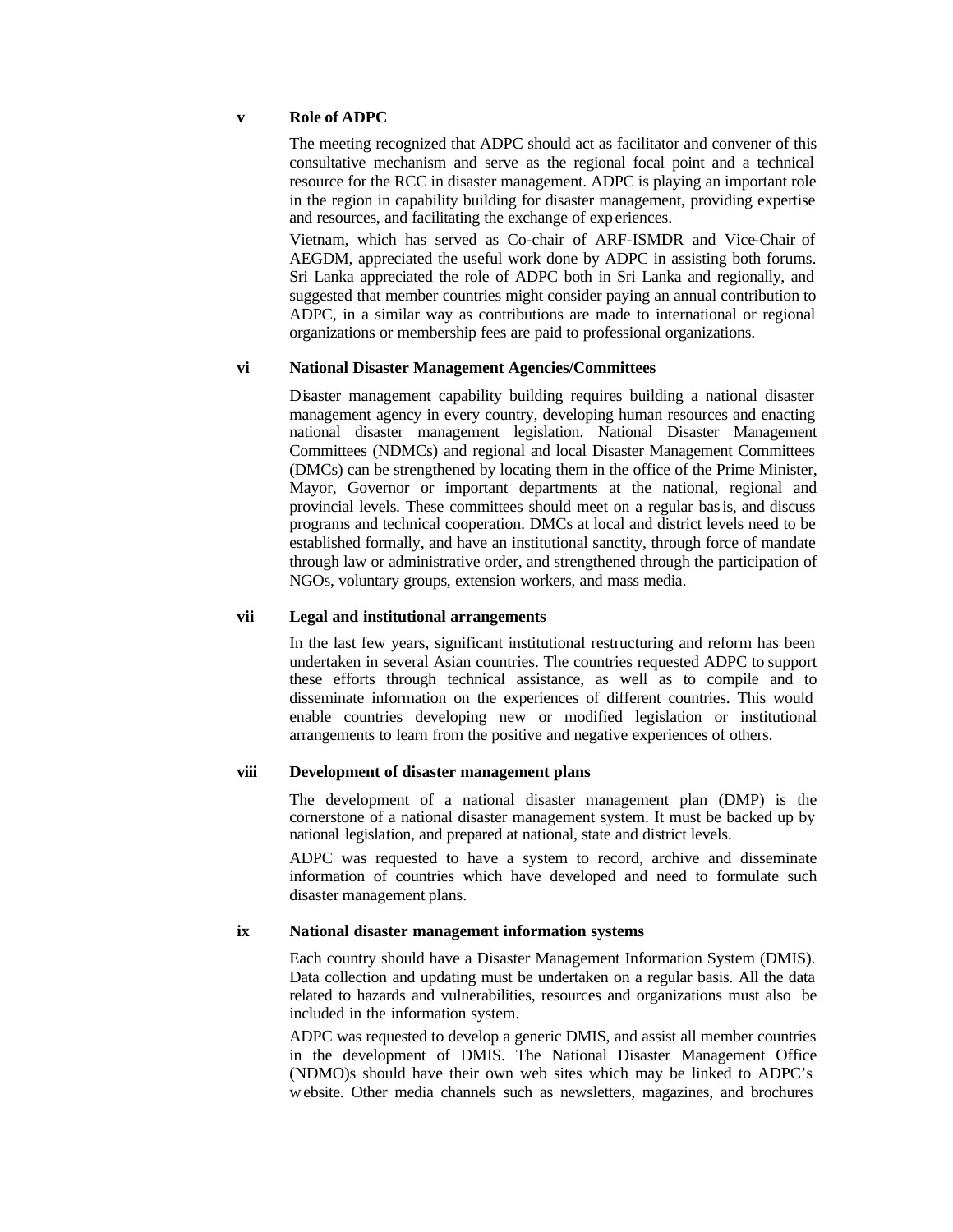**v Role of ADPC**

The meeting recognized that ADPC should act as facilitator and convener of this consultative mechanism and serve as the regional focal point and a technical resource for the RCC in disaster management. ADPC is playing an important role in the region in capability building for disaster management, providing expertise and resources, and facilitating the exchange of experiences.

Vietnam, which has served as Co-chair of ARF-ISMDR and Vice-Chair of AEGDM, appreciated the useful work done by ADPC in assisting both forums. Sri Lanka appreciated the role of ADPC both in Sri Lanka and regionally, and suggested that member countries might consider paying an annual contribution to ADPC, in a similar way as contributions are made to international or regional organizations or membership fees are paid to professional organizations.

**vi National Disaster Management Agencies/Committees**

Disaster management capability building requires building a national disaster management agency in every country, developing human resources and enacting national disaster management legislation. National Disaster Management Committees (NDMCs) and regional and local Disaster Management Committees (DMCs) can be strengthened by locating them in the office of the Prime Minister, Mayor, Governor or important departments at the national, regional and provincial levels. These committees should meet on a regular basis, and discuss programs and technical cooperation. DMCs at local and district levels need to be established formally, and have an institutional sanctity, through force of mandate through law or administrative order, and strengthened through the participation of NGOs, voluntary groups, extension workers, and mass media.

**vii Legal and institutional arrangements**

In the last few years, significant institutional restructuring and reform has been undertaken in several Asian countries. The countries requested ADPC to support these efforts through technical assistance, as well as to compile and to disseminate information on the experiences of different countries. This would enable countries developing new or modified legislation or institutional arrangements to learn from the positive and negative experiences of others.

**viii Development of disaster management plans**

The development of a national disaster management plan (DMP) is the cornerstone of a national disaster management system. It must be backed up by national legislation, and prepared at national, state and district levels.

ADPC was requested to have a system to record, archive and disseminate information of countries which have developed and need to formulate such disaster management plans.

**ix National disaster management information systems**

Each country should have a Disaster Management Information System (DMIS). Data collection and updating must be undertaken on a regular basis. All the data related to hazards and vulnerabilities, resources and organizations must also be included in the information system.

ADPC was requested to develop a generic DMIS, and assist all member countries in the development of DMIS. The National Disaster Management Office (NDMO)s should have their own web sites which may be linked to ADPC's website. Other media channels such as newsletters, magazines, and brochures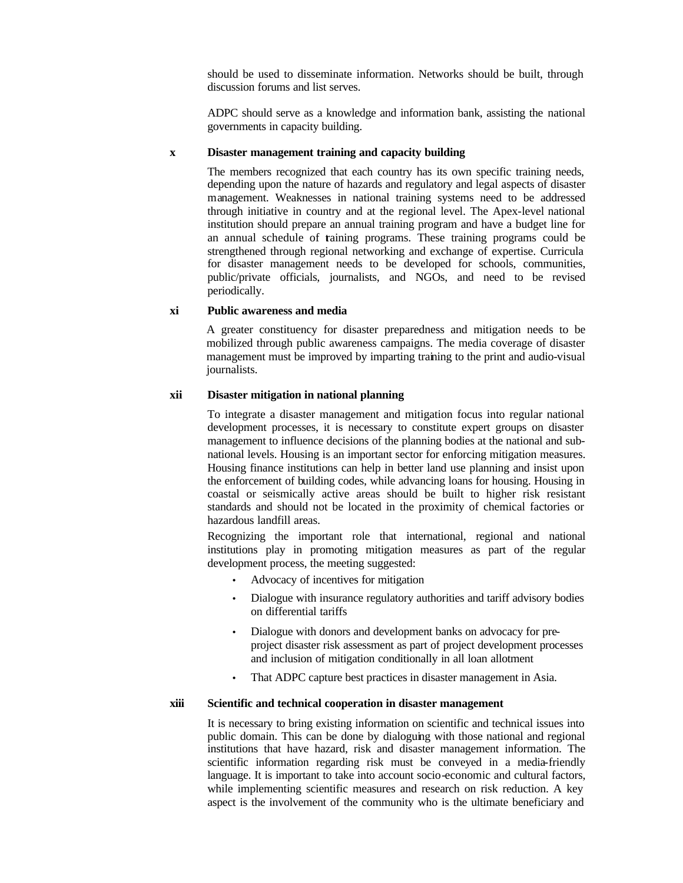should be used to disseminate information. Networks should be built, through discussion forums and list serves.

ADPC should serve as a knowledge and information bank, assisting the national governments in capacity building.

**x Disaster management training and capacity building**

The members recognized that each country has its own specific training needs, depending upon the nature of hazards and regulatory and legal aspects of disaster management. Weaknesses in national training systems need to be addressed through initiative in country and at the regional level. The Apex-level national institution should prepare an annual training program and have a budget line for an annual schedule of training programs. These training programs could be strengthened through regional networking and exchange of expertise. Curricula for disaster management needs to be developed for schools, communities, public/private officials, journalists, and NGOs, and need to be revised periodically.

**xi Public awareness and media**

A greater constituency for disaster preparedness and mitigation needs to be mobilized through public awareness campaigns. The media coverage of disaster management must be improved by imparting training to the print and audio-visual journalists.

**xii Disaster mitigation in national planning**

To integrate a disaster management and mitigation focus into regular national development processes, it is necessary to constitute expert groups on disaster management to influence decisions of the planning bodies at the national and sub-national levels. Housing is an important sector for enforcing mitigation measures. Housing finance institutions can help in better land use planning and insist upon the enforcement of building codes, while advancing loans for housing. Housing in coastal or seismically active areas should be built to higher risk resistant standards and should not be located in the proximity of chemical factories or hazardous landfill areas.

Recognizing the important role that international, regional and national institutions play in promoting mitigation measures as part of the regular development process, the meeting suggested:

- Advocacy of incentives for mitigation
- Dialogue with insurance regulatory authorities and tariff advisory bodies on differential tariffs
- Dialogue with donors and development banks on advocacy for pre-project disaster risk assessment as part of project development processes and inclusion of mitigation conditionally in all loan allotment
- That ADPC capture best practices in disaster management in Asia.

**xiii Scientific and technical cooperation in disaster management**

It is necessary to bring existing information on scientific and technical issues into public domain. This can be done by dialoguing with those national and regional institutions that have hazard, risk and disaster management information. The scientific information regarding risk must be conveyed in a media-friendly language. It is important to take into account socio-economic and cultural factors, while implementing scientific measures and research on risk reduction. A key aspect is the involvement of the community who is the ultimate beneficiary and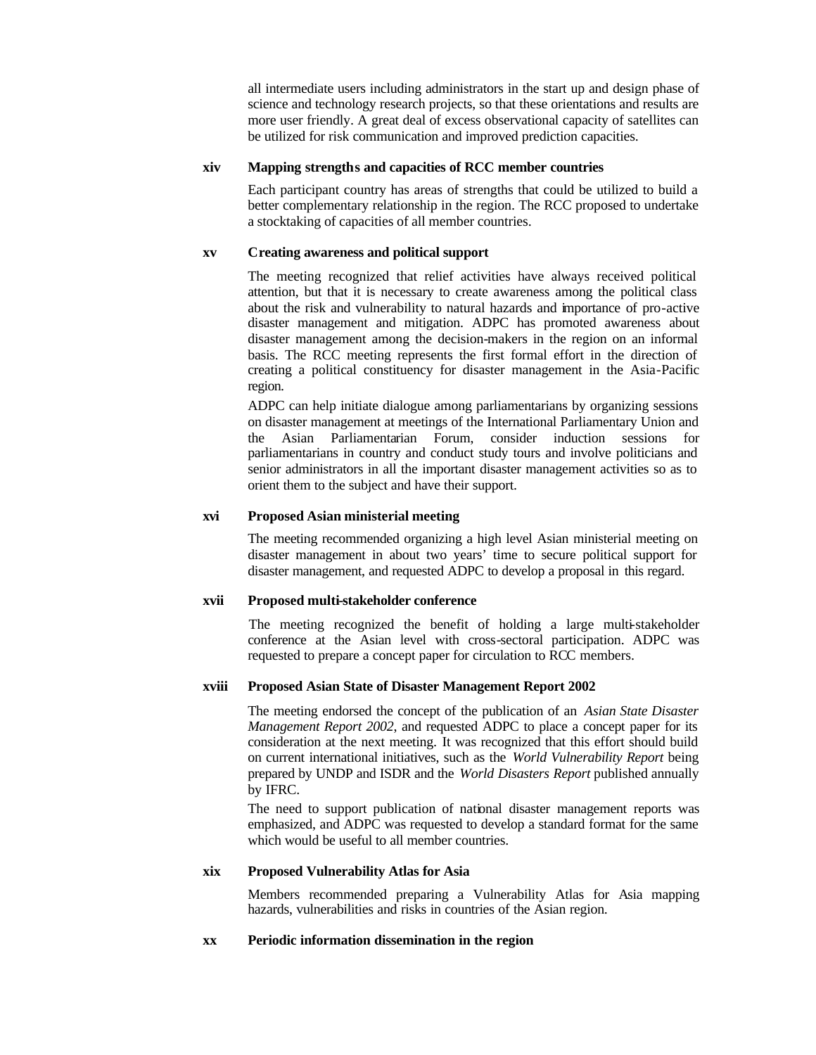all intermediate users including administrators in the start up and design phase of science and technology research projects, so that these orientations and results are more user friendly. A great deal of excess observational capacity of satellites can be utilized for risk communication and improved prediction capacities.

**xiv Mapping strengths and capacities of RCC member countries**

Each participant country has areas of strengths that could be utilized to build a better complementary relationship in the region. The RCC proposed to undertake a stocktaking of capacities of all member countries.

**xv Creating awareness and political support**

The meeting recognized that relief activities have always received political attention, but that it is necessary to create awareness among the political class about the risk and vulnerability to natural hazards and importance of pro-active disaster management and mitigation. ADPC has promoted awareness about disaster management among the decision-makers in the region on an informal basis. The RCC meeting represents the first formal effort in the direction of creating a political constituency for disaster management in the Asia-Pacific region.

ADPC can help initiate dialogue among parliamentarians by organizing sessions on disaster management at meetings of the International Parliamentary Union and the Asian Parliamentarian Forum, consider induction sessions for parliamentarians in country and conduct study tours and involve politicians and senior administrators in all the important disaster management activities so as to orient them to the subject and have their support.

**xvi Proposed Asian ministerial meeting**

The meeting recommended organizing a high level Asian ministerial meeting on disaster management in about two years' time to secure political support for disaster management, and requested ADPC to develop a proposal in this regard.

**xvii Proposed multi-stakeholder conference**

The meeting recognized the benefit of holding a large multi-stakeholder conference at the Asian level with cross-sectoral participation. ADPC was requested to prepare a concept paper for circulation to RCC members.

**xviii Proposed Asian State of Disaster Management Report 2002**

The meeting endorsed the concept of the publication of an *Asian State Disaster Management Report 2002*, and requested ADPC to place a concept paper for its consideration at the next meeting. It was recognized that this effort should build on current international initiatives, such as the *World Vulnerability Report* being prepared by UNDP and ISDR and the *World Disasters Report* published annually by IFRC.

The need to support publication of national disaster management reports was emphasized, and ADPC was requested to develop a standard format for the same which would be useful to all member countries.

**xix Proposed Vulnerability Atlas for Asia**

Members recommended preparing a Vulnerability Atlas for Asia mapping hazards, vulnerabilities and risks in countries of the Asian region.

**xx Periodic information dissemination in the region**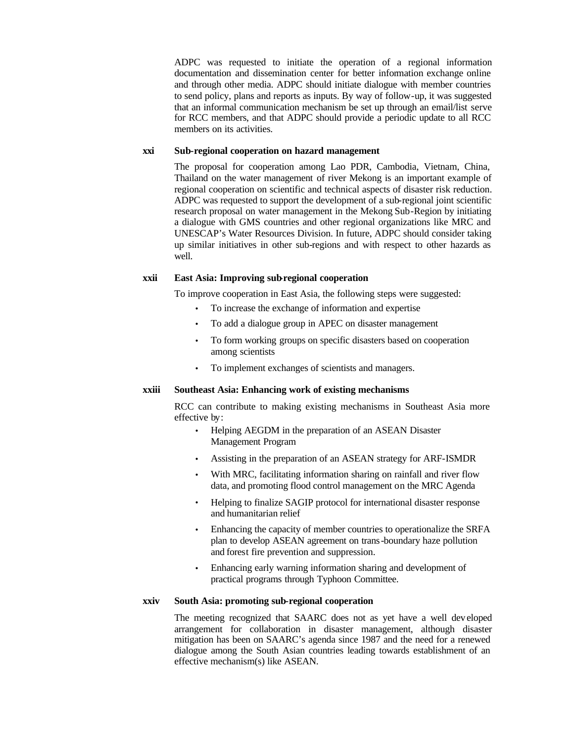ADPC was requested to initiate the operation of a regional information documentation and dissemination center for better information exchange online and through other media. ADPC should initiate dialogue with member countries to send policy, plans and reports as inputs. By way of follow-up, it was suggested that an informal communication mechanism be set up through an email/list serve for RCC members, and that ADPC should provide a periodic update to all RCC members on its activities.

### xxi Sub-regional cooperation on hazard management

The proposal for cooperation among Lao PDR, Cambodia, Vietnam, China, Thailand on the water management of river Mekong is an important example of regional cooperation on scientific and technical aspects of disaster risk reduction. ADPC was requested to support the development of a sub-regional joint scientific research proposal on water management in the Mekong Sub-Region by initiating a dialogue with GMS countries and other regional organizations like MRC and UNESCAP's Water Resources Division. In future, ADPC should consider taking up similar initiatives in other sub-regions and with respect to other hazards as well.

### xxii East Asia: Improving sub-regional cooperation

To improve cooperation in East Asia, the following steps were suggested:

- To increase the exchange of information and expertise
- To add a dialogue group in APEC on disaster management
- To form working groups on specific disasters based on cooperation among scientists
- To implement exchanges of scientists and managers.

### xxiii Southeast Asia: Enhancing work of existing mechanisms

RCC can contribute to making existing mechanisms in Southeast Asia more effective by:

- Helping AEGDM in the preparation of an ASEAN Disaster Management Program
- Assisting in the preparation of an ASEAN strategy for ARF-ISMDR
- With MRC, facilitating information sharing on rainfall and river flow data, and promoting flood control management on the MRC Agenda
- Helping to finalize SAGIP protocol for international disaster response and humanitarian relief
- Enhancing the capacity of member countries to operationalize the SRFA plan to develop ASEAN agreement on trans-boundary haze pollution and forest fire prevention and suppression.
- Enhancing early warning information sharing and development of practical programs through Typhoon Committee.

### xxiv South Asia: promoting sub-regional cooperation

The meeting recognized that SAARC does not as yet have a well developed arrangement for collaboration in disaster management, although disaster mitigation has been on SAARC's agenda since 1987 and the need for a renewed dialogue among the South Asian countries leading towards establishment of an effective mechanism(s) like ASEAN.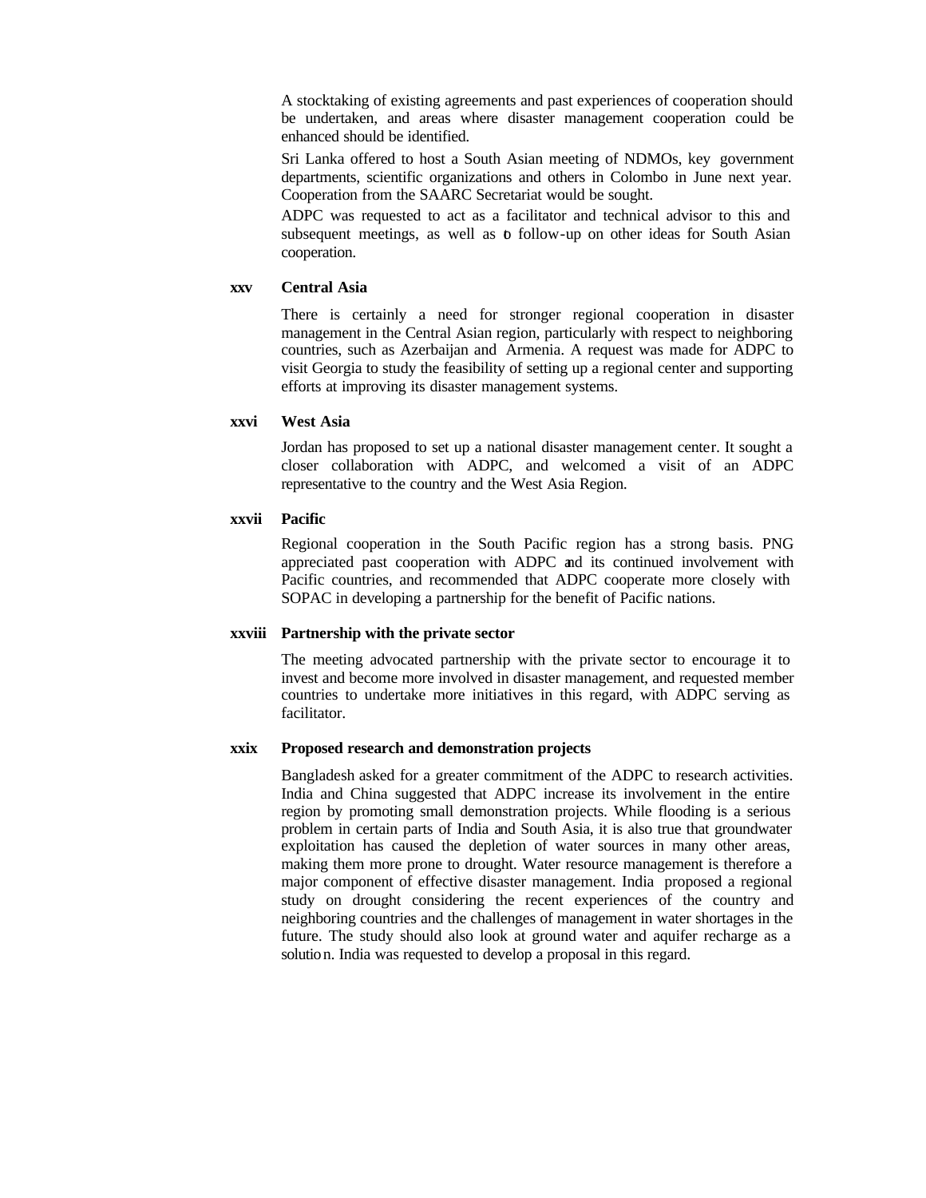A stocktaking of existing agreements and past experiences of cooperation should be undertaken, and areas where disaster management cooperation could be enhanced should be identified.

Sri Lanka offered to host a South Asian meeting of NDMOs, key government departments, scientific organizations and others in Colombo in June next year. Cooperation from the SAARC Secretariat would be sought.

ADPC was requested to act as a facilitator and technical advisor to this and subsequent meetings, as well as to follow-up on other ideas for South Asian cooperation.

**xxv Central Asia**

There is certainly a need for stronger regional cooperation in disaster management in the Central Asian region, particularly with respect to neighboring countries, such as Azerbaijan and Armenia. A request was made for ADPC to visit Georgia to study the feasibility of setting up a regional center and supporting efforts at improving its disaster management systems.

**xxvi West Asia**

Jordan has proposed to set up a national disaster management center. It sought a closer collaboration with ADPC, and welcomed a visit of an ADPC representative to the country and the West Asia Region.

**xxvii Pacific**

Regional cooperation in the South Pacific region has a strong basis. PNG appreciated past cooperation with ADPC and its continued involvement with Pacific countries, and recommended that ADPC cooperate more closely with SOPAC in developing a partnership for the benefit of Pacific nations.

**xxviii Partnership with the private sector**

The meeting advocated partnership with the private sector to encourage it to invest and become more involved in disaster management, and requested member countries to undertake more initiatives in this regard, with ADPC serving as facilitator.

**xxix Proposed research and demonstration projects**

Bangladesh asked for a greater commitment of the ADPC to research activities. India and China suggested that ADPC increase its involvement in the entire region by promoting small demonstration projects. While flooding is a serious problem in certain parts of India and South Asia, it is also true that groundwater exploitation has caused the depletion of water sources in many other areas, making them more prone to drought. Water resource management is therefore a major component of effective disaster management. India proposed a regional study on drought considering the recent experiences of the country and neighboring countries and the challenges of management in water shortages in the future. The study should also look at ground water and aquifer recharge as a solution. India was requested to develop a proposal in this regard.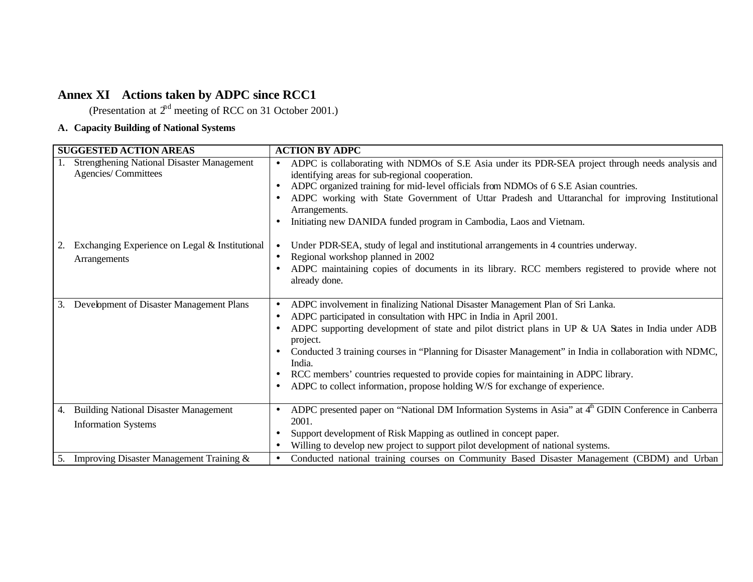## Annex XI Actions taken by ADPC since RCC1

(Presentation at 2nd meeting of RCC on 31 October 2001.)

**A. Capacity Building of National Systems**

| SUGGESTED ACTION AREAS | ACTION BY ADPC |
|---|---|
| 1. Strengthening National Disaster Management Agencies/ Committees | • ADPC is collaborating with NDMOs of S.E Asia under its PDR-SEA project through needs analysis and identifying areas for sub-regional cooperation.<br>• ADPC organized training for mid-level officials from NDMOs of 6 S.E Asian countries.<br>• ADPC working with State Government of Uttar Pradesh and Uttaranchal for improving Institutional Arrangements.<br>• Initiating new DANIDA funded program in Cambodia, Laos and Vietnam. |
| 2. Exchanging Experience on Legal & Institutional Arrangements | • Under PDR-SEA, study of legal and institutional arrangements in 4 countries underway.<br>• Regional workshop planned in 2002<br>• ADPC maintaining copies of documents in its library. RCC members registered to provide where not already done. |
| 3. Development of Disaster Management Plans | • ADPC involvement in finalizing National Disaster Management Plan of Sri Lanka.<br>• ADPC participated in consultation with HPC in India in April 2001.<br>• ADPC supporting development of state and pilot district plans in UP & UA States in India under ADB project.<br>• Conducted 3 training courses in "Planning for Disaster Management" in India in collaboration with NDMC, India.<br>• RCC members' countries requested to provide copies for maintaining in ADPC library.<br>• ADPC to collect information, propose holding W/S for exchange of experience. |
| 4. Building National Disaster Management Information Systems | • ADPC presented paper on "National DM Information Systems in Asia" at 4th GDIN Conference in Canberra 2001.<br>• Support development of Risk Mapping as outlined in concept paper.<br>• Willing to develop new project to support pilot development of national systems. |
| 5. Improving Disaster Management Training & | • Conducted national training courses on Community Based Disaster Management (CBDM) and Urban |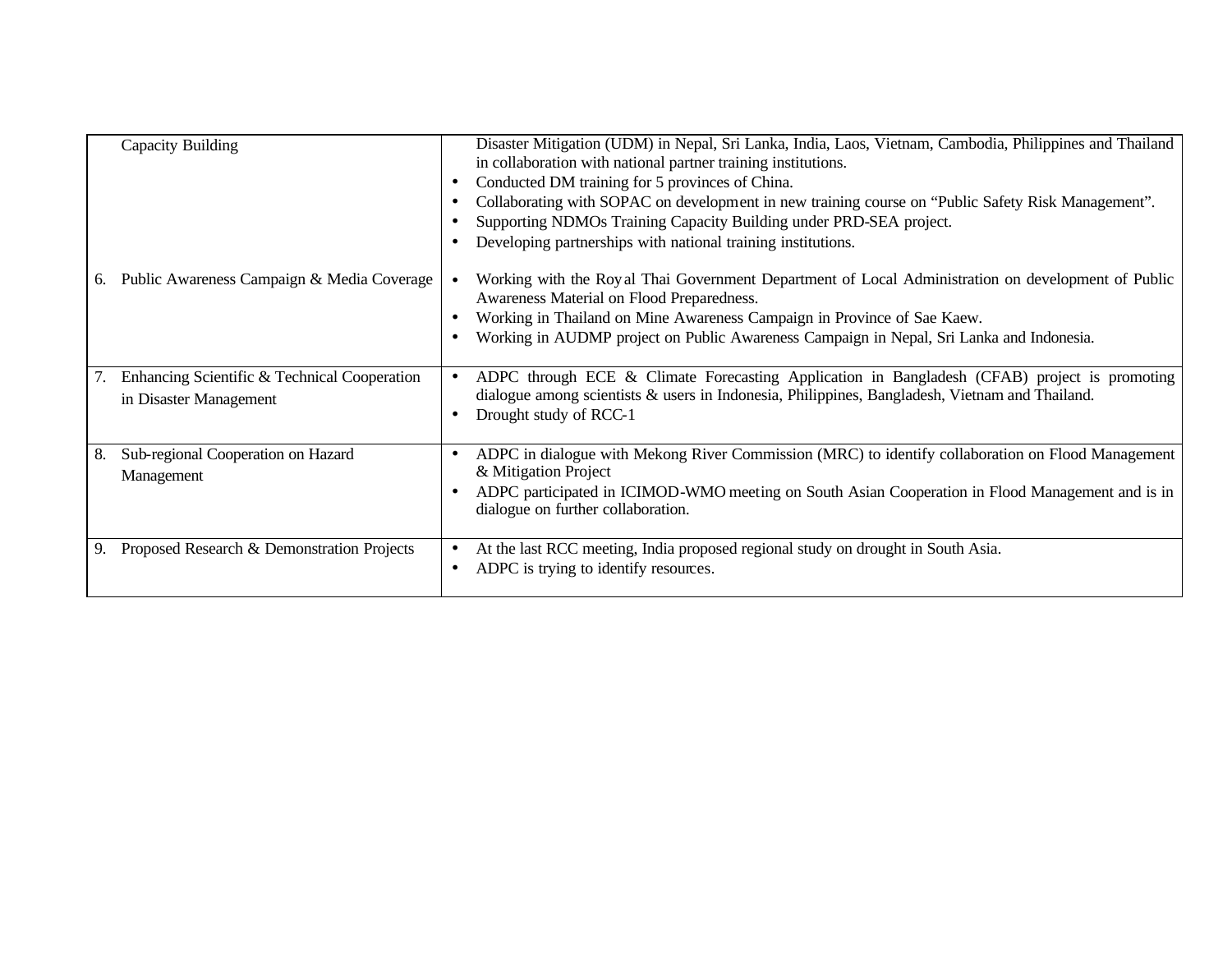| | |
|---|---|
| Capacity Building | Disaster Mitigation (UDM) in Nepal, Sri Lanka, India, Laos, Vietnam, Cambodia, Philippines and Thailand in collaboration with national partner training institutions.<br>• Conducted DM training for 5 provinces of China.<br>• Collaborating with SOPAC on development in new training course on "Public Safety Risk Management".<br>• Supporting NDMOs Training Capacity Building under PRD-SEA project.<br>• Developing partnerships with national training institutions. |
| 6. Public Awareness Campaign & Media Coverage | • Working with the Royal Thai Government Department of Local Administration on development of Public Awareness Material on Flood Preparedness.<br>• Working in Thailand on Mine Awareness Campaign in Province of Sae Kaew.<br>• Working in AUDMP project on Public Awareness Campaign in Nepal, Sri Lanka and Indonesia. |
| 7. Enhancing Scientific & Technical Cooperation in Disaster Management | • ADPC through ECE & Climate Forecasting Application in Bangladesh (CFAB) project is promoting dialogue among scientists & users in Indonesia, Philippines, Bangladesh, Vietnam and Thailand.<br>• Drought study of RCC-1 |
| 8. Sub-regional Cooperation on Hazard Management | • ADPC in dialogue with Mekong River Commission (MRC) to identify collaboration on Flood Management & Mitigation Project<br>• ADPC participated in ICIMOD-WMO meeting on South Asian Cooperation in Flood Management and is in dialogue on further collaboration. |
| 9. Proposed Research & Demonstration Projects | • At the last RCC meeting, India proposed regional study on drought in South Asia.<br>• ADPC is trying to identify resources. |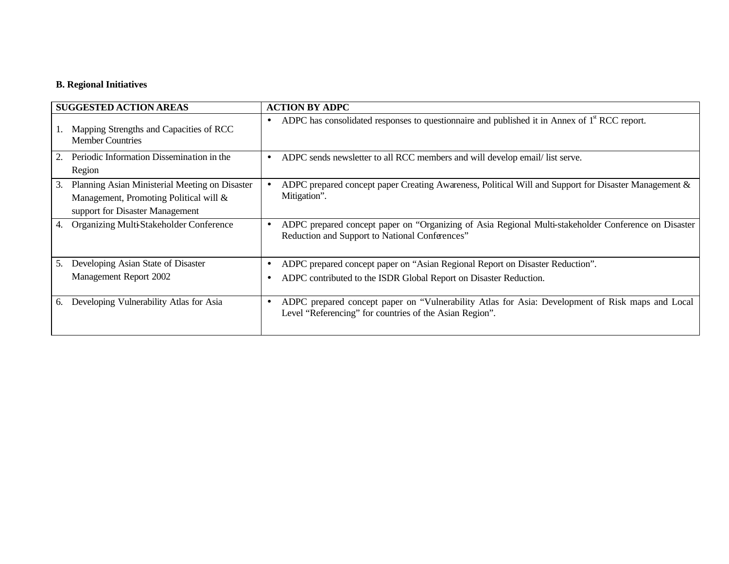**B. Regional Initiatives**

| SUGGESTED ACTION AREAS | ACTION BY ADPC |
|---|---|
| 1. Mapping Strengths and Capacities of RCC Member Countries | • ADPC has consolidated responses to questionnaire and published it in Annex of 1st RCC report. |
| 2. Periodic Information Dissemination in the Region | • ADPC sends newsletter to all RCC members and will develop email/ list serve. |
| 3. Planning Asian Ministerial Meeting on Disaster Management, Promoting Political will & support for Disaster Management | • ADPC prepared concept paper Creating Awareness, Political Will and Support for Disaster Management & Mitigation". |
| 4. Organizing Multi-Stakeholder Conference | • ADPC prepared concept paper on "Organizing of Asia Regional Multi-stakeholder Conference on Disaster Reduction and Support to National Conferences" |
| 5. Developing Asian State of Disaster Management Report 2002 | • ADPC prepared concept paper on "Asian Regional Report on Disaster Reduction".<br>• ADPC contributed to the ISDR Global Report on Disaster Reduction. |
| 6. Developing Vulnerability Atlas for Asia | • ADPC prepared concept paper on "Vulnerability Atlas for Asia: Development of Risk maps and Local Level "Referencing" for countries of the Asian Region". |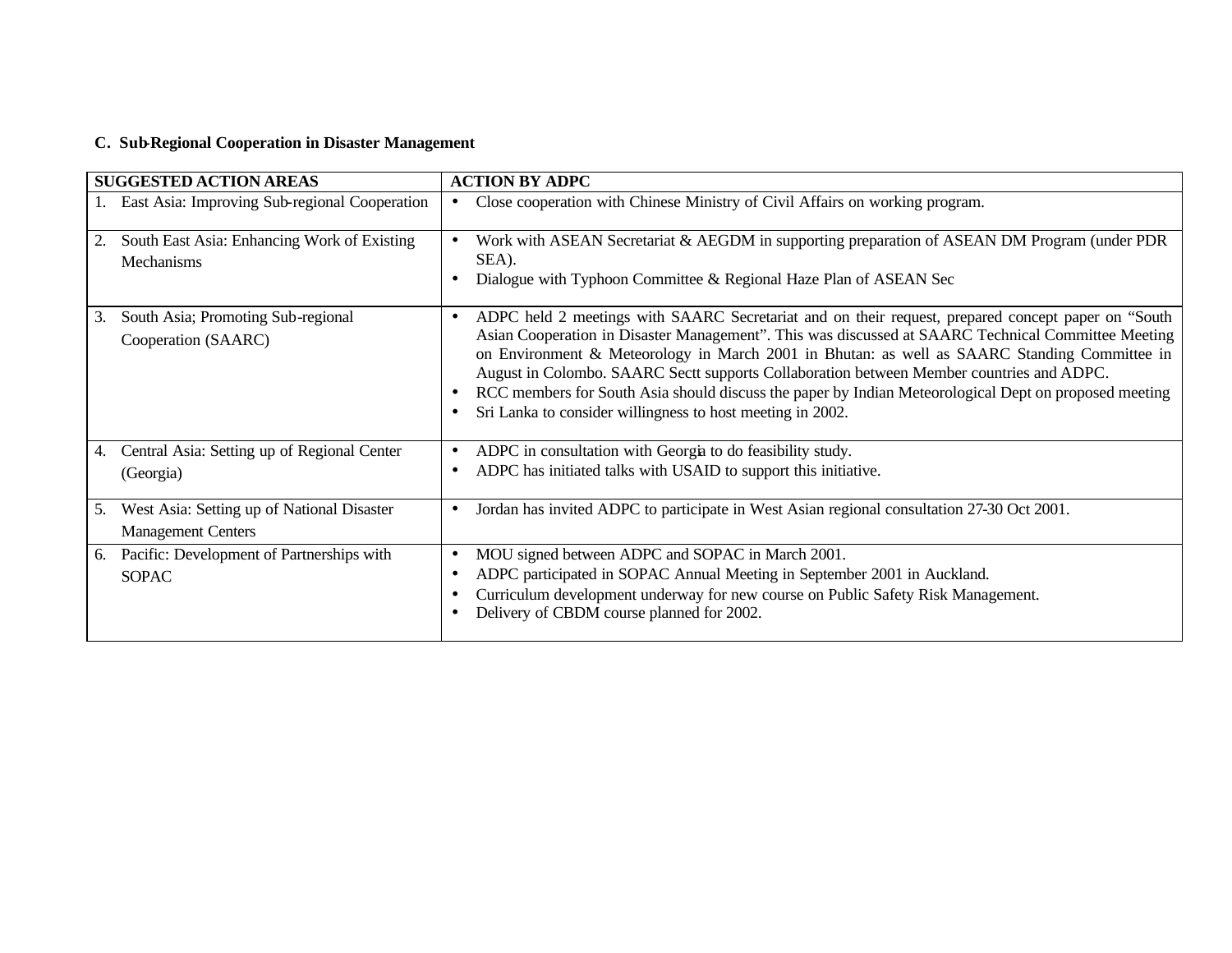### C. Sub-Regional Cooperation in Disaster Management

| SUGGESTED ACTION AREAS | ACTION BY ADPC |
|---|---|
| 1. East Asia: Improving Sub-regional Cooperation | • Close cooperation with Chinese Ministry of Civil Affairs on working program. |
| 2. South East Asia: Enhancing Work of Existing Mechanisms | • Work with ASEAN Secretariat & AEGDM in supporting preparation of ASEAN DM Program (under PDR SEA).<br>• Dialogue with Typhoon Committee & Regional Haze Plan of ASEAN Sec |
| 3. South Asia; Promoting Sub-regional Cooperation (SAARC) | • ADPC held 2 meetings with SAARC Secretariat and on their request, prepared concept paper on "South Asian Cooperation in Disaster Management". This was discussed at SAARC Technical Committee Meeting on Environment & Meteorology in March 2001 in Bhutan: as well as SAARC Standing Committee in August in Colombo. SAARC Sectt supports Collaboration between Member countries and ADPC.<br>• RCC members for South Asia should discuss the paper by Indian Meteorological Dept on proposed meeting<br>• Sri Lanka to consider willingness to host meeting in 2002. |
| 4. Central Asia: Setting up of Regional Center (Georgia) | • ADPC in consultation with Georgia to do feasibility study.<br>• ADPC has initiated talks with USAID to support this initiative. |
| 5. West Asia: Setting up of National Disaster Management Centers | • Jordan has invited ADPC to participate in West Asian regional consultation 27-30 Oct 2001. |
| 6. Pacific: Development of Partnerships with SOPAC | • MOU signed between ADPC and SOPAC in March 2001.<br>• ADPC participated in SOPAC Annual Meeting in September 2001 in Auckland.<br>• Curriculum development underway for new course on Public Safety Risk Management.<br>• Delivery of CBDM course planned for 2002. |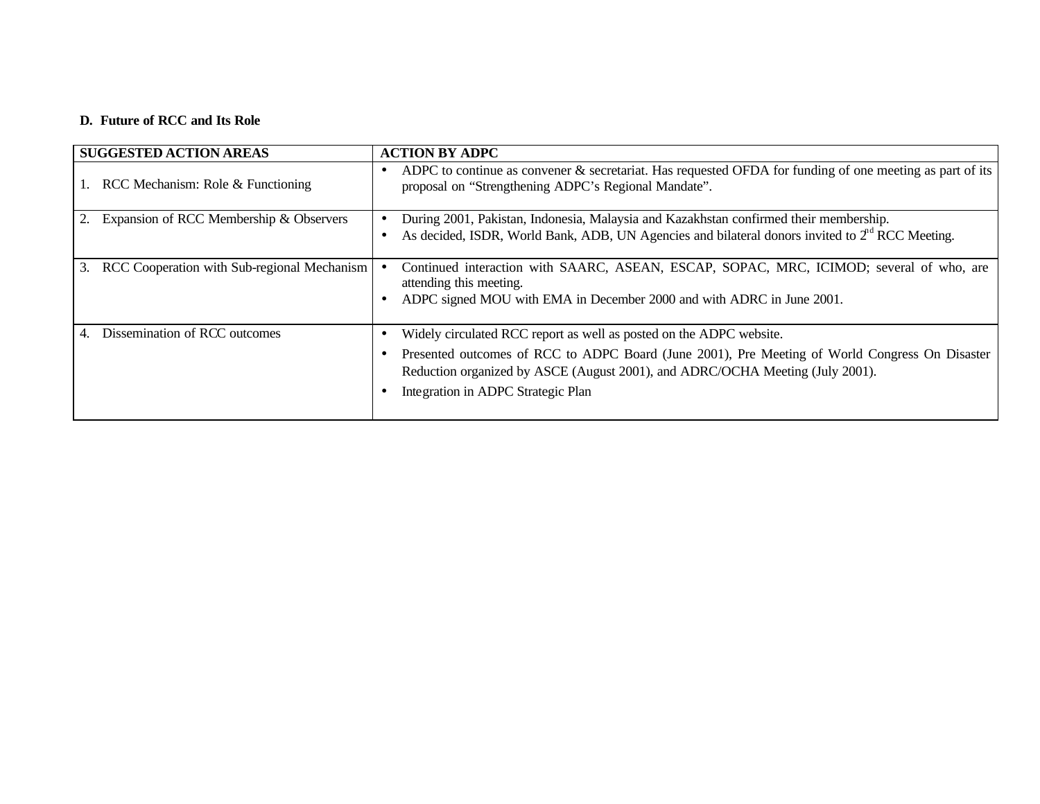**D. Future of RCC and Its Role**

| SUGGESTED ACTION AREAS | ACTION BY ADPC |
|---|---|
| 1. RCC Mechanism: Role & Functioning | • ADPC to continue as convener & secretariat. Has requested OFDA for funding of one meeting as part of its proposal on "Strengthening ADPC's Regional Mandate". |
| 2. Expansion of RCC Membership & Observers | • During 2001, Pakistan, Indonesia, Malaysia and Kazakhstan confirmed their membership.<br>• As decided, ISDR, World Bank, ADB, UN Agencies and bilateral donors invited to 2nd RCC Meeting. |
| 3. RCC Cooperation with Sub-regional Mechanism | • Continued interaction with SAARC, ASEAN, ESCAP, SOPAC, MRC, ICIMOD; several of who, are attending this meeting.<br>• ADPC signed MOU with EMA in December 2000 and with ADRC in June 2001. |
| 4. Dissemination of RCC outcomes | • Widely circulated RCC report as well as posted on the ADPC website.<br>• Presented outcomes of RCC to ADPC Board (June 2001), Pre Meeting of World Congress On Disaster Reduction organized by ASCE (August 2001), and ADRC/OCHA Meeting (July 2001).<br>• Integration in ADPC Strategic Plan |